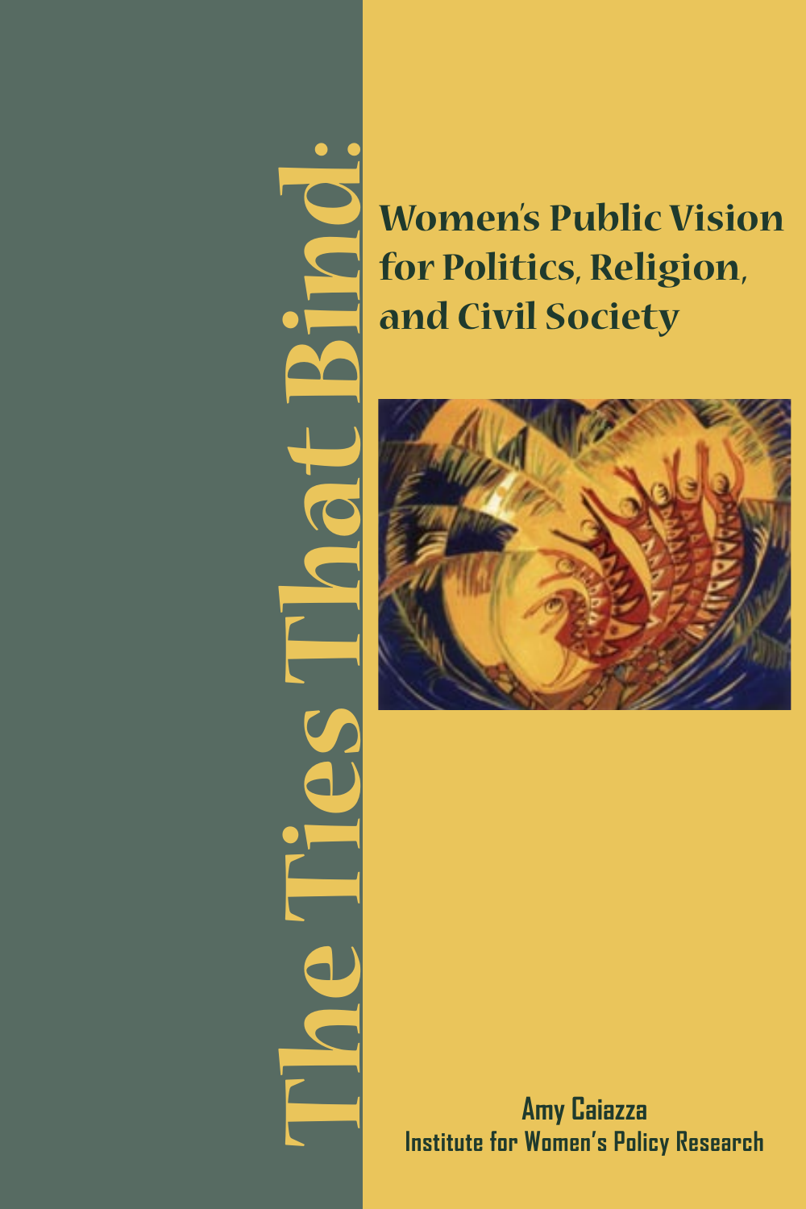# The Ties That Bind:

## Women's Public Vision for Politics, Religion, and Civil Society

Amy Caiazza

Institute for Women's Policy Research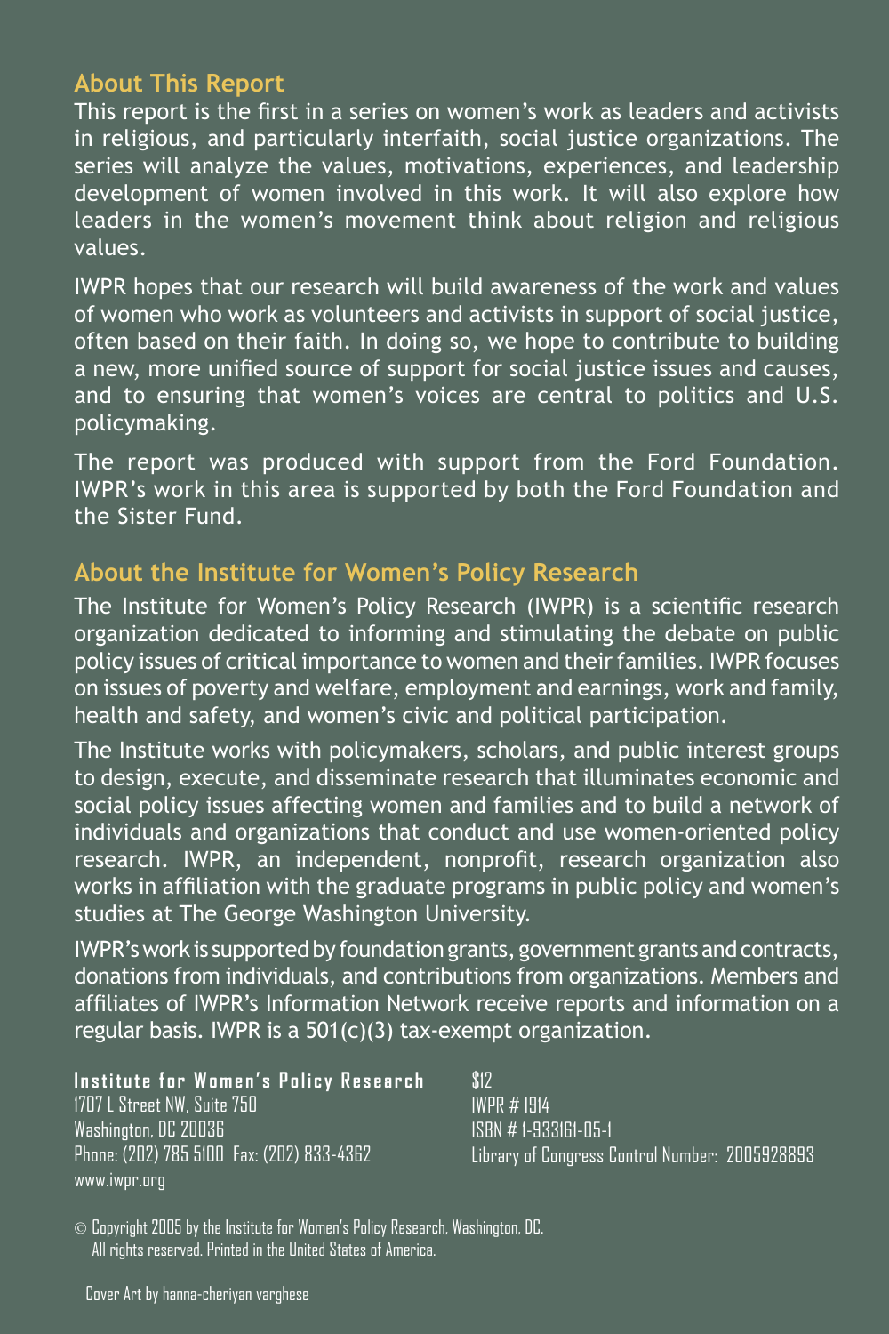## About This Report

This report is the first in a series on women's work as leaders and activists in religious, and particularly interfaith, social justice organizations. The series will analyze the values, motivations, experiences, and leadership development of women involved in this work. It will also explore how leaders in the women's movement think about religion and religious values.

IWPR hopes that our research will build awareness of the work and values of women who work as volunteers and activists in support of social justice, often based on their faith. In doing so, we hope to contribute to building a new, more unified source of support for social justice issues and causes, and to ensuring that women's voices are central to politics and U.S. policymaking.

The report was produced with support from the Ford Foundation. IWPR's work in this area is supported by both the Ford Foundation and the Sister Fund.

## About the Institute for Women's Policy Research

The Institute for Women's Policy Research (IWPR) is a scientific research organization dedicated to informing and stimulating the debate on public policy issues of critical importance to women and their families. IWPR focuses on issues of poverty and welfare, employment and earnings, work and family, health and safety, and women's civic and political participation.

The Institute works with policymakers, scholars, and public interest groups to design, execute, and disseminate research that illuminates economic and social policy issues affecting women and families and to build a network of individuals and organizations that conduct and use women-oriented policy research. IWPR, an independent, nonprofit, research organization also works in affiliation with the graduate programs in public policy and women's studies at The George Washington University.

IWPR's work is supported by foundation grants, government grants and contracts, donations from individuals, and contributions from organizations. Members and affiliates of IWPR's Information Network receive reports and information on a regular basis. IWPR is a 501(c)(3) tax-exempt organization.

**Institute for Women's Policy Research**
1707 L Street NW, Suite 750
Washington, DC 20036
Phone: (202) 785 5100 Fax: (202) 833-4362
www.iwpr.org

$12
IWPR # I914
ISBN # 1-933161-05-1
Library of Congress Control Number: 2005928893

© Copyright 2005 by the Institute for Women's Policy Research, Washington, DC.
All rights reserved. Printed in the United States of America.

Cover Art by hanna-cheriyan varghese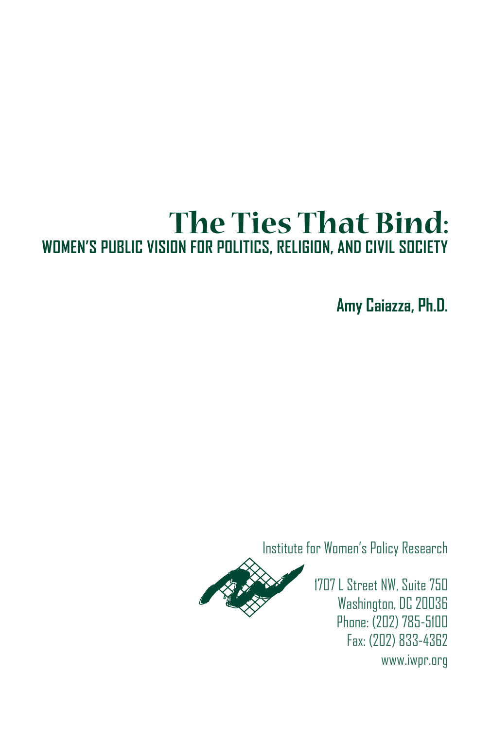# The Ties That Bind:

## WOMEN'S PUBLIC VISION FOR POLITICS, RELIGION, AND CIVIL SOCIETY

**Amy Caiazza, Ph.D.**

Institute for Women's Policy Research

1707 L Street NW, Suite 750
Washington, DC 20036
Phone: (202) 785-5100
Fax: (202) 833-4362
www.iwpr.org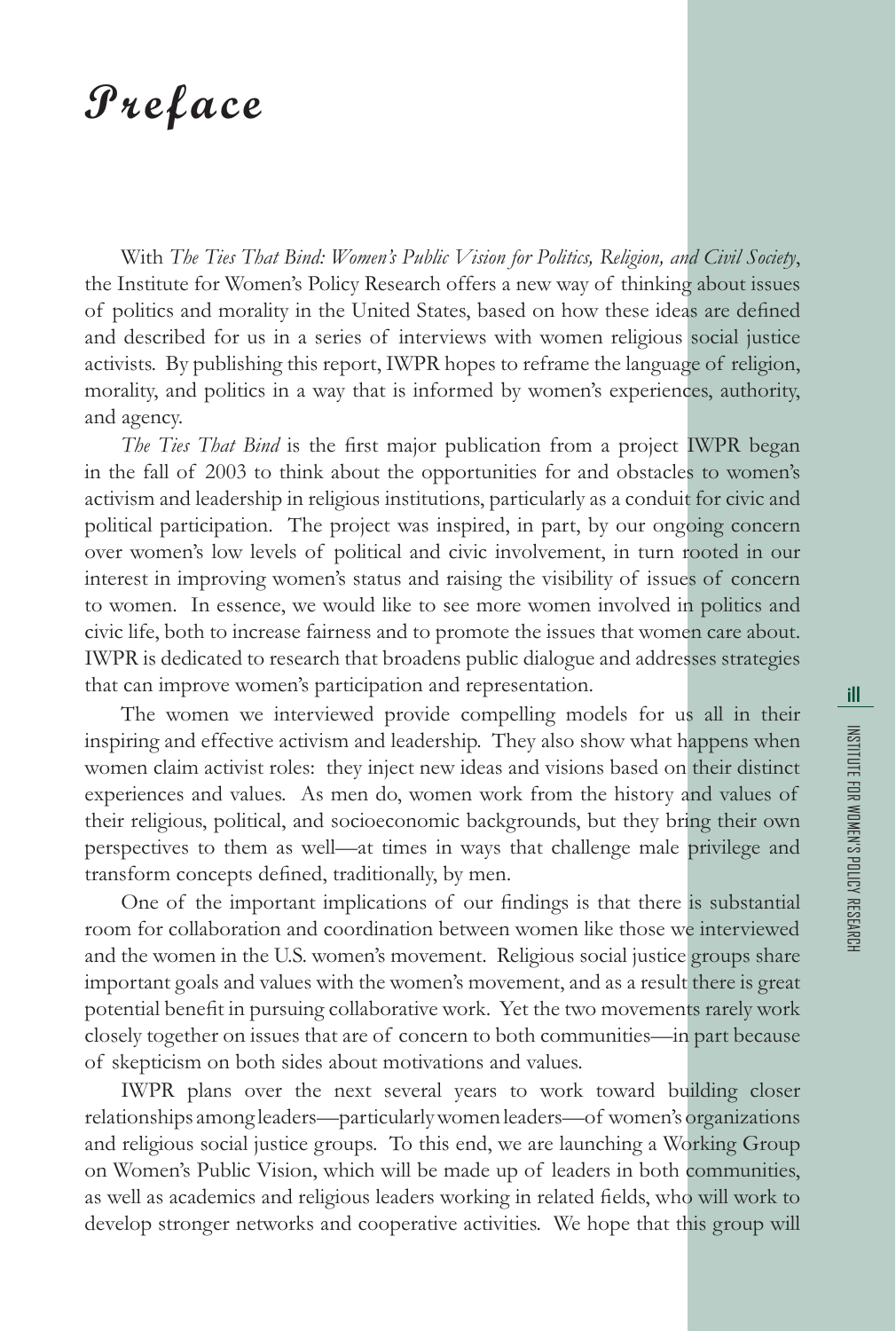# Preface

With *The Ties That Bind: Women's Public Vision for Politics, Religion, and Civil Society*, the Institute for Women's Policy Research offers a new way of thinking about issues of politics and morality in the United States, based on how these ideas are defined and described for us in a series of interviews with women religious social justice activists. By publishing this report, IWPR hopes to reframe the language of religion, morality, and politics in a way that is informed by women's experiences, authority, and agency.

*The Ties That Bind* is the first major publication from a project IWPR began in the fall of 2003 to think about the opportunities for and obstacles to women's activism and leadership in religious institutions, particularly as a conduit for civic and political participation. The project was inspired, in part, by our ongoing concern over women's low levels of political and civic involvement, in turn rooted in our interest in improving women's status and raising the visibility of issues of concern to women. In essence, we would like to see more women involved in politics and civic life, both to increase fairness and to promote the issues that women care about. IWPR is dedicated to research that broadens public dialogue and addresses strategies that can improve women's participation and representation.

The women we interviewed provide compelling models for us all in their inspiring and effective activism and leadership. They also show what happens when women claim activist roles: they inject new ideas and visions based on their distinct experiences and values. As men do, women work from the history and values of their religious, political, and socioeconomic backgrounds, but they bring their own perspectives to them as well—at times in ways that challenge male privilege and transform concepts defined, traditionally, by men.

One of the important implications of our findings is that there is substantial room for collaboration and coordination between women like those we interviewed and the women in the U.S. women's movement. Religious social justice groups share important goals and values with the women's movement, and as a result there is great potential benefit in pursuing collaborative work. Yet the two movements rarely work closely together on issues that are of concern to both communities—in part because of skepticism on both sides about motivations and values.

IWPR plans over the next several years to work toward building closer relationships among leaders—particularly women leaders—of women's organizations and religious social justice groups. To this end, we are launching a Working Group on Women's Public Vision, which will be made up of leaders in both communities, as well as academics and religious leaders working in related fields, who will work to develop stronger networks and cooperative activities. We hope that this group will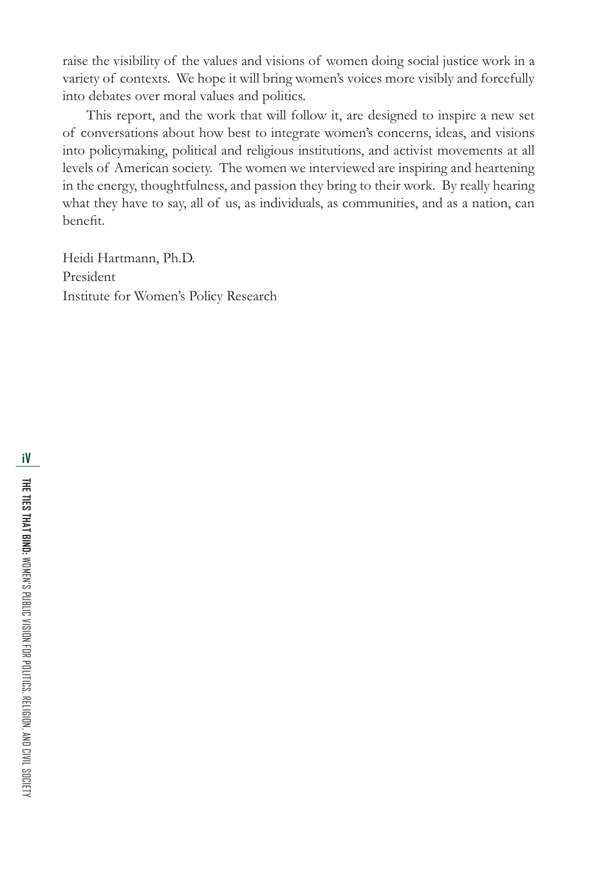raise the visibility of the values and visions of women doing social justice work in a variety of contexts. We hope it will bring women's voices more visibly and forcefully into debates over moral values and politics.

This report, and the work that will follow it, are designed to inspire a new set of conversations about how best to integrate women's concerns, ideas, and visions into policymaking, political and religious institutions, and activist movements at all levels of American society. The women we interviewed are inspiring and heartening in the energy, thoughtfulness, and passion they bring to their work. By really hearing what they have to say, all of us, as individuals, as communities, and as a nation, can benefit.

Heidi Hartmann, Ph.D.
President
Institute for Women's Policy Research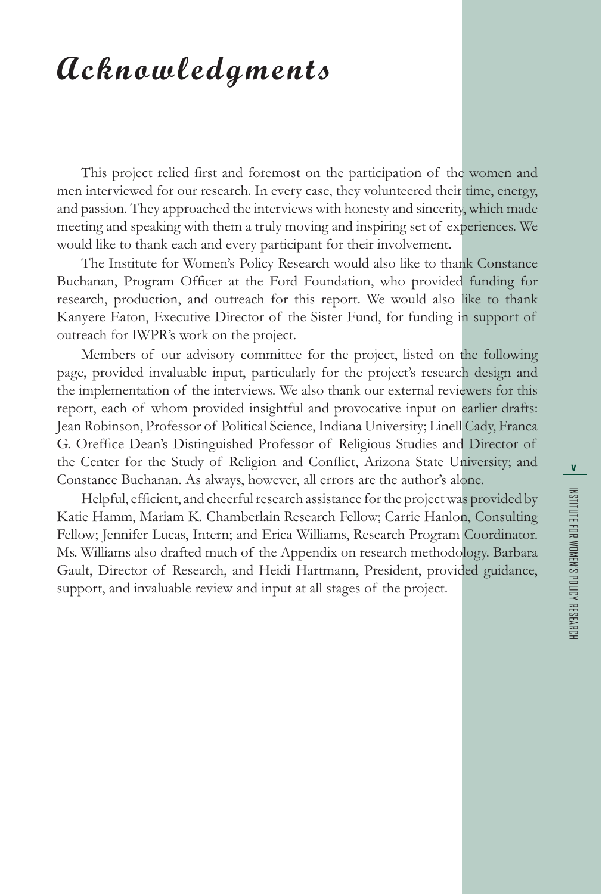# Acknowledgments

This project relied first and foremost on the participation of the women and men interviewed for our research. In every case, they volunteered their time, energy, and passion. They approached the interviews with honesty and sincerity, which made meeting and speaking with them a truly moving and inspiring set of experiences. We would like to thank each and every participant for their involvement.

The Institute for Women's Policy Research would also like to thank Constance Buchanan, Program Officer at the Ford Foundation, who provided funding for research, production, and outreach for this report. We would also like to thank Kanyere Eaton, Executive Director of the Sister Fund, for funding in support of outreach for IWPR's work on the project.

Members of our advisory committee for the project, listed on the following page, provided invaluable input, particularly for the project's research design and the implementation of the interviews. We also thank our external reviewers for this report, each of whom provided insightful and provocative input on earlier drafts: Jean Robinson, Professor of Political Science, Indiana University; Linell Cady, Franca G. Oreffice Dean's Distinguished Professor of Religious Studies and Director of the Center for the Study of Religion and Conflict, Arizona State University; and Constance Buchanan. As always, however, all errors are the author's alone.

Helpful, efficient, and cheerful research assistance for the project was provided by Katie Hamm, Mariam K. Chamberlain Research Fellow; Carrie Hanlon, Consulting Fellow; Jennifer Lucas, Intern; and Erica Williams, Research Program Coordinator. Ms. Williams also drafted much of the Appendix on research methodology. Barbara Gault, Director of Research, and Heidi Hartmann, President, provided guidance, support, and invaluable review and input at all stages of the project.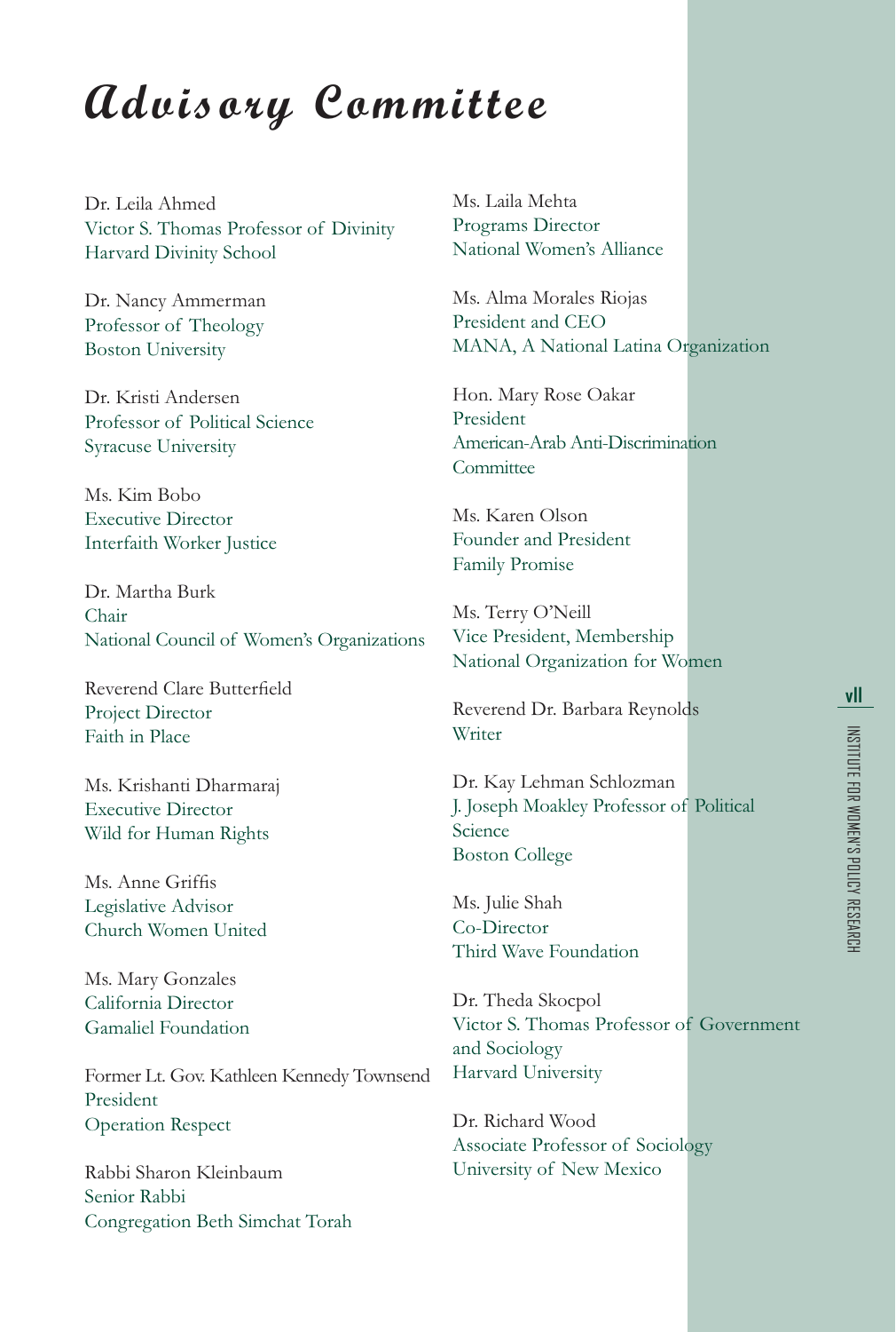# Advisory Committee

Dr. Leila Ahmed
Victor S. Thomas Professor of Divinity
Harvard Divinity School

Dr. Nancy Ammerman
Professor of Theology
Boston University

Dr. Kristi Andersen
Professor of Political Science
Syracuse University

Ms. Kim Bobo
Executive Director
Interfaith Worker Justice

Dr. Martha Burk
Chair
National Council of Women's Organizations

Reverend Clare Butterfield
Project Director
Faith in Place

Ms. Krishanti Dharmaraj
Executive Director
Wild for Human Rights

Ms. Anne Griffis
Legislative Advisor
Church Women United

Ms. Mary Gonzales
California Director
Gamaliel Foundation

Former Lt. Gov. Kathleen Kennedy Townsend
President
Operation Respect

Rabbi Sharon Kleinbaum
Senior Rabbi
Congregation Beth Simchat Torah

Ms. Laila Mehta
Programs Director
National Women's Alliance

Ms. Alma Morales Riojas
President and CEO
MANA, A National Latina Organization

Hon. Mary Rose Oakar
President
American-Arab Anti-Discrimination Committee

Ms. Karen Olson
Founder and President
Family Promise

Ms. Terry O'Neill
Vice President, Membership
National Organization for Women

Reverend Dr. Barbara Reynolds
Writer

Dr. Kay Lehman Schlozman
J. Joseph Moakley Professor of Political Science
Boston College

Ms. Julie Shah
Co-Director
Third Wave Foundation

Dr. Theda Skocpol
Victor S. Thomas Professor of Government and Sociology
Harvard University

Dr. Richard Wood
Associate Professor of Sociology
University of New Mexico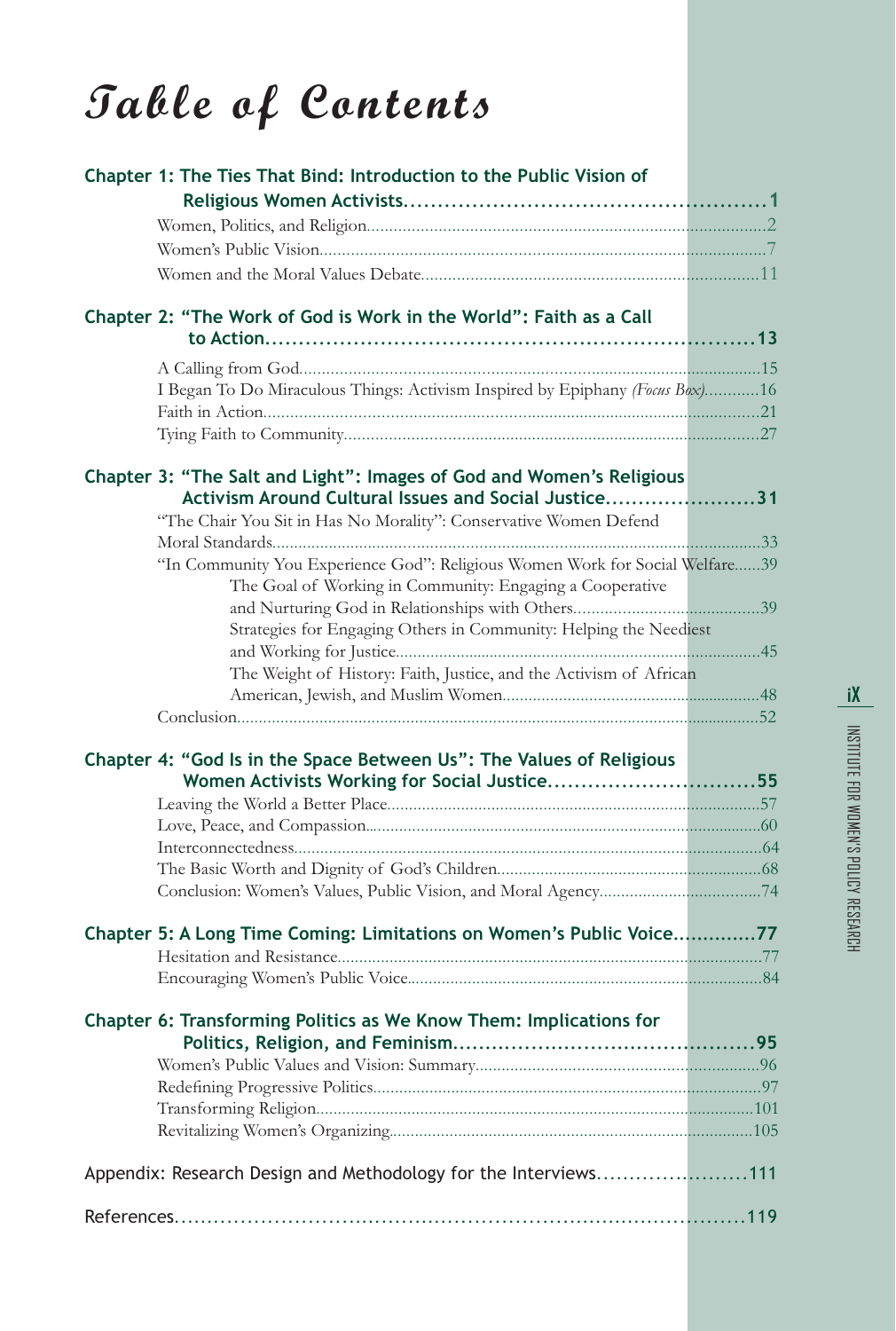# Table of Contents

**Chapter 1: The Ties That Bind: Introduction to the Public Vision of Religious Women Activists....1**

- Women, Politics, and Religion....2
- Women's Public Vision....7
- Women and the Moral Values Debate....11

**Chapter 2: "The Work of God is Work in the World": Faith as a Call to Action....13**

- A Calling from God....15
- I Began To Do Miraculous Things: Activism Inspired by Epiphany *(Focus Box)*....16
- Faith in Action....21
- Tying Faith to Community....27

**Chapter 3: "The Salt and Light": Images of God and Women's Religious Activism Around Cultural Issues and Social Justice....31**

- "The Chair You Sit in Has No Morality": Conservative Women Defend Moral Standards....33
- "In Community You Experience God": Religious Women Work for Social Welfare....39
  - The Goal of Working in Community: Engaging a Cooperative and Nurturing God in Relationships with Others....39
  - Strategies for Engaging Others in Community: Helping the Neediest and Working for Justice....45
  - The Weight of History: Faith, Justice, and the Activism of African American, Jewish, and Muslim Women....48
- Conclusion....52

**Chapter 4: "God Is in the Space Between Us": The Values of Religious Women Activists Working for Social Justice....55**

- Leaving the World a Better Place....57
- Love, Peace, and Compassion....60
- Interconnectedness....64
- The Basic Worth and Dignity of God's Children....68
- Conclusion: Women's Values, Public Vision, and Moral Agency....74

**Chapter 5: A Long Time Coming: Limitations on Women's Public Voice....77**

- Hesitation and Resistance....77
- Encouraging Women's Public Voice....84

**Chapter 6: Transforming Politics as We Know Them: Implications for Politics, Religion, and Feminism....95**

- Women's Public Values and Vision: Summary....96
- Redefining Progressive Politics....97
- Transforming Religion....101
- Revitalizing Women's Organizing....105

Appendix: Research Design and Methodology for the Interviews....111

References....119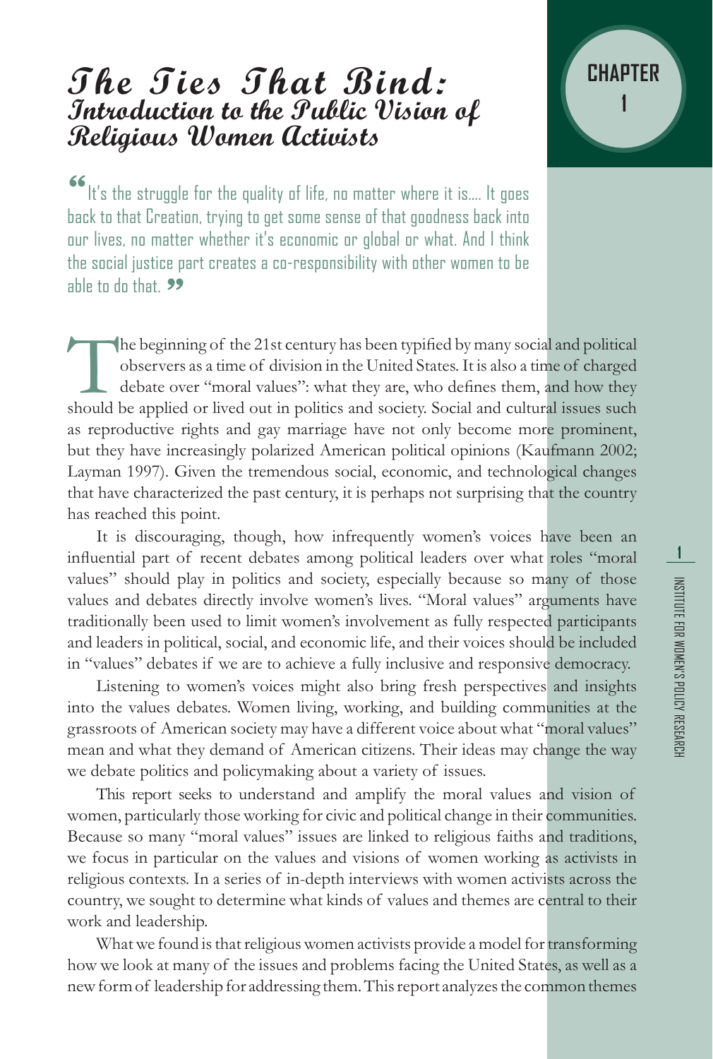# The Ties That Bind: Introduction to the Public Vision of Religious Women Activists

"It's the struggle for the quality of life, no matter where it is.... It goes back to that Creation, trying to get some sense of that goodness back into our lives, no matter whether it's economic or global or what. And I think the social justice part creates a co-responsibility with other women to be able to do that."

The beginning of the 21st century has been typified by many social and political observers as a time of division in the United States. It is also a time of charged debate over "moral values": what they are, who defines them, and how they should be applied or lived out in politics and society. Social and cultural issues such as reproductive rights and gay marriage have not only become more prominent, but they have increasingly polarized American political opinions (Kaufmann 2002; Layman 1997). Given the tremendous social, economic, and technological changes that have characterized the past century, it is perhaps not surprising that the country has reached this point.

It is discouraging, though, how infrequently women's voices have been an influential part of recent debates among political leaders over what roles "moral values" should play in politics and society, especially because so many of those values and debates directly involve women's lives. "Moral values" arguments have traditionally been used to limit women's involvement as fully respected participants and leaders in political, social, and economic life, and their voices should be included in "values" debates if we are to achieve a fully inclusive and responsive democracy.

Listening to women's voices might also bring fresh perspectives and insights into the values debates. Women living, working, and building communities at the grassroots of American society may have a different voice about what "moral values" mean and what they demand of American citizens. Their ideas may change the way we debate politics and policymaking about a variety of issues.

This report seeks to understand and amplify the moral values and vision of women, particularly those working for civic and political change in their communities. Because so many "moral values" issues are linked to religious faiths and traditions, we focus in particular on the values and visions of women working as activists in religious contexts. In a series of in-depth interviews with women activists across the country, we sought to determine what kinds of values and themes are central to their work and leadership.

What we found is that religious women activists provide a model for transforming how we look at many of the issues and problems facing the United States, as well as a new form of leadership for addressing them. This report analyzes the common themes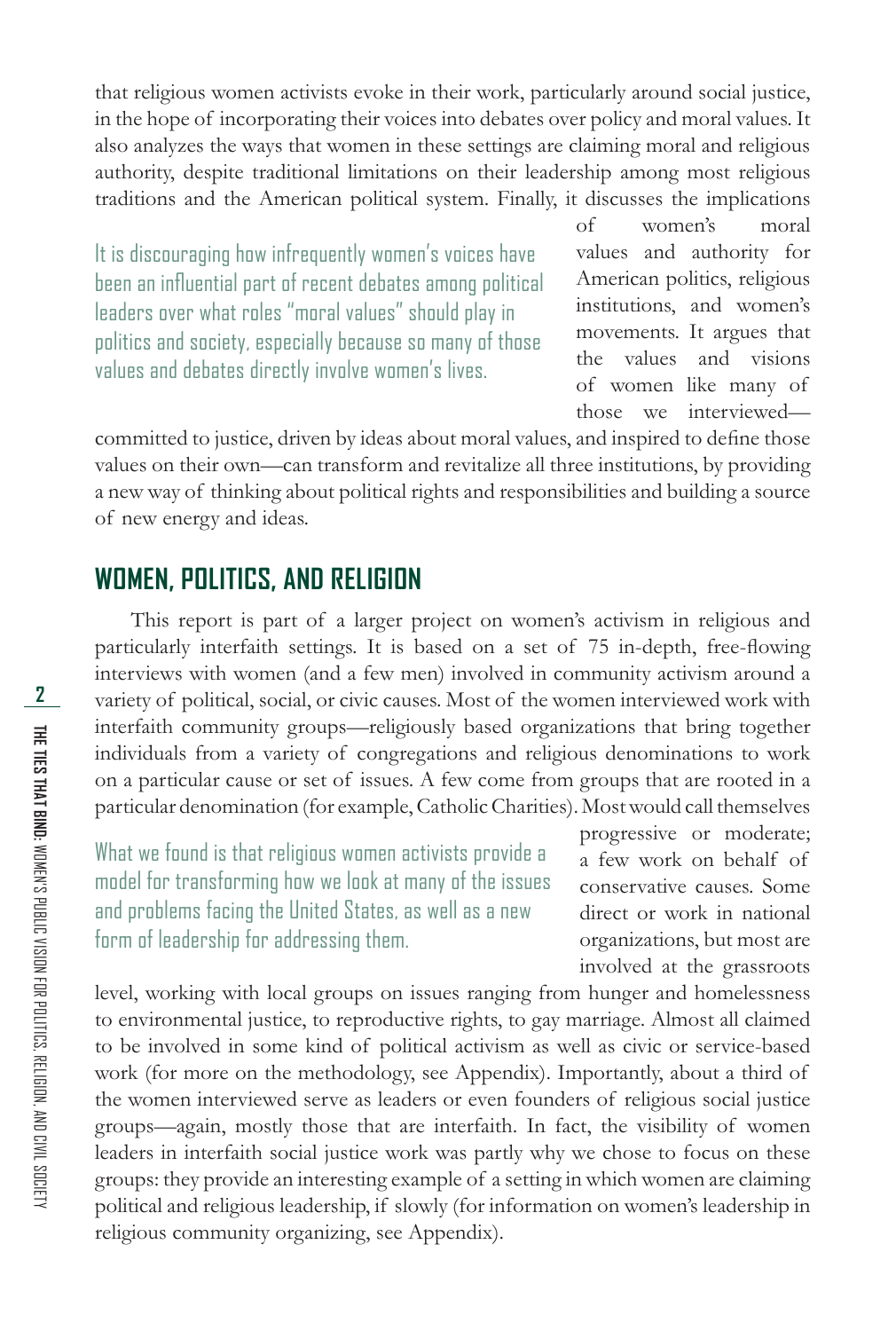that religious women activists evoke in their work, particularly around social justice, in the hope of incorporating their voices into debates over policy and moral values. It also analyzes the ways that women in these settings are claiming moral and religious authority, despite traditional limitations on their leadership among most religious traditions and the American political system. Finally, it discusses the implications of women's moral values and authority for American politics, religious institutions, and women's movements. It argues that the values and visions of women like many of those we interviewed—committed to justice, driven by ideas about moral values, and inspired to define those values on their own—can transform and revitalize all three institutions, by providing a new way of thinking about political rights and responsibilities and building a source of new energy and ideas.

> It is discouraging how infrequently women's voices have been an influential part of recent debates among political leaders over what roles "moral values" should play in politics and society, especially because so many of those values and debates directly involve women's lives.

## WOMEN, POLITICS, AND RELIGION

This report is part of a larger project on women's activism in religious and particularly interfaith settings. It is based on a set of 75 in-depth, free-flowing interviews with women (and a few men) involved in community activism around a variety of political, social, or civic causes. Most of the women interviewed work with interfaith community groups—religiously based organizations that bring together individuals from a variety of congregations and religious denominations to work on a particular cause or set of issues. A few come from groups that are rooted in a particular denomination (for example, Catholic Charities). Most would call themselves progressive or moderate; a few work on behalf of conservative causes. Some direct or work in national organizations, but most are involved at the grassroots level, working with local groups on issues ranging from hunger and homelessness to environmental justice, to reproductive rights, to gay marriage. Almost all claimed to be involved in some kind of political activism as well as civic or service-based work (for more on the methodology, see Appendix). Importantly, about a third of the women interviewed serve as leaders or even founders of religious social justice groups—again, mostly those that are interfaith. In fact, the visibility of women leaders in interfaith social justice work was partly why we chose to focus on these groups: they provide an interesting example of a setting in which women are claiming political and religious leadership, if slowly (for information on women's leadership in religious community organizing, see Appendix).

> What we found is that religious women activists provide a model for transforming how we look at many of the issues and problems facing the United States, as well as a new form of leadership for addressing them.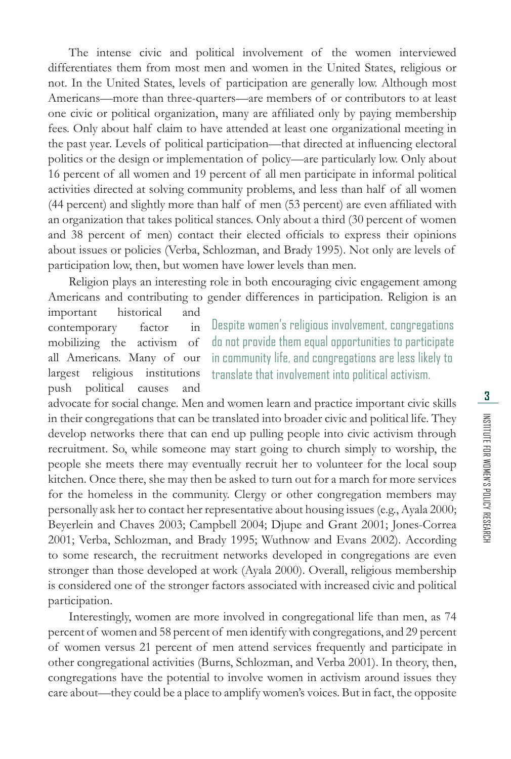The intense civic and political involvement of the women interviewed differentiates them from most men and women in the United States, religious or not. In the United States, levels of participation are generally low. Although most Americans—more than three-quarters—are members of or contributors to at least one civic or political organization, many are affiliated only by paying membership fees. Only about half claim to have attended at least one organizational meeting in the past year. Levels of political participation—that directed at influencing electoral politics or the design or implementation of policy—are particularly low. Only about 16 percent of all women and 19 percent of all men participate in informal political activities directed at solving community problems, and less than half of all women (44 percent) and slightly more than half of men (53 percent) are even affiliated with an organization that takes political stances. Only about a third (30 percent of women and 38 percent of men) contact their elected officials to express their opinions about issues or policies (Verba, Schlozman, and Brady 1995). Not only are levels of participation low, then, but women have lower levels than men.

Religion plays an interesting role in both encouraging civic engagement among Americans and contributing to gender differences in participation. Religion is an important historical and contemporary factor in mobilizing the activism of all Americans. Many of our largest religious institutions push political causes and advocate for social change. Men and women learn and practice important civic skills in their congregations that can be translated into broader civic and political life. They develop networks there that can end up pulling people into civic activism through recruitment. So, while someone may start going to church simply to worship, the people she meets there may eventually recruit her to volunteer for the local soup kitchen. Once there, she may then be asked to turn out for a march for more services for the homeless in the community. Clergy or other congregation members may personally ask her to contact her representative about housing issues (e.g., Ayala 2000; Beyerlein and Chaves 2003; Campbell 2004; Djupe and Grant 2001; Jones-Correa 2001; Verba, Schlozman, and Brady 1995; Wuthnow and Evans 2002). According to some research, the recruitment networks developed in congregations are even stronger than those developed at work (Ayala 2000). Overall, religious membership is considered one of the stronger factors associated with increased civic and political participation.

> Despite women's religious involvement, congregations do not provide them equal opportunities to participate in community life, and congregations are less likely to translate that involvement into political activism.

Interestingly, women are more involved in congregational life than men, as 74 percent of women and 58 percent of men identify with congregations, and 29 percent of women versus 21 percent of men attend services frequently and participate in other congregational activities (Burns, Schlozman, and Verba 2001). In theory, then, congregations have the potential to involve women in activism around issues they care about—they could be a place to amplify women's voices. But in fact, the opposite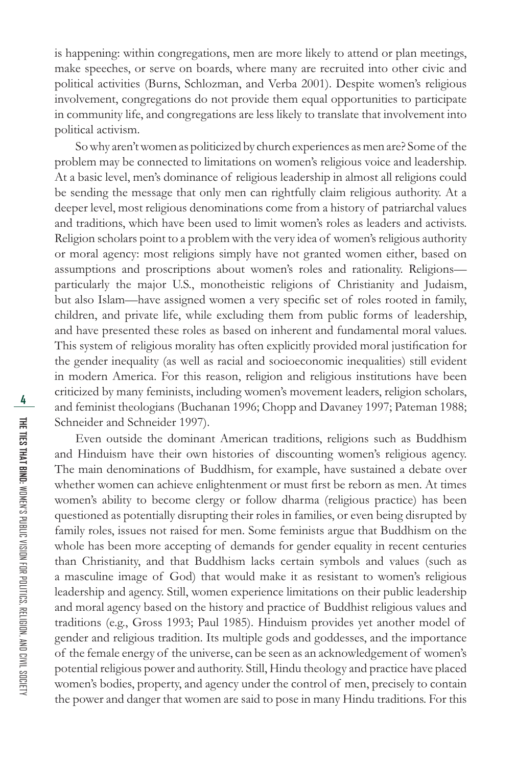is happening: within congregations, men are more likely to attend or plan meetings, make speeches, or serve on boards, where many are recruited into other civic and political activities (Burns, Schlozman, and Verba 2001). Despite women's religious involvement, congregations do not provide them equal opportunities to participate in community life, and congregations are less likely to translate that involvement into political activism.

So why aren't women as politicized by church experiences as men are? Some of the problem may be connected to limitations on women's religious voice and leadership. At a basic level, men's dominance of religious leadership in almost all religions could be sending the message that only men can rightfully claim religious authority. At a deeper level, most religious denominations come from a history of patriarchal values and traditions, which have been used to limit women's roles as leaders and activists. Religion scholars point to a problem with the very idea of women's religious authority or moral agency: most religions simply have not granted women either, based on assumptions and proscriptions about women's roles and rationality. Religions—particularly the major U.S., monotheistic religions of Christianity and Judaism, but also Islam—have assigned women a very specific set of roles rooted in family, children, and private life, while excluding them from public forms of leadership, and have presented these roles as based on inherent and fundamental moral values. This system of religious morality has often explicitly provided moral justification for the gender inequality (as well as racial and socioeconomic inequalities) still evident in modern America. For this reason, religion and religious institutions have been criticized by many feminists, including women's movement leaders, religion scholars, and feminist theologians (Buchanan 1996; Chopp and Davaney 1997; Pateman 1988; Schneider and Schneider 1997).

Even outside the dominant American traditions, religions such as Buddhism and Hinduism have their own histories of discounting women's religious agency. The main denominations of Buddhism, for example, have sustained a debate over whether women can achieve enlightenment or must first be reborn as men. At times women's ability to become clergy or follow dharma (religious practice) has been questioned as potentially disrupting their roles in families, or even being disrupted by family roles, issues not raised for men. Some feminists argue that Buddhism on the whole has been more accepting of demands for gender equality in recent centuries than Christianity, and that Buddhism lacks certain symbols and values (such as a masculine image of God) that would make it as resistant to women's religious leadership and agency. Still, women experience limitations on their public leadership and moral agency based on the history and practice of Buddhist religious values and traditions (e.g., Gross 1993; Paul 1985). Hinduism provides yet another model of gender and religious tradition. Its multiple gods and goddesses, and the importance of the female energy of the universe, can be seen as an acknowledgement of women's potential religious power and authority. Still, Hindu theology and practice have placed women's bodies, property, and agency under the control of men, precisely to contain the power and danger that women are said to pose in many Hindu traditions. For this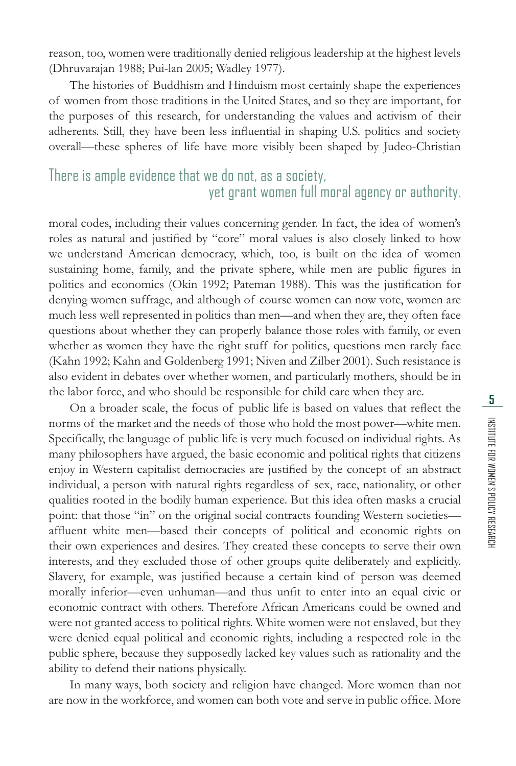reason, too, women were traditionally denied religious leadership at the highest levels (Dhruvarajan 1988; Pui-lan 2005; Wadley 1977).

The histories of Buddhism and Hinduism most certainly shape the experiences of women from those traditions in the United States, and so they are important, for the purposes of this research, for understanding the values and activism of their adherents. Still, they have been less influential in shaping U.S. politics and society overall—these spheres of life have more visibly been shaped by Judeo-Christian moral codes, including their values concerning gender. In fact, the idea of women's roles as natural and justified by "core" moral values is also closely linked to how we understand American democracy, which, too, is built on the idea of women sustaining home, family, and the private sphere, while men are public figures in politics and economics (Okin 1992; Pateman 1988). This was the justification for denying women suffrage, and although of course women can now vote, women are much less well represented in politics than men—and when they are, they often face questions about whether they can properly balance those roles with family, or even whether as women they have the right stuff for politics, questions men rarely face (Kahn 1992; Kahn and Goldenberg 1991; Niven and Zilber 2001). Such resistance is also evident in debates over whether women, and particularly mothers, should be in the labor force, and who should be responsible for child care when they are.

> There is ample evidence that we do not, as a society, yet grant women full moral agency or authority.

On a broader scale, the focus of public life is based on values that reflect the norms of the market and the needs of those who hold the most power—white men. Specifically, the language of public life is very much focused on individual rights. As many philosophers have argued, the basic economic and political rights that citizens enjoy in Western capitalist democracies are justified by the concept of an abstract individual, a person with natural rights regardless of sex, race, nationality, or other qualities rooted in the bodily human experience. But this idea often masks a crucial point: that those "in" on the original social contracts founding Western societies—affluent white men—based their concepts of political and economic rights on their own experiences and desires. They created these concepts to serve their own interests, and they excluded those of other groups quite deliberately and explicitly. Slavery, for example, was justified because a certain kind of person was deemed morally inferior—even unhuman—and thus unfit to enter into an equal civic or economic contract with others. Therefore African Americans could be owned and were not granted access to political rights. White women were not enslaved, but they were denied equal political and economic rights, including a respected role in the public sphere, because they supposedly lacked key values such as rationality and the ability to defend their nations physically.

In many ways, both society and religion have changed. More women than not are now in the workforce, and women can both vote and serve in public office. More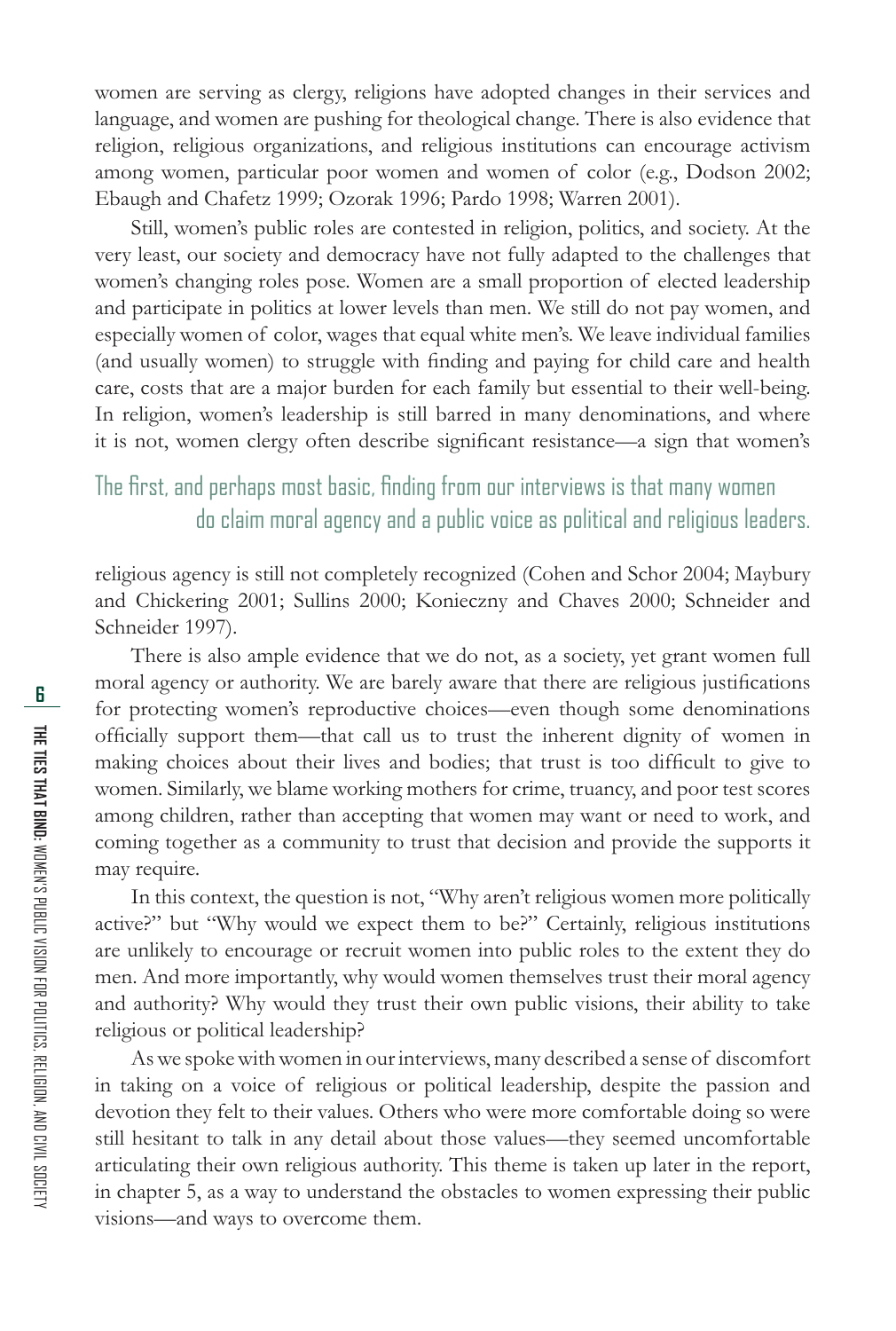women are serving as clergy, religions have adopted changes in their services and language, and women are pushing for theological change. There is also evidence that religion, religious organizations, and religious institutions can encourage activism among women, particular poor women and women of color (e.g., Dodson 2002; Ebaugh and Chafetz 1999; Ozorak 1996; Pardo 1998; Warren 2001).

Still, women's public roles are contested in religion, politics, and society. At the very least, our society and democracy have not fully adapted to the challenges that women's changing roles pose. Women are a small proportion of elected leadership and participate in politics at lower levels than men. We still do not pay women, and especially women of color, wages that equal white men's. We leave individual families (and usually women) to struggle with finding and paying for child care and health care, costs that are a major burden for each family but essential to their well-being. In religion, women's leadership is still barred in many denominations, and where it is not, women clergy often describe significant resistance—a sign that women's religious agency is still not completely recognized (Cohen and Schor 2004; Maybury and Chickering 2001; Sullins 2000; Konieczny and Chaves 2000; Schneider and Schneider 1997).

> The first, and perhaps most basic, finding from our interviews is that many women do claim moral agency and a public voice as political and religious leaders.

There is also ample evidence that we do not, as a society, yet grant women full moral agency or authority. We are barely aware that there are religious justifications for protecting women's reproductive choices—even though some denominations officially support them—that call us to trust the inherent dignity of women in making choices about their lives and bodies; that trust is too difficult to give to women. Similarly, we blame working mothers for crime, truancy, and poor test scores among children, rather than accepting that women may want or need to work, and coming together as a community to trust that decision and provide the supports it may require.

In this context, the question is not, "Why aren't religious women more politically active?" but "Why would we expect them to be?" Certainly, religious institutions are unlikely to encourage or recruit women into public roles to the extent they do men. And more importantly, why would women themselves trust their moral agency and authority? Why would they trust their own public visions, their ability to take religious or political leadership?

As we spoke with women in our interviews, many described a sense of discomfort in taking on a voice of religious or political leadership, despite the passion and devotion they felt to their values. Others who were more comfortable doing so were still hesitant to talk in any detail about those values—they seemed uncomfortable articulating their own religious authority. This theme is taken up later in the report, in chapter 5, as a way to understand the obstacles to women expressing their public visions—and ways to overcome them.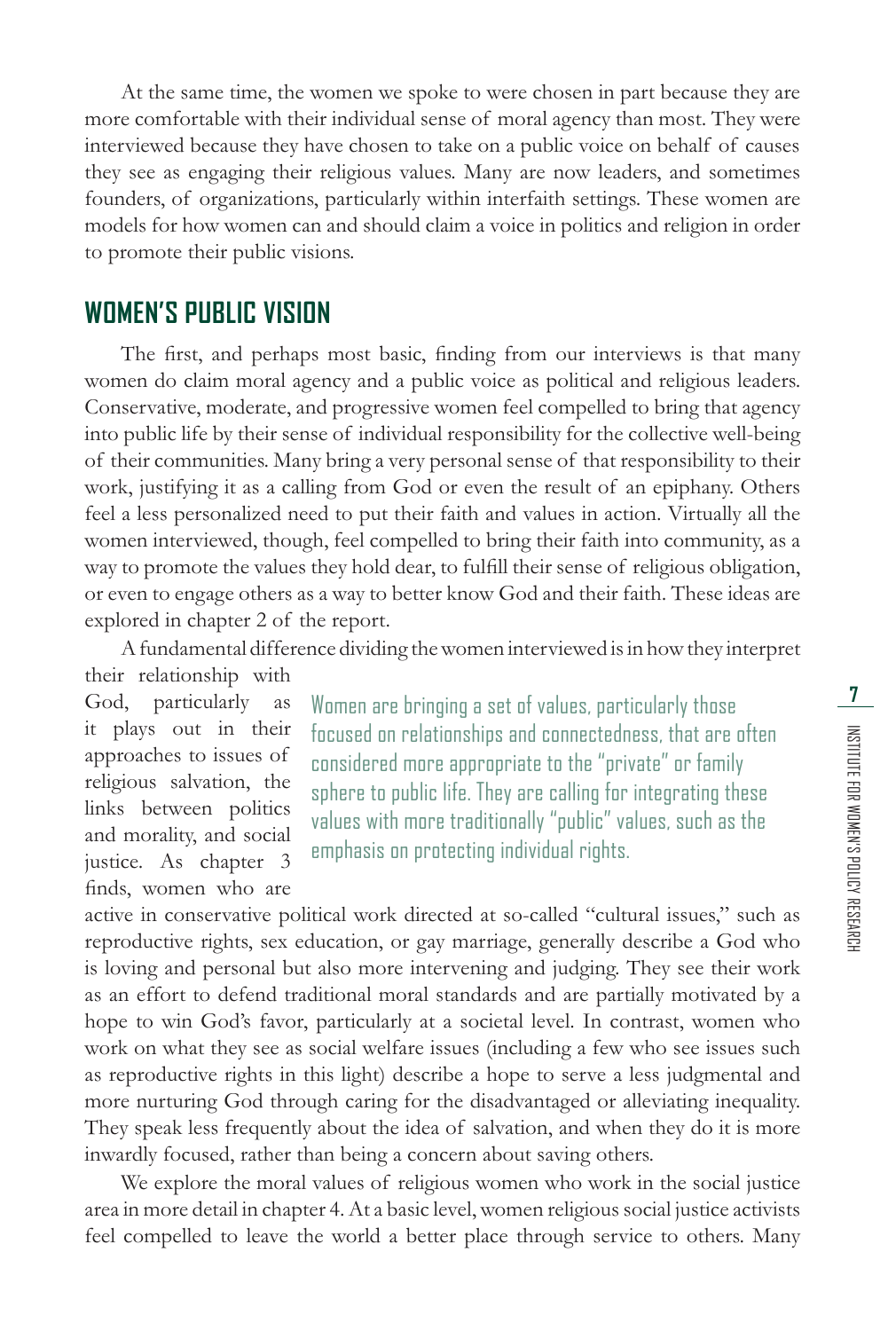At the same time, the women we spoke to were chosen in part because they are more comfortable with their individual sense of moral agency than most. They were interviewed because they have chosen to take on a public voice on behalf of causes they see as engaging their religious values. Many are now leaders, and sometimes founders, of organizations, particularly within interfaith settings. These women are models for how women can and should claim a voice in politics and religion in order to promote their public visions.

## WOMEN'S PUBLIC VISION

The first, and perhaps most basic, finding from our interviews is that many women do claim moral agency and a public voice as political and religious leaders. Conservative, moderate, and progressive women feel compelled to bring that agency into public life by their sense of individual responsibility for the collective well-being of their communities. Many bring a very personal sense of that responsibility to their work, justifying it as a calling from God or even the result of an epiphany. Others feel a less personalized need to put their faith and values in action. Virtually all the women interviewed, though, feel compelled to bring their faith into community, as a way to promote the values they hold dear, to fulfill their sense of religious obligation, or even to engage others as a way to better know God and their faith. These ideas are explored in chapter 2 of the report.

> Women are bringing a set of values, particularly those focused on relationships and connectedness, that are often considered more appropriate to the "private" or family sphere to public life. They are calling for integrating these values with more traditionally "public" values, such as the emphasis on protecting individual rights.

A fundamental difference dividing the women interviewed is in how they interpret their relationship with God, particularly as it plays out in their approaches to issues of religious salvation, the links between politics and morality, and social justice. As chapter 3 finds, women who are active in conservative political work directed at so-called "cultural issues," such as reproductive rights, sex education, or gay marriage, generally describe a God who is loving and personal but also more intervening and judging. They see their work as an effort to defend traditional moral standards and are partially motivated by a hope to win God's favor, particularly at a societal level. In contrast, women who work on what they see as social welfare issues (including a few who see issues such as reproductive rights in this light) describe a hope to serve a less judgmental and more nurturing God through caring for the disadvantaged or alleviating inequality. They speak less frequently about the idea of salvation, and when they do it is more inwardly focused, rather than being a concern about saving others.

We explore the moral values of religious women who work in the social justice area in more detail in chapter 4. At a basic level, women religious social justice activists feel compelled to leave the world a better place through service to others. Many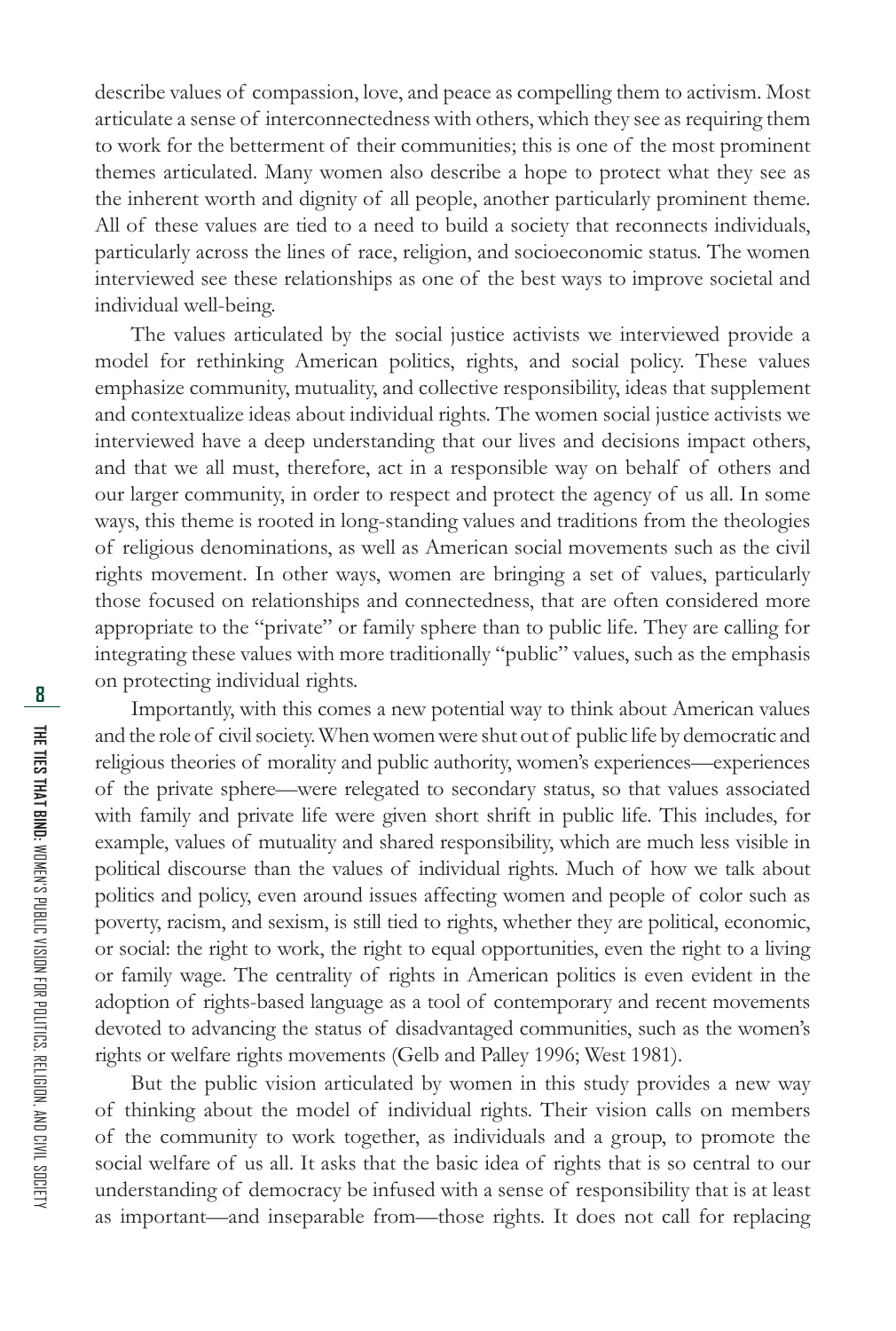describe values of compassion, love, and peace as compelling them to activism. Most articulate a sense of interconnectedness with others, which they see as requiring them to work for the betterment of their communities; this is one of the most prominent themes articulated. Many women also describe a hope to protect what they see as the inherent worth and dignity of all people, another particularly prominent theme. All of these values are tied to a need to build a society that reconnects individuals, particularly across the lines of race, religion, and socioeconomic status. The women interviewed see these relationships as one of the best ways to improve societal and individual well-being.

The values articulated by the social justice activists we interviewed provide a model for rethinking American politics, rights, and social policy. These values emphasize community, mutuality, and collective responsibility, ideas that supplement and contextualize ideas about individual rights. The women social justice activists we interviewed have a deep understanding that our lives and decisions impact others, and that we all must, therefore, act in a responsible way on behalf of others and our larger community, in order to respect and protect the agency of us all. In some ways, this theme is rooted in long-standing values and traditions from the theologies of religious denominations, as well as American social movements such as the civil rights movement. In other ways, women are bringing a set of values, particularly those focused on relationships and connectedness, that are often considered more appropriate to the "private" or family sphere than to public life. They are calling for integrating these values with more traditionally "public" values, such as the emphasis on protecting individual rights.

Importantly, with this comes a new potential way to think about American values and the role of civil society. When women were shut out of public life by democratic and religious theories of morality and public authority, women's experiences—experiences of the private sphere—were relegated to secondary status, so that values associated with family and private life were given short shrift in public life. This includes, for example, values of mutuality and shared responsibility, which are much less visible in political discourse than the values of individual rights. Much of how we talk about politics and policy, even around issues affecting women and people of color such as poverty, racism, and sexism, is still tied to rights, whether they are political, economic, or social: the right to work, the right to equal opportunities, even the right to a living or family wage. The centrality of rights in American politics is even evident in the adoption of rights-based language as a tool of contemporary and recent movements devoted to advancing the status of disadvantaged communities, such as the women's rights or welfare rights movements (Gelb and Palley 1996; West 1981).

But the public vision articulated by women in this study provides a new way of thinking about the model of individual rights. Their vision calls on members of the community to work together, as individuals and a group, to promote the social welfare of us all. It asks that the basic idea of rights that is so central to our understanding of democracy be infused with a sense of responsibility that is at least as important—and inseparable from—those rights. It does not call for replacing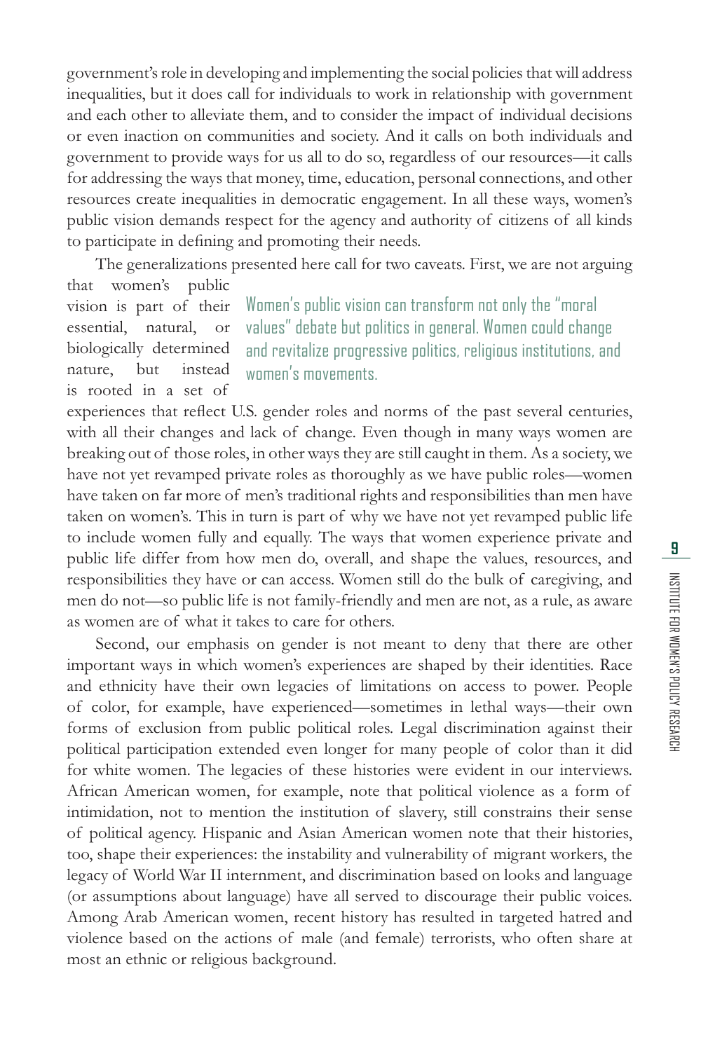government's role in developing and implementing the social policies that will address inequalities, but it does call for individuals to work in relationship with government and each other to alleviate them, and to consider the impact of individual decisions or even inaction on communities and society. And it calls on both individuals and government to provide ways for us all to do so, regardless of our resources—it calls for addressing the ways that money, time, education, personal connections, and other resources create inequalities in democratic engagement. In all these ways, women's public vision demands respect for the agency and authority of citizens of all kinds to participate in defining and promoting their needs.

The generalizations presented here call for two caveats. First, we are not arguing that women's public vision is part of their essential, natural, or biologically determined nature, but instead is rooted in a set of experiences that reflect U.S. gender roles and norms of the past several centuries, with all their changes and lack of change. Even though in many ways women are breaking out of those roles, in other ways they are still caught in them. As a society, we have not yet revamped private roles as thoroughly as we have public roles—women have taken on far more of men's traditional rights and responsibilities than men have taken on women's. This in turn is part of why we have not yet revamped public life to include women fully and equally. The ways that women experience private and public life differ from how men do, overall, and shape the values, resources, and responsibilities they have or can access. Women still do the bulk of caregiving, and men do not—so public life is not family-friendly and men are not, as a rule, as aware as women are of what it takes to care for others.

> Women's public vision can transform not only the "moral values" debate but politics in general. Women could change and revitalize progressive politics, religious institutions, and women's movements.

Second, our emphasis on gender is not meant to deny that there are other important ways in which women's experiences are shaped by their identities. Race and ethnicity have their own legacies of limitations on access to power. People of color, for example, have experienced—sometimes in lethal ways—their own forms of exclusion from public political roles. Legal discrimination against their political participation extended even longer for many people of color than it did for white women. The legacies of these histories were evident in our interviews. African American women, for example, note that political violence as a form of intimidation, not to mention the institution of slavery, still constrains their sense of political agency. Hispanic and Asian American women note that their histories, too, shape their experiences: the instability and vulnerability of migrant workers, the legacy of World War II internment, and discrimination based on looks and language (or assumptions about language) have all served to discourage their public voices. Among Arab American women, recent history has resulted in targeted hatred and violence based on the actions of male (and female) terrorists, who often share at most an ethnic or religious background.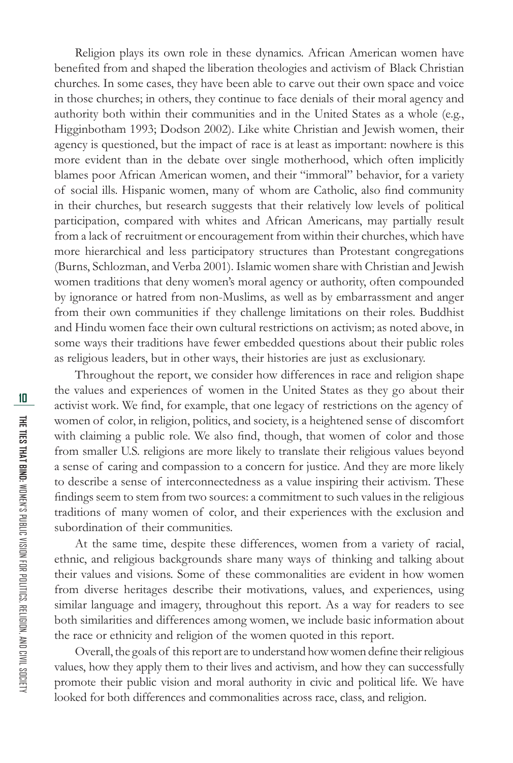Religion plays its own role in these dynamics. African American women have benefited from and shaped the liberation theologies and activism of Black Christian churches. In some cases, they have been able to carve out their own space and voice in those churches; in others, they continue to face denials of their moral agency and authority both within their communities and in the United States as a whole (e.g., Higginbotham 1993; Dodson 2002). Like white Christian and Jewish women, their agency is questioned, but the impact of race is at least as important: nowhere is this more evident than in the debate over single motherhood, which often implicitly blames poor African American women, and their "immoral" behavior, for a variety of social ills. Hispanic women, many of whom are Catholic, also find community in their churches, but research suggests that their relatively low levels of political participation, compared with whites and African Americans, may partially result from a lack of recruitment or encouragement from within their churches, which have more hierarchical and less participatory structures than Protestant congregations (Burns, Schlozman, and Verba 2001). Islamic women share with Christian and Jewish women traditions that deny women's moral agency or authority, often compounded by ignorance or hatred from non-Muslims, as well as by embarrassment and anger from their own communities if they challenge limitations on their roles. Buddhist and Hindu women face their own cultural restrictions on activism; as noted above, in some ways their traditions have fewer embedded questions about their public roles as religious leaders, but in other ways, their histories are just as exclusionary.

Throughout the report, we consider how differences in race and religion shape the values and experiences of women in the United States as they go about their activist work. We find, for example, that one legacy of restrictions on the agency of women of color, in religion, politics, and society, is a heightened sense of discomfort with claiming a public role. We also find, though, that women of color and those from smaller U.S. religions are more likely to translate their religious values beyond a sense of caring and compassion to a concern for justice. And they are more likely to describe a sense of interconnectedness as a value inspiring their activism. These findings seem to stem from two sources: a commitment to such values in the religious traditions of many women of color, and their experiences with the exclusion and subordination of their communities.

At the same time, despite these differences, women from a variety of racial, ethnic, and religious backgrounds share many ways of thinking and talking about their values and visions. Some of these commonalities are evident in how women from diverse heritages describe their motivations, values, and experiences, using similar language and imagery, throughout this report. As a way for readers to see both similarities and differences among women, we include basic information about the race or ethnicity and religion of the women quoted in this report.

Overall, the goals of this report are to understand how women define their religious values, how they apply them to their lives and activism, and how they can successfully promote their public vision and moral authority in civic and political life. We have looked for both differences and commonalities across race, class, and religion.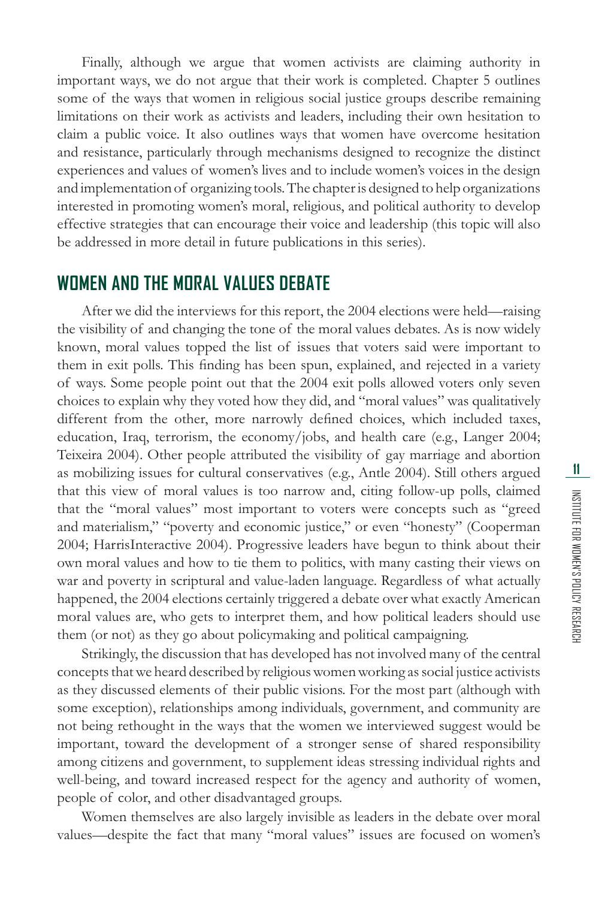Finally, although we argue that women activists are claiming authority in important ways, we do not argue that their work is completed. Chapter 5 outlines some of the ways that women in religious social justice groups describe remaining limitations on their work as activists and leaders, including their own hesitation to claim a public voice. It also outlines ways that women have overcome hesitation and resistance, particularly through mechanisms designed to recognize the distinct experiences and values of women's lives and to include women's voices in the design and implementation of organizing tools. The chapter is designed to help organizations interested in promoting women's moral, religious, and political authority to develop effective strategies that can encourage their voice and leadership (this topic will also be addressed in more detail in future publications in this series).

## WOMEN AND THE MORAL VALUES DEBATE

After we did the interviews for this report, the 2004 elections were held—raising the visibility of and changing the tone of the moral values debates. As is now widely known, moral values topped the list of issues that voters said were important to them in exit polls. This finding has been spun, explained, and rejected in a variety of ways. Some people point out that the 2004 exit polls allowed voters only seven choices to explain why they voted how they did, and "moral values" was qualitatively different from the other, more narrowly defined choices, which included taxes, education, Iraq, terrorism, the economy/jobs, and health care (e.g., Langer 2004; Teixeira 2004). Other people attributed the visibility of gay marriage and abortion as mobilizing issues for cultural conservatives (e.g., Antle 2004). Still others argued that this view of moral values is too narrow and, citing follow-up polls, claimed that the "moral values" most important to voters were concepts such as "greed and materialism," "poverty and economic justice," or even "honesty" (Cooperman 2004; HarrisInteractive 2004). Progressive leaders have begun to think about their own moral values and how to tie them to politics, with many casting their views on war and poverty in scriptural and value-laden language. Regardless of what actually happened, the 2004 elections certainly triggered a debate over what exactly American moral values are, who gets to interpret them, and how political leaders should use them (or not) as they go about policymaking and political campaigning.

Strikingly, the discussion that has developed has not involved many of the central concepts that we heard described by religious women working as social justice activists as they discussed elements of their public visions. For the most part (although with some exception), relationships among individuals, government, and community are not being rethought in the ways that the women we interviewed suggest would be important, toward the development of a stronger sense of shared responsibility among citizens and government, to supplement ideas stressing individual rights and well-being, and toward increased respect for the agency and authority of women, people of color, and other disadvantaged groups.

Women themselves are also largely invisible as leaders in the debate over moral values—despite the fact that many "moral values" issues are focused on women's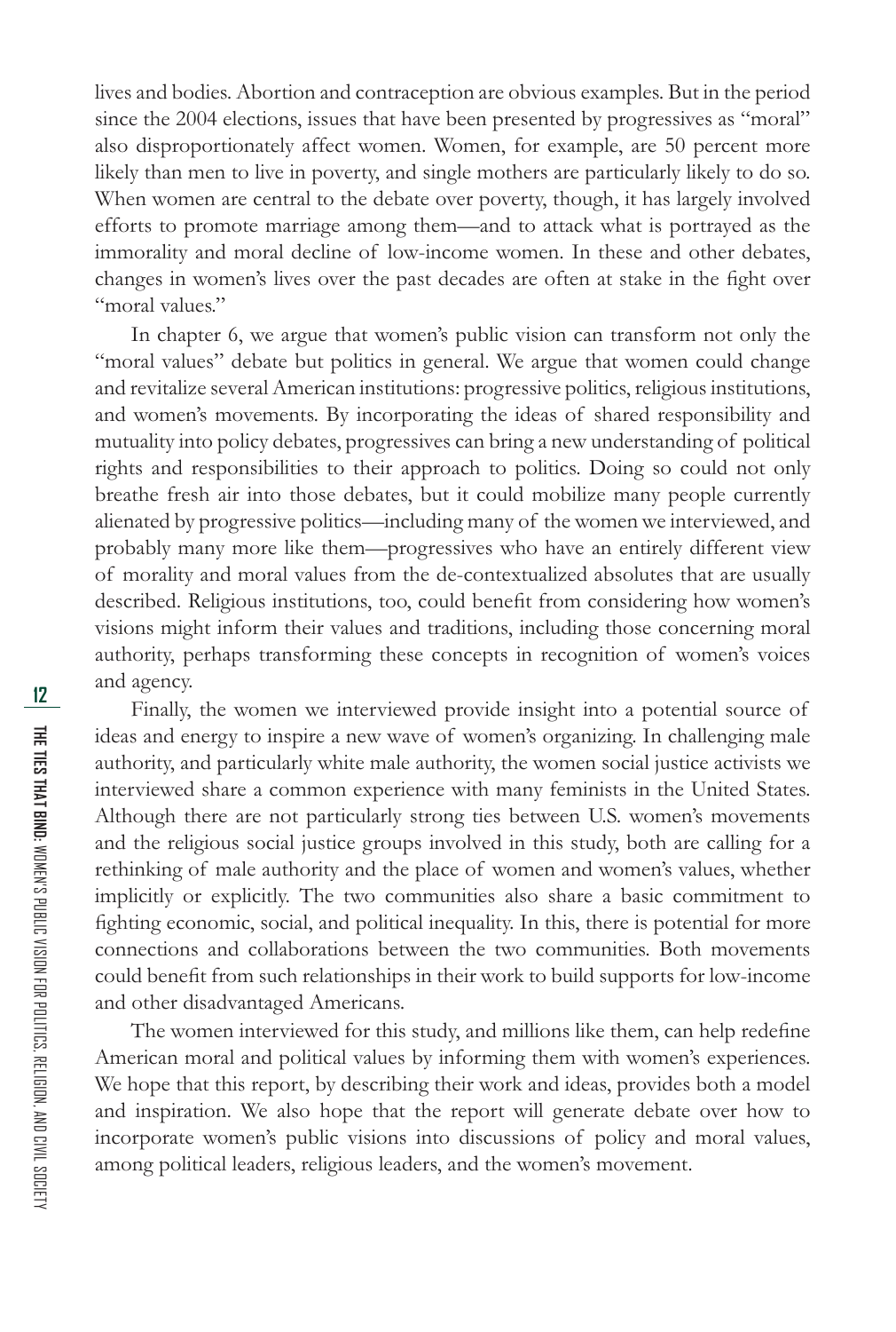lives and bodies. Abortion and contraception are obvious examples. But in the period since the 2004 elections, issues that have been presented by progressives as "moral" also disproportionately affect women. Women, for example, are 50 percent more likely than men to live in poverty, and single mothers are particularly likely to do so. When women are central to the debate over poverty, though, it has largely involved efforts to promote marriage among them—and to attack what is portrayed as the immorality and moral decline of low-income women. In these and other debates, changes in women's lives over the past decades are often at stake in the fight over "moral values."

In chapter 6, we argue that women's public vision can transform not only the "moral values" debate but politics in general. We argue that women could change and revitalize several American institutions: progressive politics, religious institutions, and women's movements. By incorporating the ideas of shared responsibility and mutuality into policy debates, progressives can bring a new understanding of political rights and responsibilities to their approach to politics. Doing so could not only breathe fresh air into those debates, but it could mobilize many people currently alienated by progressive politics—including many of the women we interviewed, and probably many more like them—progressives who have an entirely different view of morality and moral values from the de-contextualized absolutes that are usually described. Religious institutions, too, could benefit from considering how women's visions might inform their values and traditions, including those concerning moral authority, perhaps transforming these concepts in recognition of women's voices and agency.

Finally, the women we interviewed provide insight into a potential source of ideas and energy to inspire a new wave of women's organizing. In challenging male authority, and particularly white male authority, the women social justice activists we interviewed share a common experience with many feminists in the United States. Although there are not particularly strong ties between U.S. women's movements and the religious social justice groups involved in this study, both are calling for a rethinking of male authority and the place of women and women's values, whether implicitly or explicitly. The two communities also share a basic commitment to fighting economic, social, and political inequality. In this, there is potential for more connections and collaborations between the two communities. Both movements could benefit from such relationships in their work to build supports for low-income and other disadvantaged Americans.

The women interviewed for this study, and millions like them, can help redefine American moral and political values by informing them with women's experiences. We hope that this report, by describing their work and ideas, provides both a model and inspiration. We also hope that the report will generate debate over how to incorporate women's public visions into discussions of policy and moral values, among political leaders, religious leaders, and the women's movement.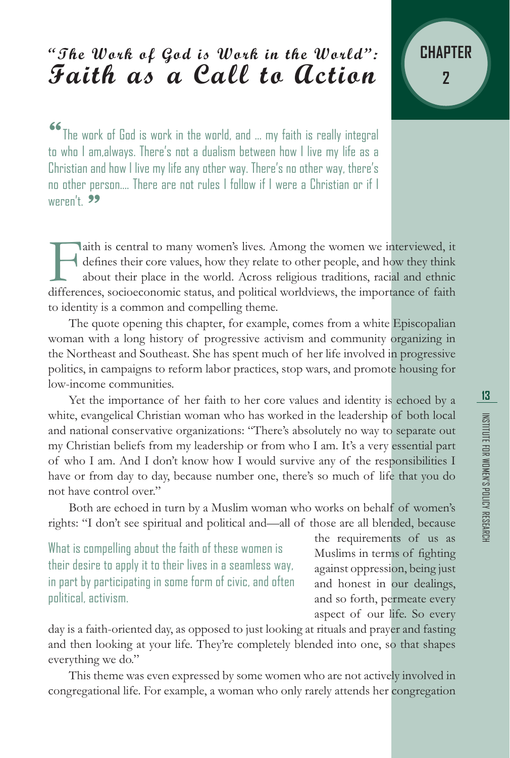# "The Work of God is Work in the World": Faith as a Call to Action

**CHAPTER 2**

"The work of God is work in the world, and ... my faith is really integral to who I am,always. There's not a dualism between how I live my life as a Christian and how I live my life any other way. There's no other way, there's no other person.... There are not rules I follow if I were a Christian or if I weren't."

Faith is central to many women's lives. Among the women we interviewed, it defines their core values, how they relate to other people, and how they think about their place in the world. Across religious traditions, racial and ethnic differences, socioeconomic status, and political worldviews, the importance of faith to identity is a common and compelling theme.

The quote opening this chapter, for example, comes from a white Episcopalian woman with a long history of progressive activism and community organizing in the Northeast and Southeast. She has spent much of her life involved in progressive politics, in campaigns to reform labor practices, stop wars, and promote housing for low-income communities.

Yet the importance of her faith to her core values and identity is echoed by a white, evangelical Christian woman who has worked in the leadership of both local and national conservative organizations: "There's absolutely no way to separate out my Christian beliefs from my leadership or from who I am. It's a very essential part of who I am. And I don't know how I would survive any of the responsibilities I have or from day to day, because number one, there's so much of life that you do not have control over."

Both are echoed in turn by a Muslim woman who works on behalf of women's rights: "I don't see spiritual and political and—all of those are all blended, because the requirements of us as Muslims in terms of fighting against oppression, being just and honest in our dealings, and so forth, permeate every aspect of our life. So every day is a faith-oriented day, as opposed to just looking at rituals and prayer and fasting and then looking at your life. They're completely blended into one, so that shapes everything we do."

> What is compelling about the faith of these women is their desire to apply it to their lives in a seamless way, in part by participating in some form of civic, and often political, activism.

This theme was even expressed by some women who are not actively involved in congregational life. For example, a woman who only rarely attends her congregation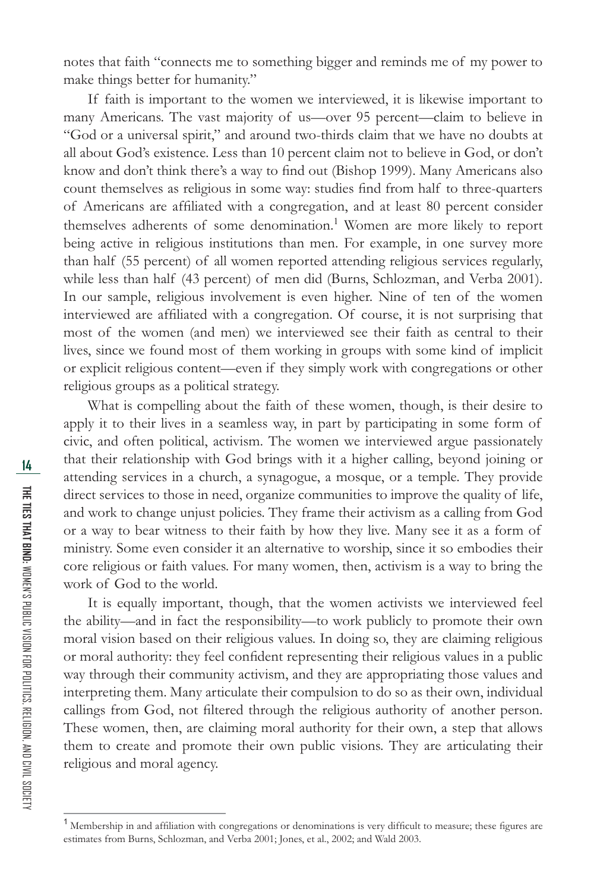notes that faith "connects me to something bigger and reminds me of my power to make things better for humanity."

If faith is important to the women we interviewed, it is likewise important to many Americans. The vast majority of us—over 95 percent—claim to believe in "God or a universal spirit," and around two-thirds claim that we have no doubts at all about God's existence. Less than 10 percent claim not to believe in God, or don't know and don't think there's a way to find out (Bishop 1999). Many Americans also count themselves as religious in some way: studies find from half to three-quarters of Americans are affiliated with a congregation, and at least 80 percent consider themselves adherents of some denomination.[1] Women are more likely to report being active in religious institutions than men. For example, in one survey more than half (55 percent) of all women reported attending religious services regularly, while less than half (43 percent) of men did (Burns, Schlozman, and Verba 2001). In our sample, religious involvement is even higher. Nine of ten of the women interviewed are affiliated with a congregation. Of course, it is not surprising that most of the women (and men) we interviewed see their faith as central to their lives, since we found most of them working in groups with some kind of implicit or explicit religious content—even if they simply work with congregations or other religious groups as a political strategy.

What is compelling about the faith of these women, though, is their desire to apply it to their lives in a seamless way, in part by participating in some form of civic, and often political, activism. The women we interviewed argue passionately that their relationship with God brings with it a higher calling, beyond joining or attending services in a church, a synagogue, a mosque, or a temple. They provide direct services to those in need, organize communities to improve the quality of life, and work to change unjust policies. They frame their activism as a calling from God or a way to bear witness to their faith by how they live. Many see it as a form of ministry. Some even consider it an alternative to worship, since it so embodies their core religious or faith values. For many women, then, activism is a way to bring the work of God to the world.

It is equally important, though, that the women activists we interviewed feel the ability—and in fact the responsibility—to work publicly to promote their own moral vision based on their religious values. In doing so, they are claiming religious or moral authority: they feel confident representing their religious values in a public way through their community activism, and they are appropriating those values and interpreting them. Many articulate their compulsion to do so as their own, individual callings from God, not filtered through the religious authority of another person. These women, then, are claiming moral authority for their own, a step that allows them to create and promote their own public visions. They are articulating their religious and moral agency.

---

[1] Membership in and affiliation with congregations or denominations is very difficult to measure; these figures are estimates from Burns, Schlozman, and Verba 2001; Jones, et al., 2002; and Wald 2003.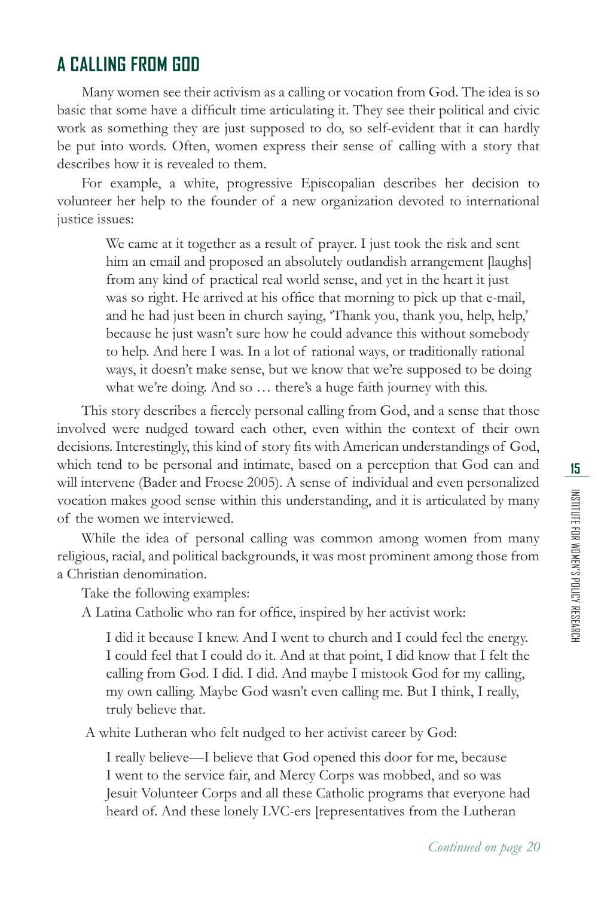## A CALLING FROM GOD

Many women see their activism as a calling or vocation from God. The idea is so basic that some have a difficult time articulating it. They see their political and civic work as something they are just supposed to do, so self-evident that it can hardly be put into words. Often, women express their sense of calling with a story that describes how it is revealed to them.

For example, a white, progressive Episcopalian describes her decision to volunteer her help to the founder of a new organization devoted to international justice issues:

> We came at it together as a result of prayer. I just took the risk and sent him an email and proposed an absolutely outlandish arrangement [laughs] from any kind of practical real world sense, and yet in the heart it just was so right. He arrived at his office that morning to pick up that e-mail, and he had just been in church saying, 'Thank you, thank you, help, help,' because he just wasn't sure how he could advance this without somebody to help. And here I was. In a lot of rational ways, or traditionally rational ways, it doesn't make sense, but we know that we're supposed to be doing what we're doing. And so … there's a huge faith journey with this.

This story describes a fiercely personal calling from God, and a sense that those involved were nudged toward each other, even within the context of their own decisions. Interestingly, this kind of story fits with American understandings of God, which tend to be personal and intimate, based on a perception that God can and will intervene (Bader and Froese 2005). A sense of individual and even personalized vocation makes good sense within this understanding, and it is articulated by many of the women we interviewed.

While the idea of personal calling was common among women from many religious, racial, and political backgrounds, it was most prominent among those from a Christian denomination.

Take the following examples:

A Latina Catholic who ran for office, inspired by her activist work:

> I did it because I knew. And I went to church and I could feel the energy. I could feel that I could do it. And at that point, I did know that I felt the calling from God. I did. I did. And maybe I mistook God for my calling, my own calling. Maybe God wasn't even calling me. But I think, I really, truly believe that.

A white Lutheran who felt nudged to her activist career by God:

> I really believe—I believe that God opened this door for me, because I went to the service fair, and Mercy Corps was mobbed, and so was Jesuit Volunteer Corps and all these Catholic programs that everyone had heard of. And these lonely LVC-ers [representatives from the Lutheran

*Continued on page 20*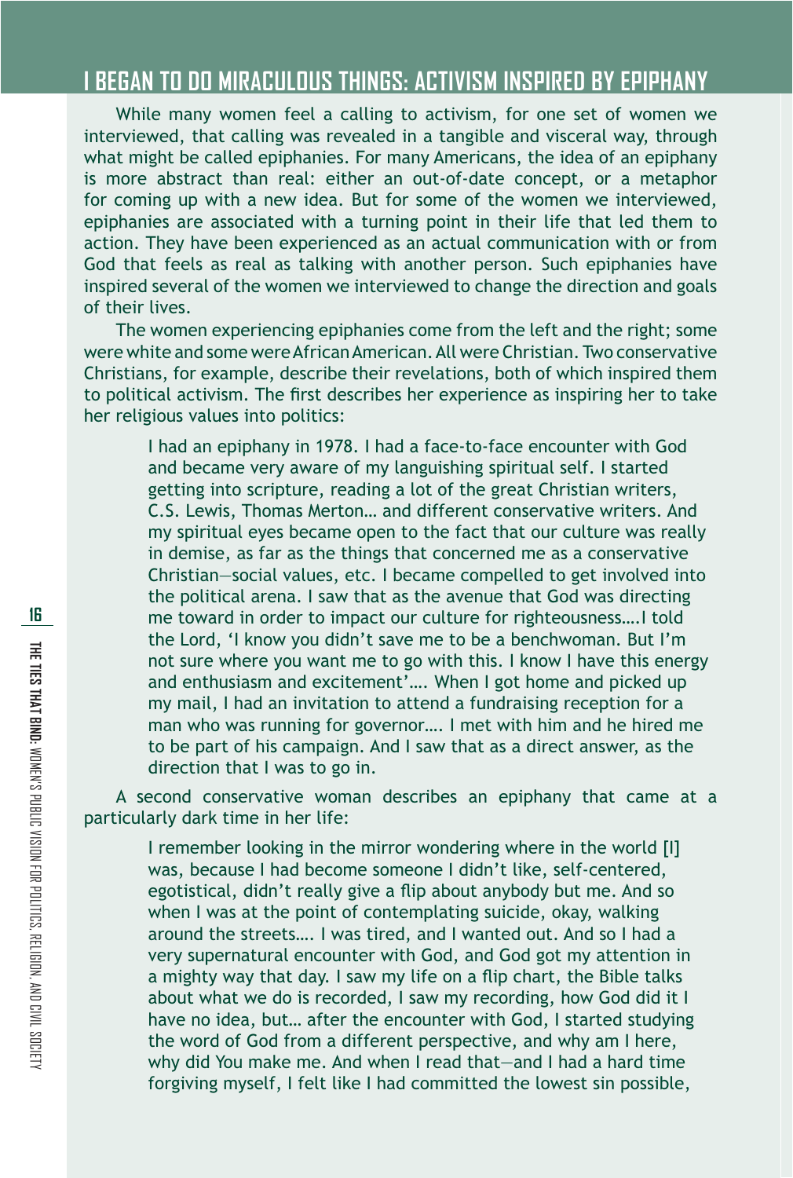## I BEGAN TO DO MIRACULOUS THINGS: ACTIVISM INSPIRED BY EPIPHANY

While many women feel a calling to activism, for one set of women we interviewed, that calling was revealed in a tangible and visceral way, through what might be called epiphanies. For many Americans, the idea of an epiphany is more abstract than real: either an out-of-date concept, or a metaphor for coming up with a new idea. But for some of the women we interviewed, epiphanies are associated with a turning point in their life that led them to action. They have been experienced as an actual communication with or from God that feels as real as talking with another person. Such epiphanies have inspired several of the women we interviewed to change the direction and goals of their lives.

The women experiencing epiphanies come from the left and the right; some were white and some were African American. All were Christian. Two conservative Christians, for example, describe their revelations, both of which inspired them to political activism. The first describes her experience as inspiring her to take her religious values into politics:

> I had an epiphany in 1978. I had a face-to-face encounter with God and became very aware of my languishing spiritual self. I started getting into scripture, reading a lot of the great Christian writers, C.S. Lewis, Thomas Merton… and different conservative writers. And my spiritual eyes became open to the fact that our culture was really in demise, as far as the things that concerned me as a conservative Christian—social values, etc. I became compelled to get involved into the political arena. I saw that as the avenue that God was directing me toward in order to impact our culture for righteousness….I told the Lord, 'I know you didn't save me to be a benchwoman. But I'm not sure where you want me to go with this. I know I have this energy and enthusiasm and excitement'…. When I got home and picked up my mail, I had an invitation to attend a fundraising reception for a man who was running for governor…. I met with him and he hired me to be part of his campaign. And I saw that as a direct answer, as the direction that I was to go in.

A second conservative woman describes an epiphany that came at a particularly dark time in her life:

> I remember looking in the mirror wondering where in the world [I] was, because I had become someone I didn't like, self-centered, egotistical, didn't really give a flip about anybody but me. And so when I was at the point of contemplating suicide, okay, walking around the streets…. I was tired, and I wanted out. And so I had a very supernatural encounter with God, and God got my attention in a mighty way that day. I saw my life on a flip chart, the Bible talks about what we do is recorded, I saw my recording, how God did it I have no idea, but… after the encounter with God, I started studying the word of God from a different perspective, and why am I here, why did You make me. And when I read that—and I had a hard time forgiving myself, I felt like I had committed the lowest sin possible,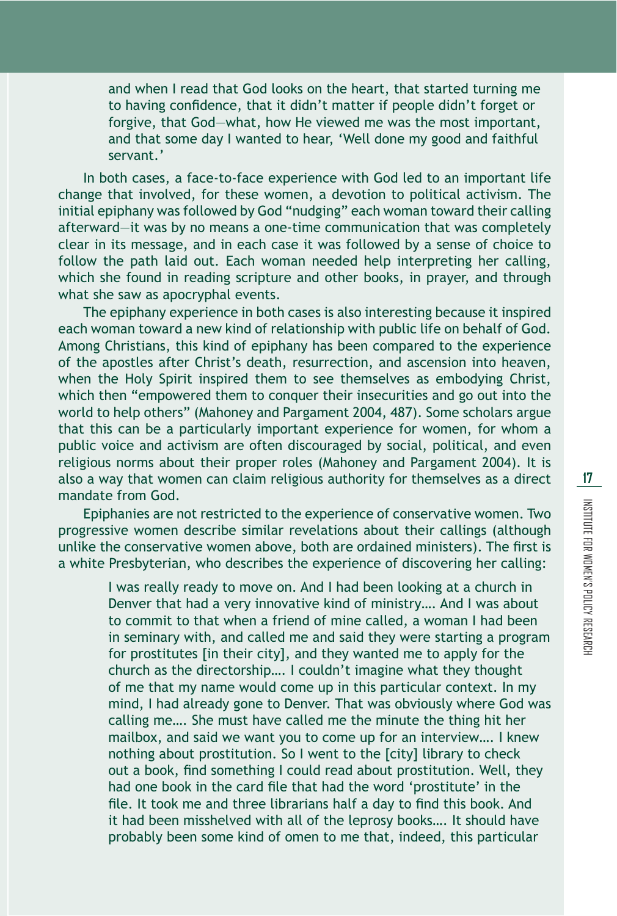> and when I read that God looks on the heart, that started turning me to having confidence, that it didn't matter if people didn't forget or forgive, that God—what, how He viewed me was the most important, and that some day I wanted to hear, 'Well done my good and faithful servant.'

In both cases, a face-to-face experience with God led to an important life change that involved, for these women, a devotion to political activism. The initial epiphany was followed by God "nudging" each woman toward their calling afterward—it was by no means a one-time communication that was completely clear in its message, and in each case it was followed by a sense of choice to follow the path laid out. Each woman needed help interpreting her calling, which she found in reading scripture and other books, in prayer, and through what she saw as apocryphal events.

The epiphany experience in both cases is also interesting because it inspired each woman toward a new kind of relationship with public life on behalf of God. Among Christians, this kind of epiphany has been compared to the experience of the apostles after Christ's death, resurrection, and ascension into heaven, when the Holy Spirit inspired them to see themselves as embodying Christ, which then "empowered them to conquer their insecurities and go out into the world to help others" (Mahoney and Pargament 2004, 487). Some scholars argue that this can be a particularly important experience for women, for whom a public voice and activism are often discouraged by social, political, and even religious norms about their proper roles (Mahoney and Pargament 2004). It is also a way that women can claim religious authority for themselves as a direct mandate from God.

Epiphanies are not restricted to the experience of conservative women. Two progressive women describe similar revelations about their callings (although unlike the conservative women above, both are ordained ministers). The first is a white Presbyterian, who describes the experience of discovering her calling:

> I was really ready to move on. And I had been looking at a church in Denver that had a very innovative kind of ministry…. And I was about to commit to that when a friend of mine called, a woman I had been in seminary with, and called me and said they were starting a program for prostitutes [in their city], and they wanted me to apply for the church as the directorship…. I couldn't imagine what they thought of me that my name would come up in this particular context. In my mind, I had already gone to Denver. That was obviously where God was calling me…. She must have called me the minute the thing hit her mailbox, and said we want you to come up for an interview…. I knew nothing about prostitution. So I went to the [city] library to check out a book, find something I could read about prostitution. Well, they had one book in the card file that had the word 'prostitute' in the file. It took me and three librarians half a day to find this book. And it had been misshelved with all of the leprosy books…. It should have probably been some kind of omen to me that, indeed, this particular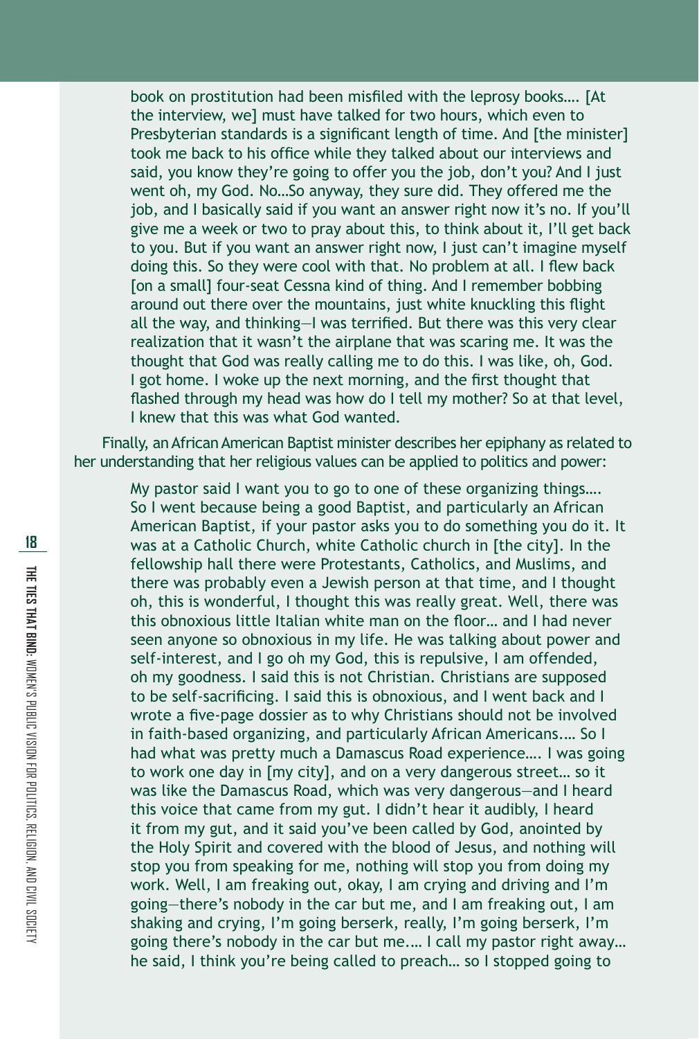> book on prostitution had been misfiled with the leprosy books…. [At the interview, we] must have talked for two hours, which even to Presbyterian standards is a significant length of time. And [the minister] took me back to his office while they talked about our interviews and said, you know they're going to offer you the job, don't you? And I just went oh, my God. No…So anyway, they sure did. They offered me the job, and I basically said if you want an answer right now it's no. If you'll give me a week or two to pray about this, to think about it, I'll get back to you. But if you want an answer right now, I just can't imagine myself doing this. So they were cool with that. No problem at all. I flew back [on a small] four-seat Cessna kind of thing. And I remember bobbing around out there over the mountains, just white knuckling this flight all the way, and thinking—I was terrified. But there was this very clear realization that it wasn't the airplane that was scaring me. It was the thought that God was really calling me to do this. I was like, oh, God. I got home. I woke up the next morning, and the first thought that flashed through my head was how do I tell my mother? So at that level, I knew that this was what God wanted.

Finally, an African American Baptist minister describes her epiphany as related to her understanding that her religious values can be applied to politics and power:

> My pastor said I want you to go to one of these organizing things…. So I went because being a good Baptist, and particularly an African American Baptist, if your pastor asks you to do something you do it. It was at a Catholic Church, white Catholic church in [the city]. In the fellowship hall there were Protestants, Catholics, and Muslims, and there was probably even a Jewish person at that time, and I thought oh, this is wonderful, I thought this was really great. Well, there was this obnoxious little Italian white man on the floor… and I had never seen anyone so obnoxious in my life. He was talking about power and self-interest, and I go oh my God, this is repulsive, I am offended, oh my goodness. I said this is not Christian. Christians are supposed to be self-sacrificing. I said this is obnoxious, and I went back and I wrote a five-page dossier as to why Christians should not be involved in faith-based organizing, and particularly African Americans.… So I had what was pretty much a Damascus Road experience…. I was going to work one day in [my city], and on a very dangerous street… so it was like the Damascus Road, which was very dangerous—and I heard this voice that came from my gut. I didn't hear it audibly, I heard it from my gut, and it said you've been called by God, anointed by the Holy Spirit and covered with the blood of Jesus, and nothing will stop you from speaking for me, nothing will stop you from doing my work. Well, I am freaking out, okay, I am crying and driving and I'm going—there's nobody in the car but me, and I am freaking out, I am shaking and crying, I'm going berserk, really, I'm going berserk, I'm going there's nobody in the car but me.… I call my pastor right away… he said, I think you're being called to preach… so I stopped going to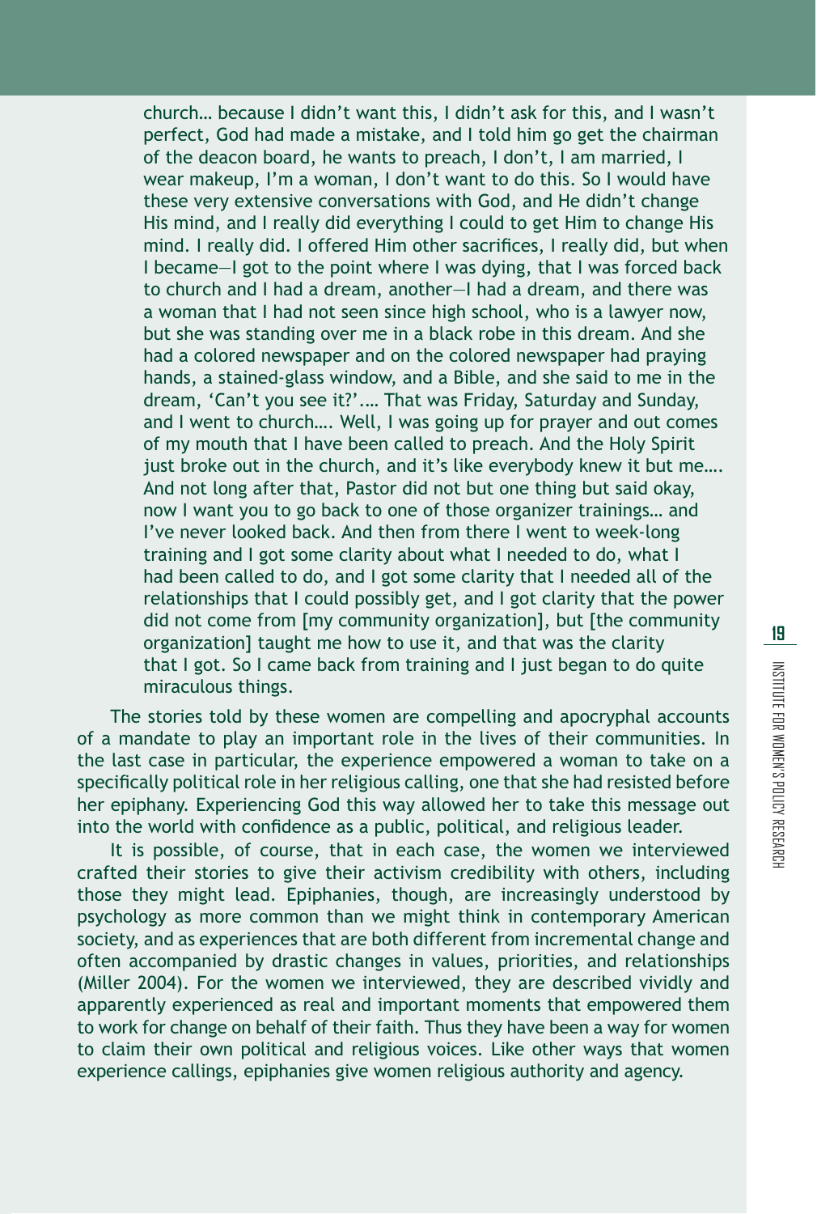> church… because I didn't want this, I didn't ask for this, and I wasn't perfect, God had made a mistake, and I told him go get the chairman of the deacon board, he wants to preach, I don't, I am married, I wear makeup, I'm a woman, I don't want to do this. So I would have these very extensive conversations with God, and He didn't change His mind, and I really did everything I could to get Him to change His mind. I really did. I offered Him other sacrifices, I really did, but when I became—I got to the point where I was dying, that I was forced back to church and I had a dream, another—I had a dream, and there was a woman that I had not seen since high school, who is a lawyer now, but she was standing over me in a black robe in this dream. And she had a colored newspaper and on the colored newspaper had praying hands, a stained-glass window, and a Bible, and she said to me in the dream, 'Can't you see it?'.… That was Friday, Saturday and Sunday, and I went to church…. Well, I was going up for prayer and out comes of my mouth that I have been called to preach. And the Holy Spirit just broke out in the church, and it's like everybody knew it but me…. And not long after that, Pastor did not but one thing but said okay, now I want you to go back to one of those organizer trainings… and I've never looked back. And then from there I went to week-long training and I got some clarity about what I needed to do, what I had been called to do, and I got some clarity that I needed all of the relationships that I could possibly get, and I got clarity that the power did not come from [my community organization], but [the community organization] taught me how to use it, and that was the clarity that I got. So I came back from training and I just began to do quite miraculous things.

The stories told by these women are compelling and apocryphal accounts of a mandate to play an important role in the lives of their communities. In the last case in particular, the experience empowered a woman to take on a specifically political role in her religious calling, one that she had resisted before her epiphany. Experiencing God this way allowed her to take this message out into the world with confidence as a public, political, and religious leader.

It is possible, of course, that in each case, the women we interviewed crafted their stories to give their activism credibility with others, including those they might lead. Epiphanies, though, are increasingly understood by psychology as more common than we might think in contemporary American society, and as experiences that are both different from incremental change and often accompanied by drastic changes in values, priorities, and relationships (Miller 2004). For the women we interviewed, they are described vividly and apparently experienced as real and important moments that empowered them to work for change on behalf of their faith. Thus they have been a way for women to claim their own political and religious voices. Like other ways that women experience callings, epiphanies give women religious authority and agency.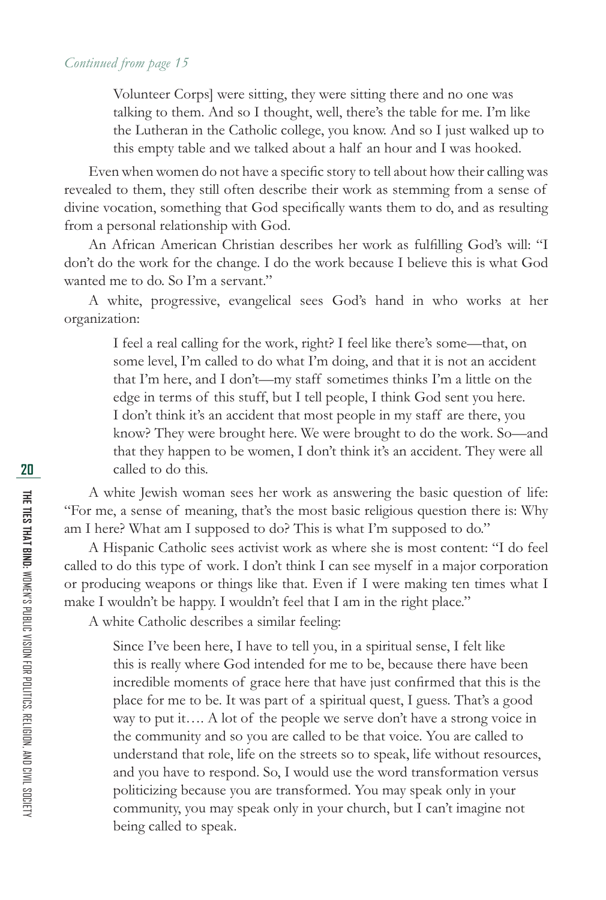*Continued from page 15*

> Volunteer Corps] were sitting, they were sitting there and no one was talking to them. And so I thought, well, there's the table for me. I'm like the Lutheran in the Catholic college, you know. And so I just walked up to this empty table and we talked about a half an hour and I was hooked.

Even when women do not have a specific story to tell about how their calling was revealed to them, they still often describe their work as stemming from a sense of divine vocation, something that God specifically wants them to do, and as resulting from a personal relationship with God.

An African American Christian describes her work as fulfilling God's will: "I don't do the work for the change. I do the work because I believe this is what God wanted me to do. So I'm a servant."

A white, progressive, evangelical sees God's hand in who works at her organization:

> I feel a real calling for the work, right? I feel like there's some—that, on some level, I'm called to do what I'm doing, and that it is not an accident that I'm here, and I don't—my staff sometimes thinks I'm a little on the edge in terms of this stuff, but I tell people, I think God sent you here. I don't think it's an accident that most people in my staff are there, you know? They were brought here. We were brought to do the work. So—and that they happen to be women, I don't think it's an accident. They were all called to do this.

A white Jewish woman sees her work as answering the basic question of life: "For me, a sense of meaning, that's the most basic religious question there is: Why am I here? What am I supposed to do? This is what I'm supposed to do."

A Hispanic Catholic sees activist work as where she is most content: "I do feel called to do this type of work. I don't think I can see myself in a major corporation or producing weapons or things like that. Even if I were making ten times what I make I wouldn't be happy. I wouldn't feel that I am in the right place."

A white Catholic describes a similar feeling:

> Since I've been here, I have to tell you, in a spiritual sense, I felt like this is really where God intended for me to be, because there have been incredible moments of grace here that have just confirmed that this is the place for me to be. It was part of a spiritual quest, I guess. That's a good way to put it…. A lot of the people we serve don't have a strong voice in the community and so you are called to be that voice. You are called to understand that role, life on the streets so to speak, life without resources, and you have to respond. So, I would use the word transformation versus politicizing because you are transformed. You may speak only in your community, you may speak only in your church, but I can't imagine not being called to speak.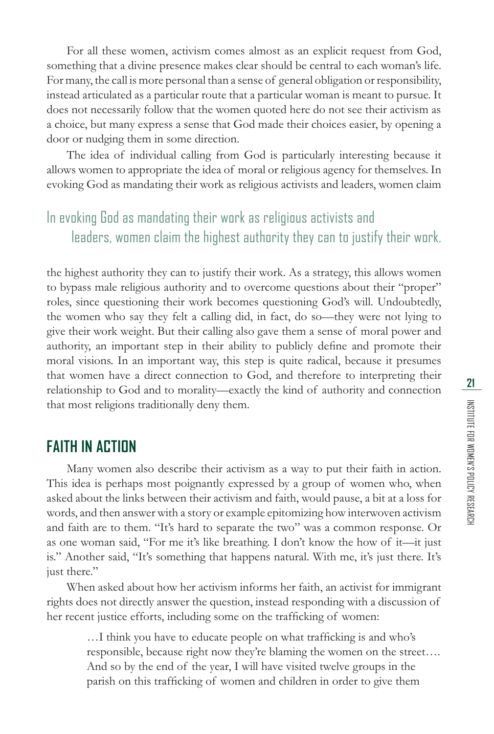For all these women, activism comes almost as an explicit request from God, something that a divine presence makes clear should be central to each woman's life. For many, the call is more personal than a sense of general obligation or responsibility, instead articulated as a particular route that a particular woman is meant to pursue. It does not necessarily follow that the women quoted here do not see their activism as a choice, but many express a sense that God made their choices easier, by opening a door or nudging them in some direction.

The idea of individual calling from God is particularly interesting because it allows women to appropriate the idea of moral or religious agency for themselves. In evoking God as mandating their work as religious activists and leaders, women claim the highest authority they can to justify their work. As a strategy, this allows women to bypass male religious authority and to overcome questions about their "proper" roles, since questioning their work becomes questioning God's will. Undoubtedly, the women who say they felt a calling did, in fact, do so—they were not lying to give their work weight. But their calling also gave them a sense of moral power and authority, an important step in their ability to publicly define and promote their moral visions. In an important way, this step is quite radical, because it presumes that women have a direct connection to God, and therefore to interpreting their relationship to God and to morality—exactly the kind of authority and connection that most religions traditionally deny them.

> In evoking God as mandating their work as religious activists and leaders, women claim the highest authority they can to justify their work.

## FAITH IN ACTION

Many women also describe their activism as a way to put their faith in action. This idea is perhaps most poignantly expressed by a group of women who, when asked about the links between their activism and faith, would pause, a bit at a loss for words, and then answer with a story or example epitomizing how interwoven activism and faith are to them. "It's hard to separate the two" was a common response. Or as one woman said, "For me it's like breathing. I don't know the how of it—it just is." Another said, "It's something that happens natural. With me, it's just there. It's just there."

When asked about how her activism informs her faith, an activist for immigrant rights does not directly answer the question, instead responding with a discussion of her recent justice efforts, including some on the trafficking of women:

> …I think you have to educate people on what trafficking is and who's responsible, because right now they're blaming the women on the street…. And so by the end of the year, I will have visited twelve groups in the parish on this trafficking of women and children in order to give them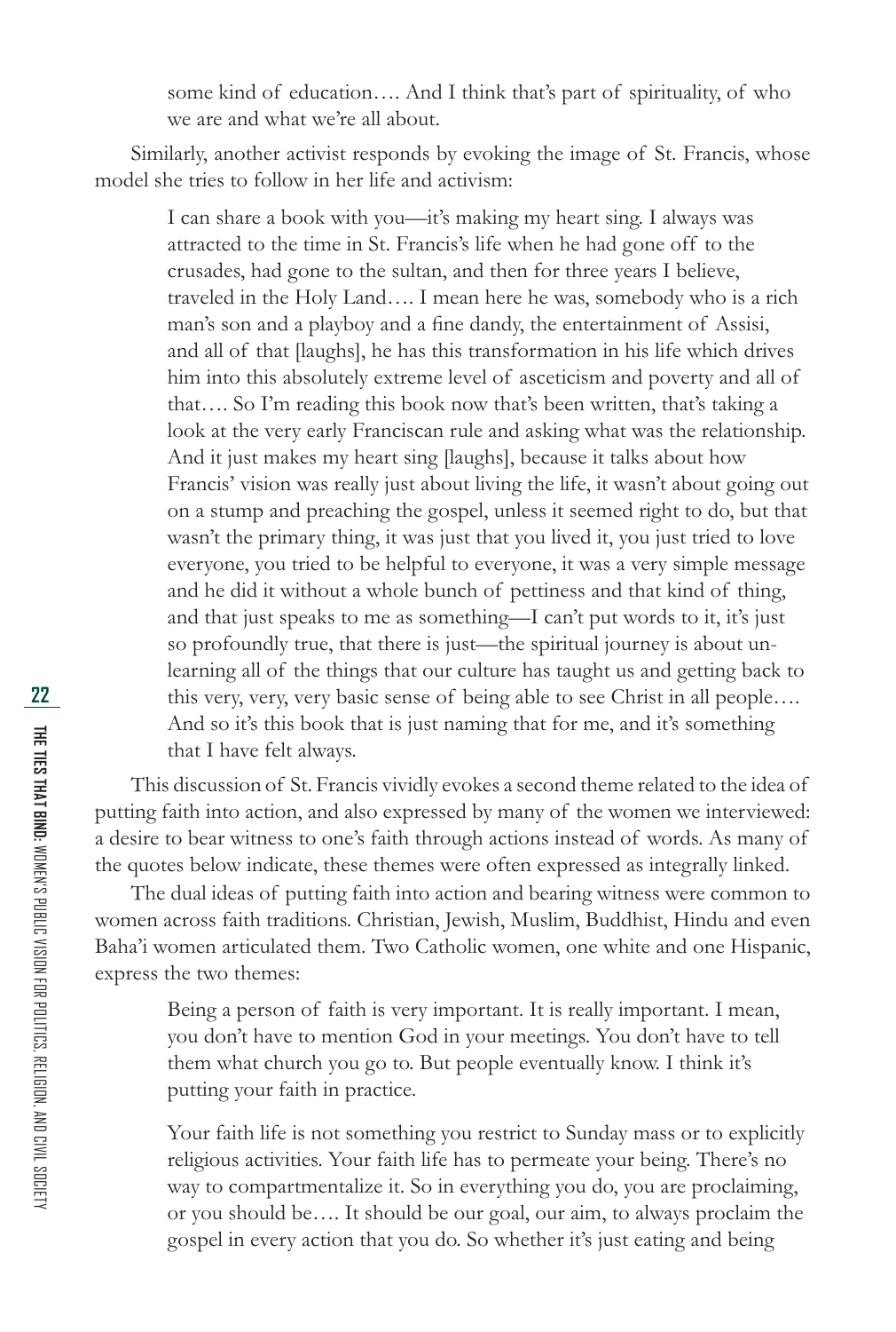some kind of education…. And I think that's part of spirituality, of who we are and what we're all about.

Similarly, another activist responds by evoking the image of St. Francis, whose model she tries to follow in her life and activism:

> I can share a book with you—it's making my heart sing. I always was attracted to the time in St. Francis's life when he had gone off to the crusades, had gone to the sultan, and then for three years I believe, traveled in the Holy Land…. I mean here he was, somebody who is a rich man's son and a playboy and a fine dandy, the entertainment of Assisi, and all of that [laughs], he has this transformation in his life which drives him into this absolutely extreme level of asceticism and poverty and all of that…. So I'm reading this book now that's been written, that's taking a look at the very early Franciscan rule and asking what was the relationship. And it just makes my heart sing [laughs], because it talks about how Francis' vision was really just about living the life, it wasn't about going out on a stump and preaching the gospel, unless it seemed right to do, but that wasn't the primary thing, it was just that you lived it, you just tried to love everyone, you tried to be helpful to everyone, it was a very simple message and he did it without a whole bunch of pettiness and that kind of thing, and that just speaks to me as something—I can't put words to it, it's just so profoundly true, that there is just—the spiritual journey is about unlearning all of the things that our culture has taught us and getting back to this very, very, very basic sense of being able to see Christ in all people…. And so it's this book that is just naming that for me, and it's something that I have felt always.

This discussion of St. Francis vividly evokes a second theme related to the idea of putting faith into action, and also expressed by many of the women we interviewed: a desire to bear witness to one's faith through actions instead of words. As many of the quotes below indicate, these themes were often expressed as integrally linked.

The dual ideas of putting faith into action and bearing witness were common to women across faith traditions. Christian, Jewish, Muslim, Buddhist, Hindu and even Baha'i women articulated them. Two Catholic women, one white and one Hispanic, express the two themes:

> Being a person of faith is very important. It is really important. I mean, you don't have to mention God in your meetings. You don't have to tell them what church you go to. But people eventually know. I think it's putting your faith in practice.

> Your faith life is not something you restrict to Sunday mass or to explicitly religious activities. Your faith life has to permeate your being. There's no way to compartmentalize it. So in everything you do, you are proclaiming, or you should be…. It should be our goal, our aim, to always proclaim the gospel in every action that you do. So whether it's just eating and being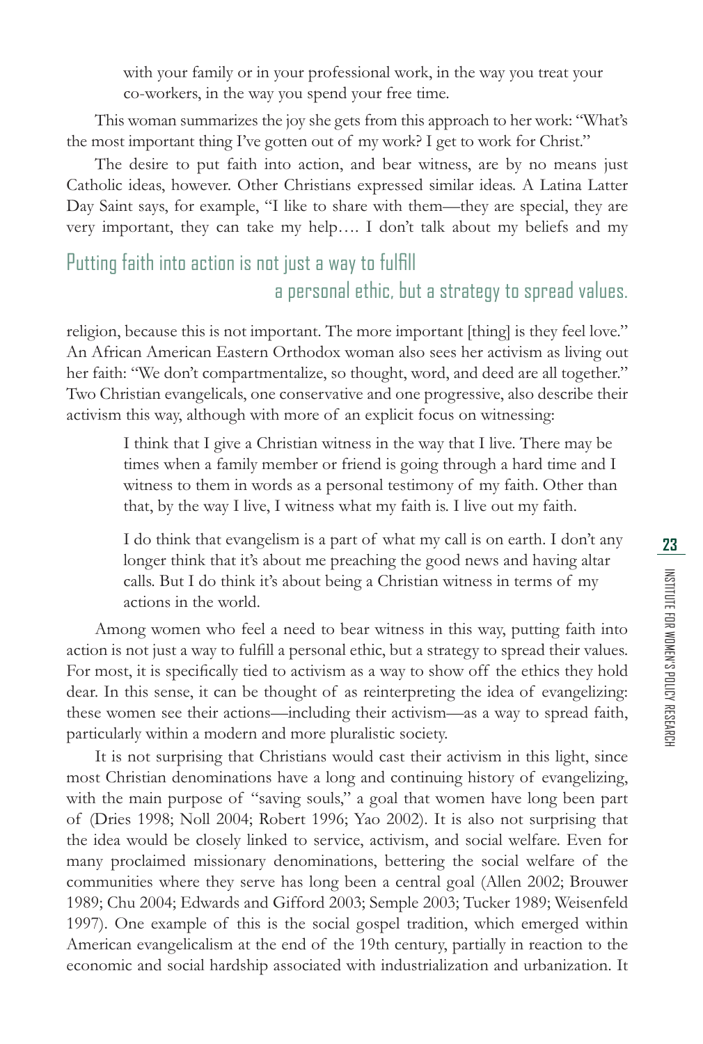with your family or in your professional work, in the way you treat your co-workers, in the way you spend your free time.

This woman summarizes the joy she gets from this approach to her work: "What's the most important thing I've gotten out of my work? I get to work for Christ."

The desire to put faith into action, and bear witness, are by no means just Catholic ideas, however. Other Christians expressed similar ideas. A Latina Latter Day Saint says, for example, "I like to share with them—they are special, they are very important, they can take my help…. I don't talk about my beliefs and my religion, because this is not important. The more important [thing] is they feel love." An African American Eastern Orthodox woman also sees her activism as living out her faith: "We don't compartmentalize, so thought, word, and deed are all together." Two Christian evangelicals, one conservative and one progressive, also describe their activism this way, although with more of an explicit focus on witnessing:

> Putting faith into action is not just a way to fulfill a personal ethic, but a strategy to spread values.

> I think that I give a Christian witness in the way that I live. There may be times when a family member or friend is going through a hard time and I witness to them in words as a personal testimony of my faith. Other than that, by the way I live, I witness what my faith is. I live out my faith.

> I do think that evangelism is a part of what my call is on earth. I don't any longer think that it's about me preaching the good news and having altar calls. But I do think it's about being a Christian witness in terms of my actions in the world.

Among women who feel a need to bear witness in this way, putting faith into action is not just a way to fulfill a personal ethic, but a strategy to spread their values. For most, it is specifically tied to activism as a way to show off the ethics they hold dear. In this sense, it can be thought of as reinterpreting the idea of evangelizing: these women see their actions—including their activism—as a way to spread faith, particularly within a modern and more pluralistic society.

It is not surprising that Christians would cast their activism in this light, since most Christian denominations have a long and continuing history of evangelizing, with the main purpose of "saving souls," a goal that women have long been part of (Dries 1998; Noll 2004; Robert 1996; Yao 2002). It is also not surprising that the idea would be closely linked to service, activism, and social welfare. Even for many proclaimed missionary denominations, bettering the social welfare of the communities where they serve has long been a central goal (Allen 2002; Brouwer 1989; Chu 2004; Edwards and Gifford 2003; Semple 2003; Tucker 1989; Weisenfeld 1997). One example of this is the social gospel tradition, which emerged within American evangelicalism at the end of the 19th century, partially in reaction to the economic and social hardship associated with industrialization and urbanization. It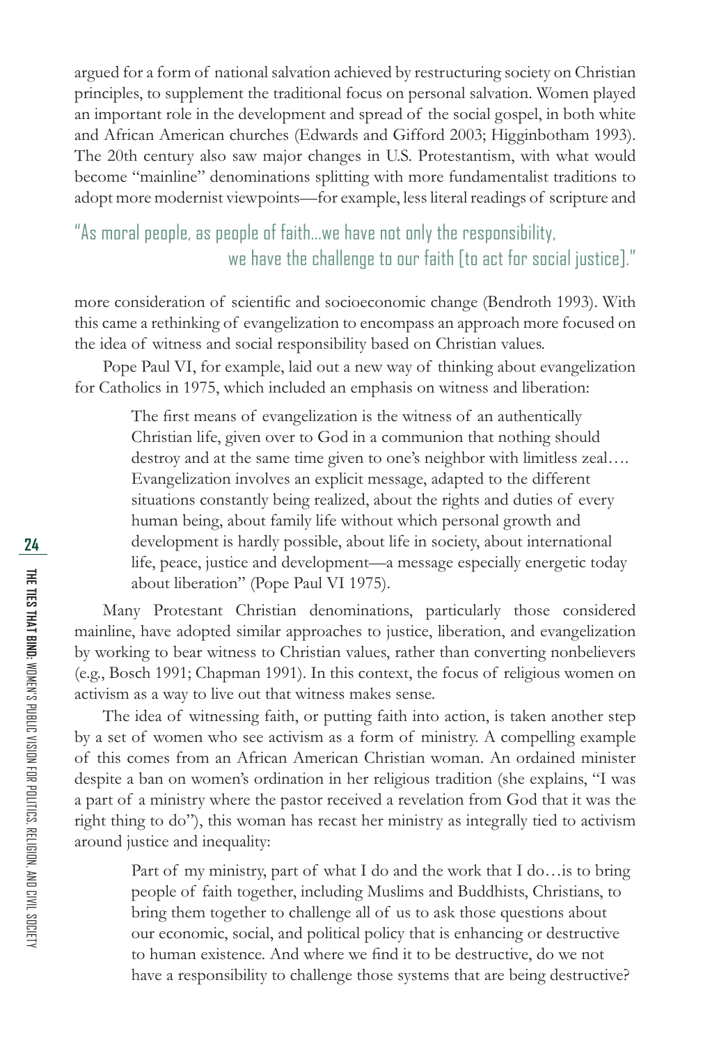argued for a form of national salvation achieved by restructuring society on Christian principles, to supplement the traditional focus on personal salvation. Women played an important role in the development and spread of the social gospel, in both white and African American churches (Edwards and Gifford 2003; Higginbotham 1993). The 20th century also saw major changes in U.S. Protestantism, with what would become "mainline" denominations splitting with more fundamentalist traditions to adopt more modernist viewpoints—for example, less literal readings of scripture and more consideration of scientific and socioeconomic change (Bendroth 1993). With this came a rethinking of evangelization to encompass an approach more focused on the idea of witness and social responsibility based on Christian values.

> "As moral people, as people of faith…we have not only the responsibility, we have the challenge to our faith [to act for social justice]."

Pope Paul VI, for example, laid out a new way of thinking about evangelization for Catholics in 1975, which included an emphasis on witness and liberation:

> The first means of evangelization is the witness of an authentically Christian life, given over to God in a communion that nothing should destroy and at the same time given to one's neighbor with limitless zeal…. Evangelization involves an explicit message, adapted to the different situations constantly being realized, about the rights and duties of every human being, about family life without which personal growth and development is hardly possible, about life in society, about international life, peace, justice and development—a message especially energetic today about liberation" (Pope Paul VI 1975).

Many Protestant Christian denominations, particularly those considered mainline, have adopted similar approaches to justice, liberation, and evangelization by working to bear witness to Christian values, rather than converting nonbelievers (e.g., Bosch 1991; Chapman 1991). In this context, the focus of religious women on activism as a way to live out that witness makes sense.

The idea of witnessing faith, or putting faith into action, is taken another step by a set of women who see activism as a form of ministry. A compelling example of this comes from an African American Christian woman. An ordained minister despite a ban on women's ordination in her religious tradition (she explains, "I was a part of a ministry where the pastor received a revelation from God that it was the right thing to do"), this woman has recast her ministry as integrally tied to activism around justice and inequality:

> Part of my ministry, part of what I do and the work that I do…is to bring people of faith together, including Muslims and Buddhists, Christians, to bring them together to challenge all of us to ask those questions about our economic, social, and political policy that is enhancing or destructive to human existence. And where we find it to be destructive, do we not have a responsibility to challenge those systems that are being destructive?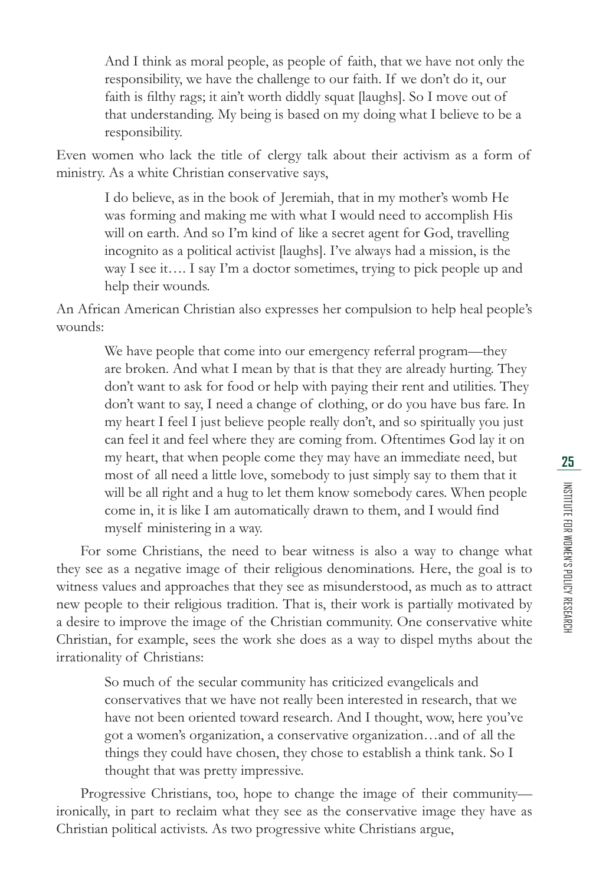> And I think as moral people, as people of faith, that we have not only the responsibility, we have the challenge to our faith. If we don't do it, our faith is filthy rags; it ain't worth diddly squat [laughs]. So I move out of that understanding. My being is based on my doing what I believe to be a responsibility.

Even women who lack the title of clergy talk about their activism as a form of ministry. As a white Christian conservative says,

> I do believe, as in the book of Jeremiah, that in my mother's womb He was forming and making me with what I would need to accomplish His will on earth. And so I'm kind of like a secret agent for God, travelling incognito as a political activist [laughs]. I've always had a mission, is the way I see it…. I say I'm a doctor sometimes, trying to pick people up and help their wounds.

An African American Christian also expresses her compulsion to help heal people's wounds:

> We have people that come into our emergency referral program—they are broken. And what I mean by that is that they are already hurting. They don't want to ask for food or help with paying their rent and utilities. They don't want to say, I need a change of clothing, or do you have bus fare. In my heart I feel I just believe people really don't, and so spiritually you just can feel it and feel where they are coming from. Oftentimes God lay it on my heart, that when people come they may have an immediate need, but most of all need a little love, somebody to just simply say to them that it will be all right and a hug to let them know somebody cares. When people come in, it is like I am automatically drawn to them, and I would find myself ministering in a way.

For some Christians, the need to bear witness is also a way to change what they see as a negative image of their religious denominations. Here, the goal is to witness values and approaches that they see as misunderstood, as much as to attract new people to their religious tradition. That is, their work is partially motivated by a desire to improve the image of the Christian community. One conservative white Christian, for example, sees the work she does as a way to dispel myths about the irrationality of Christians:

> So much of the secular community has criticized evangelicals and conservatives that we have not really been interested in research, that we have not been oriented toward research. And I thought, wow, here you've got a women's organization, a conservative organization…and of all the things they could have chosen, they chose to establish a think tank. So I thought that was pretty impressive.

Progressive Christians, too, hope to change the image of their community—ironically, in part to reclaim what they see as the conservative image they have as Christian political activists. As two progressive white Christians argue,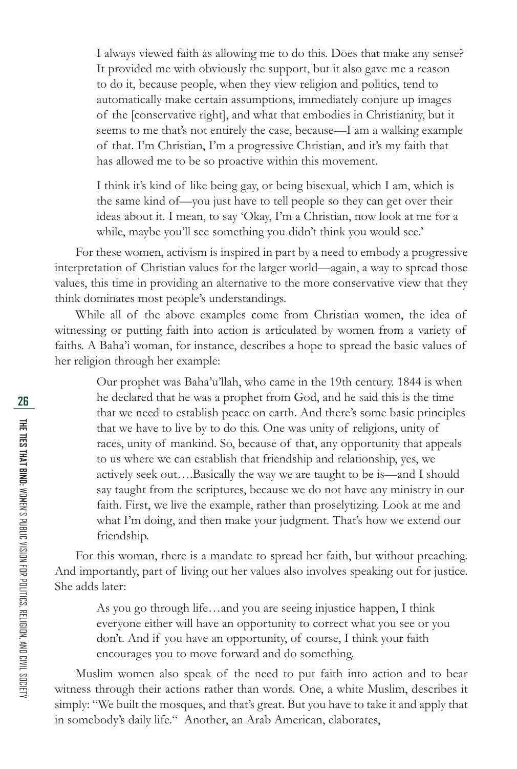> I always viewed faith as allowing me to do this. Does that make any sense? It provided me with obviously the support, but it also gave me a reason to do it, because people, when they view religion and politics, tend to automatically make certain assumptions, immediately conjure up images of the [conservative right], and what that embodies in Christianity, but it seems to me that's not entirely the case, because—I am a walking example of that. I'm Christian, I'm a progressive Christian, and it's my faith that has allowed me to be so proactive within this movement.
>
> I think it's kind of like being gay, or being bisexual, which I am, which is the same kind of—you just have to tell people so they can get over their ideas about it. I mean, to say 'Okay, I'm a Christian, now look at me for a while, maybe you'll see something you didn't think you would see.'

For these women, activism is inspired in part by a need to embody a progressive interpretation of Christian values for the larger world—again, a way to spread those values, this time in providing an alternative to the more conservative view that they think dominates most people's understandings.

While all of the above examples come from Christian women, the idea of witnessing or putting faith into action is articulated by women from a variety of faiths. A Baha'i woman, for instance, describes a hope to spread the basic values of her religion through her example:

> Our prophet was Baha'u'llah, who came in the 19th century. 1844 is when he declared that he was a prophet from God, and he said this is the time that we need to establish peace on earth. And there's some basic principles that we have to live by to do this. One was unity of religions, unity of races, unity of mankind. So, because of that, any opportunity that appeals to us where we can establish that friendship and relationship, yes, we actively seek out….Basically the way we are taught to be is—and I should say taught from the scriptures, because we do not have any ministry in our faith. First, we live the example, rather than proselytizing. Look at me and what I'm doing, and then make your judgment. That's how we extend our friendship.

For this woman, there is a mandate to spread her faith, but without preaching. And importantly, part of living out her values also involves speaking out for justice. She adds later:

> As you go through life…and you are seeing injustice happen, I think everyone either will have an opportunity to correct what you see or you don't. And if you have an opportunity, of course, I think your faith encourages you to move forward and do something.

Muslim women also speak of the need to put faith into action and to bear witness through their actions rather than words. One, a white Muslim, describes it simply: "We built the mosques, and that's great. But you have to take it and apply that in somebody's daily life." Another, an Arab American, elaborates,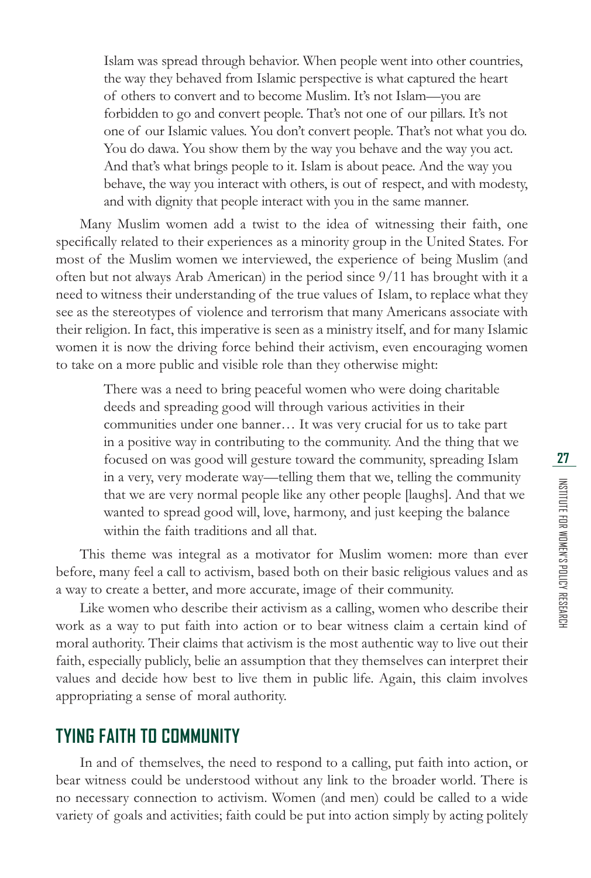> Islam was spread through behavior. When people went into other countries, the way they behaved from Islamic perspective is what captured the heart of others to convert and to become Muslim. It's not Islam—you are forbidden to go and convert people. That's not one of our pillars. It's not one of our Islamic values. You don't convert people. That's not what you do. You do dawa. You show them by the way you behave and the way you act. And that's what brings people to it. Islam is about peace. And the way you behave, the way you interact with others, is out of respect, and with modesty, and with dignity that people interact with you in the same manner.

Many Muslim women add a twist to the idea of witnessing their faith, one specifically related to their experiences as a minority group in the United States. For most of the Muslim women we interviewed, the experience of being Muslim (and often but not always Arab American) in the period since 9/11 has brought with it a need to witness their understanding of the true values of Islam, to replace what they see as the stereotypes of violence and terrorism that many Americans associate with their religion. In fact, this imperative is seen as a ministry itself, and for many Islamic women it is now the driving force behind their activism, even encouraging women to take on a more public and visible role than they otherwise might:

> There was a need to bring peaceful women who were doing charitable deeds and spreading good will through various activities in their communities under one banner… It was very crucial for us to take part in a positive way in contributing to the community. And the thing that we focused on was good will gesture toward the community, spreading Islam in a very, very moderate way—telling them that we, telling the community that we are very normal people like any other people [laughs]. And that we wanted to spread good will, love, harmony, and just keeping the balance within the faith traditions and all that.

This theme was integral as a motivator for Muslim women: more than ever before, many feel a call to activism, based both on their basic religious values and as a way to create a better, and more accurate, image of their community.

Like women who describe their activism as a calling, women who describe their work as a way to put faith into action or to bear witness claim a certain kind of moral authority. Their claims that activism is the most authentic way to live out their faith, especially publicly, belie an assumption that they themselves can interpret their values and decide how best to live them in public life. Again, this claim involves appropriating a sense of moral authority.

## TYING FAITH TO COMMUNITY

In and of themselves, the need to respond to a calling, put faith into action, or bear witness could be understood without any link to the broader world. There is no necessary connection to activism. Women (and men) could be called to a wide variety of goals and activities; faith could be put into action simply by acting politely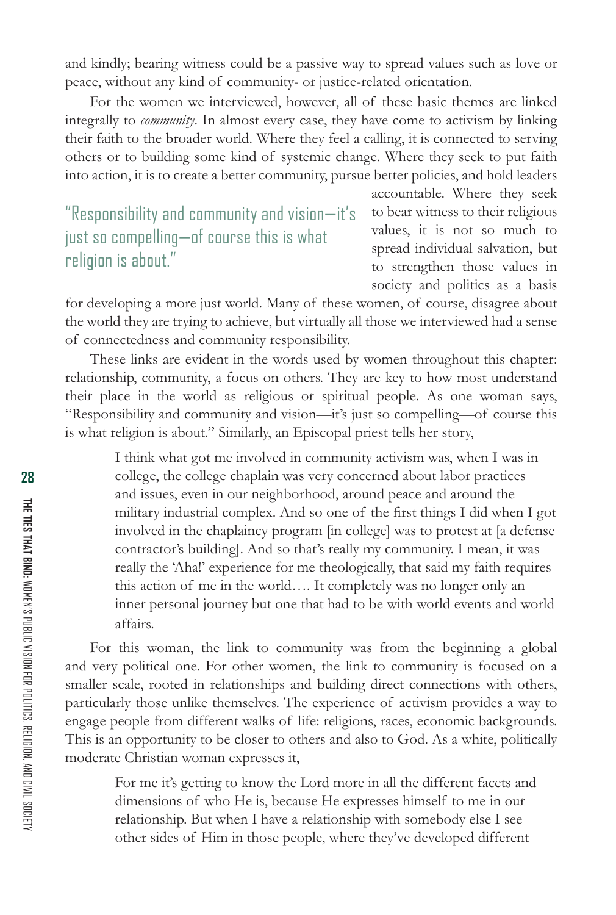and kindly; bearing witness could be a passive way to spread values such as love or peace, without any kind of community- or justice-related orientation.

For the women we interviewed, however, all of these basic themes are linked integrally to *community*. In almost every case, they have come to activism by linking their faith to the broader world. Where they feel a calling, it is connected to serving others or to building some kind of systemic change. Where they seek to put faith into action, it is to create a better community, pursue better policies, and hold leaders accountable. Where they seek to bear witness to their religious values, it is not so much to spread individual salvation, but to strengthen those values in society and politics as a basis for developing a more just world. Many of these women, of course, disagree about the world they are trying to achieve, but virtually all those we interviewed had a sense of connectedness and community responsibility.

> "Responsibility and community and vision—it's just so compelling—of course this is what religion is about."

These links are evident in the words used by women throughout this chapter: relationship, community, a focus on others. They are key to how most understand their place in the world as religious or spiritual people. As one woman says, "Responsibility and community and vision—it's just so compelling—of course this is what religion is about." Similarly, an Episcopal priest tells her story,

> I think what got me involved in community activism was, when I was in college, the college chaplain was very concerned about labor practices and issues, even in our neighborhood, around peace and around the military industrial complex. And so one of the first things I did when I got involved in the chaplaincy program [in college] was to protest at [a defense contractor's building]. And so that's really my community. I mean, it was really the 'Aha!' experience for me theologically, that said my faith requires this action of me in the world…. It completely was no longer only an inner personal journey but one that had to be with world events and world affairs.

For this woman, the link to community was from the beginning a global and very political one. For other women, the link to community is focused on a smaller scale, rooted in relationships and building direct connections with others, particularly those unlike themselves. The experience of activism provides a way to engage people from different walks of life: religions, races, economic backgrounds. This is an opportunity to be closer to others and also to God. As a white, politically moderate Christian woman expresses it,

> For me it's getting to know the Lord more in all the different facets and dimensions of who He is, because He expresses himself to me in our relationship. But when I have a relationship with somebody else I see other sides of Him in those people, where they've developed different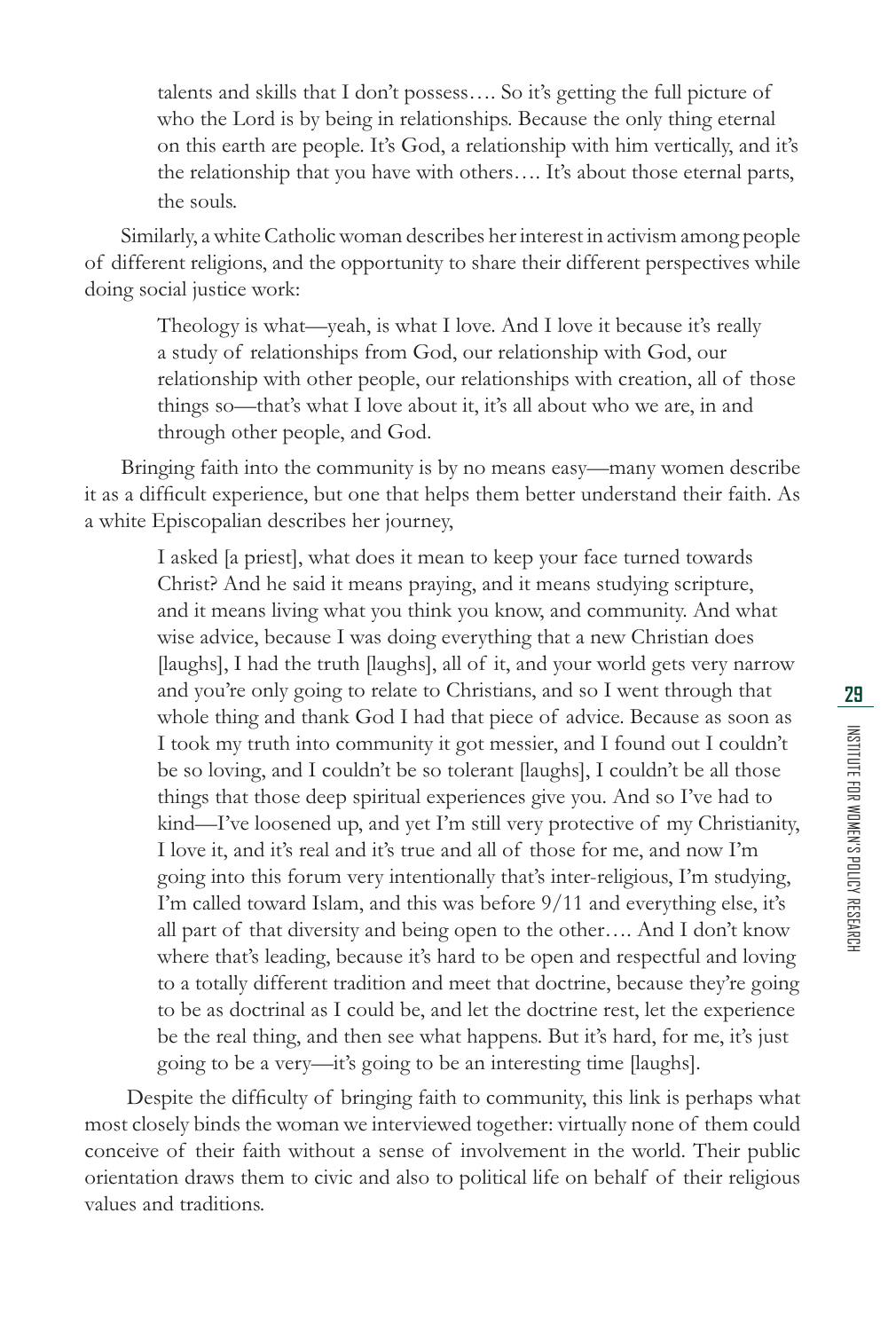> talents and skills that I don't possess…. So it's getting the full picture of who the Lord is by being in relationships. Because the only thing eternal on this earth are people. It's God, a relationship with him vertically, and it's the relationship that you have with others…. It's about those eternal parts, the souls.

Similarly, a white Catholic woman describes her interest in activism among people of different religions, and the opportunity to share their different perspectives while doing social justice work:

> Theology is what—yeah, is what I love. And I love it because it's really a study of relationships from God, our relationship with God, our relationship with other people, our relationships with creation, all of those things so—that's what I love about it, it's all about who we are, in and through other people, and God.

Bringing faith into the community is by no means easy—many women describe it as a difficult experience, but one that helps them better understand their faith. As a white Episcopalian describes her journey,

> I asked [a priest], what does it mean to keep your face turned towards Christ? And he said it means praying, and it means studying scripture, and it means living what you think you know, and community. And what wise advice, because I was doing everything that a new Christian does [laughs], I had the truth [laughs], all of it, and your world gets very narrow and you're only going to relate to Christians, and so I went through that whole thing and thank God I had that piece of advice. Because as soon as I took my truth into community it got messier, and I found out I couldn't be so loving, and I couldn't be so tolerant [laughs], I couldn't be all those things that those deep spiritual experiences give you. And so I've had to kind—I've loosened up, and yet I'm still very protective of my Christianity, I love it, and it's real and it's true and all of those for me, and now I'm going into this forum very intentionally that's inter-religious, I'm studying, I'm called toward Islam, and this was before 9/11 and everything else, it's all part of that diversity and being open to the other…. And I don't know where that's leading, because it's hard to be open and respectful and loving to a totally different tradition and meet that doctrine, because they're going to be as doctrinal as I could be, and let the doctrine rest, let the experience be the real thing, and then see what happens. But it's hard, for me, it's just going to be a very—it's going to be an interesting time [laughs].

Despite the difficulty of bringing faith to community, this link is perhaps what most closely binds the woman we interviewed together: virtually none of them could conceive of their faith without a sense of involvement in the world. Their public orientation draws them to civic and also to political life on behalf of their religious values and traditions.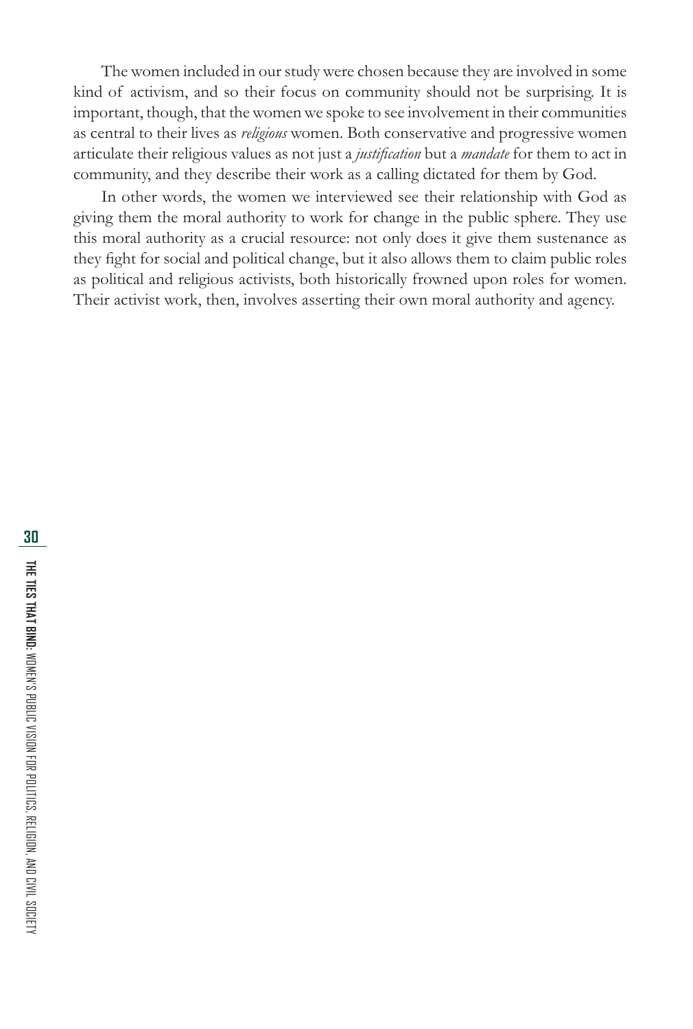The women included in our study were chosen because they are involved in some kind of activism, and so their focus on community should not be surprising. It is important, though, that the women we spoke to see involvement in their communities as central to their lives as *religious* women. Both conservative and progressive women articulate their religious values as not just a *justification* but a *mandate* for them to act in community, and they describe their work as a calling dictated for them by God.

In other words, the women we interviewed see their relationship with God as giving them the moral authority to work for change in the public sphere. They use this moral authority as a crucial resource: not only does it give them sustenance as they fight for social and political change, but it also allows them to claim public roles as political and religious activists, both historically frowned upon roles for women. Their activist work, then, involves asserting their own moral authority and agency.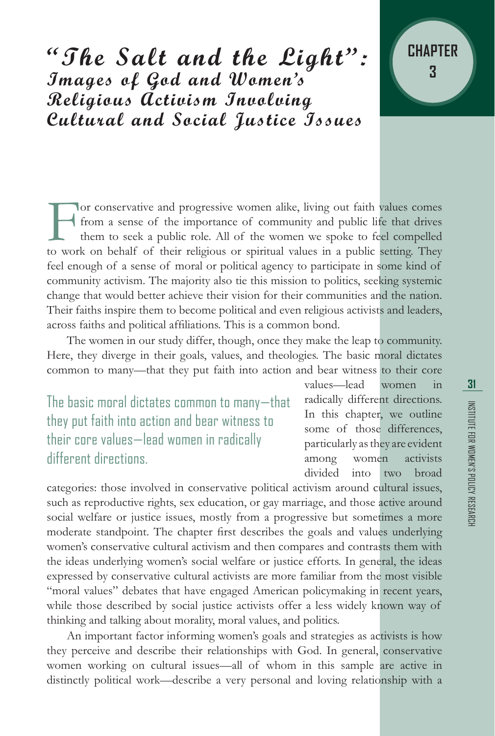# "The Salt and the Light": Images of God and Women's Religious Activism Involving Cultural and Social Justice Issues

## Chapter 3

For conservative and progressive women alike, living out faith values comes from a sense of the importance of community and public life that drives them to seek a public role. All of the women we spoke to feel compelled to work on behalf of their religious or spiritual values in a public setting. They feel enough of a sense of moral or political agency to participate in some kind of community activism. The majority also tie this mission to politics, seeking systemic change that would better achieve their vision for their communities and the nation. Their faiths inspire them to become political and even religious activists and leaders, across faiths and political affiliations. This is a common bond.

The women in our study differ, though, once they make the leap to community. Here, they diverge in their goals, values, and theologies. The basic moral dictates common to many—that they put faith into action and bear witness to their core values—lead women in radically different directions. In this chapter, we outline some of those differences, particularly as they are evident among women activists divided into two broad categories: those involved in conservative political activism around cultural issues, such as reproductive rights, sex education, or gay marriage, and those active around social welfare or justice issues, mostly from a progressive but sometimes a more moderate standpoint. The chapter first describes the goals and values underlying women's conservative cultural activism and then compares and contrasts them with the ideas underlying women's social welfare or justice efforts. In general, the ideas expressed by conservative cultural activists are more familiar from the most visible "moral values" debates that have engaged American policymaking in recent years, while those described by social justice activists offer a less widely known way of thinking and talking about morality, moral values, and politics.

> The basic moral dictates common to many—that they put faith into action and bear witness to their core values—lead women in radically different directions.

An important factor informing women's goals and strategies as activists is how they perceive and describe their relationships with God. In general, conservative women working on cultural issues—all of whom in this sample are active in distinctly political work—describe a very personal and loving relationship with a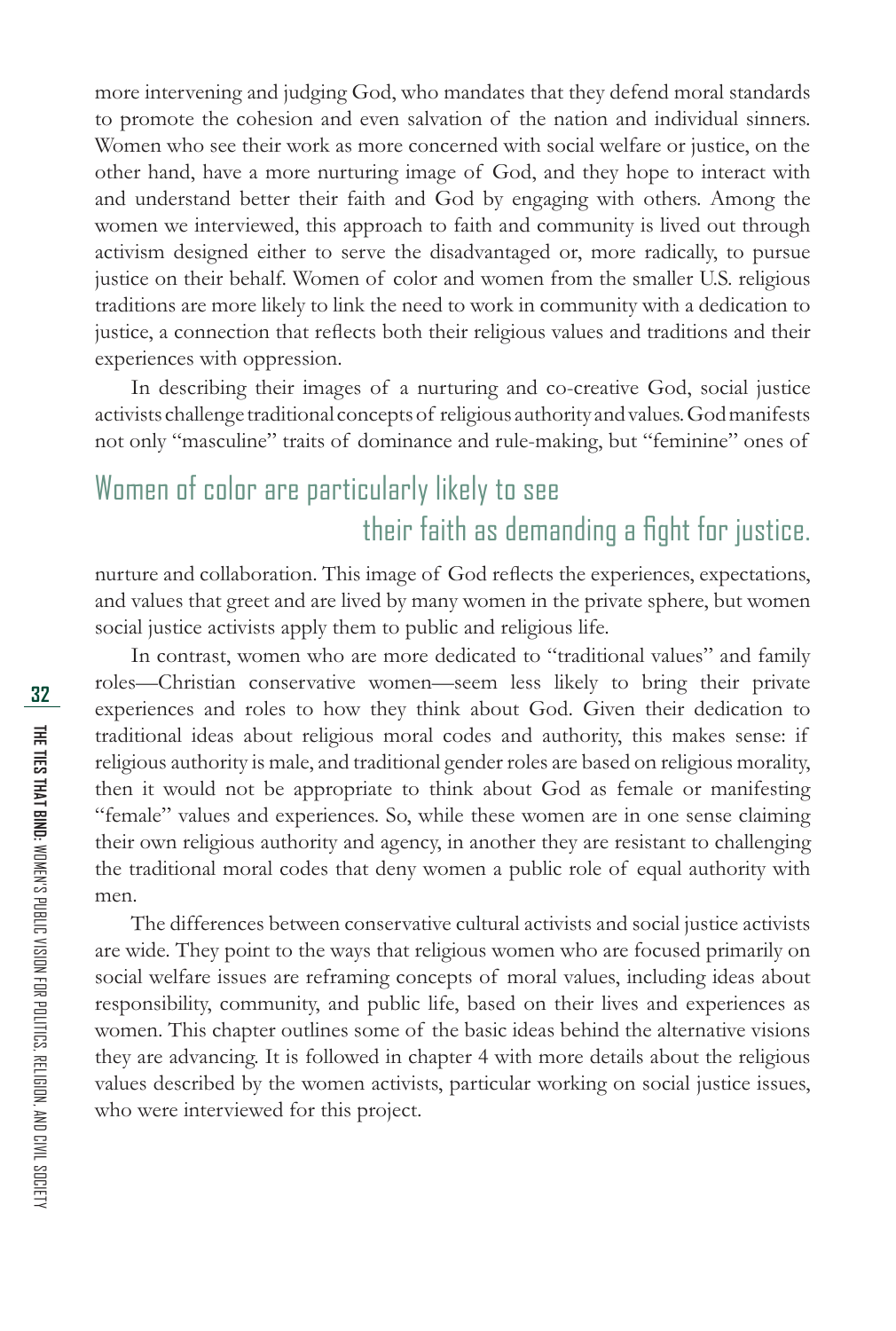more intervening and judging God, who mandates that they defend moral standards to promote the cohesion and even salvation of the nation and individual sinners. Women who see their work as more concerned with social welfare or justice, on the other hand, have a more nurturing image of God, and they hope to interact with and understand better their faith and God by engaging with others. Among the women we interviewed, this approach to faith and community is lived out through activism designed either to serve the disadvantaged or, more radically, to pursue justice on their behalf. Women of color and women from the smaller U.S. religious traditions are more likely to link the need to work in community with a dedication to justice, a connection that reflects both their religious values and traditions and their experiences with oppression.

In describing their images of a nurturing and co-creative God, social justice activists challenge traditional concepts of religious authority and values. God manifests not only "masculine" traits of dominance and rule-making, but "feminine" ones of nurture and collaboration. This image of God reflects the experiences, expectations, and values that greet and are lived by many women in the private sphere, but women social justice activists apply them to public and religious life.

> Women of color are particularly likely to see their faith as demanding a fight for justice.

In contrast, women who are more dedicated to "traditional values" and family roles—Christian conservative women—seem less likely to bring their private experiences and roles to how they think about God. Given their dedication to traditional ideas about religious moral codes and authority, this makes sense: if religious authority is male, and traditional gender roles are based on religious morality, then it would not be appropriate to think about God as female or manifesting "female" values and experiences. So, while these women are in one sense claiming their own religious authority and agency, in another they are resistant to challenging the traditional moral codes that deny women a public role of equal authority with men.

The differences between conservative cultural activists and social justice activists are wide. They point to the ways that religious women who are focused primarily on social welfare issues are reframing concepts of moral values, including ideas about responsibility, community, and public life, based on their lives and experiences as women. This chapter outlines some of the basic ideas behind the alternative visions they are advancing. It is followed in chapter 4 with more details about the religious values described by the women activists, particular working on social justice issues, who were interviewed for this project.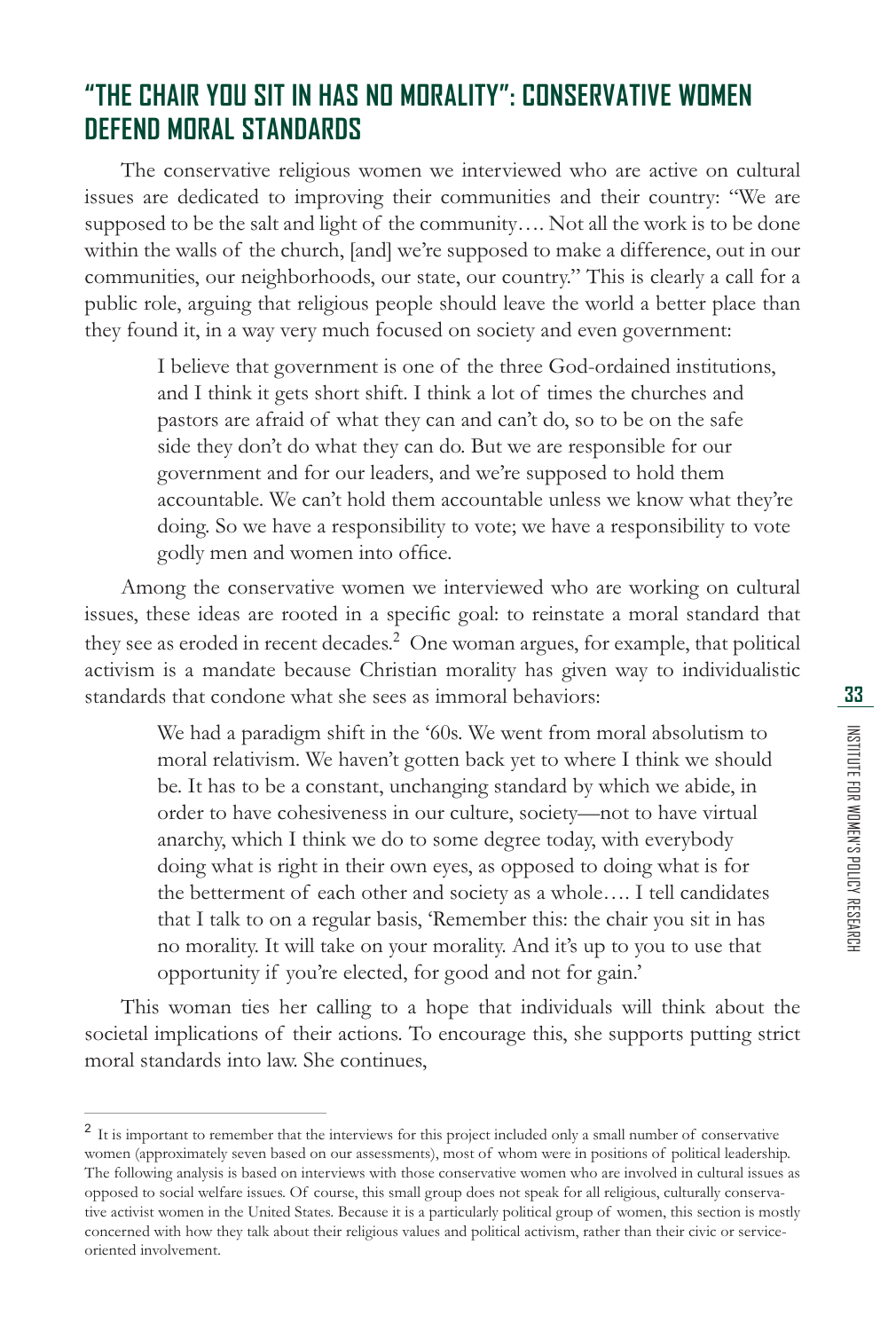## "THE CHAIR YOU SIT IN HAS NO MORALITY": CONSERVATIVE WOMEN DEFEND MORAL STANDARDS

The conservative religious women we interviewed who are active on cultural issues are dedicated to improving their communities and their country: "We are supposed to be the salt and light of the community…. Not all the work is to be done within the walls of the church, [and] we're supposed to make a difference, out in our communities, our neighborhoods, our state, our country." This is clearly a call for a public role, arguing that religious people should leave the world a better place than they found it, in a way very much focused on society and even government:

> I believe that government is one of the three God-ordained institutions, and I think it gets short shift. I think a lot of times the churches and pastors are afraid of what they can and can't do, so to be on the safe side they don't do what they can do. But we are responsible for our government and for our leaders, and we're supposed to hold them accountable. We can't hold them accountable unless we know what they're doing. So we have a responsibility to vote; we have a responsibility to vote godly men and women into office.

Among the conservative women we interviewed who are working on cultural issues, these ideas are rooted in a specific goal: to reinstate a moral standard that they see as eroded in recent decades.[2] One woman argues, for example, that political activism is a mandate because Christian morality has given way to individualistic standards that condone what she sees as immoral behaviors:

> We had a paradigm shift in the '60s. We went from moral absolutism to moral relativism. We haven't gotten back yet to where I think we should be. It has to be a constant, unchanging standard by which we abide, in order to have cohesiveness in our culture, society—not to have virtual anarchy, which I think we do to some degree today, with everybody doing what is right in their own eyes, as opposed to doing what is for the betterment of each other and society as a whole…. I tell candidates that I talk to on a regular basis, 'Remember this: the chair you sit in has no morality. It will take on your morality. And it's up to you to use that opportunity if you're elected, for good and not for gain.'

This woman ties her calling to a hope that individuals will think about the societal implications of their actions. To encourage this, she supports putting strict moral standards into law. She continues,

---

[2] It is important to remember that the interviews for this project included only a small number of conservative women (approximately seven based on our assessments), most of whom were in positions of political leadership. The following analysis is based on interviews with those conservative women who are involved in cultural issues as opposed to social welfare issues. Of course, this small group does not speak for all religious, culturally conservative activist women in the United States. Because it is a particularly political group of women, this section is mostly concerned with how they talk about their religious values and political activism, rather than their civic or service-oriented involvement.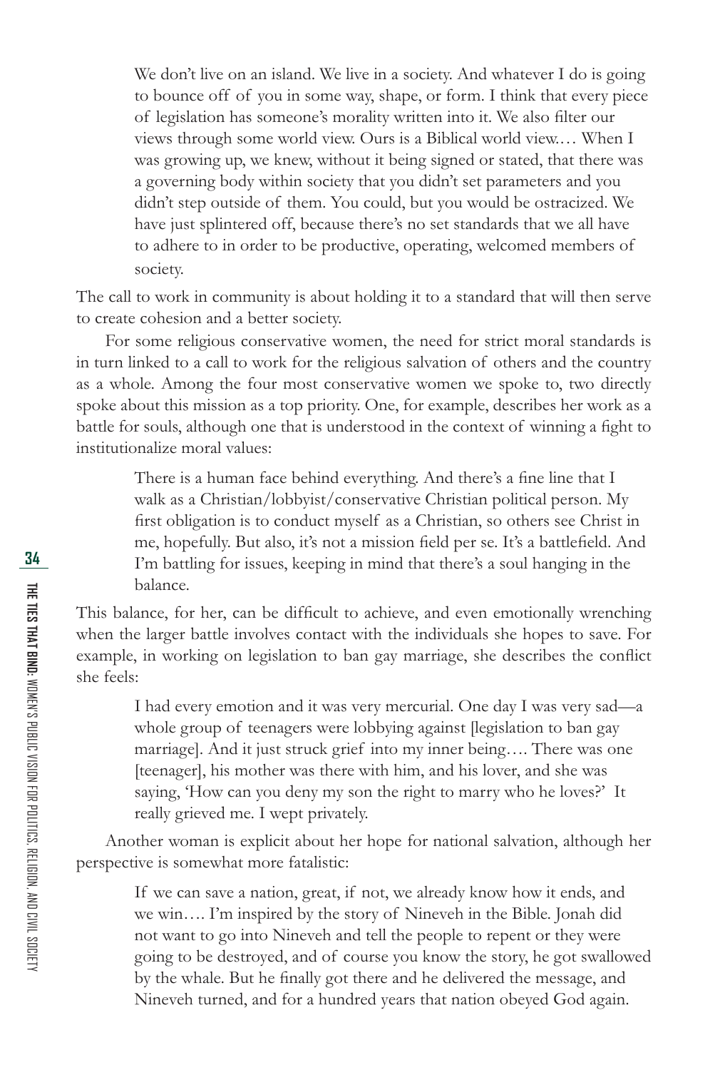> We don't live on an island. We live in a society. And whatever I do is going to bounce off of you in some way, shape, or form. I think that every piece of legislation has someone's morality written into it. We also filter our views through some world view. Ours is a Biblical world view.… When I was growing up, we knew, without it being signed or stated, that there was a governing body within society that you didn't set parameters and you didn't step outside of them. You could, but you would be ostracized. We have just splintered off, because there's no set standards that we all have to adhere to in order to be productive, operating, welcomed members of society.

The call to work in community is about holding it to a standard that will then serve to create cohesion and a better society.

For some religious conservative women, the need for strict moral standards is in turn linked to a call to work for the religious salvation of others and the country as a whole. Among the four most conservative women we spoke to, two directly spoke about this mission as a top priority. One, for example, describes her work as a battle for souls, although one that is understood in the context of winning a fight to institutionalize moral values:

> There is a human face behind everything. And there's a fine line that I walk as a Christian/lobbyist/conservative Christian political person. My first obligation is to conduct myself as a Christian, so others see Christ in me, hopefully. But also, it's not a mission field per se. It's a battlefield. And I'm battling for issues, keeping in mind that there's a soul hanging in the balance.

This balance, for her, can be difficult to achieve, and even emotionally wrenching when the larger battle involves contact with the individuals she hopes to save. For example, in working on legislation to ban gay marriage, she describes the conflict she feels:

> I had every emotion and it was very mercurial. One day I was very sad—a whole group of teenagers were lobbying against [legislation to ban gay marriage]. And it just struck grief into my inner being…. There was one [teenager], his mother was there with him, and his lover, and she was saying, 'How can you deny my son the right to marry who he loves?' It really grieved me. I wept privately.

Another woman is explicit about her hope for national salvation, although her perspective is somewhat more fatalistic:

> If we can save a nation, great, if not, we already know how it ends, and we win…. I'm inspired by the story of Nineveh in the Bible. Jonah did not want to go into Nineveh and tell the people to repent or they were going to be destroyed, and of course you know the story, he got swallowed by the whale. But he finally got there and he delivered the message, and Nineveh turned, and for a hundred years that nation obeyed God again.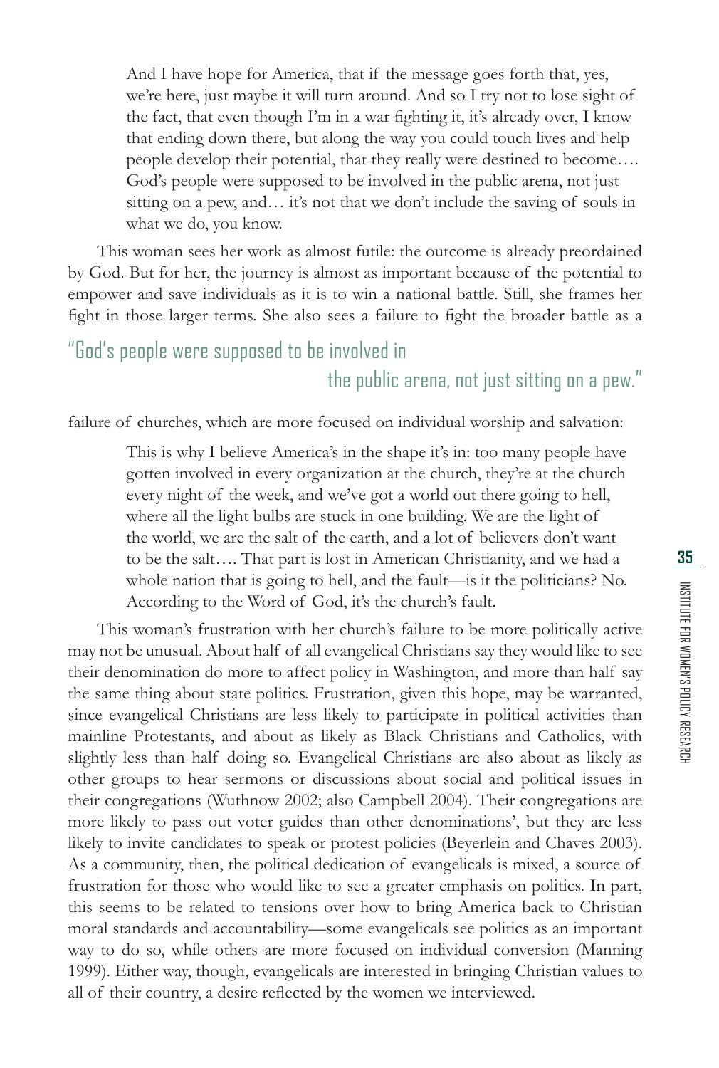> And I have hope for America, that if the message goes forth that, yes, we're here, just maybe it will turn around. And so I try not to lose sight of the fact, that even though I'm in a war fighting it, it's already over, I know that ending down there, but along the way you could touch lives and help people develop their potential, that they really were destined to become…. God's people were supposed to be involved in the public arena, not just sitting on a pew, and… it's not that we don't include the saving of souls in what we do, you know.

This woman sees her work as almost futile: the outcome is already preordained by God. But for her, the journey is almost as important because of the potential to empower and save individuals as it is to win a national battle. Still, she frames her fight in those larger terms. She also sees a failure to fight the broader battle as a failure of churches, which are more focused on individual worship and salvation:

> "God's people were supposed to be involved in the public arena, not just sitting on a pew."

> This is why I believe America's in the shape it's in: too many people have gotten involved in every organization at the church, they're at the church every night of the week, and we've got a world out there going to hell, where all the light bulbs are stuck in one building. We are the light of the world, we are the salt of the earth, and a lot of believers don't want to be the salt…. That part is lost in American Christianity, and we had a whole nation that is going to hell, and the fault—is it the politicians? No. According to the Word of God, it's the church's fault.

This woman's frustration with her church's failure to be more politically active may not be unusual. About half of all evangelical Christians say they would like to see their denomination do more to affect policy in Washington, and more than half say the same thing about state politics. Frustration, given this hope, may be warranted, since evangelical Christians are less likely to participate in political activities than mainline Protestants, and about as likely as Black Christians and Catholics, with slightly less than half doing so. Evangelical Christians are also about as likely as other groups to hear sermons or discussions about social and political issues in their congregations (Wuthnow 2002; also Campbell 2004). Their congregations are more likely to pass out voter guides than other denominations', but they are less likely to invite candidates to speak or protest policies (Beyerlein and Chaves 2003). As a community, then, the political dedication of evangelicals is mixed, a source of frustration for those who would like to see a greater emphasis on politics. In part, this seems to be related to tensions over how to bring America back to Christian moral standards and accountability—some evangelicals see politics as an important way to do so, while others are more focused on individual conversion (Manning 1999). Either way, though, evangelicals are interested in bringing Christian values to all of their country, a desire reflected by the women we interviewed.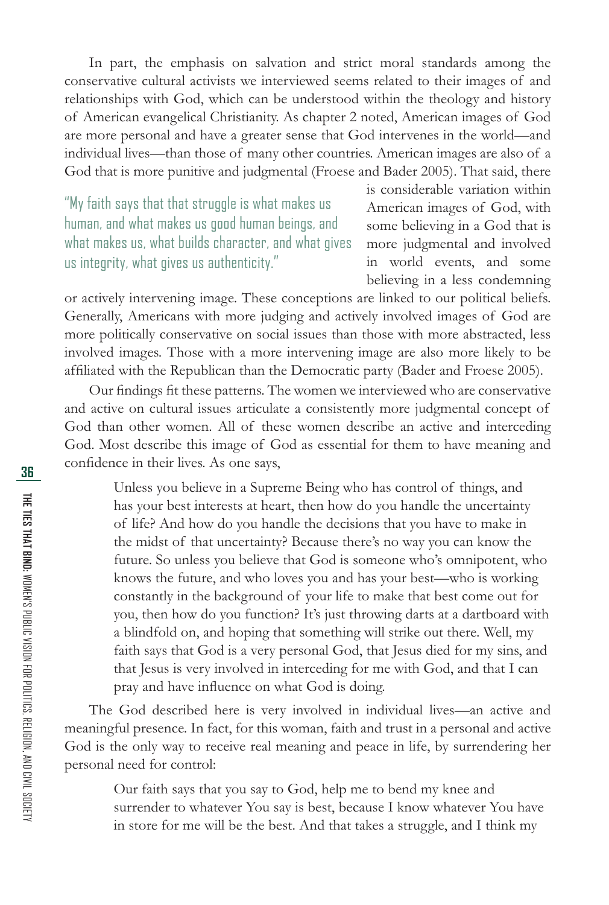In part, the emphasis on salvation and strict moral standards among the conservative cultural activists we interviewed seems related to their images of and relationships with God, which can be understood within the theology and history of American evangelical Christianity. As chapter 2 noted, American images of God are more personal and have a greater sense that God intervenes in the world—and individual lives—than those of many other countries. American images are also of a God that is more punitive and judgmental (Froese and Bader 2005). That said, there is considerable variation within American images of God, with some believing in a God that is more judgmental and involved in world events, and some believing in a less condemning or actively intervening image. These conceptions are linked to our political beliefs. Generally, Americans with more judging and actively involved images of God are more politically conservative on social issues than those with more abstracted, less involved images. Those with a more intervening image are also more likely to be affiliated with the Republican than the Democratic party (Bader and Froese 2005).

"My faith says that that struggle is what makes us human, and what makes us good human beings, and what makes us, what builds character, and what gives us integrity, what gives us authenticity."

Our findings fit these patterns. The women we interviewed who are conservative and active on cultural issues articulate a consistently more judgmental concept of God than other women. All of these women describe an active and interceding God. Most describe this image of God as essential for them to have meaning and confidence in their lives. As one says,

> Unless you believe in a Supreme Being who has control of things, and has your best interests at heart, then how do you handle the uncertainty of life? And how do you handle the decisions that you have to make in the midst of that uncertainty? Because there's no way you can know the future. So unless you believe that God is someone who's omnipotent, who knows the future, and who loves you and has your best—who is working constantly in the background of your life to make that best come out for you, then how do you function? It's just throwing darts at a dartboard with a blindfold on, and hoping that something will strike out there. Well, my faith says that God is a very personal God, that Jesus died for my sins, and that Jesus is very involved in interceding for me with God, and that I can pray and have influence on what God is doing.

The God described here is very involved in individual lives—an active and meaningful presence. In fact, for this woman, faith and trust in a personal and active God is the only way to receive real meaning and peace in life, by surrendering her personal need for control:

> Our faith says that you say to God, help me to bend my knee and surrender to whatever You say is best, because I know whatever You have in store for me will be the best. And that takes a struggle, and I think my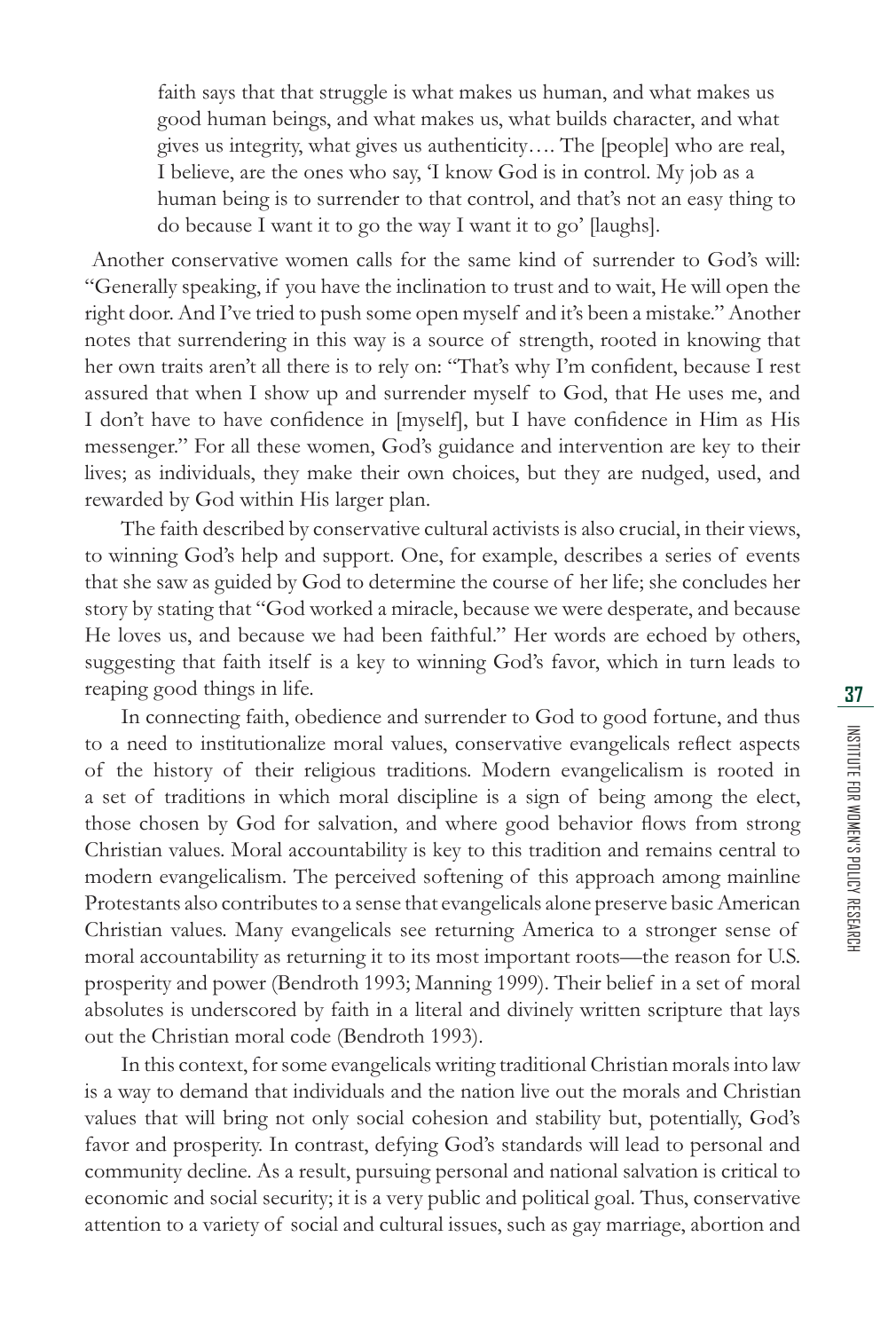> faith says that that struggle is what makes us human, and what makes us good human beings, and what makes us, what builds character, and what gives us integrity, what gives us authenticity…. The [people] who are real, I believe, are the ones who say, 'I know God is in control. My job as a human being is to surrender to that control, and that's not an easy thing to do because I want it to go the way I want it to go' [laughs].

Another conservative women calls for the same kind of surrender to God's will: "Generally speaking, if you have the inclination to trust and to wait, He will open the right door. And I've tried to push some open myself and it's been a mistake." Another notes that surrendering in this way is a source of strength, rooted in knowing that her own traits aren't all there is to rely on: "That's why I'm confident, because I rest assured that when I show up and surrender myself to God, that He uses me, and I don't have to have confidence in [myself], but I have confidence in Him as His messenger." For all these women, God's guidance and intervention are key to their lives; as individuals, they make their own choices, but they are nudged, used, and rewarded by God within His larger plan.

The faith described by conservative cultural activists is also crucial, in their views, to winning God's help and support. One, for example, describes a series of events that she saw as guided by God to determine the course of her life; she concludes her story by stating that "God worked a miracle, because we were desperate, and because He loves us, and because we had been faithful." Her words are echoed by others, suggesting that faith itself is a key to winning God's favor, which in turn leads to reaping good things in life.

In connecting faith, obedience and surrender to God to good fortune, and thus to a need to institutionalize moral values, conservative evangelicals reflect aspects of the history of their religious traditions. Modern evangelicalism is rooted in a set of traditions in which moral discipline is a sign of being among the elect, those chosen by God for salvation, and where good behavior flows from strong Christian values. Moral accountability is key to this tradition and remains central to modern evangelicalism. The perceived softening of this approach among mainline Protestants also contributes to a sense that evangelicals alone preserve basic American Christian values. Many evangelicals see returning America to a stronger sense of moral accountability as returning it to its most important roots—the reason for U.S. prosperity and power (Bendroth 1993; Manning 1999). Their belief in a set of moral absolutes is underscored by faith in a literal and divinely written scripture that lays out the Christian moral code (Bendroth 1993).

In this context, for some evangelicals writing traditional Christian morals into law is a way to demand that individuals and the nation live out the morals and Christian values that will bring not only social cohesion and stability but, potentially, God's favor and prosperity. In contrast, defying God's standards will lead to personal and community decline. As a result, pursuing personal and national salvation is critical to economic and social security; it is a very public and political goal. Thus, conservative attention to a variety of social and cultural issues, such as gay marriage, abortion and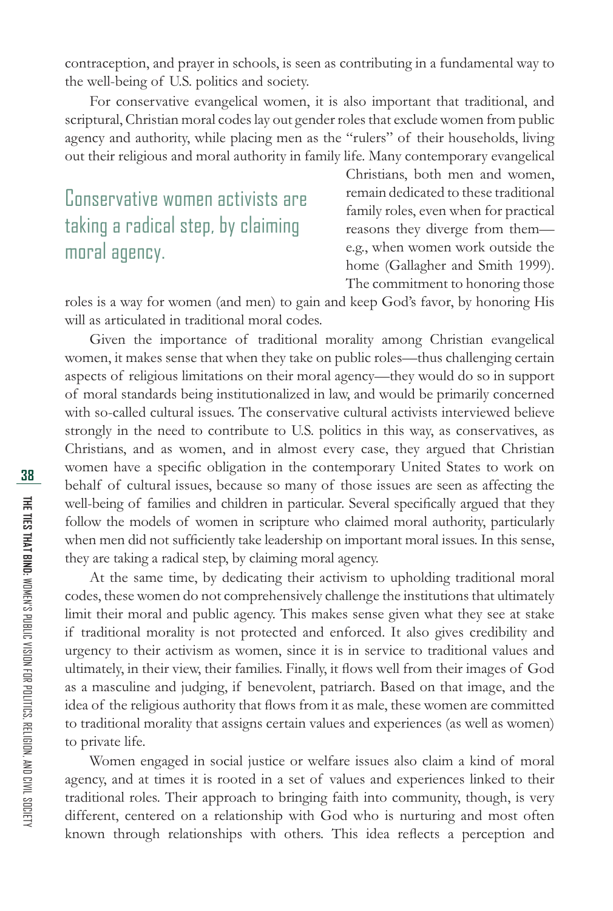contraception, and prayer in schools, is seen as contributing in a fundamental way to the well-being of U.S. politics and society.

For conservative evangelical women, it is also important that traditional, and scriptural, Christian moral codes lay out gender roles that exclude women from public agency and authority, while placing men as the "rulers" of their households, living out their religious and moral authority in family life. Many contemporary evangelical Christians, both men and women, remain dedicated to these traditional family roles, even when for practical reasons they diverge from them—e.g., when women work outside the home (Gallagher and Smith 1999). The commitment to honoring those roles is a way for women (and men) to gain and keep God's favor, by honoring His will as articulated in traditional moral codes.

> Conservative women activists are taking a radical step, by claiming moral agency.

Given the importance of traditional morality among Christian evangelical women, it makes sense that when they take on public roles—thus challenging certain aspects of religious limitations on their moral agency—they would do so in support of moral standards being institutionalized in law, and would be primarily concerned with so-called cultural issues. The conservative cultural activists interviewed believe strongly in the need to contribute to U.S. politics in this way, as conservatives, as Christians, and as women, and in almost every case, they argued that Christian women have a specific obligation in the contemporary United States to work on behalf of cultural issues, because so many of those issues are seen as affecting the well-being of families and children in particular. Several specifically argued that they follow the models of women in scripture who claimed moral authority, particularly when men did not sufficiently take leadership on important moral issues. In this sense, they are taking a radical step, by claiming moral agency.

At the same time, by dedicating their activism to upholding traditional moral codes, these women do not comprehensively challenge the institutions that ultimately limit their moral and public agency. This makes sense given what they see at stake if traditional morality is not protected and enforced. It also gives credibility and urgency to their activism as women, since it is in service to traditional values and ultimately, in their view, their families. Finally, it flows well from their images of God as a masculine and judging, if benevolent, patriarch. Based on that image, and the idea of the religious authority that flows from it as male, these women are committed to traditional morality that assigns certain values and experiences (as well as women) to private life.

Women engaged in social justice or welfare issues also claim a kind of moral agency, and at times it is rooted in a set of values and experiences linked to their traditional roles. Their approach to bringing faith into community, though, is very different, centered on a relationship with God who is nurturing and most often known through relationships with others. This idea reflects a perception and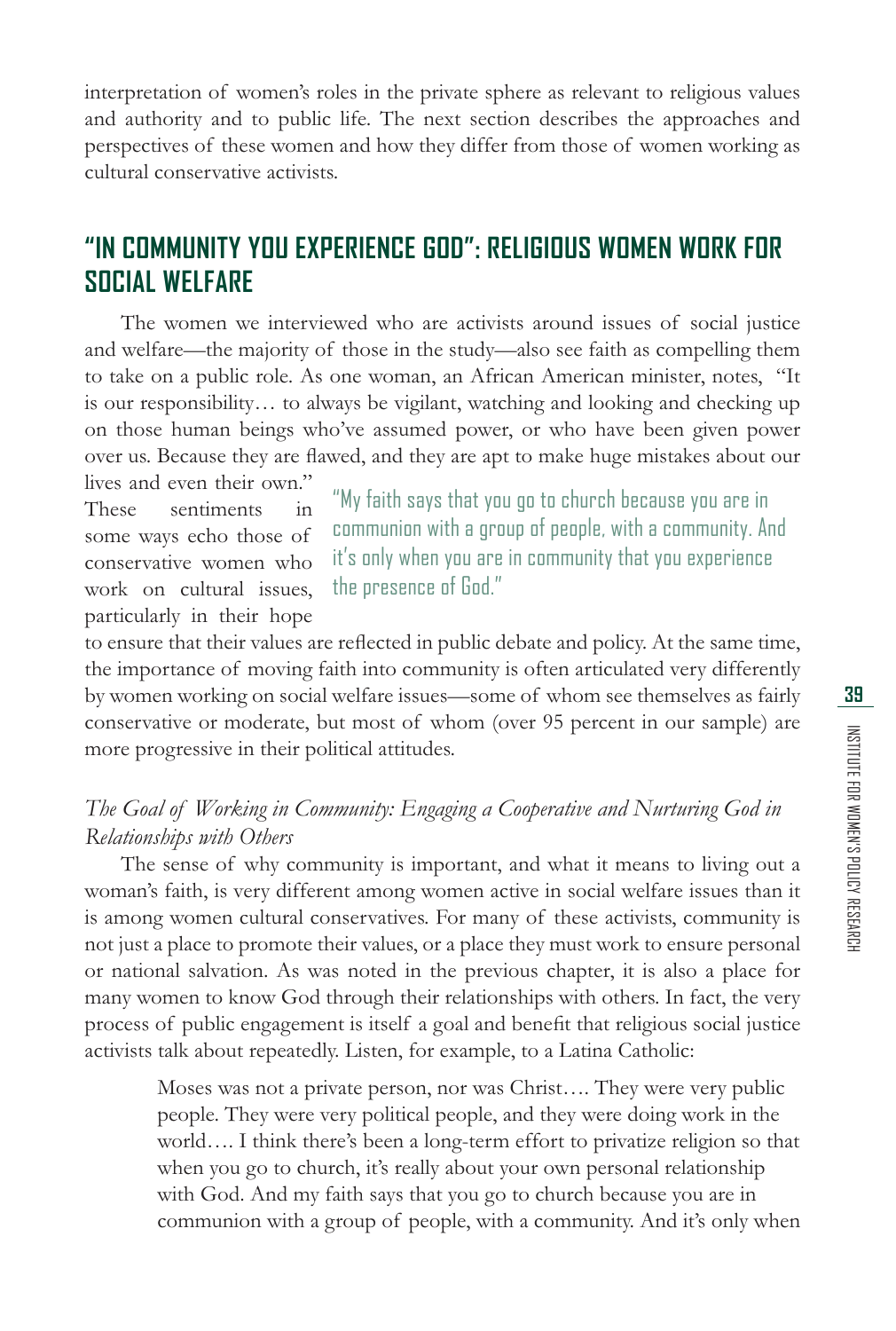interpretation of women's roles in the private sphere as relevant to religious values and authority and to public life. The next section describes the approaches and perspectives of these women and how they differ from those of women working as cultural conservative activists.

## "IN COMMUNITY YOU EXPERIENCE GOD": RELIGIOUS WOMEN WORK FOR SOCIAL WELFARE

The women we interviewed who are activists around issues of social justice and welfare—the majority of those in the study—also see faith as compelling them to take on a public role. As one woman, an African American minister, notes, "It is our responsibility… to always be vigilant, watching and looking and checking up on those human beings who've assumed power, or who have been given power over us. Because they are flawed, and they are apt to make huge mistakes about our lives and even their own." These sentiments in some ways echo those of conservative women who work on cultural issues, particularly in their hope to ensure that their values are reflected in public debate and policy. At the same time, the importance of moving faith into community is often articulated very differently by women working on social welfare issues—some of whom see themselves as fairly conservative or moderate, but most of whom (over 95 percent in our sample) are more progressive in their political attitudes.

> "My faith says that you go to church because you are in communion with a group of people, with a community. And it's only when you are in community that you experience the presence of God."

### *The Goal of Working in Community: Engaging a Cooperative and Nurturing God in Relationships with Others*

The sense of why community is important, and what it means to living out a woman's faith, is very different among women active in social welfare issues than it is among women cultural conservatives. For many of these activists, community is not just a place to promote their values, or a place they must work to ensure personal or national salvation. As was noted in the previous chapter, it is also a place for many women to know God through their relationships with others. In fact, the very process of public engagement is itself a goal and benefit that religious social justice activists talk about repeatedly. Listen, for example, to a Latina Catholic:

> Moses was not a private person, nor was Christ…. They were very public people. They were very political people, and they were doing work in the world…. I think there's been a long-term effort to privatize religion so that when you go to church, it's really about your own personal relationship with God. And my faith says that you go to church because you are in communion with a group of people, with a community. And it's only when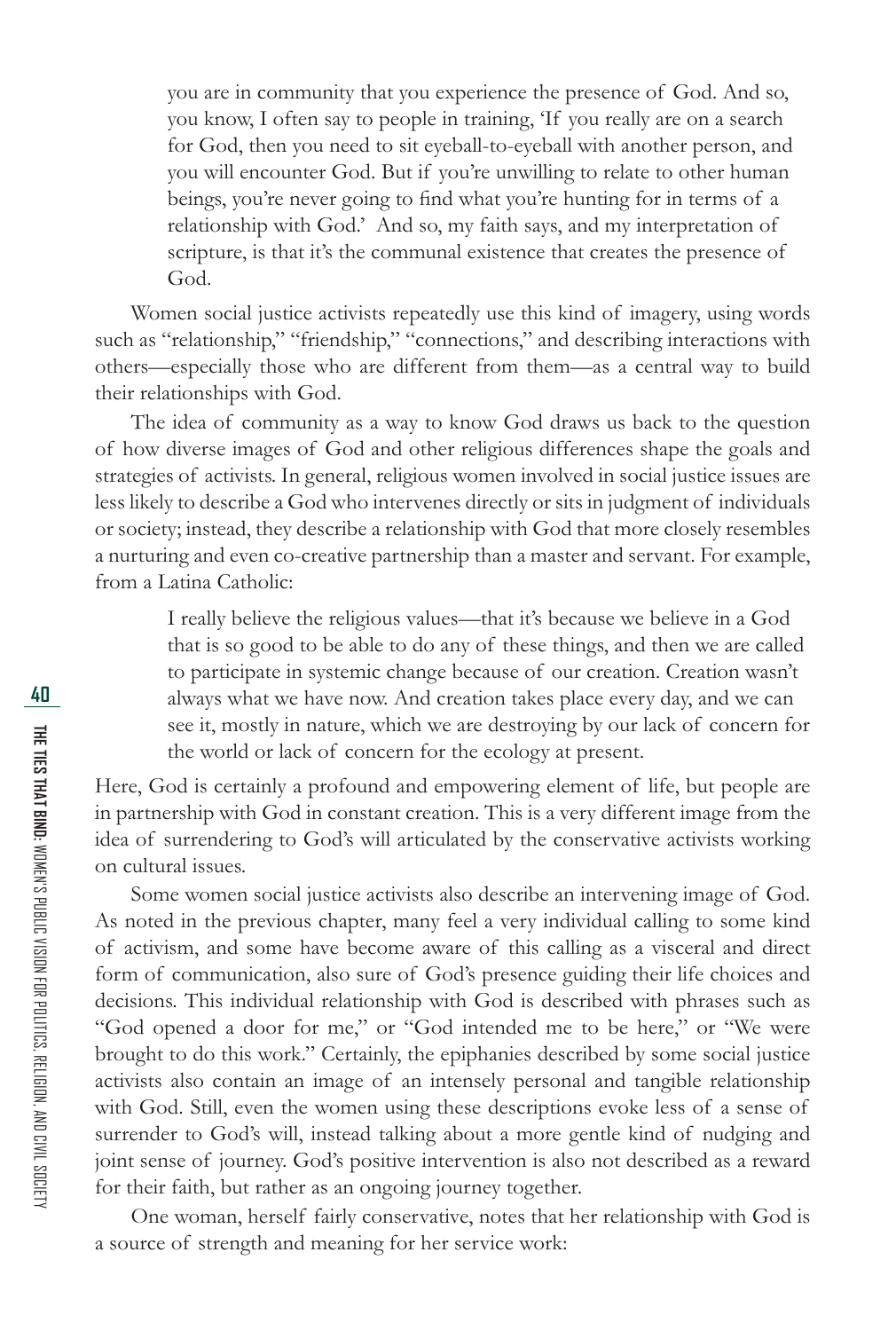> you are in community that you experience the presence of God. And so, you know, I often say to people in training, 'If you really are on a search for God, then you need to sit eyeball-to-eyeball with another person, and you will encounter God. But if you're unwilling to relate to other human beings, you're never going to find what you're hunting for in terms of a relationship with God.' And so, my faith says, and my interpretation of scripture, is that it's the communal existence that creates the presence of God.

Women social justice activists repeatedly use this kind of imagery, using words such as "relationship," "friendship," "connections," and describing interactions with others—especially those who are different from them—as a central way to build their relationships with God.

The idea of community as a way to know God draws us back to the question of how diverse images of God and other religious differences shape the goals and strategies of activists. In general, religious women involved in social justice issues are less likely to describe a God who intervenes directly or sits in judgment of individuals or society; instead, they describe a relationship with God that more closely resembles a nurturing and even co-creative partnership than a master and servant. For example, from a Latina Catholic:

> I really believe the religious values—that it's because we believe in a God that is so good to be able to do any of these things, and then we are called to participate in systemic change because of our creation. Creation wasn't always what we have now. And creation takes place every day, and we can see it, mostly in nature, which we are destroying by our lack of concern for the world or lack of concern for the ecology at present.

Here, God is certainly a profound and empowering element of life, but people are in partnership with God in constant creation. This is a very different image from the idea of surrendering to God's will articulated by the conservative activists working on cultural issues.

Some women social justice activists also describe an intervening image of God. As noted in the previous chapter, many feel a very individual calling to some kind of activism, and some have become aware of this calling as a visceral and direct form of communication, also sure of God's presence guiding their life choices and decisions. This individual relationship with God is described with phrases such as "God opened a door for me," or "God intended me to be here," or "We were brought to do this work." Certainly, the epiphanies described by some social justice activists also contain an image of an intensely personal and tangible relationship with God. Still, even the women using these descriptions evoke less of a sense of surrender to God's will, instead talking about a more gentle kind of nudging and joint sense of journey. God's positive intervention is also not described as a reward for their faith, but rather as an ongoing journey together.

One woman, herself fairly conservative, notes that her relationship with God is a source of strength and meaning for her service work: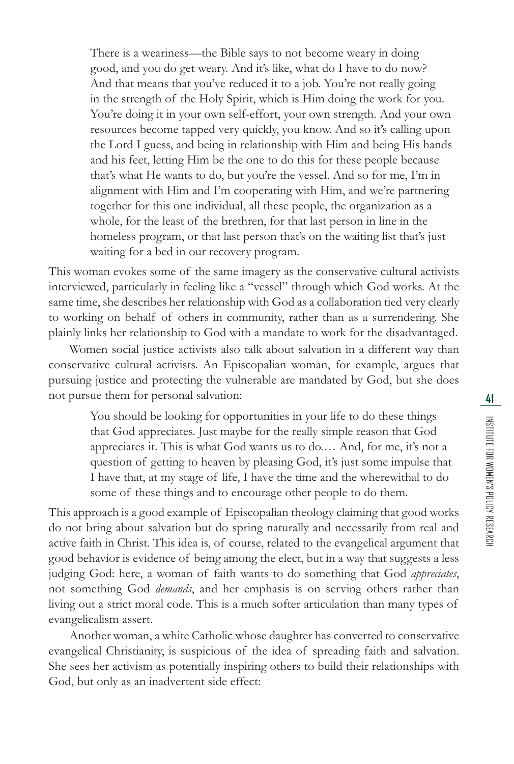> There is a weariness—the Bible says to not become weary in doing good, and you do get weary. And it's like, what do I have to do now? And that means that you've reduced it to a job. You're not really going in the strength of the Holy Spirit, which is Him doing the work for you. You're doing it in your own self-effort, your own strength. And your own resources become tapped very quickly, you know. And so it's calling upon the Lord I guess, and being in relationship with Him and being His hands and his feet, letting Him be the one to do this for these people because that's what He wants to do, but you're the vessel. And so for me, I'm in alignment with Him and I'm cooperating with Him, and we're partnering together for this one individual, all these people, the organization as a whole, for the least of the brethren, for that last person in line in the homeless program, or that last person that's on the waiting list that's just waiting for a bed in our recovery program.

This woman evokes some of the same imagery as the conservative cultural activists interviewed, particularly in feeling like a "vessel" through which God works. At the same time, she describes her relationship with God as a collaboration tied very clearly to working on behalf of others in community, rather than as a surrendering. She plainly links her relationship to God with a mandate to work for the disadvantaged.

Women social justice activists also talk about salvation in a different way than conservative cultural activists. An Episcopalian woman, for example, argues that pursuing justice and protecting the vulnerable are mandated by God, but she does not pursue them for personal salvation:

> You should be looking for opportunities in your life to do these things that God appreciates. Just maybe for the really simple reason that God appreciates it. This is what God wants us to do.… And, for me, it's not a question of getting to heaven by pleasing God, it's just some impulse that I have that, at my stage of life, I have the time and the wherewithal to do some of these things and to encourage other people to do them.

This approach is a good example of Episcopalian theology claiming that good works do not bring about salvation but do spring naturally and necessarily from real and active faith in Christ. This idea is, of course, related to the evangelical argument that good behavior is evidence of being among the elect, but in a way that suggests a less judging God: here, a woman of faith wants to do something that God *appreciates*, not something God *demands*, and her emphasis is on serving others rather than living out a strict moral code. This is a much softer articulation than many types of evangelicalism assert.

Another woman, a white Catholic whose daughter has converted to conservative evangelical Christianity, is suspicious of the idea of spreading faith and salvation. She sees her activism as potentially inspiring others to build their relationships with God, but only as an inadvertent side effect: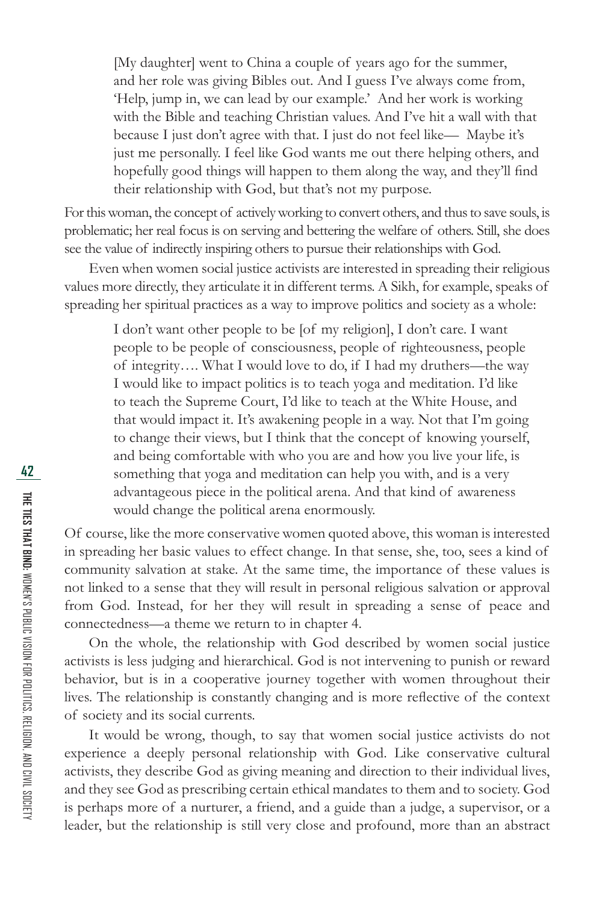> [My daughter] went to China a couple of years ago for the summer, and her role was giving Bibles out. And I guess I've always come from, 'Help, jump in, we can lead by our example.' And her work is working with the Bible and teaching Christian values. And I've hit a wall with that because I just don't agree with that. I just do not feel like— Maybe it's just me personally. I feel like God wants me out there helping others, and hopefully good things will happen to them along the way, and they'll find their relationship with God, but that's not my purpose.

For this woman, the concept of actively working to convert others, and thus to save souls, is problematic; her real focus is on serving and bettering the welfare of others. Still, she does see the value of indirectly inspiring others to pursue their relationships with God.

Even when women social justice activists are interested in spreading their religious values more directly, they articulate it in different terms. A Sikh, for example, speaks of spreading her spiritual practices as a way to improve politics and society as a whole:

> I don't want other people to be [of my religion], I don't care. I want people to be people of consciousness, people of righteousness, people of integrity…. What I would love to do, if I had my druthers—the way I would like to impact politics is to teach yoga and meditation. I'd like to teach the Supreme Court, I'd like to teach at the White House, and that would impact it. It's awakening people in a way. Not that I'm going to change their views, but I think that the concept of knowing yourself, and being comfortable with who you are and how you live your life, is something that yoga and meditation can help you with, and is a very advantageous piece in the political arena. And that kind of awareness would change the political arena enormously.

Of course, like the more conservative women quoted above, this woman is interested in spreading her basic values to effect change. In that sense, she, too, sees a kind of community salvation at stake. At the same time, the importance of these values is not linked to a sense that they will result in personal religious salvation or approval from God. Instead, for her they will result in spreading a sense of peace and connectedness—a theme we return to in chapter 4.

On the whole, the relationship with God described by women social justice activists is less judging and hierarchical. God is not intervening to punish or reward behavior, but is in a cooperative journey together with women throughout their lives. The relationship is constantly changing and is more reflective of the context of society and its social currents.

It would be wrong, though, to say that women social justice activists do not experience a deeply personal relationship with God. Like conservative cultural activists, they describe God as giving meaning and direction to their individual lives, and they see God as prescribing certain ethical mandates to them and to society. God is perhaps more of a nurturer, a friend, and a guide than a judge, a supervisor, or a leader, but the relationship is still very close and profound, more than an abstract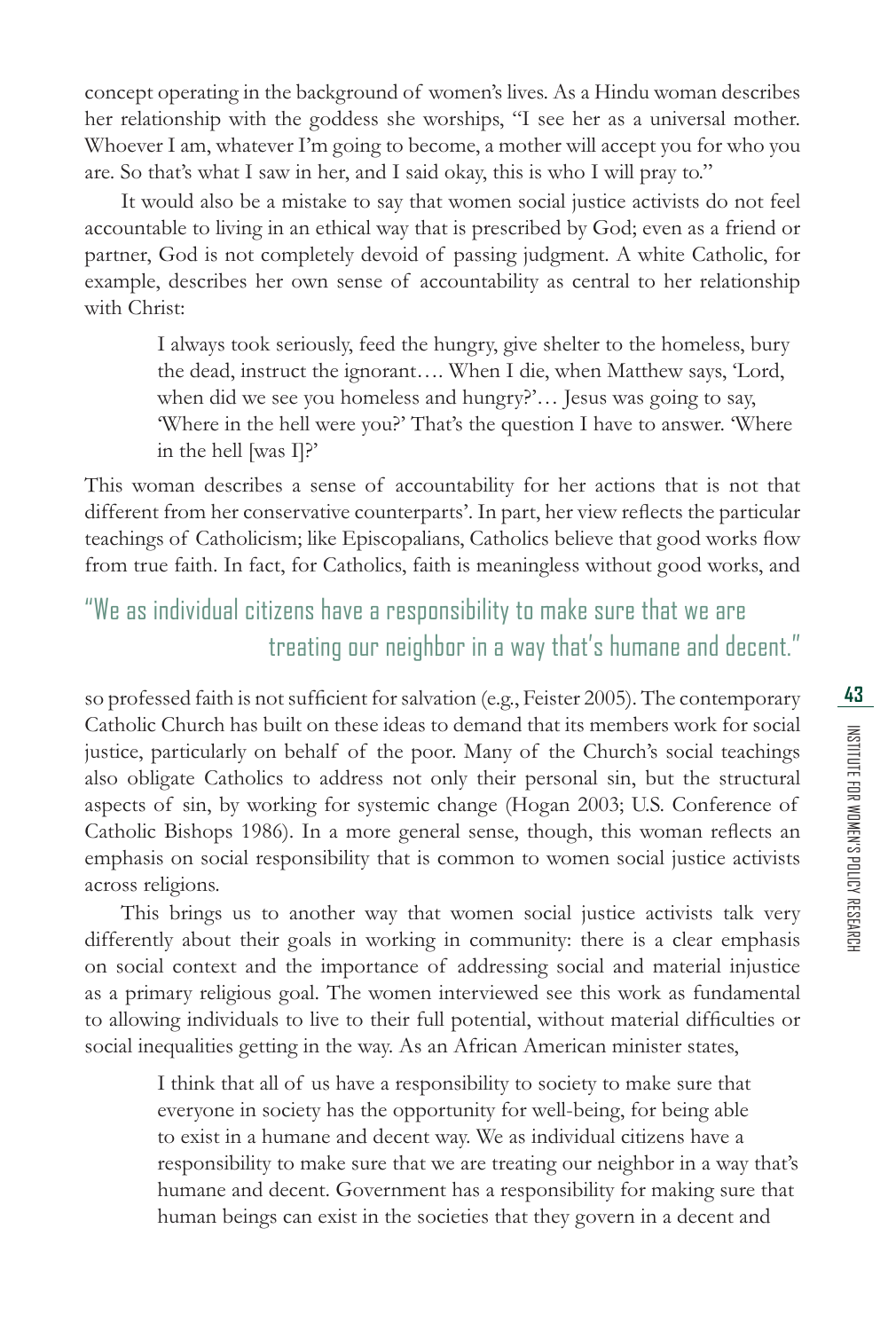concept operating in the background of women's lives. As a Hindu woman describes her relationship with the goddess she worships, "I see her as a universal mother. Whoever I am, whatever I'm going to become, a mother will accept you for who you are. So that's what I saw in her, and I said okay, this is who I will pray to."

It would also be a mistake to say that women social justice activists do not feel accountable to living in an ethical way that is prescribed by God; even as a friend or partner, God is not completely devoid of passing judgment. A white Catholic, for example, describes her own sense of accountability as central to her relationship with Christ:

> I always took seriously, feed the hungry, give shelter to the homeless, bury the dead, instruct the ignorant…. When I die, when Matthew says, 'Lord, when did we see you homeless and hungry?'… Jesus was going to say, 'Where in the hell were you?' That's the question I have to answer. 'Where in the hell [was I]?'

This woman describes a sense of accountability for her actions that is not that different from her conservative counterparts'. In part, her view reflects the particular teachings of Catholicism; like Episcopalians, Catholics believe that good works flow from true faith. In fact, for Catholics, faith is meaningless without good works, and so professed faith is not sufficient for salvation (e.g., Feister 2005). The contemporary Catholic Church has built on these ideas to demand that its members work for social justice, particularly on behalf of the poor. Many of the Church's social teachings also obligate Catholics to address not only their personal sin, but the structural aspects of sin, by working for systemic change (Hogan 2003; U.S. Conference of Catholic Bishops 1986). In a more general sense, though, this woman reflects an emphasis on social responsibility that is common to women social justice activists across religions.

> "We as individual citizens have a responsibility to make sure that we are treating our neighbor in a way that's humane and decent."

This brings us to another way that women social justice activists talk very differently about their goals in working in community: there is a clear emphasis on social context and the importance of addressing social and material injustice as a primary religious goal. The women interviewed see this work as fundamental to allowing individuals to live to their full potential, without material difficulties or social inequalities getting in the way. As an African American minister states,

> I think that all of us have a responsibility to society to make sure that everyone in society has the opportunity for well-being, for being able to exist in a humane and decent way. We as individual citizens have a responsibility to make sure that we are treating our neighbor in a way that's humane and decent. Government has a responsibility for making sure that human beings can exist in the societies that they govern in a decent and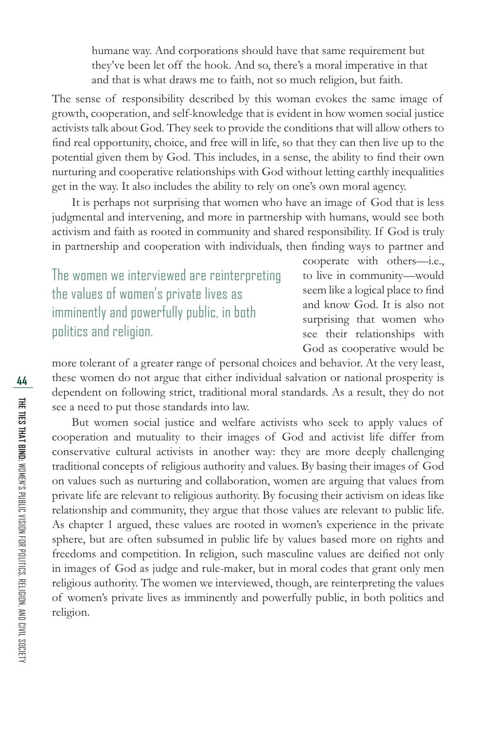humane way. And corporations should have that same requirement but they've been let off the hook. And so, there's a moral imperative in that and that is what draws me to faith, not so much religion, but faith.

The sense of responsibility described by this woman evokes the same image of growth, cooperation, and self-knowledge that is evident in how women social justice activists talk about God. They seek to provide the conditions that will allow others to find real opportunity, choice, and free will in life, so that they can then live up to the potential given them by God. This includes, in a sense, the ability to find their own nurturing and cooperative relationships with God without letting earthly inequalities get in the way. It also includes the ability to rely on one's own moral agency.

It is perhaps not surprising that women who have an image of God that is less judgmental and intervening, and more in partnership with humans, would see both activism and faith as rooted in community and shared responsibility. If God is truly in partnership and cooperation with individuals, then finding ways to partner and cooperate with others—i.e., to live in community—would seem like a logical place to find and know God. It is also not surprising that women who see their relationships with God as cooperative would be more tolerant of a greater range of personal choices and behavior. At the very least, these women do not argue that either individual salvation or national prosperity is dependent on following strict, traditional moral standards. As a result, they do not see a need to put those standards into law.

> The women we interviewed are reinterpreting the values of women's private lives as imminently and powerfully public, in both politics and religion.

But women social justice and welfare activists who seek to apply values of cooperation and mutuality to their images of God and activist life differ from conservative cultural activists in another way: they are more deeply challenging traditional concepts of religious authority and values. By basing their images of God on values such as nurturing and collaboration, women are arguing that values from private life are relevant to religious authority. By focusing their activism on ideas like relationship and community, they argue that those values are relevant to public life. As chapter 1 argued, these values are rooted in women's experience in the private sphere, but are often subsumed in public life by values based more on rights and freedoms and competition. In religion, such masculine values are deified not only in images of God as judge and rule-maker, but in moral codes that grant only men religious authority. The women we interviewed, though, are reinterpreting the values of women's private lives as imminently and powerfully public, in both politics and religion.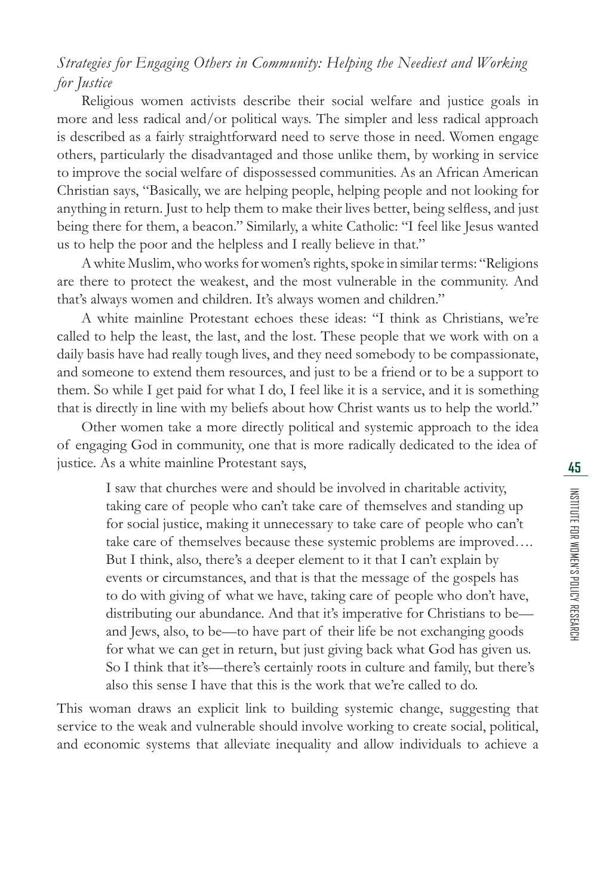*Strategies for Engaging Others in Community: Helping the Neediest and Working for Justice*

Religious women activists describe their social welfare and justice goals in more and less radical and/or political ways. The simpler and less radical approach is described as a fairly straightforward need to serve those in need. Women engage others, particularly the disadvantaged and those unlike them, by working in service to improve the social welfare of dispossessed communities. As an African American Christian says, "Basically, we are helping people, helping people and not looking for anything in return. Just to help them to make their lives better, being selfless, and just being there for them, a beacon." Similarly, a white Catholic: "I feel like Jesus wanted us to help the poor and the helpless and I really believe in that."

A white Muslim, who works for women's rights, spoke in similar terms: "Religions are there to protect the weakest, and the most vulnerable in the community. And that's always women and children. It's always women and children."

A white mainline Protestant echoes these ideas: "I think as Christians, we're called to help the least, the last, and the lost. These people that we work with on a daily basis have had really tough lives, and they need somebody to be compassionate, and someone to extend them resources, and just to be a friend or to be a support to them. So while I get paid for what I do, I feel like it is a service, and it is something that is directly in line with my beliefs about how Christ wants us to help the world."

Other women take a more directly political and systemic approach to the idea of engaging God in community, one that is more radically dedicated to the idea of justice. As a white mainline Protestant says,

> I saw that churches were and should be involved in charitable activity, taking care of people who can't take care of themselves and standing up for social justice, making it unnecessary to take care of people who can't take care of themselves because these systemic problems are improved…. But I think, also, there's a deeper element to it that I can't explain by events or circumstances, and that is that the message of the gospels has to do with giving of what we have, taking care of people who don't have, distributing our abundance. And that it's imperative for Christians to be—and Jews, also, to be—to have part of their life be not exchanging goods for what we can get in return, but just giving back what God has given us. So I think that it's—there's certainly roots in culture and family, but there's also this sense I have that this is the work that we're called to do.

This woman draws an explicit link to building systemic change, suggesting that service to the weak and vulnerable should involve working to create social, political, and economic systems that alleviate inequality and allow individuals to achieve a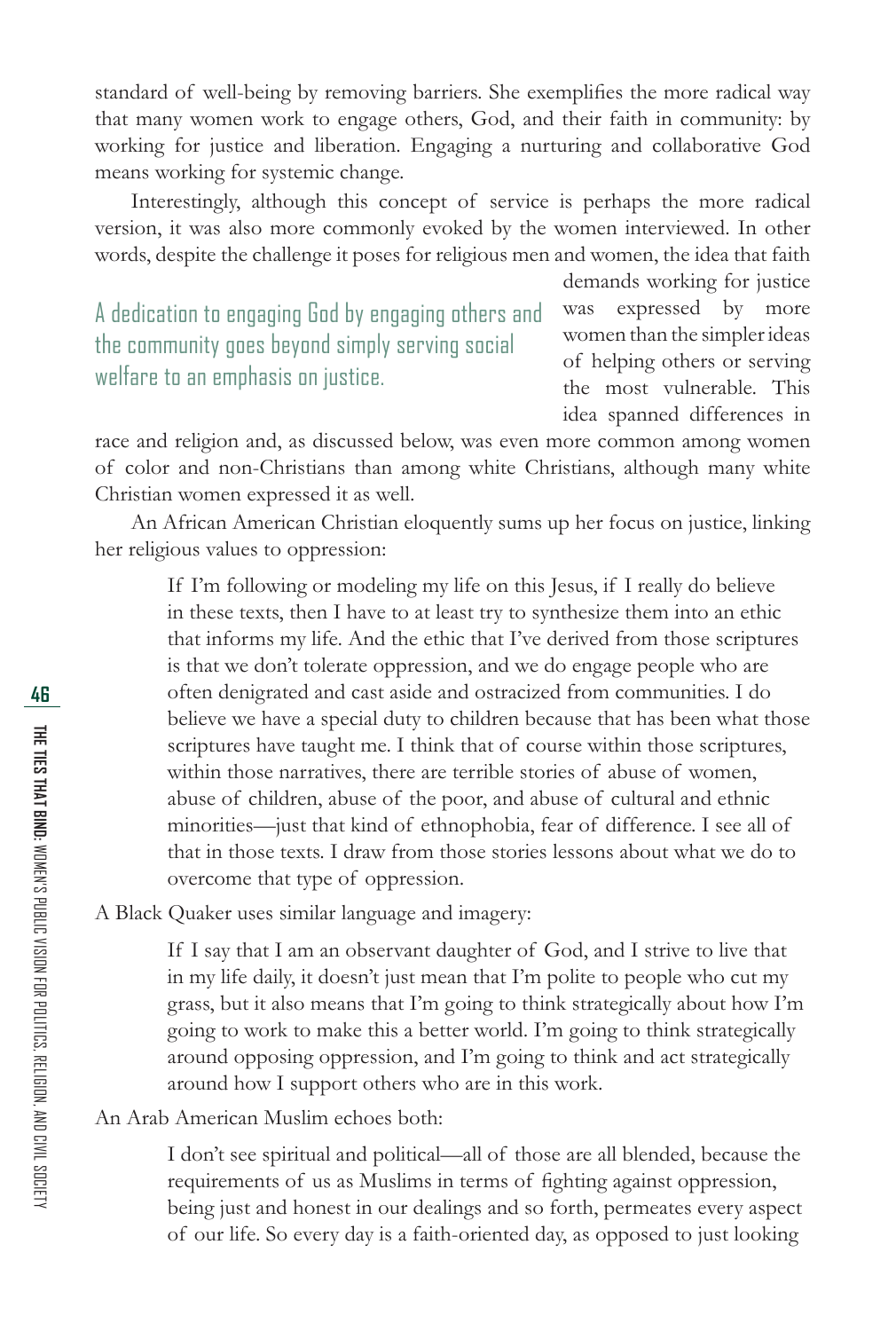standard of well-being by removing barriers. She exemplifies the more radical way that many women work to engage others, God, and their faith in community: by working for justice and liberation. Engaging a nurturing and collaborative God means working for systemic change.

Interestingly, although this concept of service is perhaps the more radical version, it was also more commonly evoked by the women interviewed. In other words, despite the challenge it poses for religious men and women, the idea that faith demands working for justice was expressed by more women than the simpler ideas of helping others or serving the most vulnerable. This idea spanned differences in race and religion and, as discussed below, was even more common among women of color and non-Christians than among white Christians, although many white Christian women expressed it as well.

> A dedication to engaging God by engaging others and the community goes beyond simply serving social welfare to an emphasis on justice.

An African American Christian eloquently sums up her focus on justice, linking her religious values to oppression:

> If I'm following or modeling my life on this Jesus, if I really do believe in these texts, then I have to at least try to synthesize them into an ethic that informs my life. And the ethic that I've derived from those scriptures is that we don't tolerate oppression, and we do engage people who are often denigrated and cast aside and ostracized from communities. I do believe we have a special duty to children because that has been what those scriptures have taught me. I think that of course within those scriptures, within those narratives, there are terrible stories of abuse of women, abuse of children, abuse of the poor, and abuse of cultural and ethnic minorities—just that kind of ethnophobia, fear of difference. I see all of that in those texts. I draw from those stories lessons about what we do to overcome that type of oppression.

A Black Quaker uses similar language and imagery:

> If I say that I am an observant daughter of God, and I strive to live that in my life daily, it doesn't just mean that I'm polite to people who cut my grass, but it also means that I'm going to think strategically about how I'm going to work to make this a better world. I'm going to think strategically around opposing oppression, and I'm going to think and act strategically around how I support others who are in this work.

An Arab American Muslim echoes both:

> I don't see spiritual and political—all of those are all blended, because the requirements of us as Muslims in terms of fighting against oppression, being just and honest in our dealings and so forth, permeates every aspect of our life. So every day is a faith-oriented day, as opposed to just looking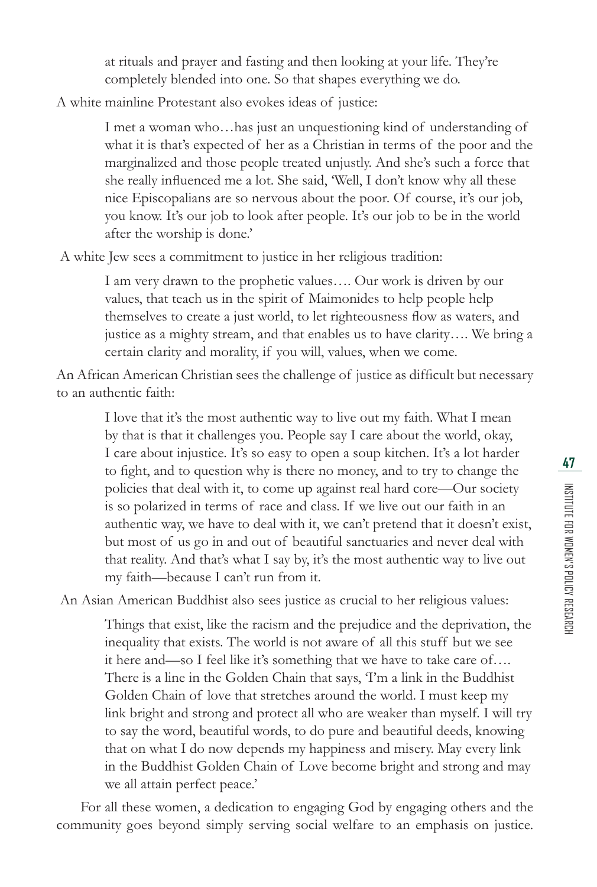> at rituals and prayer and fasting and then looking at your life. They're completely blended into one. So that shapes everything we do.

A white mainline Protestant also evokes ideas of justice:

> I met a woman who…has just an unquestioning kind of understanding of what it is that's expected of her as a Christian in terms of the poor and the marginalized and those people treated unjustly. And she's such a force that she really influenced me a lot. She said, 'Well, I don't know why all these nice Episcopalians are so nervous about the poor. Of course, it's our job, you know. It's our job to look after people. It's our job to be in the world after the worship is done.'

A white Jew sees a commitment to justice in her religious tradition:

> I am very drawn to the prophetic values…. Our work is driven by our values, that teach us in the spirit of Maimonides to help people help themselves to create a just world, to let righteousness flow as waters, and justice as a mighty stream, and that enables us to have clarity…. We bring a certain clarity and morality, if you will, values, when we come.

An African American Christian sees the challenge of justice as difficult but necessary to an authentic faith:

> I love that it's the most authentic way to live out my faith. What I mean by that is that it challenges you. People say I care about the world, okay, I care about injustice. It's so easy to open a soup kitchen. It's a lot harder to fight, and to question why is there no money, and to try to change the policies that deal with it, to come up against real hard core—Our society is so polarized in terms of race and class. If we live out our faith in an authentic way, we have to deal with it, we can't pretend that it doesn't exist, but most of us go in and out of beautiful sanctuaries and never deal with that reality. And that's what I say by, it's the most authentic way to live out my faith—because I can't run from it.

An Asian American Buddhist also sees justice as crucial to her religious values:

> Things that exist, like the racism and the prejudice and the deprivation, the inequality that exists. The world is not aware of all this stuff but we see it here and—so I feel like it's something that we have to take care of…. There is a line in the Golden Chain that says, 'I'm a link in the Buddhist Golden Chain of love that stretches around the world. I must keep my link bright and strong and protect all who are weaker than myself. I will try to say the word, beautiful words, to do pure and beautiful deeds, knowing that on what I do now depends my happiness and misery. May every link in the Buddhist Golden Chain of Love become bright and strong and may we all attain perfect peace.'

For all these women, a dedication to engaging God by engaging others and the community goes beyond simply serving social welfare to an emphasis on justice.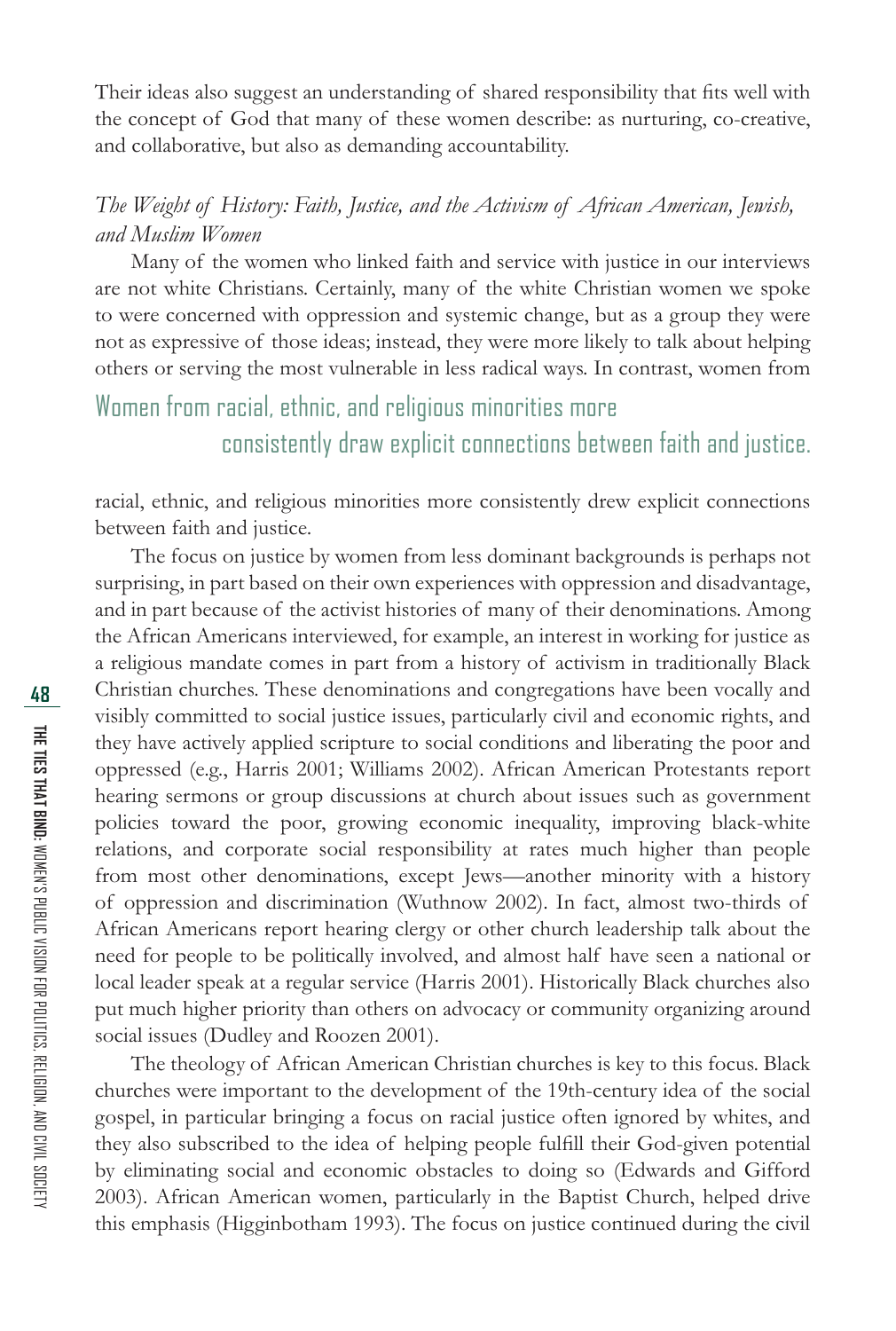Their ideas also suggest an understanding of shared responsibility that fits well with the concept of God that many of these women describe: as nurturing, co-creative, and collaborative, but also as demanding accountability.

### *The Weight of History: Faith, Justice, and the Activism of African American, Jewish, and Muslim Women*

Many of the women who linked faith and service with justice in our interviews are not white Christians. Certainly, many of the white Christian women we spoke to were concerned with oppression and systemic change, but as a group they were not as expressive of those ideas; instead, they were more likely to talk about helping others or serving the most vulnerable in less radical ways. In contrast, women from racial, ethnic, and religious minorities more consistently drew explicit connections between faith and justice.

> Women from racial, ethnic, and religious minorities more consistently draw explicit connections between faith and justice.

The focus on justice by women from less dominant backgrounds is perhaps not surprising, in part based on their own experiences with oppression and disadvantage, and in part because of the activist histories of many of their denominations. Among the African Americans interviewed, for example, an interest in working for justice as a religious mandate comes in part from a history of activism in traditionally Black Christian churches. These denominations and congregations have been vocally and visibly committed to social justice issues, particularly civil and economic rights, and they have actively applied scripture to social conditions and liberating the poor and oppressed (e.g., Harris 2001; Williams 2002). African American Protestants report hearing sermons or group discussions at church about issues such as government policies toward the poor, growing economic inequality, improving black-white relations, and corporate social responsibility at rates much higher than people from most other denominations, except Jews—another minority with a history of oppression and discrimination (Wuthnow 2002). In fact, almost two-thirds of African Americans report hearing clergy or other church leadership talk about the need for people to be politically involved, and almost half have seen a national or local leader speak at a regular service (Harris 2001). Historically Black churches also put much higher priority than others on advocacy or community organizing around social issues (Dudley and Roozen 2001).

The theology of African American Christian churches is key to this focus. Black churches were important to the development of the 19th-century idea of the social gospel, in particular bringing a focus on racial justice often ignored by whites, and they also subscribed to the idea of helping people fulfill their God-given potential by eliminating social and economic obstacles to doing so (Edwards and Gifford 2003). African American women, particularly in the Baptist Church, helped drive this emphasis (Higginbotham 1993). The focus on justice continued during the civil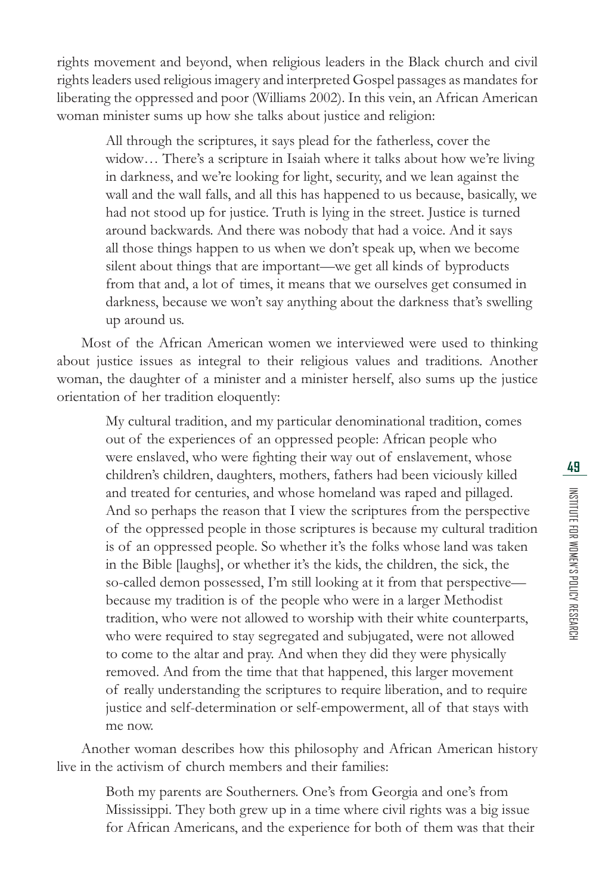rights movement and beyond, when religious leaders in the Black church and civil rights leaders used religious imagery and interpreted Gospel passages as mandates for liberating the oppressed and poor (Williams 2002). In this vein, an African American woman minister sums up how she talks about justice and religion:

> All through the scriptures, it says plead for the fatherless, cover the widow… There's a scripture in Isaiah where it talks about how we're living in darkness, and we're looking for light, security, and we lean against the wall and the wall falls, and all this has happened to us because, basically, we had not stood up for justice. Truth is lying in the street. Justice is turned around backwards. And there was nobody that had a voice. And it says all those things happen to us when we don't speak up, when we become silent about things that are important—we get all kinds of byproducts from that and, a lot of times, it means that we ourselves get consumed in darkness, because we won't say anything about the darkness that's swelling up around us.

Most of the African American women we interviewed were used to thinking about justice issues as integral to their religious values and traditions. Another woman, the daughter of a minister and a minister herself, also sums up the justice orientation of her tradition eloquently:

> My cultural tradition, and my particular denominational tradition, comes out of the experiences of an oppressed people: African people who were enslaved, who were fighting their way out of enslavement, whose children's children, daughters, mothers, fathers had been viciously killed and treated for centuries, and whose homeland was raped and pillaged. And so perhaps the reason that I view the scriptures from the perspective of the oppressed people in those scriptures is because my cultural tradition is of an oppressed people. So whether it's the folks whose land was taken in the Bible [laughs], or whether it's the kids, the children, the sick, the so-called demon possessed, I'm still looking at it from that perspective—because my tradition is of the people who were in a larger Methodist tradition, who were not allowed to worship with their white counterparts, who were required to stay segregated and subjugated, were not allowed to come to the altar and pray. And when they did they were physically removed. And from the time that that happened, this larger movement of really understanding the scriptures to require liberation, and to require justice and self-determination or self-empowerment, all of that stays with me now.

Another woman describes how this philosophy and African American history live in the activism of church members and their families:

> Both my parents are Southerners. One's from Georgia and one's from Mississippi. They both grew up in a time where civil rights was a big issue for African Americans, and the experience for both of them was that their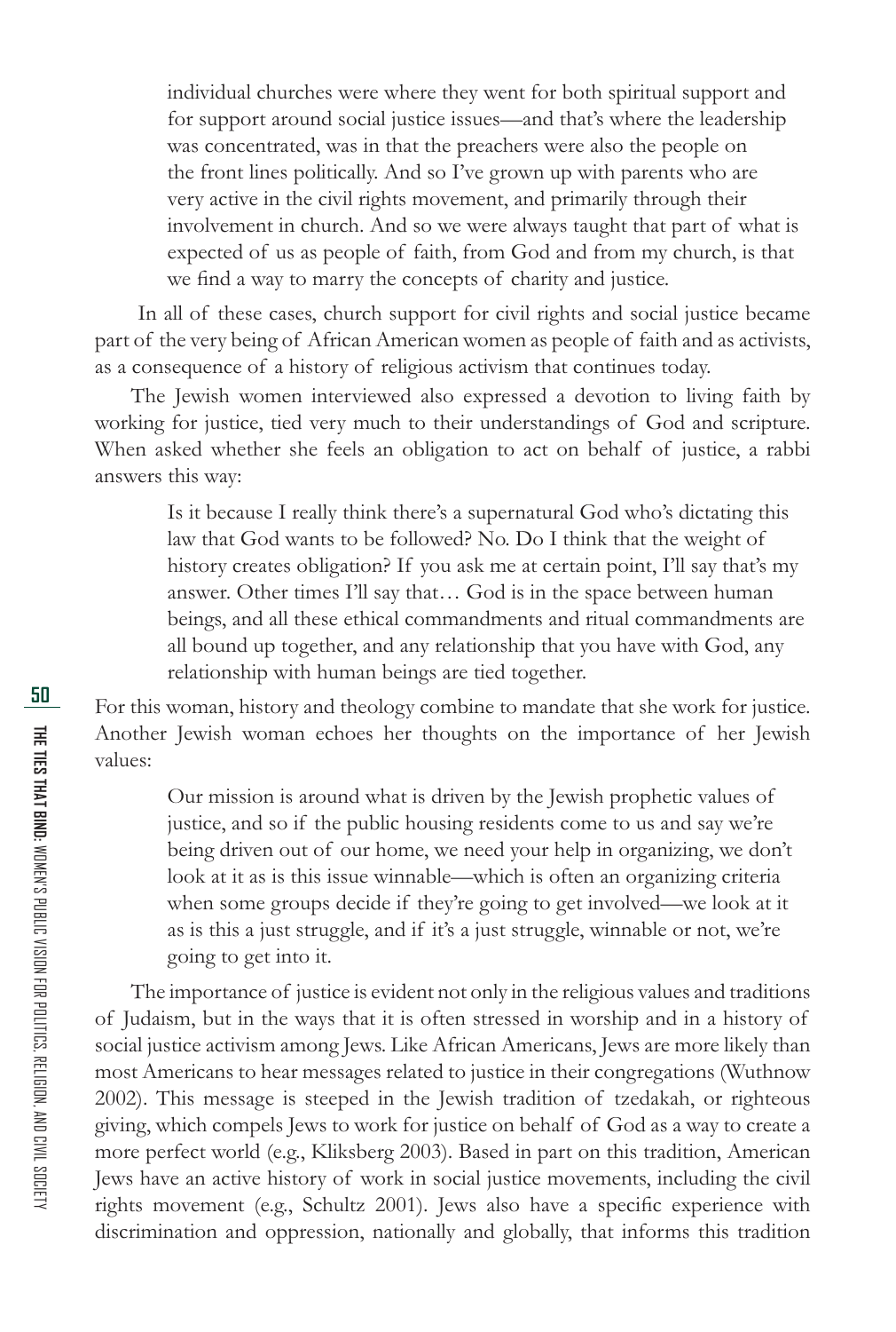> individual churches were where they went for both spiritual support and for support around social justice issues—and that's where the leadership was concentrated, was in that the preachers were also the people on the front lines politically. And so I've grown up with parents who are very active in the civil rights movement, and primarily through their involvement in church. And so we were always taught that part of what is expected of us as people of faith, from God and from my church, is that we find a way to marry the concepts of charity and justice.

In all of these cases, church support for civil rights and social justice became part of the very being of African American women as people of faith and as activists, as a consequence of a history of religious activism that continues today.

The Jewish women interviewed also expressed a devotion to living faith by working for justice, tied very much to their understandings of God and scripture. When asked whether she feels an obligation to act on behalf of justice, a rabbi answers this way:

> Is it because I really think there's a supernatural God who's dictating this law that God wants to be followed? No. Do I think that the weight of history creates obligation? If you ask me at certain point, I'll say that's my answer. Other times I'll say that… God is in the space between human beings, and all these ethical commandments and ritual commandments are all bound up together, and any relationship that you have with God, any relationship with human beings are tied together.

For this woman, history and theology combine to mandate that she work for justice. Another Jewish woman echoes her thoughts on the importance of her Jewish values:

> Our mission is around what is driven by the Jewish prophetic values of justice, and so if the public housing residents come to us and say we're being driven out of our home, we need your help in organizing, we don't look at it as is this issue winnable—which is often an organizing criteria when some groups decide if they're going to get involved—we look at it as is this a just struggle, and if it's a just struggle, winnable or not, we're going to get into it.

The importance of justice is evident not only in the religious values and traditions of Judaism, but in the ways that it is often stressed in worship and in a history of social justice activism among Jews. Like African Americans, Jews are more likely than most Americans to hear messages related to justice in their congregations (Wuthnow 2002). This message is steeped in the Jewish tradition of tzedakah, or righteous giving, which compels Jews to work for justice on behalf of God as a way to create a more perfect world (e.g., Kliksberg 2003). Based in part on this tradition, American Jews have an active history of work in social justice movements, including the civil rights movement (e.g., Schultz 2001). Jews also have a specific experience with discrimination and oppression, nationally and globally, that informs this tradition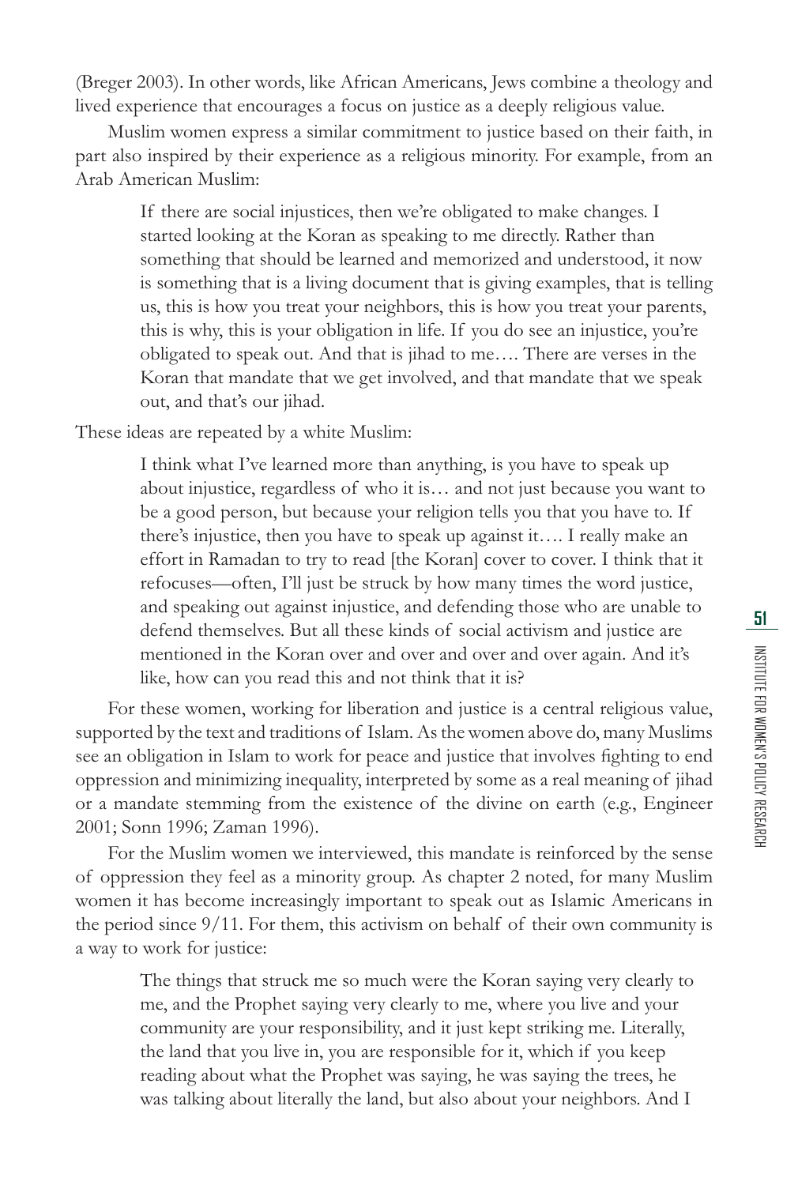(Breger 2003). In other words, like African Americans, Jews combine a theology and lived experience that encourages a focus on justice as a deeply religious value.

Muslim women express a similar commitment to justice based on their faith, in part also inspired by their experience as a religious minority. For example, from an Arab American Muslim:

> If there are social injustices, then we're obligated to make changes. I started looking at the Koran as speaking to me directly. Rather than something that should be learned and memorized and understood, it now is something that is a living document that is giving examples, that is telling us, this is how you treat your neighbors, this is how you treat your parents, this is why, this is your obligation in life. If you do see an injustice, you're obligated to speak out. And that is jihad to me…. There are verses in the Koran that mandate that we get involved, and that mandate that we speak out, and that's our jihad.

These ideas are repeated by a white Muslim:

> I think what I've learned more than anything, is you have to speak up about injustice, regardless of who it is… and not just because you want to be a good person, but because your religion tells you that you have to. If there's injustice, then you have to speak up against it…. I really make an effort in Ramadan to try to read [the Koran] cover to cover. I think that it refocuses—often, I'll just be struck by how many times the word justice, and speaking out against injustice, and defending those who are unable to defend themselves. But all these kinds of social activism and justice are mentioned in the Koran over and over and over and over again. And it's like, how can you read this and not think that it is?

For these women, working for liberation and justice is a central religious value, supported by the text and traditions of Islam. As the women above do, many Muslims see an obligation in Islam to work for peace and justice that involves fighting to end oppression and minimizing inequality, interpreted by some as a real meaning of jihad or a mandate stemming from the existence of the divine on earth (e.g., Engineer 2001; Sonn 1996; Zaman 1996).

For the Muslim women we interviewed, this mandate is reinforced by the sense of oppression they feel as a minority group. As chapter 2 noted, for many Muslim women it has become increasingly important to speak out as Islamic Americans in the period since 9/11. For them, this activism on behalf of their own community is a way to work for justice:

> The things that struck me so much were the Koran saying very clearly to me, and the Prophet saying very clearly to me, where you live and your community are your responsibility, and it just kept striking me. Literally, the land that you live in, you are responsible for it, which if you keep reading about what the Prophet was saying, he was saying the trees, he was talking about literally the land, but also about your neighbors. And I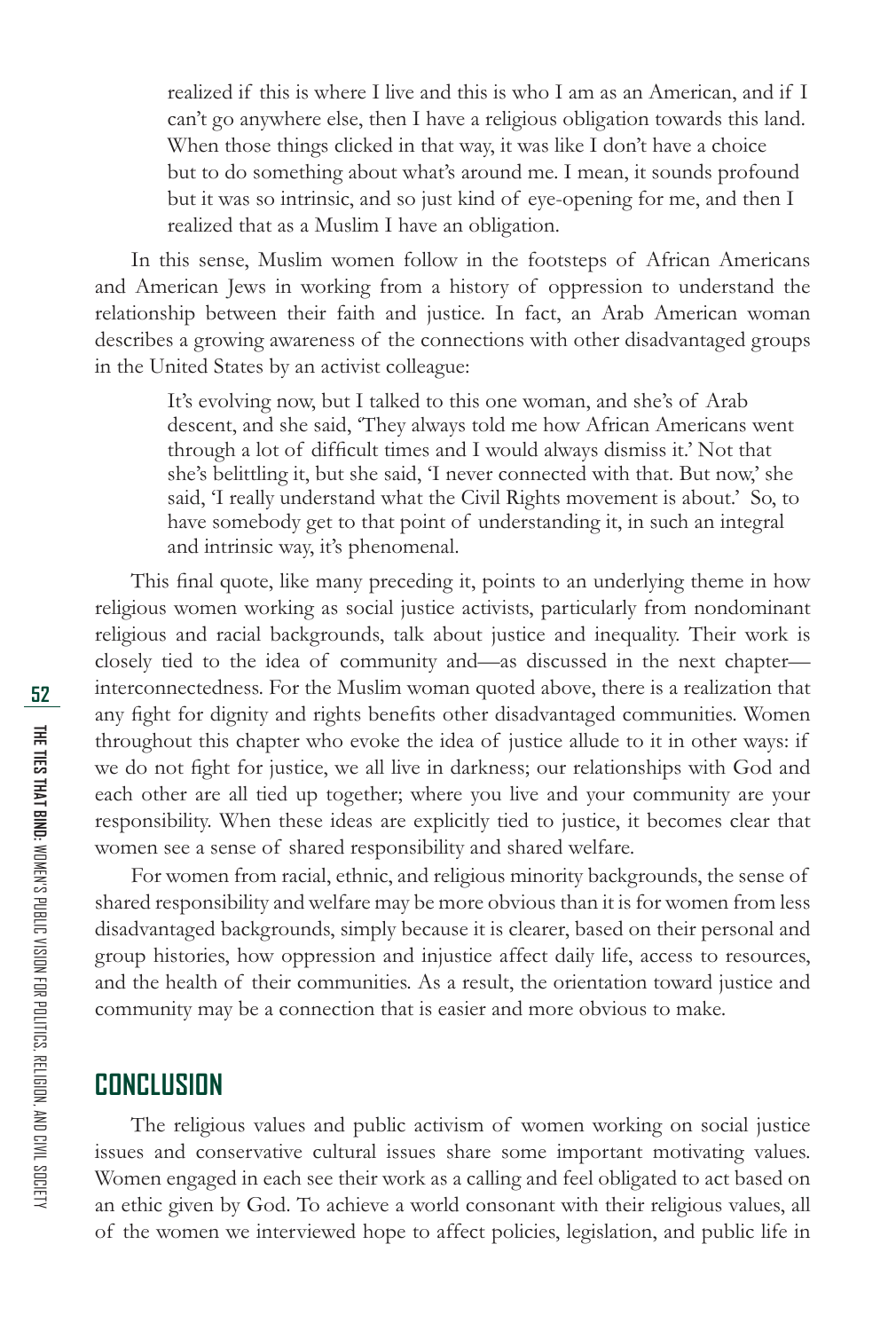> realized if this is where I live and this is who I am as an American, and if I can't go anywhere else, then I have a religious obligation towards this land. When those things clicked in that way, it was like I don't have a choice but to do something about what's around me. I mean, it sounds profound but it was so intrinsic, and so just kind of eye-opening for me, and then I realized that as a Muslim I have an obligation.

In this sense, Muslim women follow in the footsteps of African Americans and American Jews in working from a history of oppression to understand the relationship between their faith and justice. In fact, an Arab American woman describes a growing awareness of the connections with other disadvantaged groups in the United States by an activist colleague:

> It's evolving now, but I talked to this one woman, and she's of Arab descent, and she said, 'They always told me how African Americans went through a lot of difficult times and I would always dismiss it.' Not that she's belittling it, but she said, 'I never connected with that. But now,' she said, 'I really understand what the Civil Rights movement is about.' So, to have somebody get to that point of understanding it, in such an integral and intrinsic way, it's phenomenal.

This final quote, like many preceding it, points to an underlying theme in how religious women working as social justice activists, particularly from nondominant religious and racial backgrounds, talk about justice and inequality. Their work is closely tied to the idea of community and—as discussed in the next chapter—interconnectedness. For the Muslim woman quoted above, there is a realization that any fight for dignity and rights benefits other disadvantaged communities. Women throughout this chapter who evoke the idea of justice allude to it in other ways: if we do not fight for justice, we all live in darkness; our relationships with God and each other are all tied up together; where you live and your community are your responsibility. When these ideas are explicitly tied to justice, it becomes clear that women see a sense of shared responsibility and shared welfare.

For women from racial, ethnic, and religious minority backgrounds, the sense of shared responsibility and welfare may be more obvious than it is for women from less disadvantaged backgrounds, simply because it is clearer, based on their personal and group histories, how oppression and injustice affect daily life, access to resources, and the health of their communities. As a result, the orientation toward justice and community may be a connection that is easier and more obvious to make.

## CONCLUSION

The religious values and public activism of women working on social justice issues and conservative cultural issues share some important motivating values. Women engaged in each see their work as a calling and feel obligated to act based on an ethic given by God. To achieve a world consonant with their religious values, all of the women we interviewed hope to affect policies, legislation, and public life in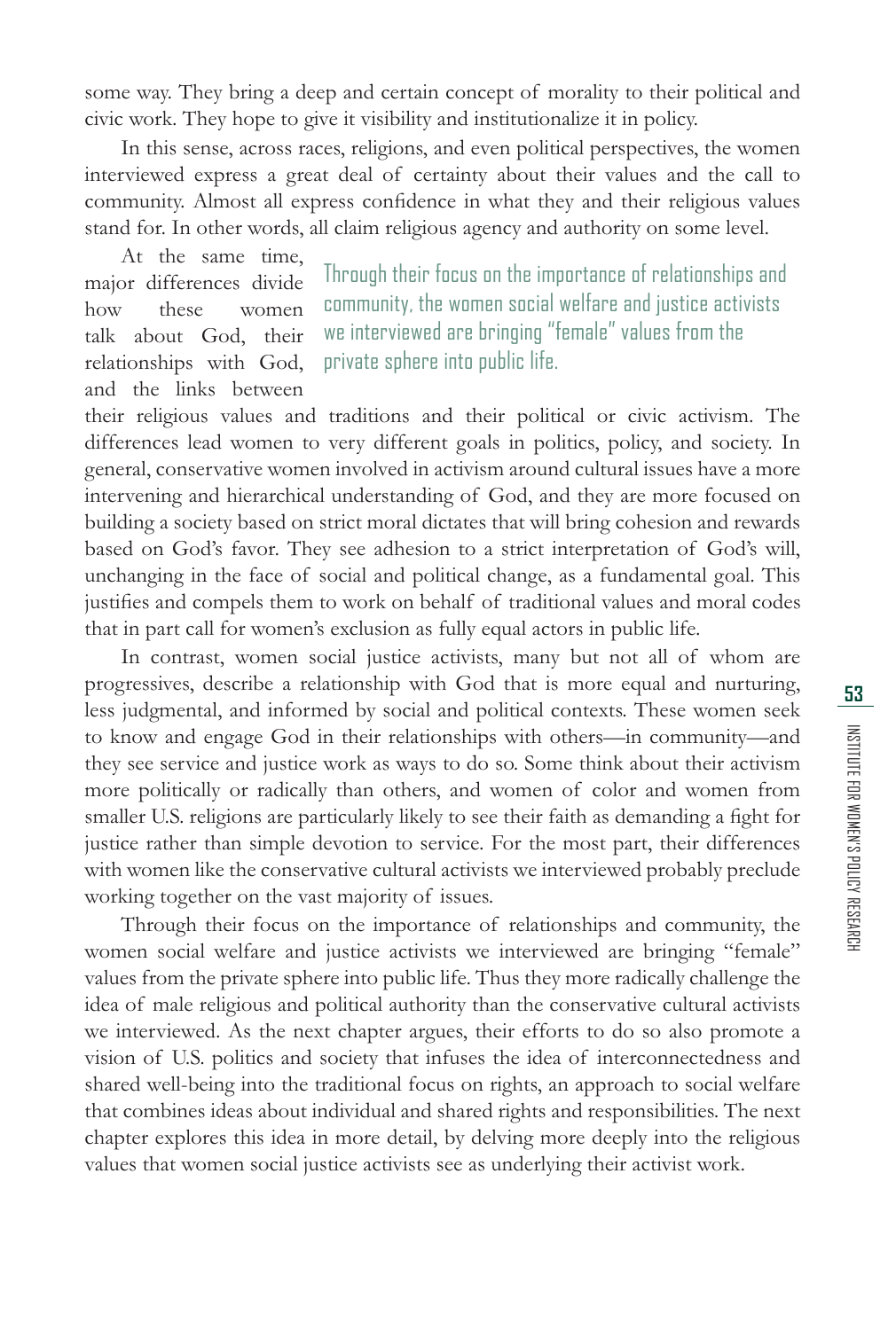some way. They bring a deep and certain concept of morality to their political and civic work. They hope to give it visibility and institutionalize it in policy.

In this sense, across races, religions, and even political perspectives, the women interviewed express a great deal of certainty about their values and the call to community. Almost all express confidence in what they and their religious values stand for. In other words, all claim religious agency and authority on some level.

> Through their focus on the importance of relationships and community, the women social welfare and justice activists we interviewed are bringing "female" values from the private sphere into public life.

At the same time, major differences divide how these women talk about God, their relationships with God, and the links between their religious values and traditions and their political or civic activism. The differences lead women to very different goals in politics, policy, and society. In general, conservative women involved in activism around cultural issues have a more intervening and hierarchical understanding of God, and they are more focused on building a society based on strict moral dictates that will bring cohesion and rewards based on God's favor. They see adhesion to a strict interpretation of God's will, unchanging in the face of social and political change, as a fundamental goal. This justifies and compels them to work on behalf of traditional values and moral codes that in part call for women's exclusion as fully equal actors in public life.

In contrast, women social justice activists, many but not all of whom are progressives, describe a relationship with God that is more equal and nurturing, less judgmental, and informed by social and political contexts. These women seek to know and engage God in their relationships with others—in community—and they see service and justice work as ways to do so. Some think about their activism more politically or radically than others, and women of color and women from smaller U.S. religions are particularly likely to see their faith as demanding a fight for justice rather than simple devotion to service. For the most part, their differences with women like the conservative cultural activists we interviewed probably preclude working together on the vast majority of issues.

Through their focus on the importance of relationships and community, the women social welfare and justice activists we interviewed are bringing "female" values from the private sphere into public life. Thus they more radically challenge the idea of male religious and political authority than the conservative cultural activists we interviewed. As the next chapter argues, their efforts to do so also promote a vision of U.S. politics and society that infuses the idea of interconnectedness and shared well-being into the traditional focus on rights, an approach to social welfare that combines ideas about individual and shared rights and responsibilities. The next chapter explores this idea in more detail, by delving more deeply into the religious values that women social justice activists see as underlying their activist work.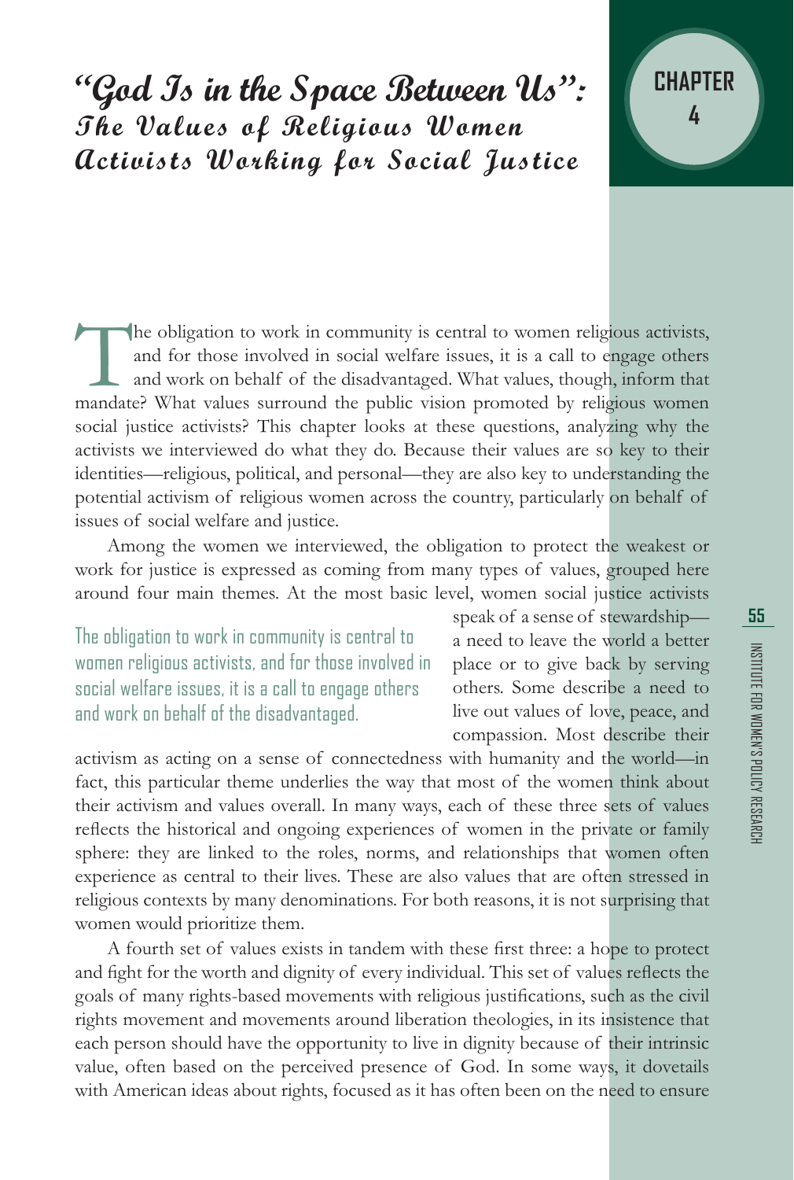# "God Is in the Space Between Us": The Values of Religious Women Activists Working for Social Justice

## CHAPTER 4

The obligation to work in community is central to women religious activists, and for those involved in social welfare issues, it is a call to engage others and work on behalf of the disadvantaged. What values, though, inform that mandate? What values surround the public vision promoted by religious women social justice activists? This chapter looks at these questions, analyzing why the activists we interviewed do what they do. Because their values are so key to their identities—religious, political, and personal—they are also key to understanding the potential activism of religious women across the country, particularly on behalf of issues of social welfare and justice.

Among the women we interviewed, the obligation to protect the weakest or work for justice is expressed as coming from many types of values, grouped here around four main themes. At the most basic level, women social justice activists speak of a sense of stewardship—a need to leave the world a better place or to give back by serving others. Some describe a need to live out values of love, peace, and compassion. Most describe their activism as acting on a sense of connectedness with humanity and the world—in fact, this particular theme underlies the way that most of the women think about their activism and values overall. In many ways, each of these three sets of values reflects the historical and ongoing experiences of women in the private or family sphere: they are linked to the roles, norms, and relationships that women often experience as central to their lives. These are also values that are often stressed in religious contexts by many denominations. For both reasons, it is not surprising that women would prioritize them.

> The obligation to work in community is central to women religious activists, and for those involved in social welfare issues, it is a call to engage others and work on behalf of the disadvantaged.

A fourth set of values exists in tandem with these first three: a hope to protect and fight for the worth and dignity of every individual. This set of values reflects the goals of many rights-based movements with religious justifications, such as the civil rights movement and movements around liberation theologies, in its insistence that each person should have the opportunity to live in dignity because of their intrinsic value, often based on the perceived presence of God. In some ways, it dovetails with American ideas about rights, focused as it has often been on the need to ensure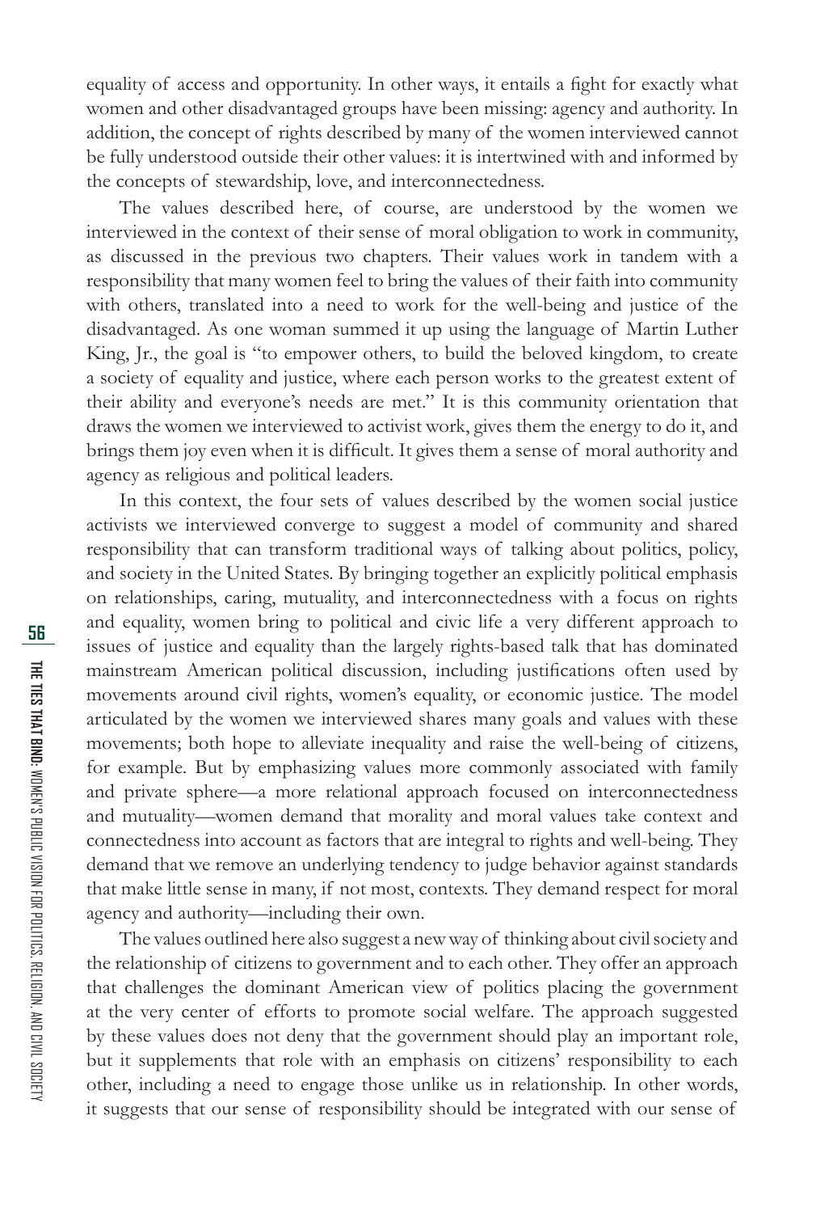equality of access and opportunity. In other ways, it entails a fight for exactly what women and other disadvantaged groups have been missing: agency and authority. In addition, the concept of rights described by many of the women interviewed cannot be fully understood outside their other values: it is intertwined with and informed by the concepts of stewardship, love, and interconnectedness.

The values described here, of course, are understood by the women we interviewed in the context of their sense of moral obligation to work in community, as discussed in the previous two chapters. Their values work in tandem with a responsibility that many women feel to bring the values of their faith into community with others, translated into a need to work for the well-being and justice of the disadvantaged. As one woman summed it up using the language of Martin Luther King, Jr., the goal is "to empower others, to build the beloved kingdom, to create a society of equality and justice, where each person works to the greatest extent of their ability and everyone's needs are met." It is this community orientation that draws the women we interviewed to activist work, gives them the energy to do it, and brings them joy even when it is difficult. It gives them a sense of moral authority and agency as religious and political leaders.

In this context, the four sets of values described by the women social justice activists we interviewed converge to suggest a model of community and shared responsibility that can transform traditional ways of talking about politics, policy, and society in the United States. By bringing together an explicitly political emphasis on relationships, caring, mutuality, and interconnectedness with a focus on rights and equality, women bring to political and civic life a very different approach to issues of justice and equality than the largely rights-based talk that has dominated mainstream American political discussion, including justifications often used by movements around civil rights, women's equality, or economic justice. The model articulated by the women we interviewed shares many goals and values with these movements; both hope to alleviate inequality and raise the well-being of citizens, for example. But by emphasizing values more commonly associated with family and private sphere—a more relational approach focused on interconnectedness and mutuality—women demand that morality and moral values take context and connectedness into account as factors that are integral to rights and well-being. They demand that we remove an underlying tendency to judge behavior against standards that make little sense in many, if not most, contexts. They demand respect for moral agency and authority—including their own.

The values outlined here also suggest a new way of thinking about civil society and the relationship of citizens to government and to each other. They offer an approach that challenges the dominant American view of politics placing the government at the very center of efforts to promote social welfare. The approach suggested by these values does not deny that the government should play an important role, but it supplements that role with an emphasis on citizens' responsibility to each other, including a need to engage those unlike us in relationship. In other words, it suggests that our sense of responsibility should be integrated with our sense of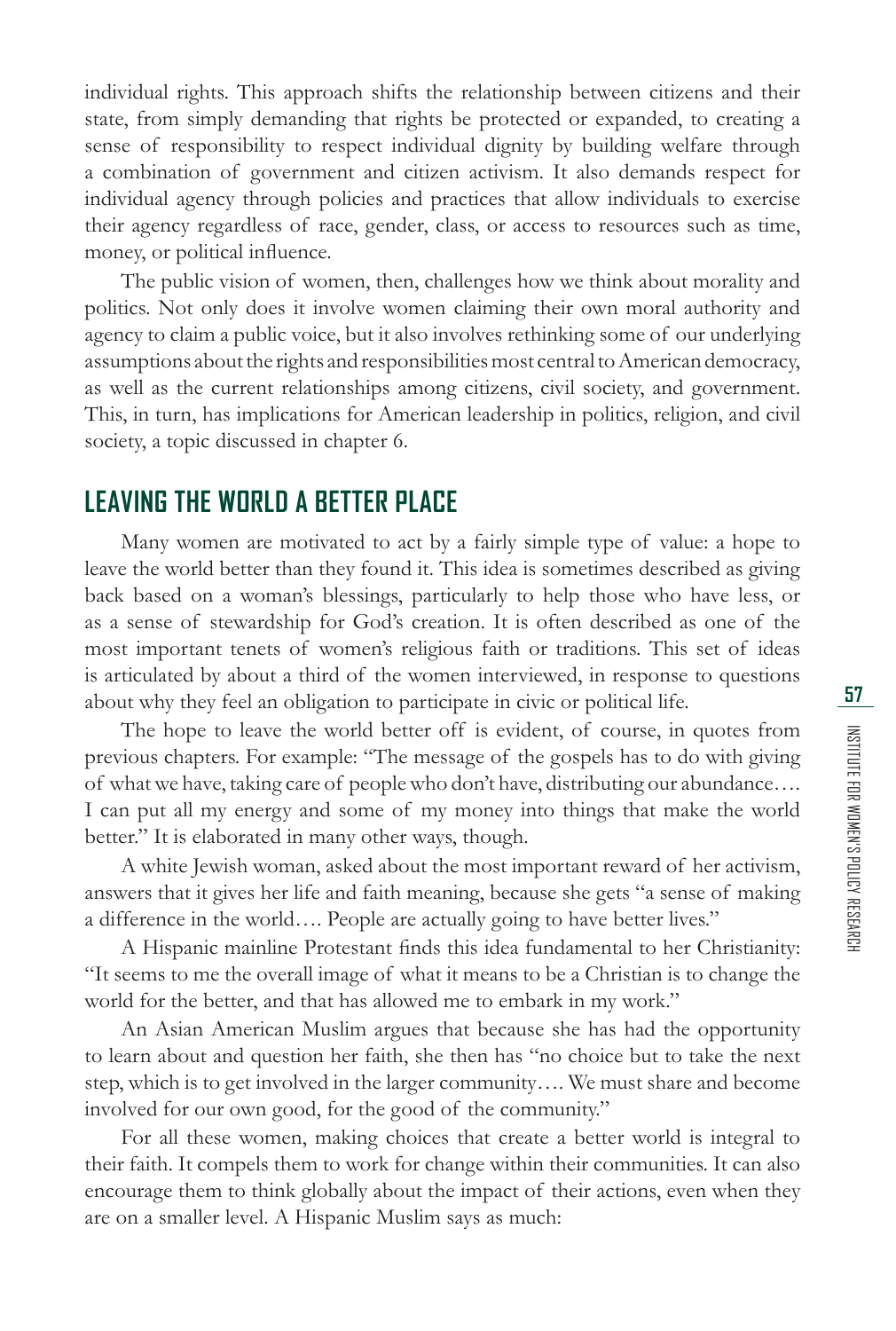individual rights. This approach shifts the relationship between citizens and their state, from simply demanding that rights be protected or expanded, to creating a sense of responsibility to respect individual dignity by building welfare through a combination of government and citizen activism. It also demands respect for individual agency through policies and practices that allow individuals to exercise their agency regardless of race, gender, class, or access to resources such as time, money, or political influence.

The public vision of women, then, challenges how we think about morality and politics. Not only does it involve women claiming their own moral authority and agency to claim a public voice, but it also involves rethinking some of our underlying assumptions about the rights and responsibilities most central to American democracy, as well as the current relationships among citizens, civil society, and government. This, in turn, has implications for American leadership in politics, religion, and civil society, a topic discussed in chapter 6.

## LEAVING THE WORLD A BETTER PLACE

Many women are motivated to act by a fairly simple type of value: a hope to leave the world better than they found it. This idea is sometimes described as giving back based on a woman's blessings, particularly to help those who have less, or as a sense of stewardship for God's creation. It is often described as one of the most important tenets of women's religious faith or traditions. This set of ideas is articulated by about a third of the women interviewed, in response to questions about why they feel an obligation to participate in civic or political life.

The hope to leave the world better off is evident, of course, in quotes from previous chapters. For example: "The message of the gospels has to do with giving of what we have, taking care of people who don't have, distributing our abundance…. I can put all my energy and some of my money into things that make the world better." It is elaborated in many other ways, though.

A white Jewish woman, asked about the most important reward of her activism, answers that it gives her life and faith meaning, because she gets "a sense of making a difference in the world…. People are actually going to have better lives."

A Hispanic mainline Protestant finds this idea fundamental to her Christianity: "It seems to me the overall image of what it means to be a Christian is to change the world for the better, and that has allowed me to embark in my work."

An Asian American Muslim argues that because she has had the opportunity to learn about and question her faith, she then has "no choice but to take the next step, which is to get involved in the larger community…. We must share and become involved for our own good, for the good of the community."

For all these women, making choices that create a better world is integral to their faith. It compels them to work for change within their communities. It can also encourage them to think globally about the impact of their actions, even when they are on a smaller level. A Hispanic Muslim says as much: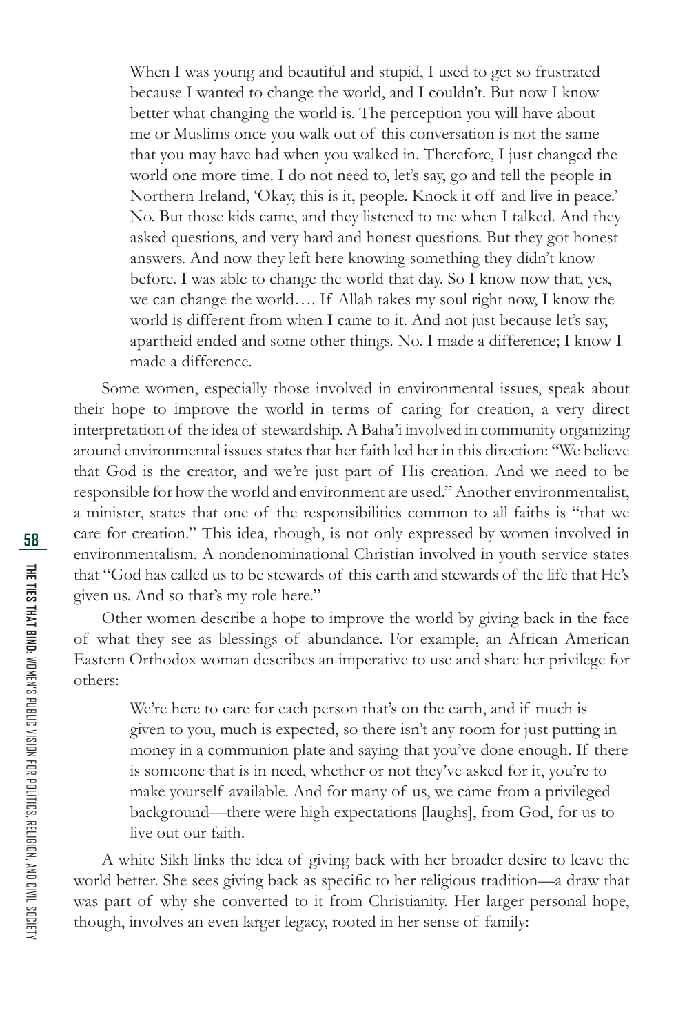> When I was young and beautiful and stupid, I used to get so frustrated because I wanted to change the world, and I couldn't. But now I know better what changing the world is. The perception you will have about me or Muslims once you walk out of this conversation is not the same that you may have had when you walked in. Therefore, I just changed the world one more time. I do not need to, let's say, go and tell the people in Northern Ireland, 'Okay, this is it, people. Knock it off and live in peace.' No. But those kids came, and they listened to me when I talked. And they asked questions, and very hard and honest questions. But they got honest answers. And now they left here knowing something they didn't know before. I was able to change the world that day. So I know now that, yes, we can change the world…. If Allah takes my soul right now, I know the world is different from when I came to it. And not just because let's say, apartheid ended and some other things. No. I made a difference; I know I made a difference.

Some women, especially those involved in environmental issues, speak about their hope to improve the world in terms of caring for creation, a very direct interpretation of the idea of stewardship. A Baha'i involved in community organizing around environmental issues states that her faith led her in this direction: "We believe that God is the creator, and we're just part of His creation. And we need to be responsible for how the world and environment are used." Another environmentalist, a minister, states that one of the responsibilities common to all faiths is "that we care for creation." This idea, though, is not only expressed by women involved in environmentalism. A nondenominational Christian involved in youth service states that "God has called us to be stewards of this earth and stewards of the life that He's given us. And so that's my role here."

Other women describe a hope to improve the world by giving back in the face of what they see as blessings of abundance. For example, an African American Eastern Orthodox woman describes an imperative to use and share her privilege for others:

> We're here to care for each person that's on the earth, and if much is given to you, much is expected, so there isn't any room for just putting in money in a communion plate and saying that you've done enough. If there is someone that is in need, whether or not they've asked for it, you're to make yourself available. And for many of us, we came from a privileged background—there were high expectations [laughs], from God, for us to live out our faith.

A white Sikh links the idea of giving back with her broader desire to leave the world better. She sees giving back as specific to her religious tradition—a draw that was part of why she converted to it from Christianity. Her larger personal hope, though, involves an even larger legacy, rooted in her sense of family: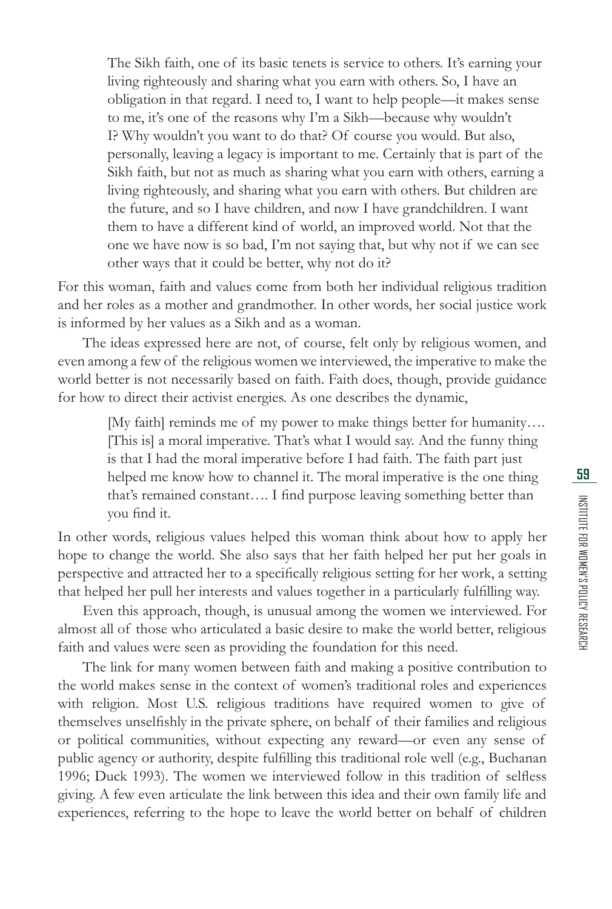> The Sikh faith, one of its basic tenets is service to others. It's earning your living righteously and sharing what you earn with others. So, I have an obligation in that regard. I need to, I want to help people—it makes sense to me, it's one of the reasons why I'm a Sikh—because why wouldn't I? Why wouldn't you want to do that? Of course you would. But also, personally, leaving a legacy is important to me. Certainly that is part of the Sikh faith, but not as much as sharing what you earn with others, earning a living righteously, and sharing what you earn with others. But children are the future, and so I have children, and now I have grandchildren. I want them to have a different kind of world, an improved world. Not that the one we have now is so bad, I'm not saying that, but why not if we can see other ways that it could be better, why not do it?

For this woman, faith and values come from both her individual religious tradition and her roles as a mother and grandmother. In other words, her social justice work is informed by her values as a Sikh and as a woman.

The ideas expressed here are not, of course, felt only by religious women, and even among a few of the religious women we interviewed, the imperative to make the world better is not necessarily based on faith. Faith does, though, provide guidance for how to direct their activist energies. As one describes the dynamic,

> [My faith] reminds me of my power to make things better for humanity…. [This is] a moral imperative. That's what I would say. And the funny thing is that I had the moral imperative before I had faith. The faith part just helped me know how to channel it. The moral imperative is the one thing that's remained constant…. I find purpose leaving something better than you find it.

In other words, religious values helped this woman think about how to apply her hope to change the world. She also says that her faith helped her put her goals in perspective and attracted her to a specifically religious setting for her work, a setting that helped her pull her interests and values together in a particularly fulfilling way.

Even this approach, though, is unusual among the women we interviewed. For almost all of those who articulated a basic desire to make the world better, religious faith and values were seen as providing the foundation for this need.

The link for many women between faith and making a positive contribution to the world makes sense in the context of women's traditional roles and experiences with religion. Most U.S. religious traditions have required women to give of themselves unselfishly in the private sphere, on behalf of their families and religious or political communities, without expecting any reward—or even any sense of public agency or authority, despite fulfilling this traditional role well (e.g., Buchanan 1996; Duck 1993). The women we interviewed follow in this tradition of selfless giving. A few even articulate the link between this idea and their own family life and experiences, referring to the hope to leave the world better on behalf of children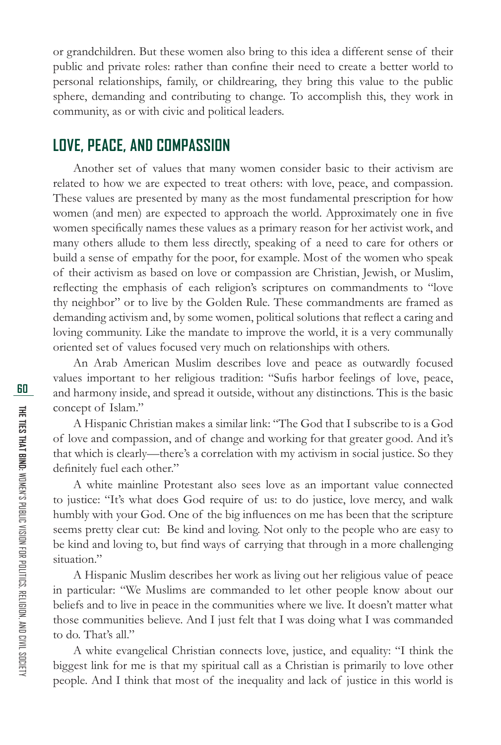or grandchildren. But these women also bring to this idea a different sense of their public and private roles: rather than confine their need to create a better world to personal relationships, family, or childrearing, they bring this value to the public sphere, demanding and contributing to change. To accomplish this, they work in community, as or with civic and political leaders.

## LOVE, PEACE, AND COMPASSION

Another set of values that many women consider basic to their activism are related to how we are expected to treat others: with love, peace, and compassion. These values are presented by many as the most fundamental prescription for how women (and men) are expected to approach the world. Approximately one in five women specifically names these values as a primary reason for her activist work, and many others allude to them less directly, speaking of a need to care for others or build a sense of empathy for the poor, for example. Most of the women who speak of their activism as based on love or compassion are Christian, Jewish, or Muslim, reflecting the emphasis of each religion's scriptures on commandments to "love thy neighbor" or to live by the Golden Rule. These commandments are framed as demanding activism and, by some women, political solutions that reflect a caring and loving community. Like the mandate to improve the world, it is a very communally oriented set of values focused very much on relationships with others.

An Arab American Muslim describes love and peace as outwardly focused values important to her religious tradition: "Sufis harbor feelings of love, peace, and harmony inside, and spread it outside, without any distinctions. This is the basic concept of Islam."

A Hispanic Christian makes a similar link: "The God that I subscribe to is a God of love and compassion, and of change and working for that greater good. And it's that which is clearly—there's a correlation with my activism in social justice. So they definitely fuel each other."

A white mainline Protestant also sees love as an important value connected to justice: "It's what does God require of us: to do justice, love mercy, and walk humbly with your God. One of the big influences on me has been that the scripture seems pretty clear cut: Be kind and loving. Not only to the people who are easy to be kind and loving to, but find ways of carrying that through in a more challenging situation."

A Hispanic Muslim describes her work as living out her religious value of peace in particular: "We Muslims are commanded to let other people know about our beliefs and to live in peace in the communities where we live. It doesn't matter what those communities believe. And I just felt that I was doing what I was commanded to do. That's all."

A white evangelical Christian connects love, justice, and equality: "I think the biggest link for me is that my spiritual call as a Christian is primarily to love other people. And I think that most of the inequality and lack of justice in this world is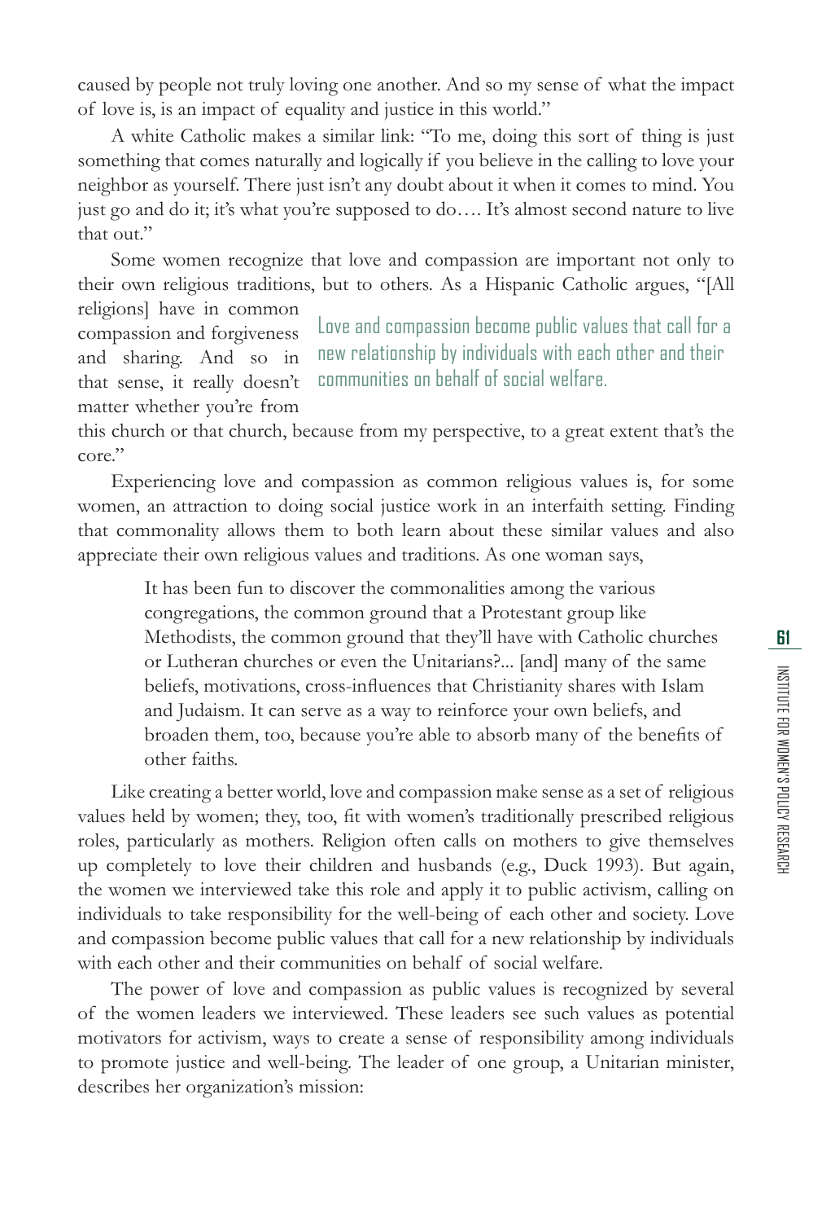caused by people not truly loving one another. And so my sense of what the impact of love is, is an impact of equality and justice in this world."

A white Catholic makes a similar link: "To me, doing this sort of thing is just something that comes naturally and logically if you believe in the calling to love your neighbor as yourself. There just isn't any doubt about it when it comes to mind. You just go and do it; it's what you're supposed to do…. It's almost second nature to live that out."

Some women recognize that love and compassion are important not only to their own religious traditions, but to others. As a Hispanic Catholic argues, "[All religions] have in common compassion and forgiveness and sharing. And so in that sense, it really doesn't matter whether you're from this church or that church, because from my perspective, to a great extent that's the core."

> Love and compassion become public values that call for a new relationship by individuals with each other and their communities on behalf of social welfare.

Experiencing love and compassion as common religious values is, for some women, an attraction to doing social justice work in an interfaith setting. Finding that commonality allows them to both learn about these similar values and also appreciate their own religious values and traditions. As one woman says,

> It has been fun to discover the commonalities among the various congregations, the common ground that a Protestant group like Methodists, the common ground that they'll have with Catholic churches or Lutheran churches or even the Unitarians?... [and] many of the same beliefs, motivations, cross-influences that Christianity shares with Islam and Judaism. It can serve as a way to reinforce your own beliefs, and broaden them, too, because you're able to absorb many of the benefits of other faiths.

Like creating a better world, love and compassion make sense as a set of religious values held by women; they, too, fit with women's traditionally prescribed religious roles, particularly as mothers. Religion often calls on mothers to give themselves up completely to love their children and husbands (e.g., Duck 1993). But again, the women we interviewed take this role and apply it to public activism, calling on individuals to take responsibility for the well-being of each other and society. Love and compassion become public values that call for a new relationship by individuals with each other and their communities on behalf of social welfare.

The power of love and compassion as public values is recognized by several of the women leaders we interviewed. These leaders see such values as potential motivators for activism, ways to create a sense of responsibility among individuals to promote justice and well-being. The leader of one group, a Unitarian minister, describes her organization's mission: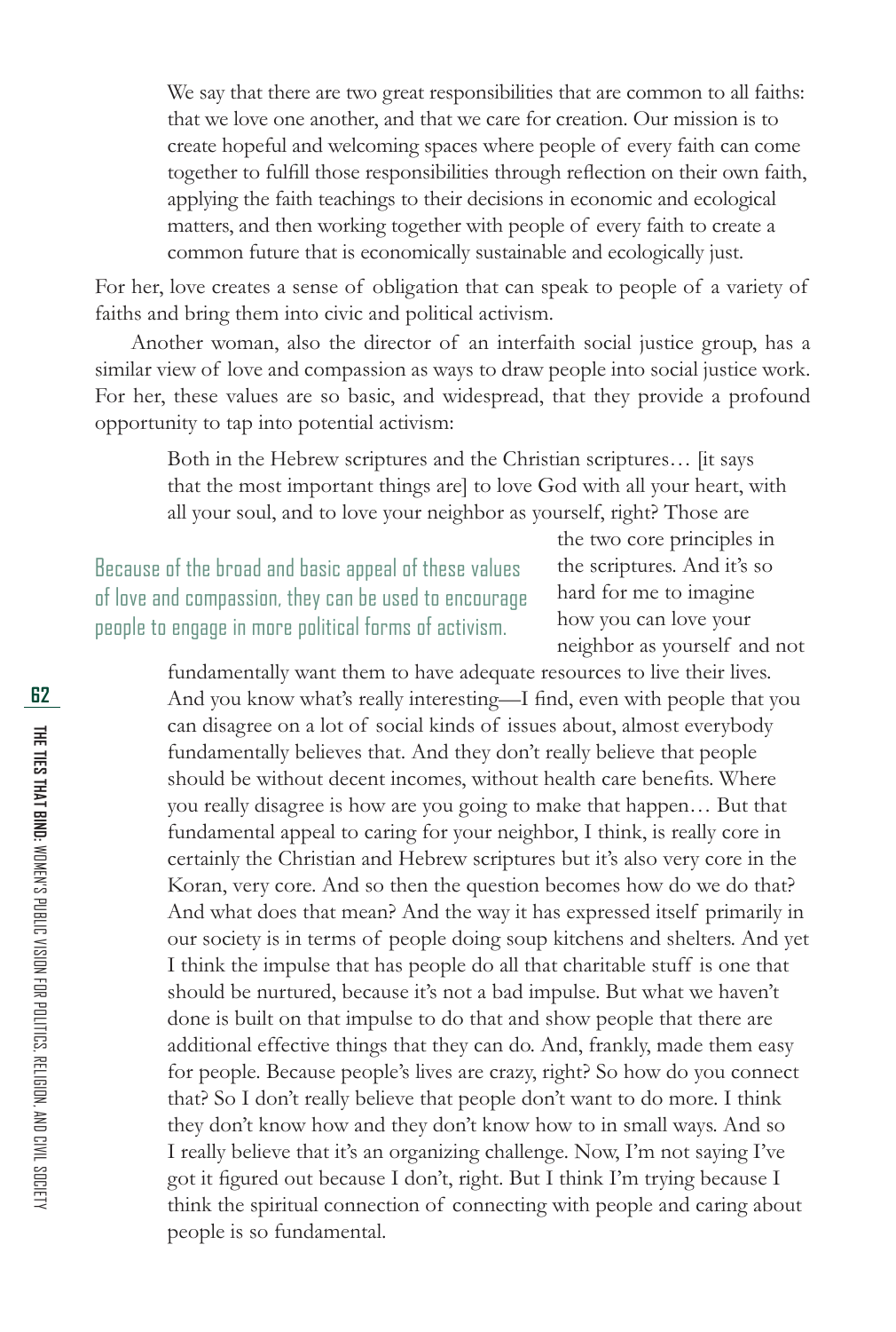> We say that there are two great responsibilities that are common to all faiths: that we love one another, and that we care for creation. Our mission is to create hopeful and welcoming spaces where people of every faith can come together to fulfill those responsibilities through reflection on their own faith, applying the faith teachings to their decisions in economic and ecological matters, and then working together with people of every faith to create a common future that is economically sustainable and ecologically just.

For her, love creates a sense of obligation that can speak to people of a variety of faiths and bring them into civic and political activism.

Another woman, also the director of an interfaith social justice group, has a similar view of love and compassion as ways to draw people into social justice work. For her, these values are so basic, and widespread, that they provide a profound opportunity to tap into potential activism:

> Both in the Hebrew scriptures and the Christian scriptures… [it says that the most important things are] to love God with all your heart, with all your soul, and to love your neighbor as yourself, right? Those are the two core principles in the scriptures. And it's so hard for me to imagine how you can love your neighbor as yourself and not fundamentally want them to have adequate resources to live their lives. And you know what's really interesting—I find, even with people that you can disagree on a lot of social kinds of issues about, almost everybody fundamentally believes that. And they don't really believe that people should be without decent incomes, without health care benefits. Where you really disagree is how are you going to make that happen… But that fundamental appeal to caring for your neighbor, I think, is really core in certainly the Christian and Hebrew scriptures but it's also very core in the Koran, very core. And so then the question becomes how do we do that? And what does that mean? And the way it has expressed itself primarily in our society is in terms of people doing soup kitchens and shelters. And yet I think the impulse that has people do all that charitable stuff is one that should be nurtured, because it's not a bad impulse. But what we haven't done is built on that impulse to do that and show people that there are additional effective things that they can do. And, frankly, made them easy for people. Because people's lives are crazy, right? So how do you connect that? So I don't really believe that people don't want to do more. I think they don't know how and they don't know how to in small ways. And so I really believe that it's an organizing challenge. Now, I'm not saying I've got it figured out because I don't, right. But I think I'm trying because I think the spiritual connection of connecting with people and caring about people is so fundamental.

*Because of the broad and basic appeal of these values of love and compassion, they can be used to encourage people to engage in more political forms of activism.*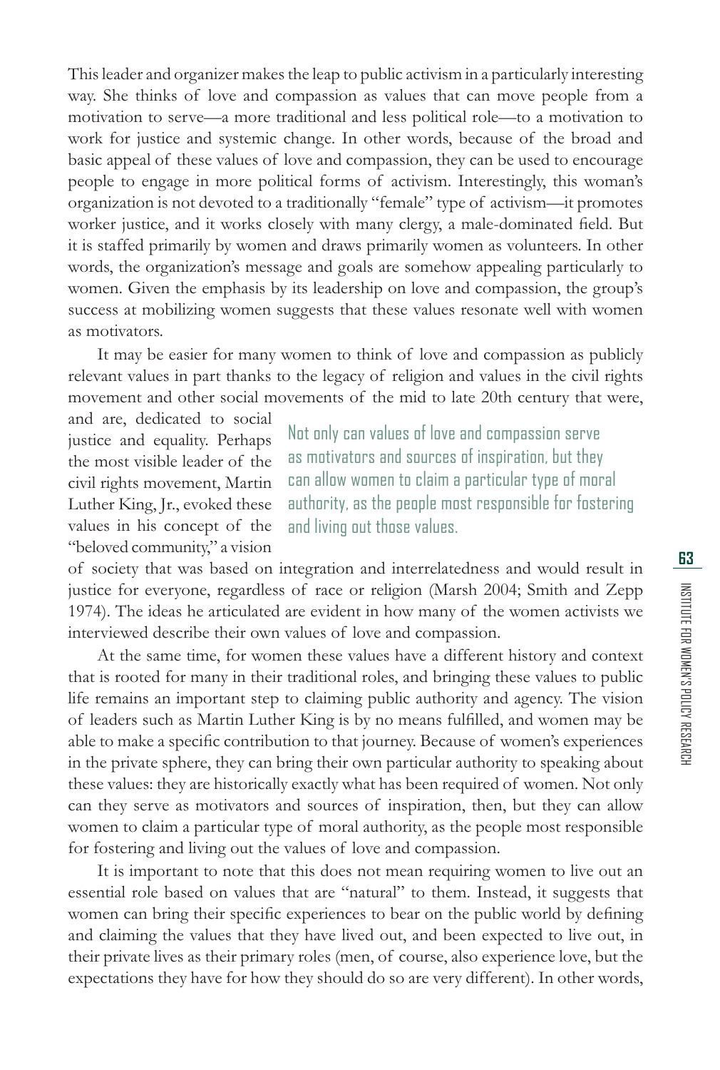This leader and organizer makes the leap to public activism in a particularly interesting way. She thinks of love and compassion as values that can move people from a motivation to serve—a more traditional and less political role—to a motivation to work for justice and systemic change. In other words, because of the broad and basic appeal of these values of love and compassion, they can be used to encourage people to engage in more political forms of activism. Interestingly, this woman's organization is not devoted to a traditionally "female" type of activism—it promotes worker justice, and it works closely with many clergy, a male-dominated field. But it is staffed primarily by women and draws primarily women as volunteers. In other words, the organization's message and goals are somehow appealing particularly to women. Given the emphasis by its leadership on love and compassion, the group's success at mobilizing women suggests that these values resonate well with women as motivators.

It may be easier for many women to think of love and compassion as publicly relevant values in part thanks to the legacy of religion and values in the civil rights movement and other social movements of the mid to late 20th century that were, and are, dedicated to social justice and equality. Perhaps the most visible leader of the civil rights movement, Martin Luther King, Jr., evoked these values in his concept of the "beloved community," a vision of society that was based on integration and interrelatedness and would result in justice for everyone, regardless of race or religion (Marsh 2004; Smith and Zepp 1974). The ideas he articulated are evident in how many of the women activists we interviewed describe their own values of love and compassion.

> Not only can values of love and compassion serve as motivators and sources of inspiration, but they can allow women to claim a particular type of moral authority, as the people most responsible for fostering and living out those values.

At the same time, for women these values have a different history and context that is rooted for many in their traditional roles, and bringing these values to public life remains an important step to claiming public authority and agency. The vision of leaders such as Martin Luther King is by no means fulfilled, and women may be able to make a specific contribution to that journey. Because of women's experiences in the private sphere, they can bring their own particular authority to speaking about these values: they are historically exactly what has been required of women. Not only can they serve as motivators and sources of inspiration, then, but they can allow women to claim a particular type of moral authority, as the people most responsible for fostering and living out the values of love and compassion.

It is important to note that this does not mean requiring women to live out an essential role based on values that are "natural" to them. Instead, it suggests that women can bring their specific experiences to bear on the public world by defining and claiming the values that they have lived out, and been expected to live out, in their private lives as their primary roles (men, of course, also experience love, but the expectations they have for how they should do so are very different). In other words,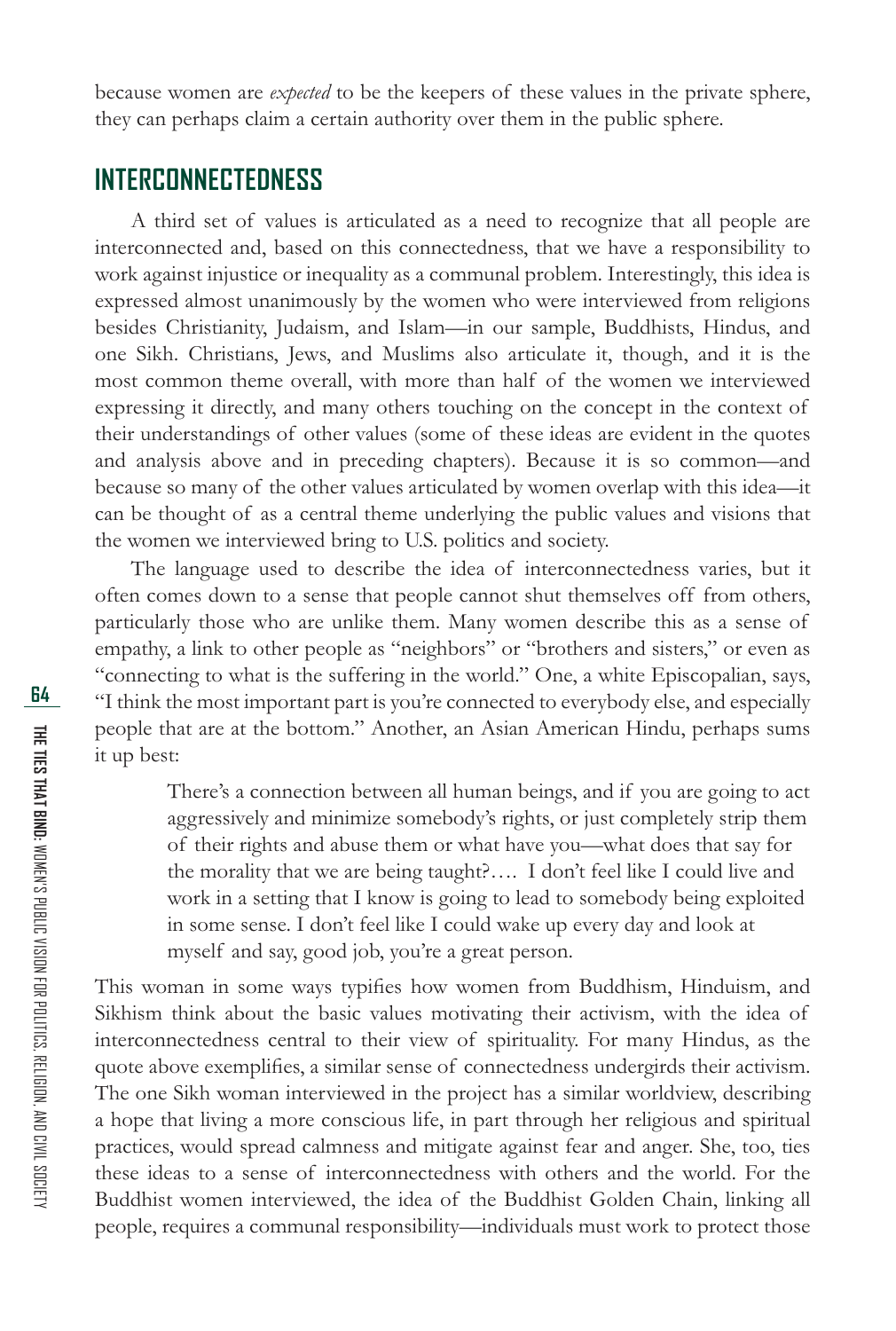because women are *expected* to be the keepers of these values in the private sphere, they can perhaps claim a certain authority over them in the public sphere.

## INTERCONNECTEDNESS

A third set of values is articulated as a need to recognize that all people are interconnected and, based on this connectedness, that we have a responsibility to work against injustice or inequality as a communal problem. Interestingly, this idea is expressed almost unanimously by the women who were interviewed from religions besides Christianity, Judaism, and Islam—in our sample, Buddhists, Hindus, and one Sikh. Christians, Jews, and Muslims also articulate it, though, and it is the most common theme overall, with more than half of the women we interviewed expressing it directly, and many others touching on the concept in the context of their understandings of other values (some of these ideas are evident in the quotes and analysis above and in preceding chapters). Because it is so common—and because so many of the other values articulated by women overlap with this idea—it can be thought of as a central theme underlying the public values and visions that the women we interviewed bring to U.S. politics and society.

The language used to describe the idea of interconnectedness varies, but it often comes down to a sense that people cannot shut themselves off from others, particularly those who are unlike them. Many women describe this as a sense of empathy, a link to other people as "neighbors" or "brothers and sisters," or even as "connecting to what is the suffering in the world." One, a white Episcopalian, says, "I think the most important part is you're connected to everybody else, and especially people that are at the bottom." Another, an Asian American Hindu, perhaps sums it up best:

> There's a connection between all human beings, and if you are going to act aggressively and minimize somebody's rights, or just completely strip them of their rights and abuse them or what have you—what does that say for the morality that we are being taught?…. I don't feel like I could live and work in a setting that I know is going to lead to somebody being exploited in some sense. I don't feel like I could wake up every day and look at myself and say, good job, you're a great person.

This woman in some ways typifies how women from Buddhism, Hinduism, and Sikhism think about the basic values motivating their activism, with the idea of interconnectedness central to their view of spirituality. For many Hindus, as the quote above exemplifies, a similar sense of connectedness undergirds their activism. The one Sikh woman interviewed in the project has a similar worldview, describing a hope that living a more conscious life, in part through her religious and spiritual practices, would spread calmness and mitigate against fear and anger. She, too, ties these ideas to a sense of interconnectedness with others and the world. For the Buddhist women interviewed, the idea of the Buddhist Golden Chain, linking all people, requires a communal responsibility—individuals must work to protect those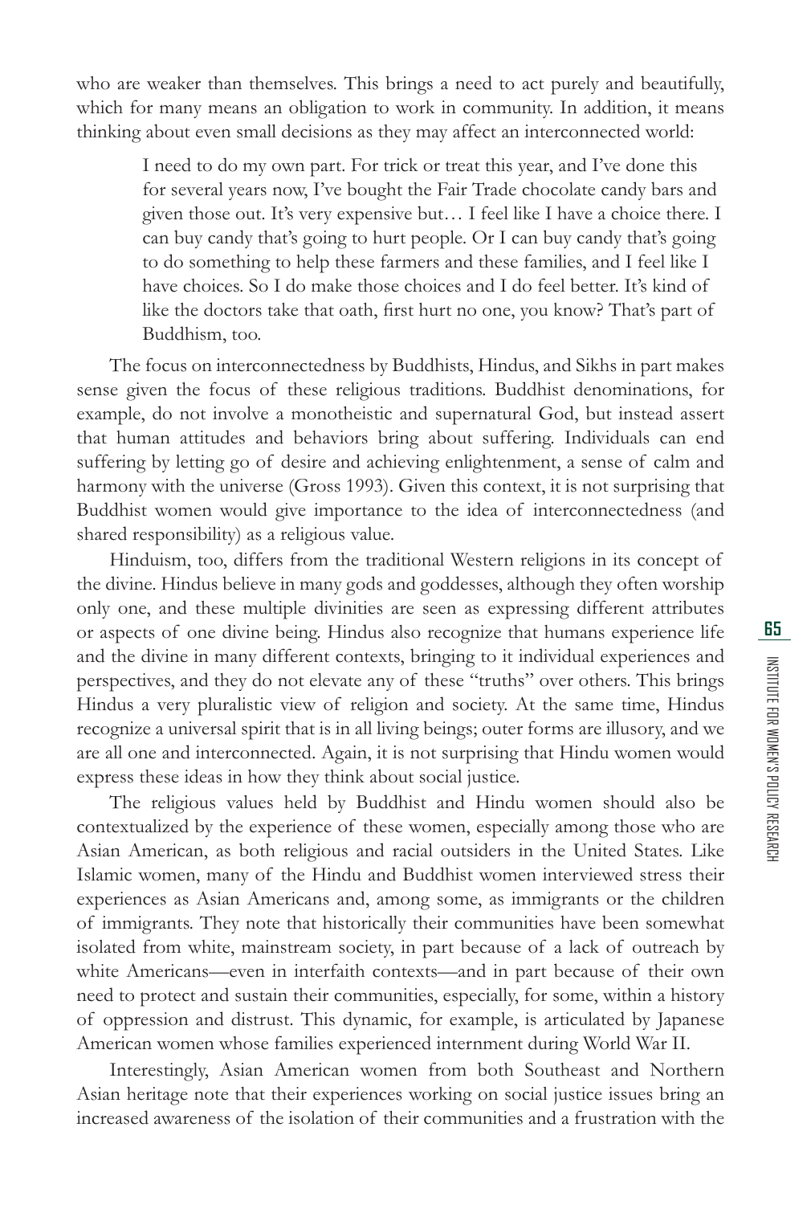who are weaker than themselves. This brings a need to act purely and beautifully, which for many means an obligation to work in community. In addition, it means thinking about even small decisions as they may affect an interconnected world:

> I need to do my own part. For trick or treat this year, and I've done this for several years now, I've bought the Fair Trade chocolate candy bars and given those out. It's very expensive but… I feel like I have a choice there. I can buy candy that's going to hurt people. Or I can buy candy that's going to do something to help these farmers and these families, and I feel like I have choices. So I do make those choices and I do feel better. It's kind of like the doctors take that oath, first hurt no one, you know? That's part of Buddhism, too.

The focus on interconnectedness by Buddhists, Hindus, and Sikhs in part makes sense given the focus of these religious traditions. Buddhist denominations, for example, do not involve a monotheistic and supernatural God, but instead assert that human attitudes and behaviors bring about suffering. Individuals can end suffering by letting go of desire and achieving enlightenment, a sense of calm and harmony with the universe (Gross 1993). Given this context, it is not surprising that Buddhist women would give importance to the idea of interconnectedness (and shared responsibility) as a religious value.

Hinduism, too, differs from the traditional Western religions in its concept of the divine. Hindus believe in many gods and goddesses, although they often worship only one, and these multiple divinities are seen as expressing different attributes or aspects of one divine being. Hindus also recognize that humans experience life and the divine in many different contexts, bringing to it individual experiences and perspectives, and they do not elevate any of these "truths" over others. This brings Hindus a very pluralistic view of religion and society. At the same time, Hindus recognize a universal spirit that is in all living beings; outer forms are illusory, and we are all one and interconnected. Again, it is not surprising that Hindu women would express these ideas in how they think about social justice.

The religious values held by Buddhist and Hindu women should also be contextualized by the experience of these women, especially among those who are Asian American, as both religious and racial outsiders in the United States. Like Islamic women, many of the Hindu and Buddhist women interviewed stress their experiences as Asian Americans and, among some, as immigrants or the children of immigrants. They note that historically their communities have been somewhat isolated from white, mainstream society, in part because of a lack of outreach by white Americans—even in interfaith contexts—and in part because of their own need to protect and sustain their communities, especially, for some, within a history of oppression and distrust. This dynamic, for example, is articulated by Japanese American women whose families experienced internment during World War II.

Interestingly, Asian American women from both Southeast and Northern Asian heritage note that their experiences working on social justice issues bring an increased awareness of the isolation of their communities and a frustration with the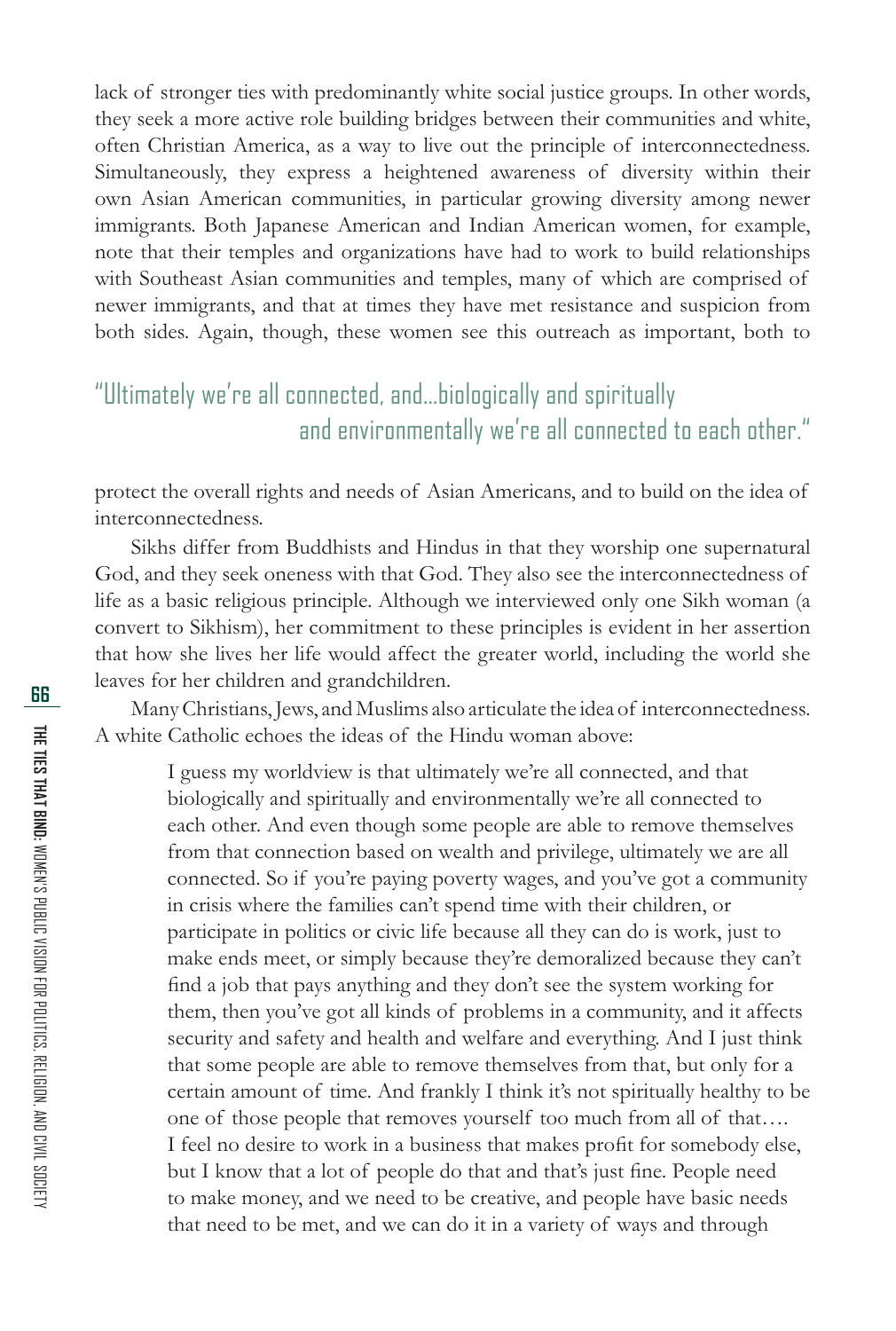lack of stronger ties with predominantly white social justice groups. In other words, they seek a more active role building bridges between their communities and white, often Christian America, as a way to live out the principle of interconnectedness. Simultaneously, they express a heightened awareness of diversity within their own Asian American communities, in particular growing diversity among newer immigrants. Both Japanese American and Indian American women, for example, note that their temples and organizations have had to work to build relationships with Southeast Asian communities and temples, many of which are comprised of newer immigrants, and that at times they have met resistance and suspicion from both sides. Again, though, these women see this outreach as important, both to protect the overall rights and needs of Asian Americans, and to build on the idea of interconnectedness.

> "Ultimately we're all connected, and…biologically and spiritually and environmentally we're all connected to each other."

Sikhs differ from Buddhists and Hindus in that they worship one supernatural God, and they seek oneness with that God. They also see the interconnectedness of life as a basic religious principle. Although we interviewed only one Sikh woman (a convert to Sikhism), her commitment to these principles is evident in her assertion that how she lives her life would affect the greater world, including the world she leaves for her children and grandchildren.

Many Christians, Jews, and Muslims also articulate the idea of interconnectedness. A white Catholic echoes the ideas of the Hindu woman above:

> I guess my worldview is that ultimately we're all connected, and that biologically and spiritually and environmentally we're all connected to each other. And even though some people are able to remove themselves from that connection based on wealth and privilege, ultimately we are all connected. So if you're paying poverty wages, and you've got a community in crisis where the families can't spend time with their children, or participate in politics or civic life because all they can do is work, just to make ends meet, or simply because they're demoralized because they can't find a job that pays anything and they don't see the system working for them, then you've got all kinds of problems in a community, and it affects security and safety and health and welfare and everything. And I just think that some people are able to remove themselves from that, but only for a certain amount of time. And frankly I think it's not spiritually healthy to be one of those people that removes yourself too much from all of that…. I feel no desire to work in a business that makes profit for somebody else, but I know that a lot of people do that and that's just fine. People need to make money, and we need to be creative, and people have basic needs that need to be met, and we can do it in a variety of ways and through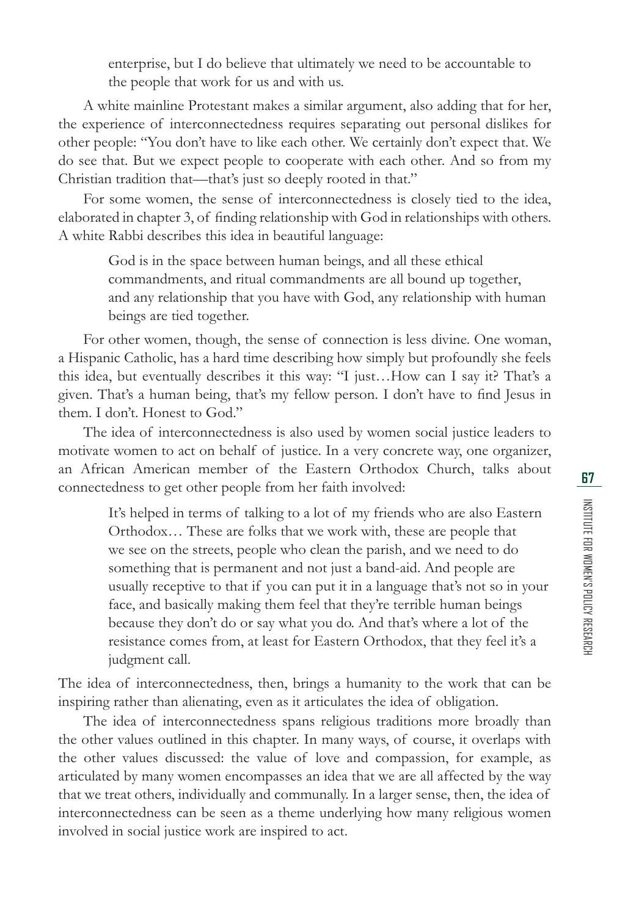> enterprise, but I do believe that ultimately we need to be accountable to the people that work for us and with us.

A white mainline Protestant makes a similar argument, also adding that for her, the experience of interconnectedness requires separating out personal dislikes for other people: "You don't have to like each other. We certainly don't expect that. We do see that. But we expect people to cooperate with each other. And so from my Christian tradition that—that's just so deeply rooted in that."

For some women, the sense of interconnectedness is closely tied to the idea, elaborated in chapter 3, of finding relationship with God in relationships with others. A white Rabbi describes this idea in beautiful language:

> God is in the space between human beings, and all these ethical commandments, and ritual commandments are all bound up together, and any relationship that you have with God, any relationship with human beings are tied together.

For other women, though, the sense of connection is less divine. One woman, a Hispanic Catholic, has a hard time describing how simply but profoundly she feels this idea, but eventually describes it this way: "I just…How can I say it? That's a given. That's a human being, that's my fellow person. I don't have to find Jesus in them. I don't. Honest to God."

The idea of interconnectedness is also used by women social justice leaders to motivate women to act on behalf of justice. In a very concrete way, one organizer, an African American member of the Eastern Orthodox Church, talks about connectedness to get other people from her faith involved:

> It's helped in terms of talking to a lot of my friends who are also Eastern Orthodox… These are folks that we work with, these are people that we see on the streets, people who clean the parish, and we need to do something that is permanent and not just a band-aid. And people are usually receptive to that if you can put it in a language that's not so in your face, and basically making them feel that they're terrible human beings because they don't do or say what you do. And that's where a lot of the resistance comes from, at least for Eastern Orthodox, that they feel it's a judgment call.

The idea of interconnectedness, then, brings a humanity to the work that can be inspiring rather than alienating, even as it articulates the idea of obligation.

The idea of interconnectedness spans religious traditions more broadly than the other values outlined in this chapter. In many ways, of course, it overlaps with the other values discussed: the value of love and compassion, for example, as articulated by many women encompasses an idea that we are all affected by the way that we treat others, individually and communally. In a larger sense, then, the idea of interconnectedness can be seen as a theme underlying how many religious women involved in social justice work are inspired to act.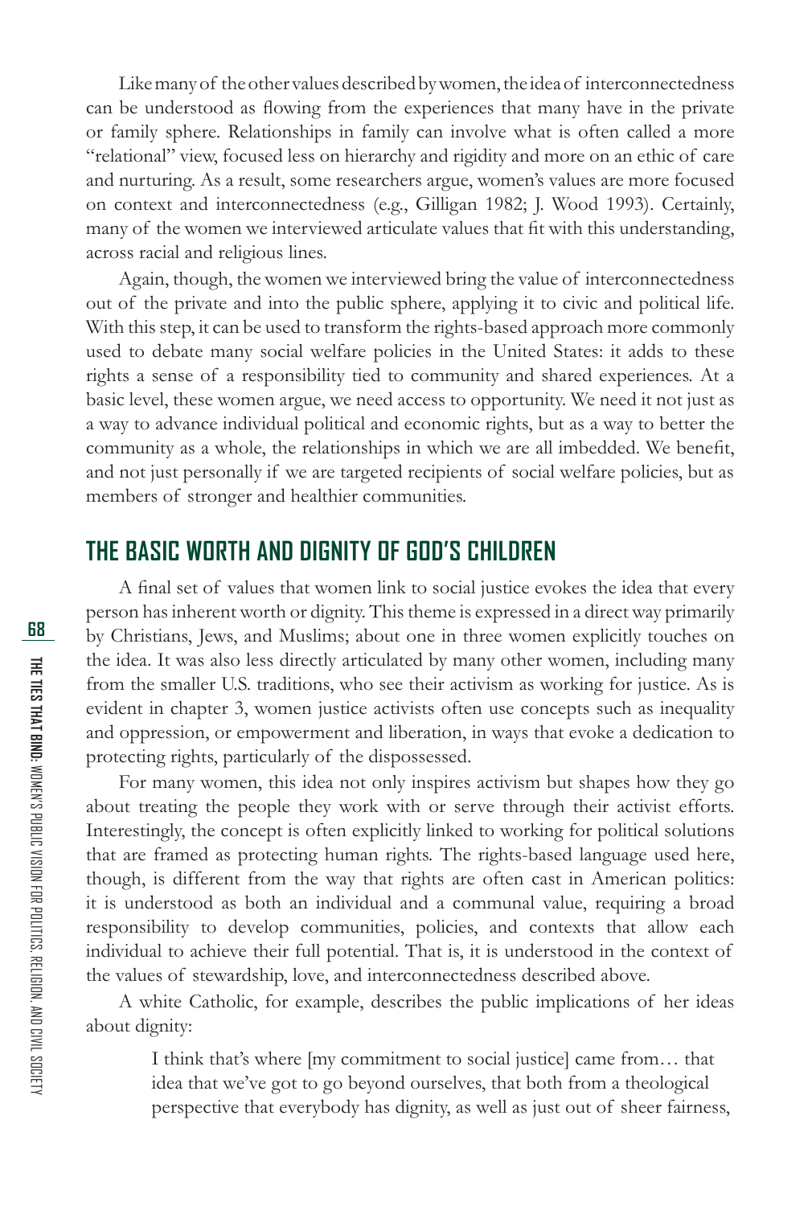Like many of the other values described by women, the idea of interconnectedness can be understood as flowing from the experiences that many have in the private or family sphere. Relationships in family can involve what is often called a more "relational" view, focused less on hierarchy and rigidity and more on an ethic of care and nurturing. As a result, some researchers argue, women's values are more focused on context and interconnectedness (e.g., Gilligan 1982; J. Wood 1993). Certainly, many of the women we interviewed articulate values that fit with this understanding, across racial and religious lines.

Again, though, the women we interviewed bring the value of interconnectedness out of the private and into the public sphere, applying it to civic and political life. With this step, it can be used to transform the rights-based approach more commonly used to debate many social welfare policies in the United States: it adds to these rights a sense of a responsibility tied to community and shared experiences. At a basic level, these women argue, we need access to opportunity. We need it not just as a way to advance individual political and economic rights, but as a way to better the community as a whole, the relationships in which we are all imbedded. We benefit, and not just personally if we are targeted recipients of social welfare policies, but as members of stronger and healthier communities.

## THE BASIC WORTH AND DIGNITY OF GOD'S CHILDREN

A final set of values that women link to social justice evokes the idea that every person has inherent worth or dignity. This theme is expressed in a direct way primarily by Christians, Jews, and Muslims; about one in three women explicitly touches on the idea. It was also less directly articulated by many other women, including many from the smaller U.S. traditions, who see their activism as working for justice. As is evident in chapter 3, women justice activists often use concepts such as inequality and oppression, or empowerment and liberation, in ways that evoke a dedication to protecting rights, particularly of the dispossessed.

For many women, this idea not only inspires activism but shapes how they go about treating the people they work with or serve through their activist efforts. Interestingly, the concept is often explicitly linked to working for political solutions that are framed as protecting human rights. The rights-based language used here, though, is different from the way that rights are often cast in American politics: it is understood as both an individual and a communal value, requiring a broad responsibility to develop communities, policies, and contexts that allow each individual to achieve their full potential. That is, it is understood in the context of the values of stewardship, love, and interconnectedness described above.

A white Catholic, for example, describes the public implications of her ideas about dignity:

> I think that's where [my commitment to social justice] came from… that idea that we've got to go beyond ourselves, that both from a theological perspective that everybody has dignity, as well as just out of sheer fairness,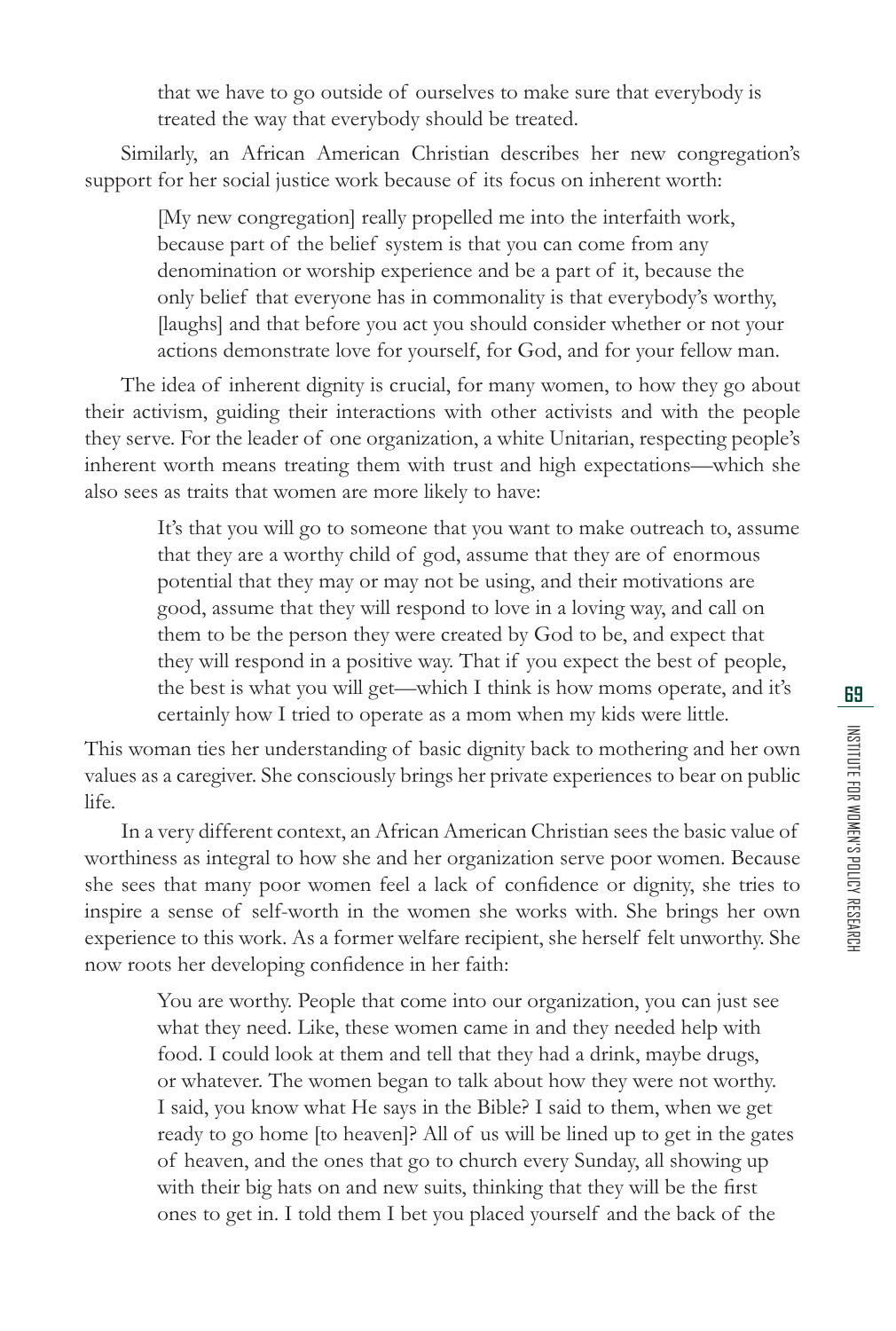> that we have to go outside of ourselves to make sure that everybody is treated the way that everybody should be treated.

Similarly, an African American Christian describes her new congregation's support for her social justice work because of its focus on inherent worth:

> [My new congregation] really propelled me into the interfaith work, because part of the belief system is that you can come from any denomination or worship experience and be a part of it, because the only belief that everyone has in commonality is that everybody's worthy, [laughs] and that before you act you should consider whether or not your actions demonstrate love for yourself, for God, and for your fellow man.

The idea of inherent dignity is crucial, for many women, to how they go about their activism, guiding their interactions with other activists and with the people they serve. For the leader of one organization, a white Unitarian, respecting people's inherent worth means treating them with trust and high expectations—which she also sees as traits that women are more likely to have:

> It's that you will go to someone that you want to make outreach to, assume that they are a worthy child of god, assume that they are of enormous potential that they may or may not be using, and their motivations are good, assume that they will respond to love in a loving way, and call on them to be the person they were created by God to be, and expect that they will respond in a positive way. That if you expect the best of people, the best is what you will get—which I think is how moms operate, and it's certainly how I tried to operate as a mom when my kids were little.

This woman ties her understanding of basic dignity back to mothering and her own values as a caregiver. She consciously brings her private experiences to bear on public life.

In a very different context, an African American Christian sees the basic value of worthiness as integral to how she and her organization serve poor women. Because she sees that many poor women feel a lack of confidence or dignity, she tries to inspire a sense of self-worth in the women she works with. She brings her own experience to this work. As a former welfare recipient, she herself felt unworthy. She now roots her developing confidence in her faith:

> You are worthy. People that come into our organization, you can just see what they need. Like, these women came in and they needed help with food. I could look at them and tell that they had a drink, maybe drugs, or whatever. The women began to talk about how they were not worthy. I said, you know what He says in the Bible? I said to them, when we get ready to go home [to heaven]? All of us will be lined up to get in the gates of heaven, and the ones that go to church every Sunday, all showing up with their big hats on and new suits, thinking that they will be the first ones to get in. I told them I bet you placed yourself and the back of the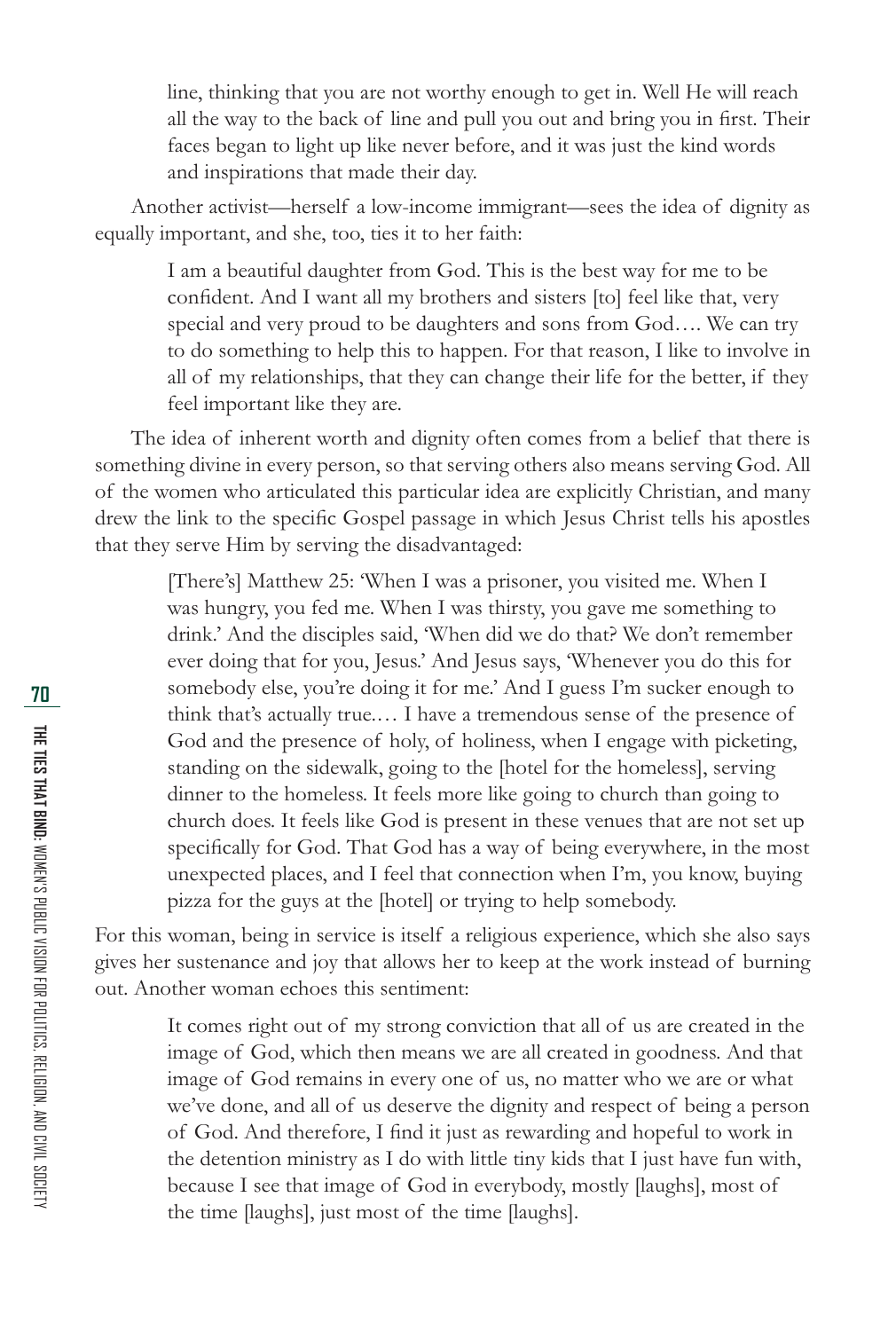> line, thinking that you are not worthy enough to get in. Well He will reach all the way to the back of line and pull you out and bring you in first. Their faces began to light up like never before, and it was just the kind words and inspirations that made their day.

Another activist—herself a low-income immigrant—sees the idea of dignity as equally important, and she, too, ties it to her faith:

> I am a beautiful daughter from God. This is the best way for me to be confident. And I want all my brothers and sisters [to] feel like that, very special and very proud to be daughters and sons from God…. We can try to do something to help this to happen. For that reason, I like to involve in all of my relationships, that they can change their life for the better, if they feel important like they are.

The idea of inherent worth and dignity often comes from a belief that there is something divine in every person, so that serving others also means serving God. All of the women who articulated this particular idea are explicitly Christian, and many drew the link to the specific Gospel passage in which Jesus Christ tells his apostles that they serve Him by serving the disadvantaged:

> [There's] Matthew 25: 'When I was a prisoner, you visited me. When I was hungry, you fed me. When I was thirsty, you gave me something to drink.' And the disciples said, 'When did we do that? We don't remember ever doing that for you, Jesus.' And Jesus says, 'Whenever you do this for somebody else, you're doing it for me.' And I guess I'm sucker enough to think that's actually true.… I have a tremendous sense of the presence of God and the presence of holy, of holiness, when I engage with picketing, standing on the sidewalk, going to the [hotel for the homeless], serving dinner to the homeless. It feels more like going to church than going to church does. It feels like God is present in these venues that are not set up specifically for God. That God has a way of being everywhere, in the most unexpected places, and I feel that connection when I'm, you know, buying pizza for the guys at the [hotel] or trying to help somebody.

For this woman, being in service is itself a religious experience, which she also says gives her sustenance and joy that allows her to keep at the work instead of burning out. Another woman echoes this sentiment:

> It comes right out of my strong conviction that all of us are created in the image of God, which then means we are all created in goodness. And that image of God remains in every one of us, no matter who we are or what we've done, and all of us deserve the dignity and respect of being a person of God. And therefore, I find it just as rewarding and hopeful to work in the detention ministry as I do with little tiny kids that I just have fun with, because I see that image of God in everybody, mostly [laughs], most of the time [laughs], just most of the time [laughs].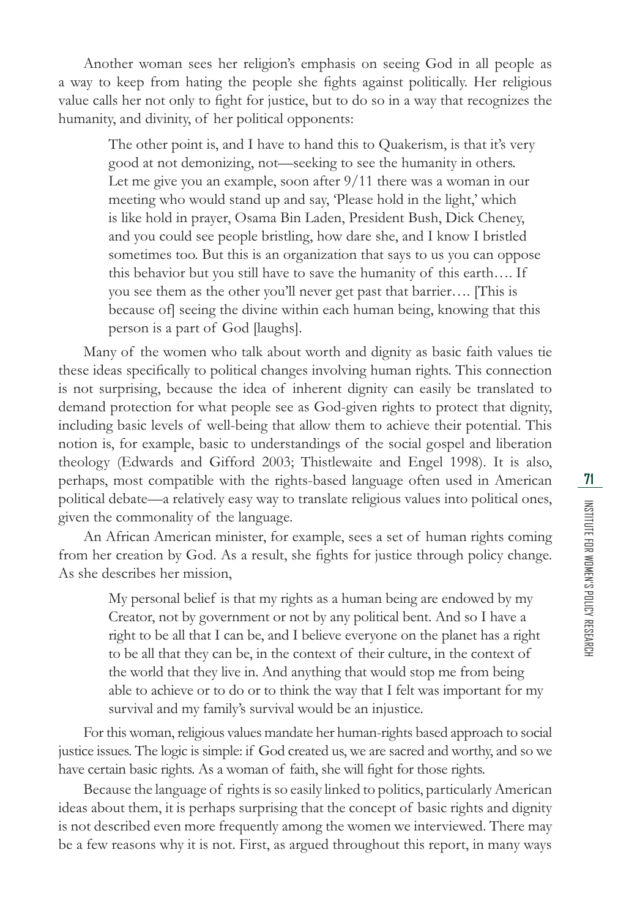Another woman sees her religion's emphasis on seeing God in all people as a way to keep from hating the people she fights against politically. Her religious value calls her not only to fight for justice, but to do so in a way that recognizes the humanity, and divinity, of her political opponents:

> The other point is, and I have to hand this to Quakerism, is that it's very good at not demonizing, not—seeking to see the humanity in others. Let me give you an example, soon after 9/11 there was a woman in our meeting who would stand up and say, 'Please hold in the light,' which is like hold in prayer, Osama Bin Laden, President Bush, Dick Cheney, and you could see people bristling, how dare she, and I know I bristled sometimes too. But this is an organization that says to us you can oppose this behavior but you still have to save the humanity of this earth…. If you see them as the other you'll never get past that barrier…. [This is because of] seeing the divine within each human being, knowing that this person is a part of God [laughs].

Many of the women who talk about worth and dignity as basic faith values tie these ideas specifically to political changes involving human rights. This connection is not surprising, because the idea of inherent dignity can easily be translated to demand protection for what people see as God-given rights to protect that dignity, including basic levels of well-being that allow them to achieve their potential. This notion is, for example, basic to understandings of the social gospel and liberation theology (Edwards and Gifford 2003; Thistlewaite and Engel 1998). It is also, perhaps, most compatible with the rights-based language often used in American political debate—a relatively easy way to translate religious values into political ones, given the commonality of the language.

An African American minister, for example, sees a set of human rights coming from her creation by God. As a result, she fights for justice through policy change. As she describes her mission,

> My personal belief is that my rights as a human being are endowed by my Creator, not by government or not by any political bent. And so I have a right to be all that I can be, and I believe everyone on the planet has a right to be all that they can be, in the context of their culture, in the context of the world that they live in. And anything that would stop me from being able to achieve or to do or to think the way that I felt was important for my survival and my family's survival would be an injustice.

For this woman, religious values mandate her human-rights based approach to social justice issues. The logic is simple: if God created us, we are sacred and worthy, and so we have certain basic rights. As a woman of faith, she will fight for those rights.

Because the language of rights is so easily linked to politics, particularly American ideas about them, it is perhaps surprising that the concept of basic rights and dignity is not described even more frequently among the women we interviewed. There may be a few reasons why it is not. First, as argued throughout this report, in many ways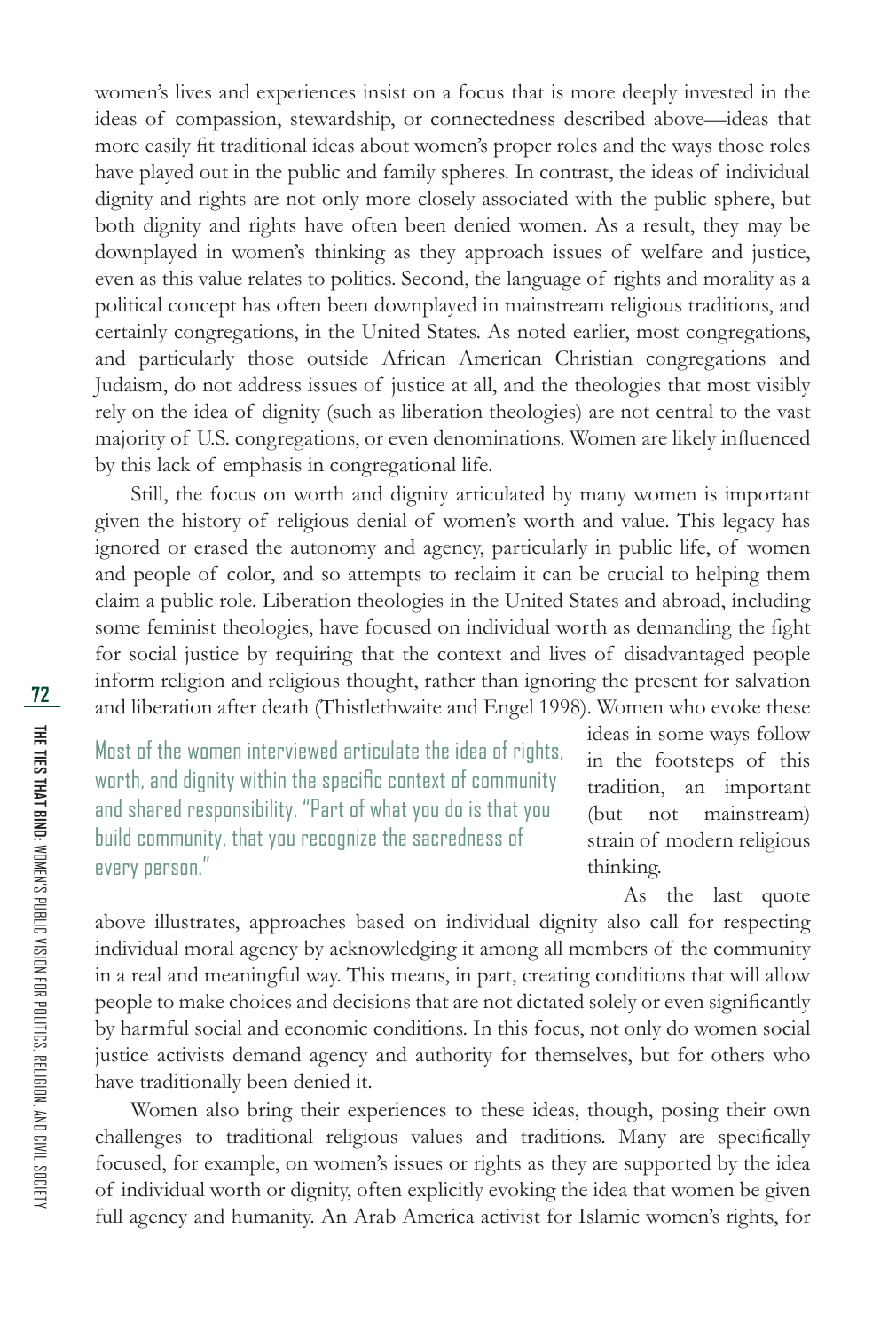women's lives and experiences insist on a focus that is more deeply invested in the ideas of compassion, stewardship, or connectedness described above—ideas that more easily fit traditional ideas about women's proper roles and the ways those roles have played out in the public and family spheres. In contrast, the ideas of individual dignity and rights are not only more closely associated with the public sphere, but both dignity and rights have often been denied women. As a result, they may be downplayed in women's thinking as they approach issues of welfare and justice, even as this value relates to politics. Second, the language of rights and morality as a political concept has often been downplayed in mainstream religious traditions, and certainly congregations, in the United States. As noted earlier, most congregations, and particularly those outside African American Christian congregations and Judaism, do not address issues of justice at all, and the theologies that most visibly rely on the idea of dignity (such as liberation theologies) are not central to the vast majority of U.S. congregations, or even denominations. Women are likely influenced by this lack of emphasis in congregational life.

Still, the focus on worth and dignity articulated by many women is important given the history of religious denial of women's worth and value. This legacy has ignored or erased the autonomy and agency, particularly in public life, of women and people of color, and so attempts to reclaim it can be crucial to helping them claim a public role. Liberation theologies in the United States and abroad, including some feminist theologies, have focused on individual worth as demanding the fight for social justice by requiring that the context and lives of disadvantaged people inform religion and religious thought, rather than ignoring the present for salvation and liberation after death (Thistlethwaite and Engel 1998). Women who evoke these ideas in some ways follow in the footsteps of this tradition, an important (but not mainstream) strain of modern religious thinking.

> Most of the women interviewed articulate the idea of rights, worth, and dignity within the specific context of community and shared responsibility. "Part of what you do is that you build community, that you recognize the sacredness of every person."

As the last quote above illustrates, approaches based on individual dignity also call for respecting individual moral agency by acknowledging it among all members of the community in a real and meaningful way. This means, in part, creating conditions that will allow people to make choices and decisions that are not dictated solely or even significantly by harmful social and economic conditions. In this focus, not only do women social justice activists demand agency and authority for themselves, but for others who have traditionally been denied it.

Women also bring their experiences to these ideas, though, posing their own challenges to traditional religious values and traditions. Many are specifically focused, for example, on women's issues or rights as they are supported by the idea of individual worth or dignity, often explicitly evoking the idea that women be given full agency and humanity. An Arab America activist for Islamic women's rights, for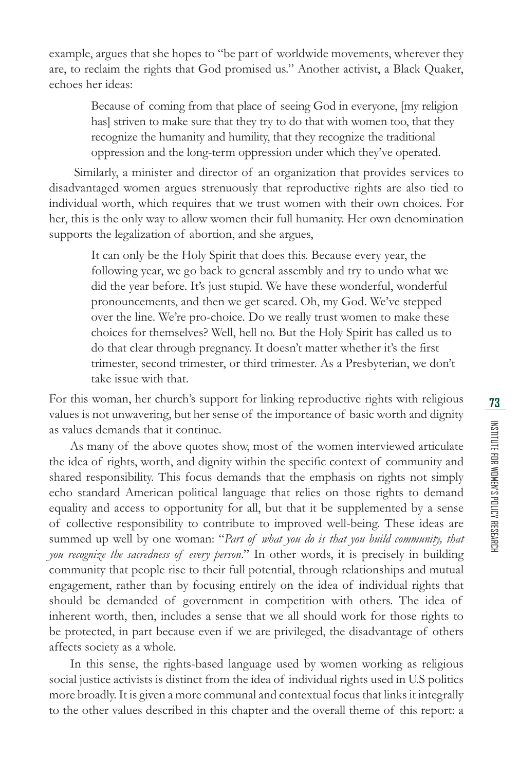example, argues that she hopes to "be part of worldwide movements, wherever they are, to reclaim the rights that God promised us." Another activist, a Black Quaker, echoes her ideas:

> Because of coming from that place of seeing God in everyone, [my religion has] striven to make sure that they try to do that with women too, that they recognize the humanity and humility, that they recognize the traditional oppression and the long-term oppression under which they've operated.

Similarly, a minister and director of an organization that provides services to disadvantaged women argues strenuously that reproductive rights are also tied to individual worth, which requires that we trust women with their own choices. For her, this is the only way to allow women their full humanity. Her own denomination supports the legalization of abortion, and she argues,

> It can only be the Holy Spirit that does this. Because every year, the following year, we go back to general assembly and try to undo what we did the year before. It's just stupid. We have these wonderful, wonderful pronouncements, and then we get scared. Oh, my God. We've stepped over the line. We're pro-choice. Do we really trust women to make these choices for themselves? Well, hell no. But the Holy Spirit has called us to do that clear through pregnancy. It doesn't matter whether it's the first trimester, second trimester, or third trimester. As a Presbyterian, we don't take issue with that.

For this woman, her church's support for linking reproductive rights with religious values is not unwavering, but her sense of the importance of basic worth and dignity as values demands that it continue.

As many of the above quotes show, most of the women interviewed articulate the idea of rights, worth, and dignity within the specific context of community and shared responsibility. This focus demands that the emphasis on rights not simply echo standard American political language that relies on those rights to demand equality and access to opportunity for all, but that it be supplemented by a sense of collective responsibility to contribute to improved well-being. These ideas are summed up well by one woman: "*Part of what you do is that you build community, that you recognize the sacredness of every person*." In other words, it is precisely in building community that people rise to their full potential, through relationships and mutual engagement, rather than by focusing entirely on the idea of individual rights that should be demanded of government in competition with others. The idea of inherent worth, then, includes a sense that we all should work for those rights to be protected, in part because even if we are privileged, the disadvantage of others affects society as a whole.

In this sense, the rights-based language used by women working as religious social justice activists is distinct from the idea of individual rights used in U.S politics more broadly. It is given a more communal and contextual focus that links it integrally to the other values described in this chapter and the overall theme of this report: a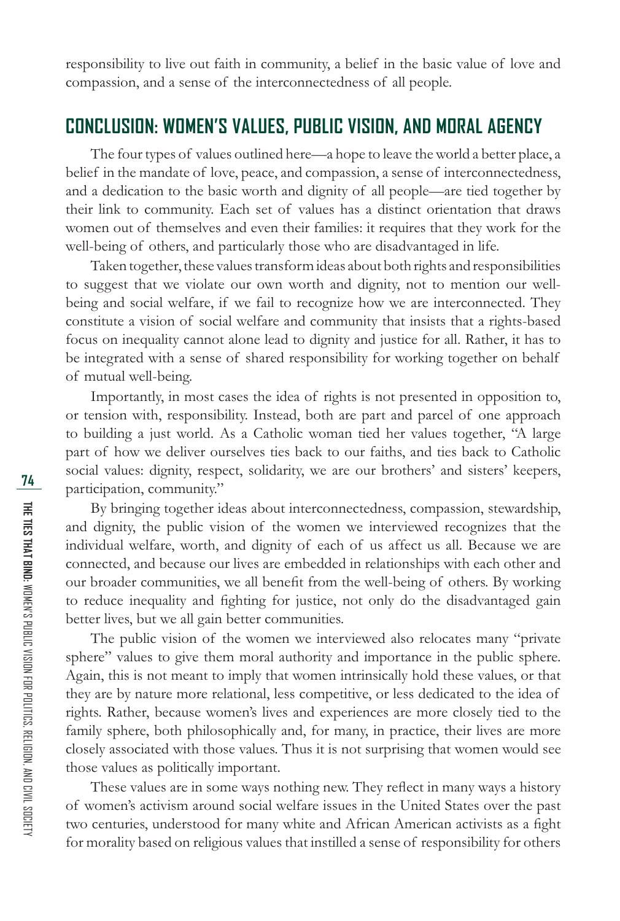responsibility to live out faith in community, a belief in the basic value of love and compassion, and a sense of the interconnectedness of all people.

## CONCLUSION: WOMEN'S VALUES, PUBLIC VISION, AND MORAL AGENCY

The four types of values outlined here—a hope to leave the world a better place, a belief in the mandate of love, peace, and compassion, a sense of interconnectedness, and a dedication to the basic worth and dignity of all people—are tied together by their link to community. Each set of values has a distinct orientation that draws women out of themselves and even their families: it requires that they work for the well-being of others, and particularly those who are disadvantaged in life.

Taken together, these values transform ideas about both rights and responsibilities to suggest that we violate our own worth and dignity, not to mention our well-being and social welfare, if we fail to recognize how we are interconnected. They constitute a vision of social welfare and community that insists that a rights-based focus on inequality cannot alone lead to dignity and justice for all. Rather, it has to be integrated with a sense of shared responsibility for working together on behalf of mutual well-being.

Importantly, in most cases the idea of rights is not presented in opposition to, or tension with, responsibility. Instead, both are part and parcel of one approach to building a just world. As a Catholic woman tied her values together, "A large part of how we deliver ourselves ties back to our faiths, and ties back to Catholic social values: dignity, respect, solidarity, we are our brothers' and sisters' keepers, participation, community."

By bringing together ideas about interconnectedness, compassion, stewardship, and dignity, the public vision of the women we interviewed recognizes that the individual welfare, worth, and dignity of each of us affect us all. Because we are connected, and because our lives are embedded in relationships with each other and our broader communities, we all benefit from the well-being of others. By working to reduce inequality and fighting for justice, not only do the disadvantaged gain better lives, but we all gain better communities.

The public vision of the women we interviewed also relocates many "private sphere" values to give them moral authority and importance in the public sphere. Again, this is not meant to imply that women intrinsically hold these values, or that they are by nature more relational, less competitive, or less dedicated to the idea of rights. Rather, because women's lives and experiences are more closely tied to the family sphere, both philosophically and, for many, in practice, their lives are more closely associated with those values. Thus it is not surprising that women would see those values as politically important.

These values are in some ways nothing new. They reflect in many ways a history of women's activism around social welfare issues in the United States over the past two centuries, understood for many white and African American activists as a fight for morality based on religious values that instilled a sense of responsibility for others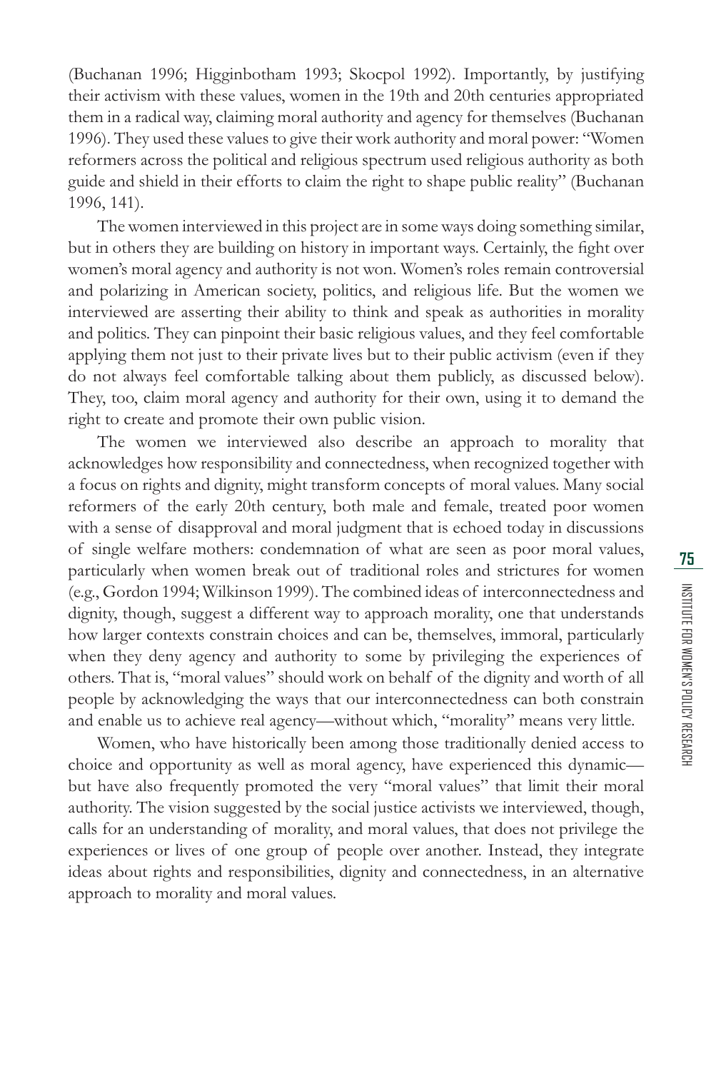(Buchanan 1996; Higginbotham 1993; Skocpol 1992). Importantly, by justifying their activism with these values, women in the 19th and 20th centuries appropriated them in a radical way, claiming moral authority and agency for themselves (Buchanan 1996). They used these values to give their work authority and moral power: "Women reformers across the political and religious spectrum used religious authority as both guide and shield in their efforts to claim the right to shape public reality" (Buchanan 1996, 141).

The women interviewed in this project are in some ways doing something similar, but in others they are building on history in important ways. Certainly, the fight over women's moral agency and authority is not won. Women's roles remain controversial and polarizing in American society, politics, and religious life. But the women we interviewed are asserting their ability to think and speak as authorities in morality and politics. They can pinpoint their basic religious values, and they feel comfortable applying them not just to their private lives but to their public activism (even if they do not always feel comfortable talking about them publicly, as discussed below). They, too, claim moral agency and authority for their own, using it to demand the right to create and promote their own public vision.

The women we interviewed also describe an approach to morality that acknowledges how responsibility and connectedness, when recognized together with a focus on rights and dignity, might transform concepts of moral values. Many social reformers of the early 20th century, both male and female, treated poor women with a sense of disapproval and moral judgment that is echoed today in discussions of single welfare mothers: condemnation of what are seen as poor moral values, particularly when women break out of traditional roles and strictures for women (e.g., Gordon 1994; Wilkinson 1999). The combined ideas of interconnectedness and dignity, though, suggest a different way to approach morality, one that understands how larger contexts constrain choices and can be, themselves, immoral, particularly when they deny agency and authority to some by privileging the experiences of others. That is, "moral values" should work on behalf of the dignity and worth of all people by acknowledging the ways that our interconnectedness can both constrain and enable us to achieve real agency—without which, "morality" means very little.

Women, who have historically been among those traditionally denied access to choice and opportunity as well as moral agency, have experienced this dynamic—but have also frequently promoted the very "moral values" that limit their moral authority. The vision suggested by the social justice activists we interviewed, though, calls for an understanding of morality, and moral values, that does not privilege the experiences or lives of one group of people over another. Instead, they integrate ideas about rights and responsibilities, dignity and connectedness, in an alternative approach to morality and moral values.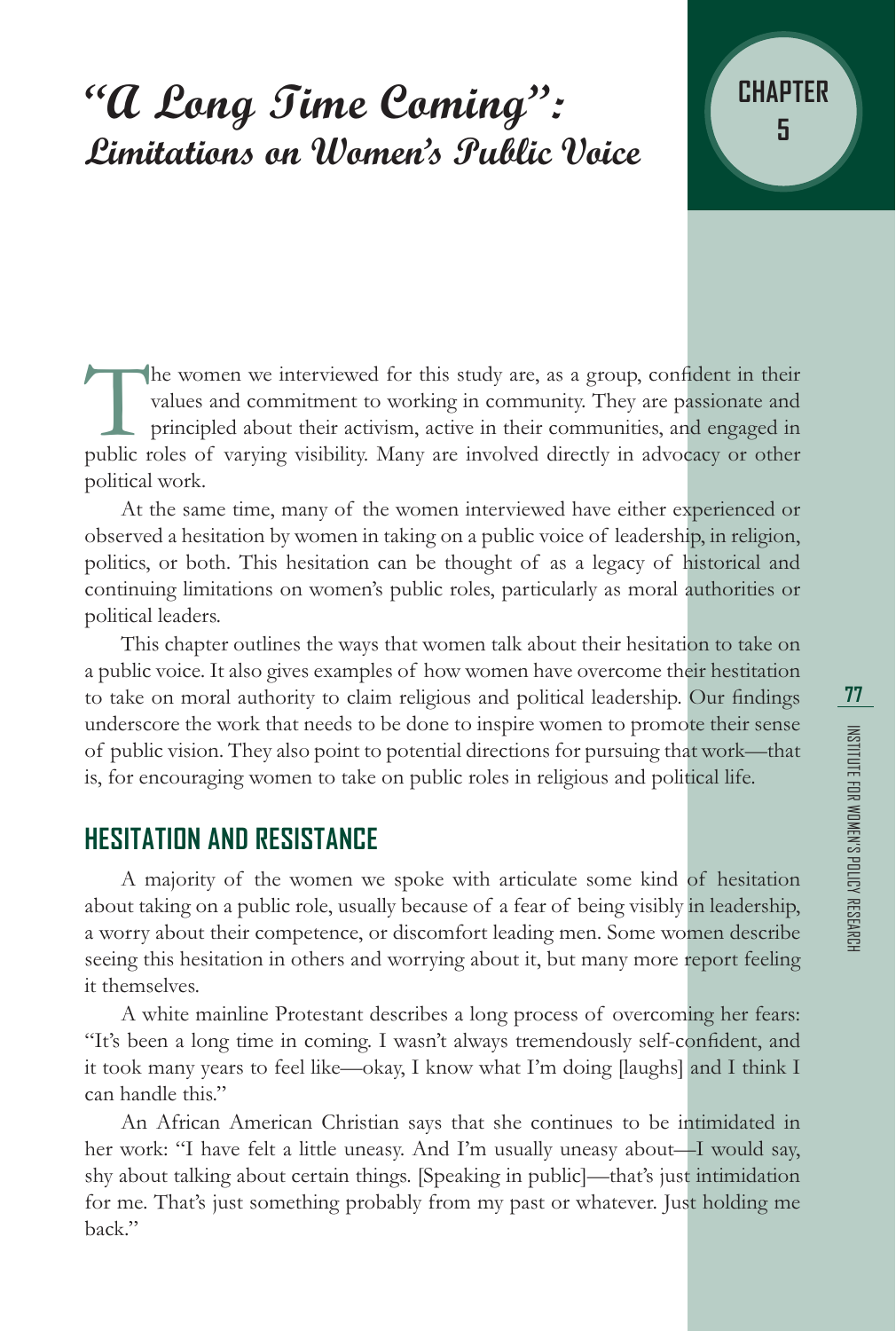# "A Long Time Coming": Limitations on Women's Public Voice

## CHAPTER 5

The women we interviewed for this study are, as a group, confident in their values and commitment to working in community. They are passionate and principled about their activism, active in their communities, and engaged in public roles of varying visibility. Many are involved directly in advocacy or other political work.

At the same time, many of the women interviewed have either experienced or observed a hesitation by women in taking on a public voice of leadership, in religion, politics, or both. This hesitation can be thought of as a legacy of historical and continuing limitations on women's public roles, particularly as moral authorities or political leaders.

This chapter outlines the ways that women talk about their hesitation to take on a public voice. It also gives examples of how women have overcome their hestitation to take on moral authority to claim religious and political leadership. Our findings underscore the work that needs to be done to inspire women to promote their sense of public vision. They also point to potential directions for pursuing that work—that is, for encouraging women to take on public roles in religious and political life.

## HESITATION AND RESISTANCE

A majority of the women we spoke with articulate some kind of hesitation about taking on a public role, usually because of a fear of being visibly in leadership, a worry about their competence, or discomfort leading men. Some women describe seeing this hesitation in others and worrying about it, but many more report feeling it themselves.

A white mainline Protestant describes a long process of overcoming her fears: "It's been a long time in coming. I wasn't always tremendously self-confident, and it took many years to feel like—okay, I know what I'm doing [laughs] and I think I can handle this."

An African American Christian says that she continues to be intimidated in her work: "I have felt a little uneasy. And I'm usually uneasy about—I would say, shy about talking about certain things. [Speaking in public]—that's just intimidation for me. That's just something probably from my past or whatever. Just holding me back."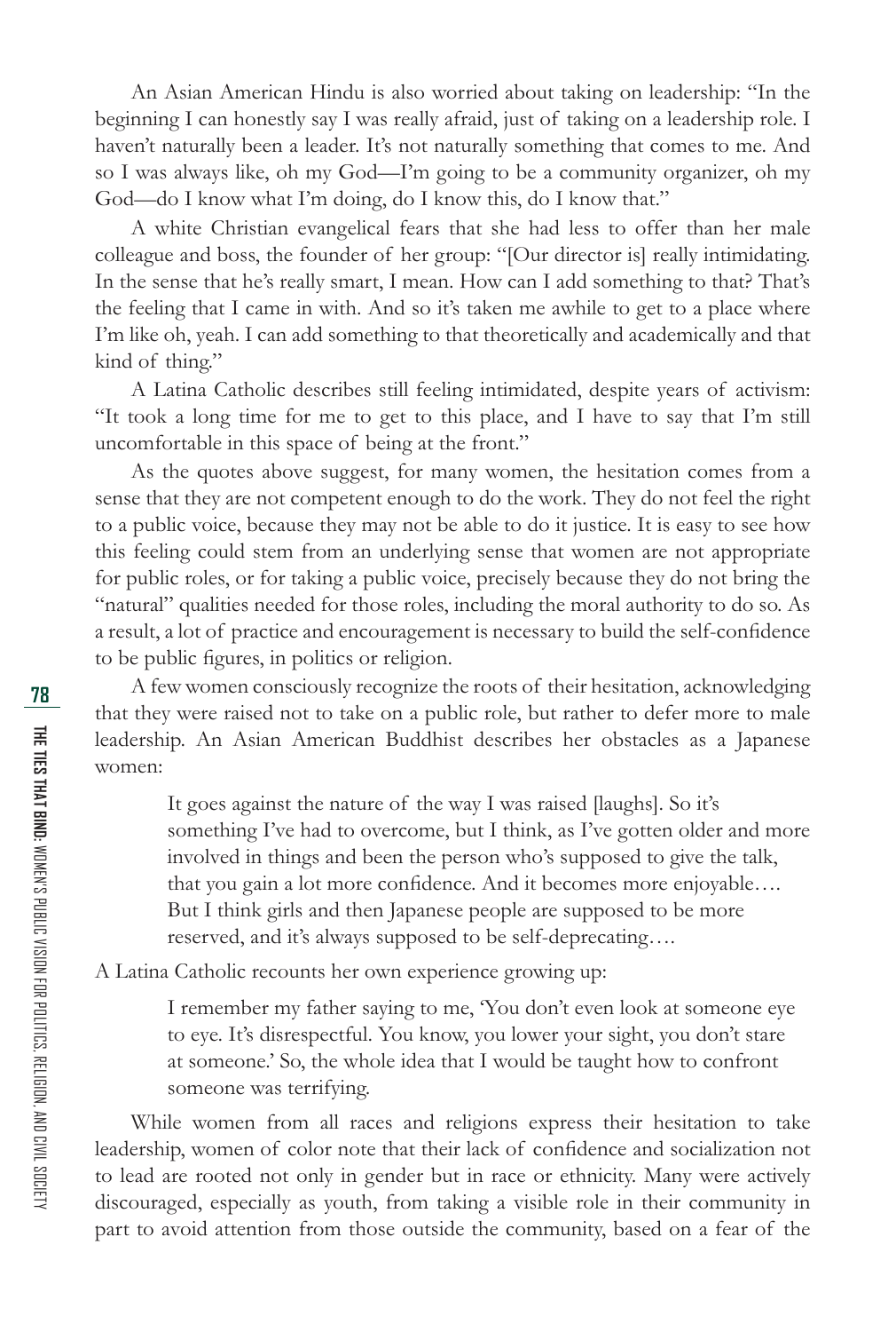An Asian American Hindu is also worried about taking on leadership: "In the beginning I can honestly say I was really afraid, just of taking on a leadership role. I haven't naturally been a leader. It's not naturally something that comes to me. And so I was always like, oh my God—I'm going to be a community organizer, oh my God—do I know what I'm doing, do I know this, do I know that."

A white Christian evangelical fears that she had less to offer than her male colleague and boss, the founder of her group: "[Our director is] really intimidating. In the sense that he's really smart, I mean. How can I add something to that? That's the feeling that I came in with. And so it's taken me awhile to get to a place where I'm like oh, yeah. I can add something to that theoretically and academically and that kind of thing."

A Latina Catholic describes still feeling intimidated, despite years of activism: "It took a long time for me to get to this place, and I have to say that I'm still uncomfortable in this space of being at the front."

As the quotes above suggest, for many women, the hesitation comes from a sense that they are not competent enough to do the work. They do not feel the right to a public voice, because they may not be able to do it justice. It is easy to see how this feeling could stem from an underlying sense that women are not appropriate for public roles, or for taking a public voice, precisely because they do not bring the "natural" qualities needed for those roles, including the moral authority to do so. As a result, a lot of practice and encouragement is necessary to build the self-confidence to be public figures, in politics or religion.

A few women consciously recognize the roots of their hesitation, acknowledging that they were raised not to take on a public role, but rather to defer more to male leadership. An Asian American Buddhist describes her obstacles as a Japanese women:

> It goes against the nature of the way I was raised [laughs]. So it's something I've had to overcome, but I think, as I've gotten older and more involved in things and been the person who's supposed to give the talk, that you gain a lot more confidence. And it becomes more enjoyable…. But I think girls and then Japanese people are supposed to be more reserved, and it's always supposed to be self-deprecating….

A Latina Catholic recounts her own experience growing up:

> I remember my father saying to me, 'You don't even look at someone eye to eye. It's disrespectful. You know, you lower your sight, you don't stare at someone.' So, the whole idea that I would be taught how to confront someone was terrifying.

While women from all races and religions express their hesitation to take leadership, women of color note that their lack of confidence and socialization not to lead are rooted not only in gender but in race or ethnicity. Many were actively discouraged, especially as youth, from taking a visible role in their community in part to avoid attention from those outside the community, based on a fear of the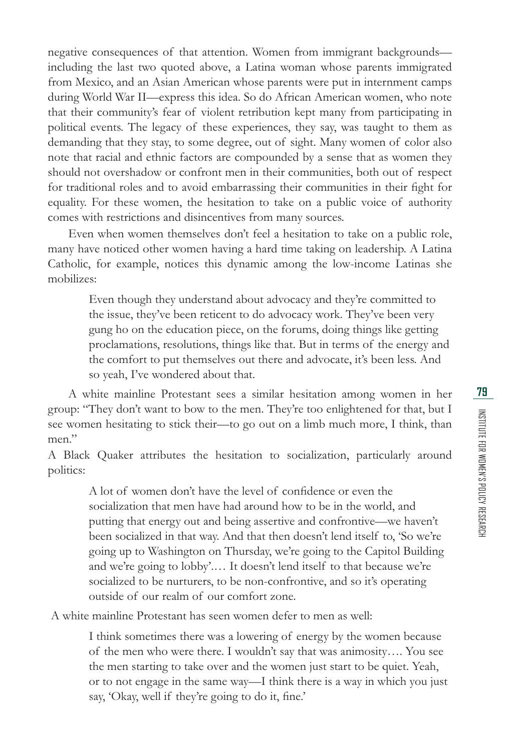negative consequences of that attention. Women from immigrant backgrounds—including the last two quoted above, a Latina woman whose parents immigrated from Mexico, and an Asian American whose parents were put in internment camps during World War II—express this idea. So do African American women, who note that their community's fear of violent retribution kept many from participating in political events. The legacy of these experiences, they say, was taught to them as demanding that they stay, to some degree, out of sight. Many women of color also note that racial and ethnic factors are compounded by a sense that as women they should not overshadow or confront men in their communities, both out of respect for traditional roles and to avoid embarrassing their communities in their fight for equality. For these women, the hesitation to take on a public voice of authority comes with restrictions and disincentives from many sources.

Even when women themselves don't feel a hesitation to take on a public role, many have noticed other women having a hard time taking on leadership. A Latina Catholic, for example, notices this dynamic among the low-income Latinas she mobilizes:

> Even though they understand about advocacy and they're committed to the issue, they've been reticent to do advocacy work. They've been very gung ho on the education piece, on the forums, doing things like getting proclamations, resolutions, things like that. But in terms of the energy and the comfort to put themselves out there and advocate, it's been less. And so yeah, I've wondered about that.

A white mainline Protestant sees a similar hesitation among women in her group: "They don't want to bow to the men. They're too enlightened for that, but I see women hesitating to stick their—to go out on a limb much more, I think, than men."

A Black Quaker attributes the hesitation to socialization, particularly around politics:

> A lot of women don't have the level of confidence or even the socialization that men have had around how to be in the world, and putting that energy out and being assertive and confrontive—we haven't been socialized in that way. And that then doesn't lend itself to, 'So we're going up to Washington on Thursday, we're going to the Capitol Building and we're going to lobby'.… It doesn't lend itself to that because we're socialized to be nurturers, to be non-confrontive, and so it's operating outside of our realm of our comfort zone.

A white mainline Protestant has seen women defer to men as well:

> I think sometimes there was a lowering of energy by the women because of the men who were there. I wouldn't say that was animosity…. You see the men starting to take over and the women just start to be quiet. Yeah, or to not engage in the same way—I think there is a way in which you just say, 'Okay, well if they're going to do it, fine.'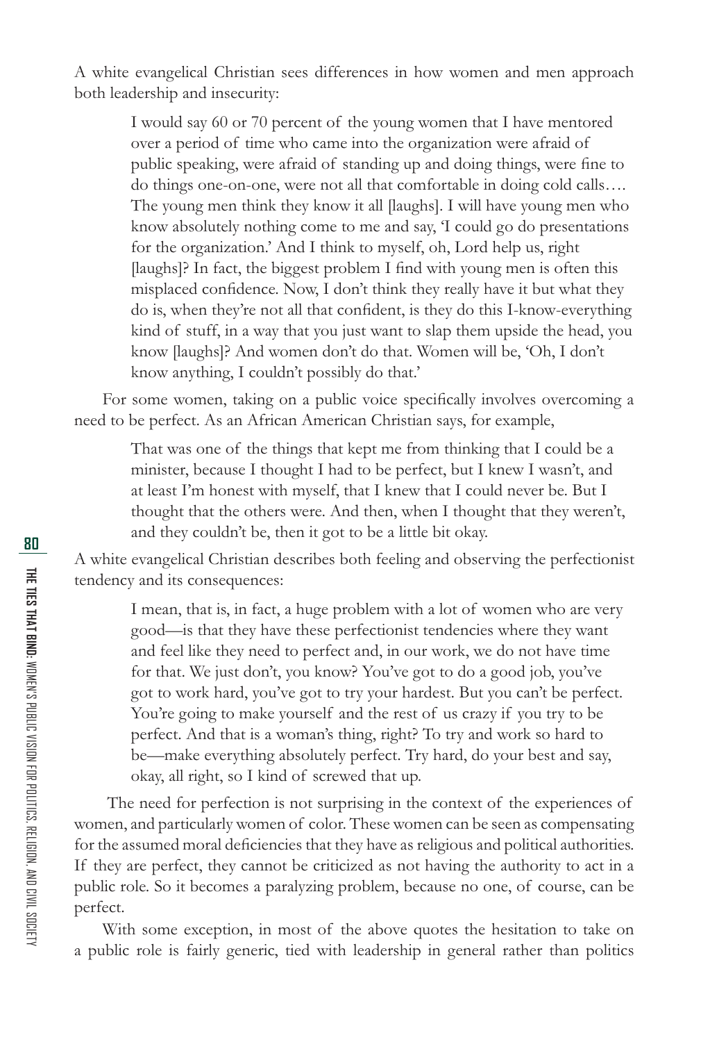A white evangelical Christian sees differences in how women and men approach both leadership and insecurity:

> I would say 60 or 70 percent of the young women that I have mentored over a period of time who came into the organization were afraid of public speaking, were afraid of standing up and doing things, were fine to do things one-on-one, were not all that comfortable in doing cold calls…. The young men think they know it all [laughs]. I will have young men who know absolutely nothing come to me and say, 'I could go do presentations for the organization.' And I think to myself, oh, Lord help us, right [laughs]? In fact, the biggest problem I find with young men is often this misplaced confidence. Now, I don't think they really have it but what they do is, when they're not all that confident, is they do this I-know-everything kind of stuff, in a way that you just want to slap them upside the head, you know [laughs]? And women don't do that. Women will be, 'Oh, I don't know anything, I couldn't possibly do that.'

For some women, taking on a public voice specifically involves overcoming a need to be perfect. As an African American Christian says, for example,

> That was one of the things that kept me from thinking that I could be a minister, because I thought I had to be perfect, but I knew I wasn't, and at least I'm honest with myself, that I knew that I could never be. But I thought that the others were. And then, when I thought that they weren't, and they couldn't be, then it got to be a little bit okay.

A white evangelical Christian describes both feeling and observing the perfectionist tendency and its consequences:

> I mean, that is, in fact, a huge problem with a lot of women who are very good—is that they have these perfectionist tendencies where they want and feel like they need to perfect and, in our work, we do not have time for that. We just don't, you know? You've got to do a good job, you've got to work hard, you've got to try your hardest. But you can't be perfect. You're going to make yourself and the rest of us crazy if you try to be perfect. And that is a woman's thing, right? To try and work so hard to be—make everything absolutely perfect. Try hard, do your best and say, okay, all right, so I kind of screwed that up.

The need for perfection is not surprising in the context of the experiences of women, and particularly women of color. These women can be seen as compensating for the assumed moral deficiencies that they have as religious and political authorities. If they are perfect, they cannot be criticized as not having the authority to act in a public role. So it becomes a paralyzing problem, because no one, of course, can be perfect.

With some exception, in most of the above quotes the hesitation to take on a public role is fairly generic, tied with leadership in general rather than politics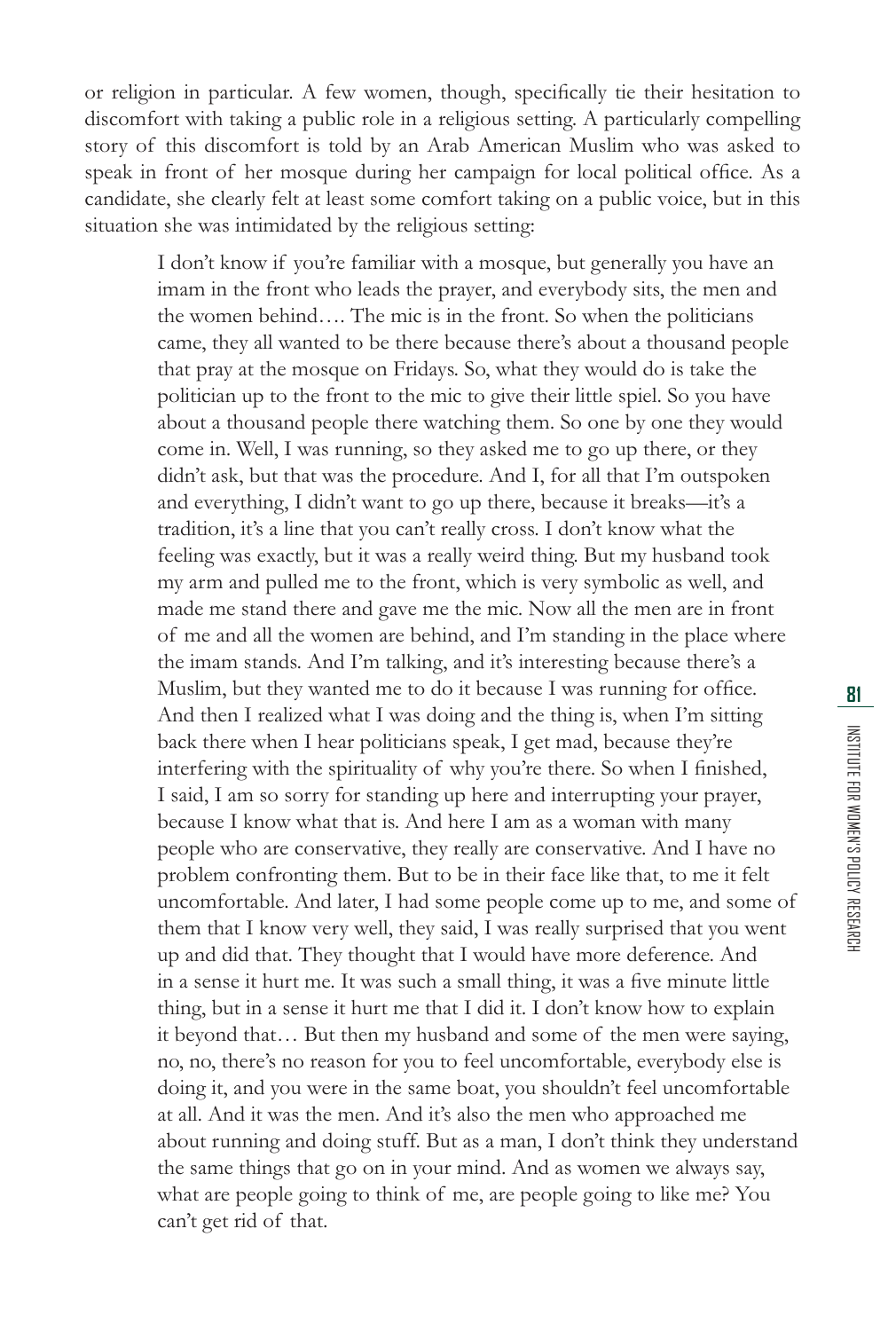or religion in particular. A few women, though, specifically tie their hesitation to discomfort with taking a public role in a religious setting. A particularly compelling story of this discomfort is told by an Arab American Muslim who was asked to speak in front of her mosque during her campaign for local political office. As a candidate, she clearly felt at least some comfort taking on a public voice, but in this situation she was intimidated by the religious setting:

> I don't know if you're familiar with a mosque, but generally you have an imam in the front who leads the prayer, and everybody sits, the men and the women behind…. The mic is in the front. So when the politicians came, they all wanted to be there because there's about a thousand people that pray at the mosque on Fridays. So, what they would do is take the politician up to the front to the mic to give their little spiel. So you have about a thousand people there watching them. So one by one they would come in. Well, I was running, so they asked me to go up there, or they didn't ask, but that was the procedure. And I, for all that I'm outspoken and everything, I didn't want to go up there, because it breaks—it's a tradition, it's a line that you can't really cross. I don't know what the feeling was exactly, but it was a really weird thing. But my husband took my arm and pulled me to the front, which is very symbolic as well, and made me stand there and gave me the mic. Now all the men are in front of me and all the women are behind, and I'm standing in the place where the imam stands. And I'm talking, and it's interesting because there's a Muslim, but they wanted me to do it because I was running for office. And then I realized what I was doing and the thing is, when I'm sitting back there when I hear politicians speak, I get mad, because they're interfering with the spirituality of why you're there. So when I finished, I said, I am so sorry for standing up here and interrupting your prayer, because I know what that is. And here I am as a woman with many people who are conservative, they really are conservative. And I have no problem confronting them. But to be in their face like that, to me it felt uncomfortable. And later, I had some people come up to me, and some of them that I know very well, they said, I was really surprised that you went up and did that. They thought that I would have more deference. And in a sense it hurt me. It was such a small thing, it was a five minute little thing, but in a sense it hurt me that I did it. I don't know how to explain it beyond that… But then my husband and some of the men were saying, no, no, there's no reason for you to feel uncomfortable, everybody else is doing it, and you were in the same boat, you shouldn't feel uncomfortable at all. And it was the men. And it's also the men who approached me about running and doing stuff. But as a man, I don't think they understand the same things that go on in your mind. And as women we always say, what are people going to think of me, are people going to like me? You can't get rid of that.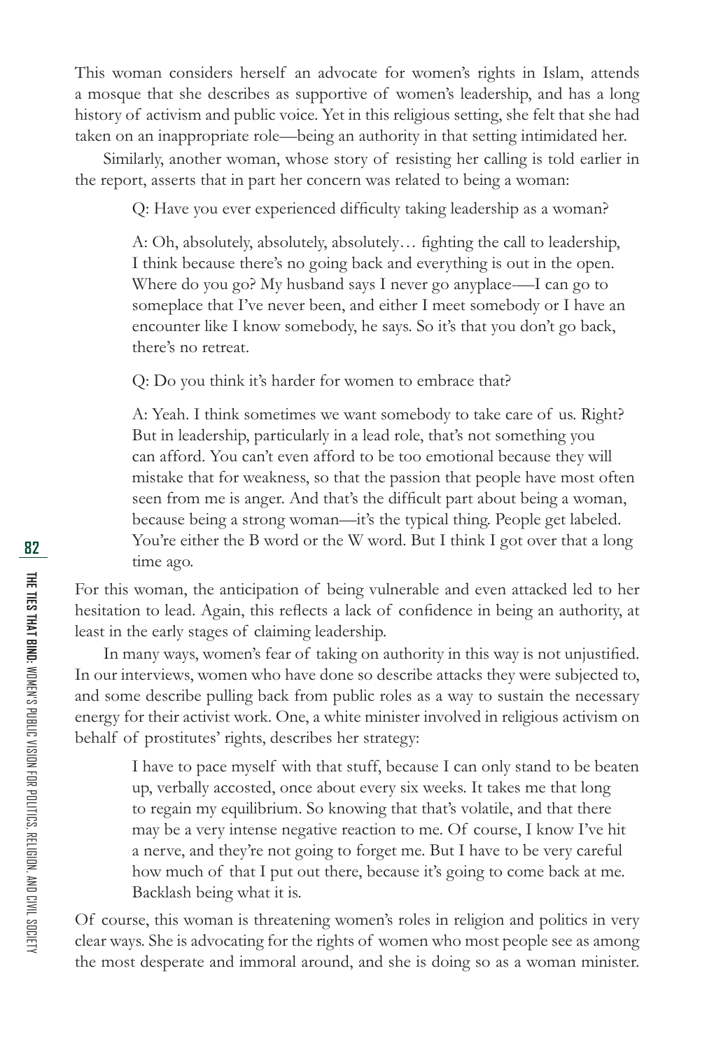This woman considers herself an advocate for women's rights in Islam, attends a mosque that she describes as supportive of women's leadership, and has a long history of activism and public voice. Yet in this religious setting, she felt that she had taken on an inappropriate role—being an authority in that setting intimidated her.

Similarly, another woman, whose story of resisting her calling is told earlier in the report, asserts that in part her concern was related to being a woman:

> Q: Have you ever experienced difficulty taking leadership as a woman?
>
> A: Oh, absolutely, absolutely, absolutely… fighting the call to leadership, I think because there's no going back and everything is out in the open. Where do you go? My husband says I never go anyplace-—I can go to someplace that I've never been, and either I meet somebody or I have an encounter like I know somebody, he says. So it's that you don't go back, there's no retreat.
>
> Q: Do you think it's harder for women to embrace that?
>
> A: Yeah. I think sometimes we want somebody to take care of us. Right? But in leadership, particularly in a lead role, that's not something you can afford. You can't even afford to be too emotional because they will mistake that for weakness, so that the passion that people have most often seen from me is anger. And that's the difficult part about being a woman, because being a strong woman—it's the typical thing. People get labeled. You're either the B word or the W word. But I think I got over that a long time ago.

For this woman, the anticipation of being vulnerable and even attacked led to her hesitation to lead. Again, this reflects a lack of confidence in being an authority, at least in the early stages of claiming leadership.

In many ways, women's fear of taking on authority in this way is not unjustified. In our interviews, women who have done so describe attacks they were subjected to, and some describe pulling back from public roles as a way to sustain the necessary energy for their activist work. One, a white minister involved in religious activism on behalf of prostitutes' rights, describes her strategy:

> I have to pace myself with that stuff, because I can only stand to be beaten up, verbally accosted, once about every six weeks. It takes me that long to regain my equilibrium. So knowing that that's volatile, and that there may be a very intense negative reaction to me. Of course, I know I've hit a nerve, and they're not going to forget me. But I have to be very careful how much of that I put out there, because it's going to come back at me. Backlash being what it is.

Of course, this woman is threatening women's roles in religion and politics in very clear ways. She is advocating for the rights of women who most people see as among the most desperate and immoral around, and she is doing so as a woman minister.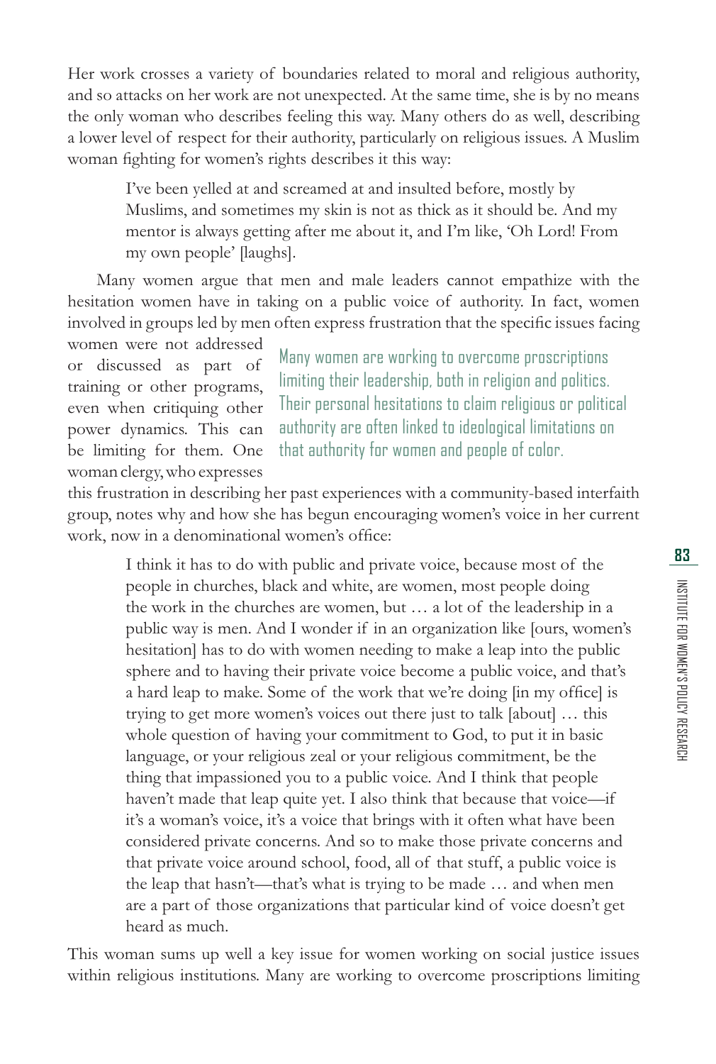Her work crosses a variety of boundaries related to moral and religious authority, and so attacks on her work are not unexpected. At the same time, she is by no means the only woman who describes feeling this way. Many others do as well, describing a lower level of respect for their authority, particularly on religious issues. A Muslim woman fighting for women's rights describes it this way:

> I've been yelled at and screamed at and insulted before, mostly by Muslims, and sometimes my skin is not as thick as it should be. And my mentor is always getting after me about it, and I'm like, 'Oh Lord! From my own people' [laughs].

Many women argue that men and male leaders cannot empathize with the hesitation women have in taking on a public voice of authority. In fact, women involved in groups led by men often express frustration that the specific issues facing women were not addressed or discussed as part of training or other programs, even when critiquing other power dynamics. This can be limiting for them. One woman clergy, who expresses this frustration in describing her past experiences with a community-based interfaith group, notes why and how she has begun encouraging women's voice in her current work, now in a denominational women's office:

> Many women are working to overcome proscriptions limiting their leadership, both in religion and politics. Their personal hesitations to claim religious or political authority are often linked to ideological limitations on that authority for women and people of color.

> I think it has to do with public and private voice, because most of the people in churches, black and white, are women, most people doing the work in the churches are women, but … a lot of the leadership in a public way is men. And I wonder if in an organization like [ours, women's hesitation] has to do with women needing to make a leap into the public sphere and to having their private voice become a public voice, and that's a hard leap to make. Some of the work that we're doing [in my office] is trying to get more women's voices out there just to talk [about] … this whole question of having your commitment to God, to put it in basic language, or your religious zeal or your religious commitment, be the thing that impassioned you to a public voice. And I think that people haven't made that leap quite yet. I also think that because that voice—if it's a woman's voice, it's a voice that brings with it often what have been considered private concerns. And so to make those private concerns and that private voice around school, food, all of that stuff, a public voice is the leap that hasn't—that's what is trying to be made … and when men are a part of those organizations that particular kind of voice doesn't get heard as much.

This woman sums up well a key issue for women working on social justice issues within religious institutions. Many are working to overcome proscriptions limiting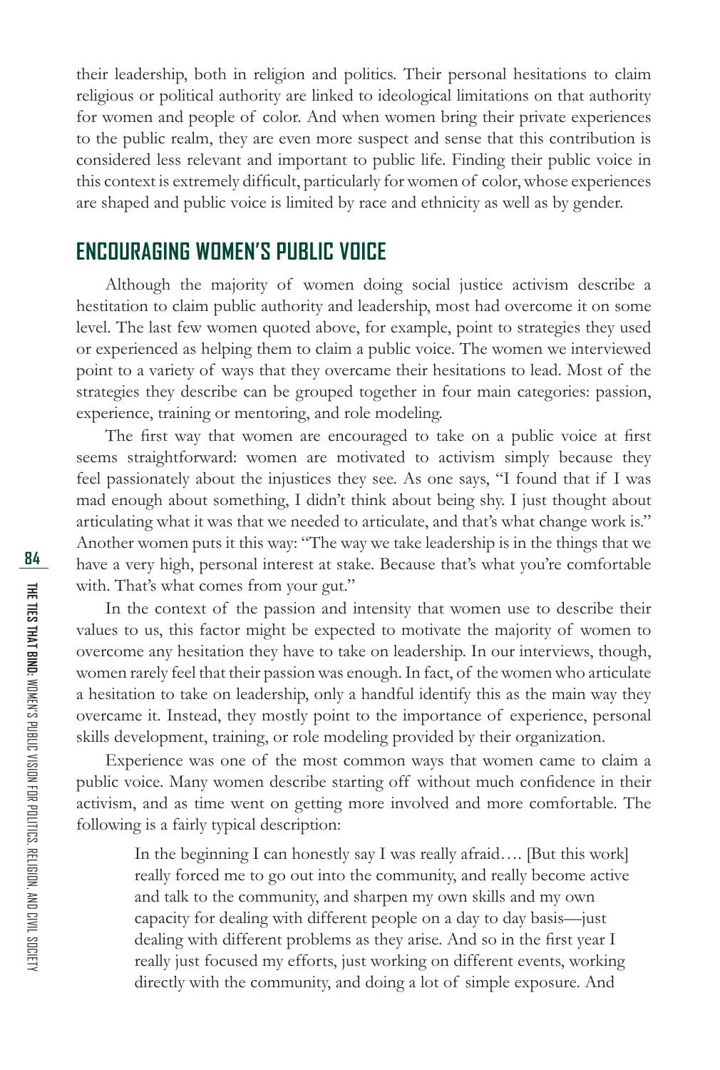their leadership, both in religion and politics. Their personal hesitations to claim religious or political authority are linked to ideological limitations on that authority for women and people of color. And when women bring their private experiences to the public realm, they are even more suspect and sense that this contribution is considered less relevant and important to public life. Finding their public voice in this context is extremely difficult, particularly for women of color, whose experiences are shaped and public voice is limited by race and ethnicity as well as by gender.

## ENCOURAGING WOMEN'S PUBLIC VOICE

Although the majority of women doing social justice activism describe a hestitation to claim public authority and leadership, most had overcome it on some level. The last few women quoted above, for example, point to strategies they used or experienced as helping them to claim a public voice. The women we interviewed point to a variety of ways that they overcame their hesitations to lead. Most of the strategies they describe can be grouped together in four main categories: passion, experience, training or mentoring, and role modeling.

The first way that women are encouraged to take on a public voice at first seems straightforward: women are motivated to activism simply because they feel passionately about the injustices they see. As one says, "I found that if I was mad enough about something, I didn't think about being shy. I just thought about articulating what it was that we needed to articulate, and that's what change work is." Another women puts it this way: "The way we take leadership is in the things that we have a very high, personal interest at stake. Because that's what you're comfortable with. That's what comes from your gut."

In the context of the passion and intensity that women use to describe their values to us, this factor might be expected to motivate the majority of women to overcome any hesitation they have to take on leadership. In our interviews, though, women rarely feel that their passion was enough. In fact, of the women who articulate a hesitation to take on leadership, only a handful identify this as the main way they overcame it. Instead, they mostly point to the importance of experience, personal skills development, training, or role modeling provided by their organization.

Experience was one of the most common ways that women came to claim a public voice. Many women describe starting off without much confidence in their activism, and as time went on getting more involved and more comfortable. The following is a fairly typical description:

> In the beginning I can honestly say I was really afraid…. [But this work] really forced me to go out into the community, and really become active and talk to the community, and sharpen my own skills and my own capacity for dealing with different people on a day to day basis—just dealing with different problems as they arise. And so in the first year I really just focused my efforts, just working on different events, working directly with the community, and doing a lot of simple exposure. And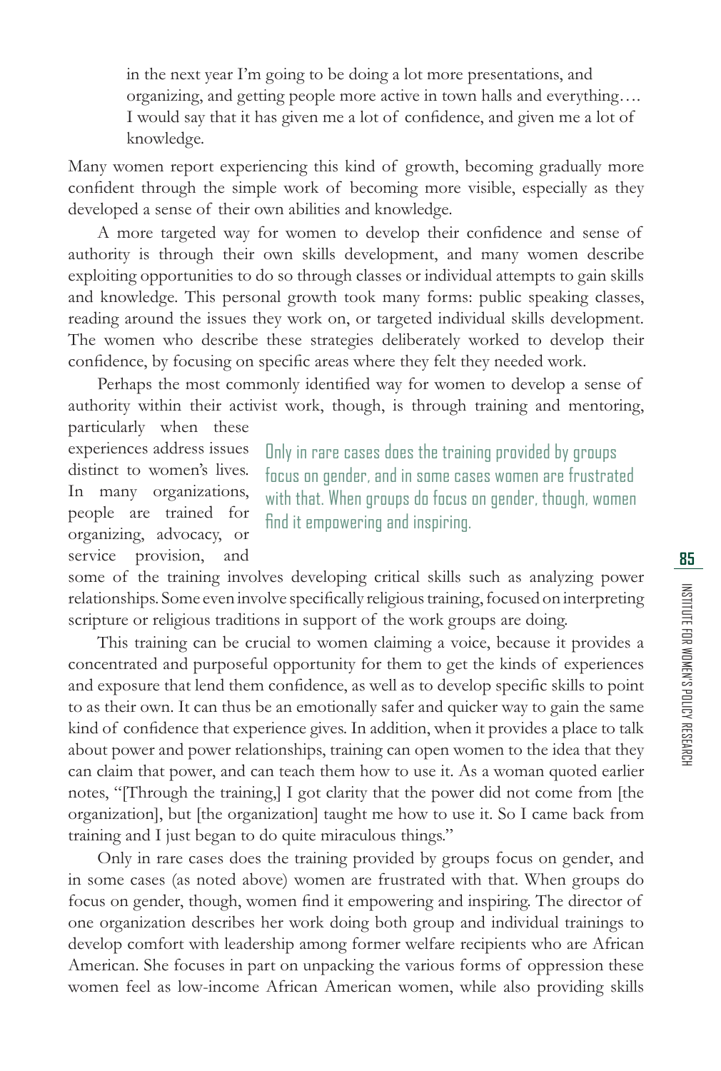> in the next year I'm going to be doing a lot more presentations, and organizing, and getting people more active in town halls and everything…. I would say that it has given me a lot of confidence, and given me a lot of knowledge.

Many women report experiencing this kind of growth, becoming gradually more confident through the simple work of becoming more visible, especially as they developed a sense of their own abilities and knowledge.

A more targeted way for women to develop their confidence and sense of authority is through their own skills development, and many women describe exploiting opportunities to do so through classes or individual attempts to gain skills and knowledge. This personal growth took many forms: public speaking classes, reading around the issues they work on, or targeted individual skills development. The women who describe these strategies deliberately worked to develop their confidence, by focusing on specific areas where they felt they needed work.

Perhaps the most commonly identified way for women to develop a sense of authority within their activist work, though, is through training and mentoring, particularly when these experiences address issues distinct to women's lives. In many organizations, people are trained for organizing, advocacy, or service provision, and some of the training involves developing critical skills such as analyzing power relationships. Some even involve specifically religious training, focused on interpreting scripture or religious traditions in support of the work groups are doing.

> Only in rare cases does the training provided by groups focus on gender, and in some cases women are frustrated with that. When groups do focus on gender, though, women find it empowering and inspiring.

This training can be crucial to women claiming a voice, because it provides a concentrated and purposeful opportunity for them to get the kinds of experiences and exposure that lend them confidence, as well as to develop specific skills to point to as their own. It can thus be an emotionally safer and quicker way to gain the same kind of confidence that experience gives. In addition, when it provides a place to talk about power and power relationships, training can open women to the idea that they can claim that power, and can teach them how to use it. As a woman quoted earlier notes, "[Through the training,] I got clarity that the power did not come from [the organization], but [the organization] taught me how to use it. So I came back from training and I just began to do quite miraculous things."

Only in rare cases does the training provided by groups focus on gender, and in some cases (as noted above) women are frustrated with that. When groups do focus on gender, though, women find it empowering and inspiring. The director of one organization describes her work doing both group and individual trainings to develop comfort with leadership among former welfare recipients who are African American. She focuses in part on unpacking the various forms of oppression these women feel as low-income African American women, while also providing skills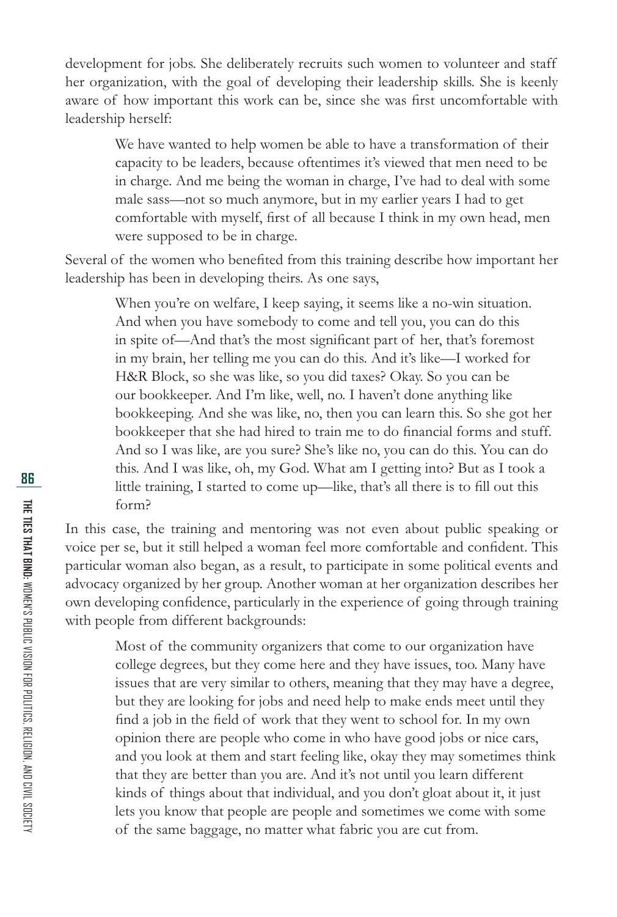development for jobs. She deliberately recruits such women to volunteer and staff her organization, with the goal of developing their leadership skills. She is keenly aware of how important this work can be, since she was first uncomfortable with leadership herself:

> We have wanted to help women be able to have a transformation of their capacity to be leaders, because oftentimes it's viewed that men need to be in charge. And me being the woman in charge, I've had to deal with some male sass—not so much anymore, but in my earlier years I had to get comfortable with myself, first of all because I think in my own head, men were supposed to be in charge.

Several of the women who benefited from this training describe how important her leadership has been in developing theirs. As one says,

> When you're on welfare, I keep saying, it seems like a no-win situation. And when you have somebody to come and tell you, you can do this in spite of—And that's the most significant part of her, that's foremost in my brain, her telling me you can do this. And it's like—I worked for H&R Block, so she was like, so you did taxes? Okay. So you can be our bookkeeper. And I'm like, well, no. I haven't done anything like bookkeeping. And she was like, no, then you can learn this. So she got her bookkeeper that she had hired to train me to do financial forms and stuff. And so I was like, are you sure? She's like no, you can do this. You can do this. And I was like, oh, my God. What am I getting into? But as I took a little training, I started to come up—like, that's all there is to fill out this form?

In this case, the training and mentoring was not even about public speaking or voice per se, but it still helped a woman feel more comfortable and confident. This particular woman also began, as a result, to participate in some political events and advocacy organized by her group. Another woman at her organization describes her own developing confidence, particularly in the experience of going through training with people from different backgrounds:

> Most of the community organizers that come to our organization have college degrees, but they come here and they have issues, too. Many have issues that are very similar to others, meaning that they may have a degree, but they are looking for jobs and need help to make ends meet until they find a job in the field of work that they went to school for. In my own opinion there are people who come in who have good jobs or nice cars, and you look at them and start feeling like, okay they may sometimes think that they are better than you are. And it's not until you learn different kinds of things about that individual, and you don't gloat about it, it just lets you know that people are people and sometimes we come with some of the same baggage, no matter what fabric you are cut from.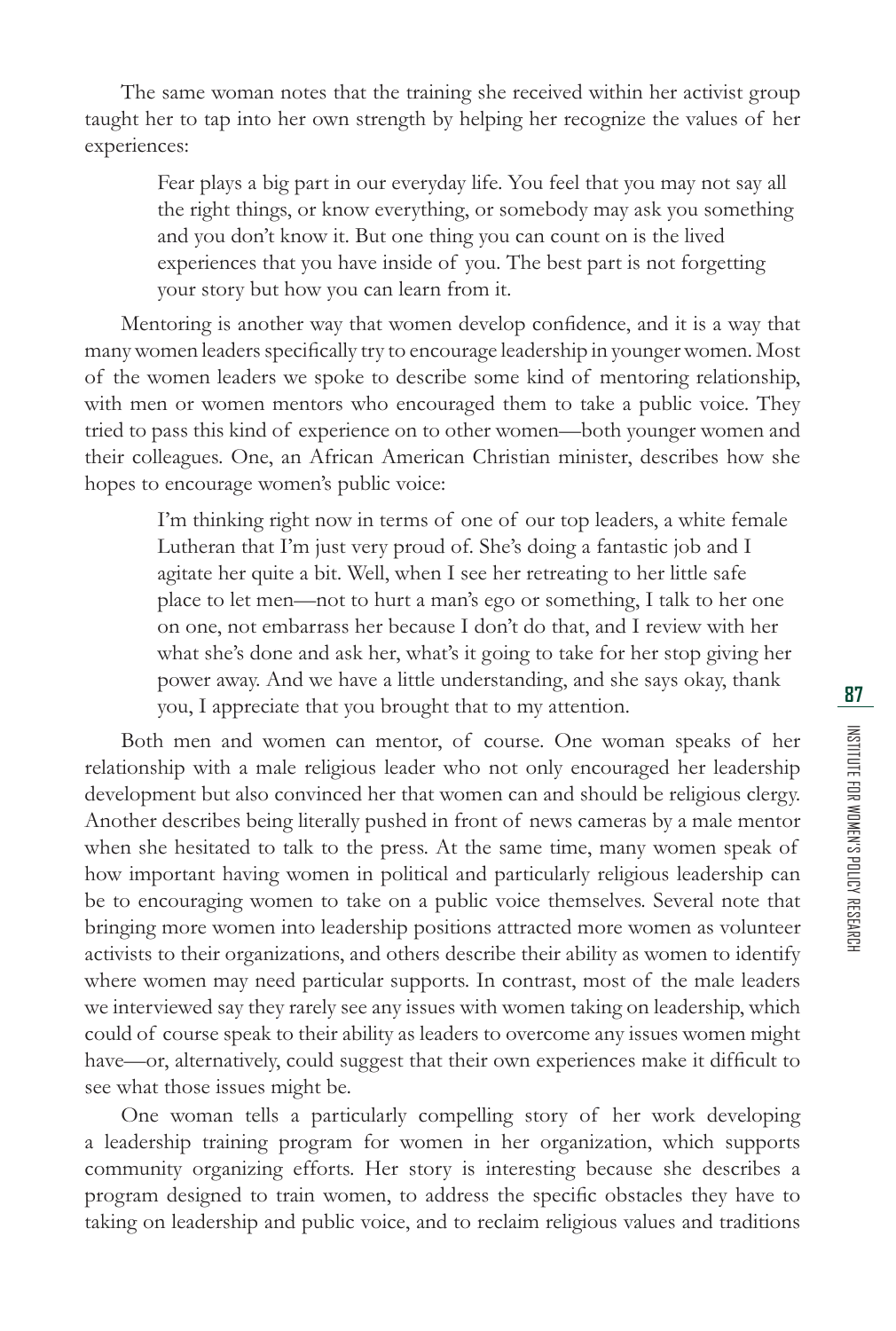The same woman notes that the training she received within her activist group taught her to tap into her own strength by helping her recognize the values of her experiences:

> Fear plays a big part in our everyday life. You feel that you may not say all the right things, or know everything, or somebody may ask you something and you don't know it. But one thing you can count on is the lived experiences that you have inside of you. The best part is not forgetting your story but how you can learn from it.

Mentoring is another way that women develop confidence, and it is a way that many women leaders specifically try to encourage leadership in younger women. Most of the women leaders we spoke to describe some kind of mentoring relationship, with men or women mentors who encouraged them to take a public voice. They tried to pass this kind of experience on to other women—both younger women and their colleagues. One, an African American Christian minister, describes how she hopes to encourage women's public voice:

> I'm thinking right now in terms of one of our top leaders, a white female Lutheran that I'm just very proud of. She's doing a fantastic job and I agitate her quite a bit. Well, when I see her retreating to her little safe place to let men—not to hurt a man's ego or something, I talk to her one on one, not embarrass her because I don't do that, and I review with her what she's done and ask her, what's it going to take for her stop giving her power away. And we have a little understanding, and she says okay, thank you, I appreciate that you brought that to my attention.

Both men and women can mentor, of course. One woman speaks of her relationship with a male religious leader who not only encouraged her leadership development but also convinced her that women can and should be religious clergy. Another describes being literally pushed in front of news cameras by a male mentor when she hesitated to talk to the press. At the same time, many women speak of how important having women in political and particularly religious leadership can be to encouraging women to take on a public voice themselves. Several note that bringing more women into leadership positions attracted more women as volunteer activists to their organizations, and others describe their ability as women to identify where women may need particular supports. In contrast, most of the male leaders we interviewed say they rarely see any issues with women taking on leadership, which could of course speak to their ability as leaders to overcome any issues women might have—or, alternatively, could suggest that their own experiences make it difficult to see what those issues might be.

One woman tells a particularly compelling story of her work developing a leadership training program for women in her organization, which supports community organizing efforts. Her story is interesting because she describes a program designed to train women, to address the specific obstacles they have to taking on leadership and public voice, and to reclaim religious values and traditions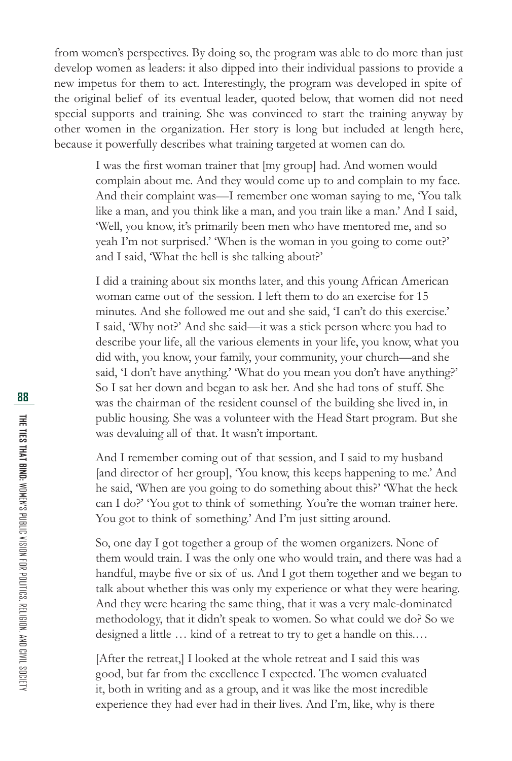from women's perspectives. By doing so, the program was able to do more than just develop women as leaders: it also dipped into their individual passions to provide a new impetus for them to act. Interestingly, the program was developed in spite of the original belief of its eventual leader, quoted below, that women did not need special supports and training. She was convinced to start the training anyway by other women in the organization. Her story is long but included at length here, because it powerfully describes what training targeted at women can do.

> I was the first woman trainer that [my group] had. And women would complain about me. And they would come up to and complain to my face. And their complaint was—I remember one woman saying to me, 'You talk like a man, and you think like a man, and you train like a man.' And I said, 'Well, you know, it's primarily been men who have mentored me, and so yeah I'm not surprised.' 'When is the woman in you going to come out?' and I said, 'What the hell is she talking about?'
>
> I did a training about six months later, and this young African American woman came out of the session. I left them to do an exercise for 15 minutes. And she followed me out and she said, 'I can't do this exercise.' I said, 'Why not?' And she said—it was a stick person where you had to describe your life, all the various elements in your life, you know, what you did with, you know, your family, your community, your church—and she said, 'I don't have anything.' 'What do you mean you don't have anything?' So I sat her down and began to ask her. And she had tons of stuff. She was the chairman of the resident counsel of the building she lived in, in public housing. She was a volunteer with the Head Start program. But she was devaluing all of that. It wasn't important.
>
> And I remember coming out of that session, and I said to my husband [and director of her group], 'You know, this keeps happening to me.' And he said, 'When are you going to do something about this?' 'What the heck can I do?' 'You got to think of something. You're the woman trainer here. You got to think of something.' And I'm just sitting around.
>
> So, one day I got together a group of the women organizers. None of them would train. I was the only one who would train, and there was had a handful, maybe five or six of us. And I got them together and we began to talk about whether this was only my experience or what they were hearing. And they were hearing the same thing, that it was a very male-dominated methodology, that it didn't speak to women. So what could we do? So we designed a little … kind of a retreat to try to get a handle on this.…
>
> [After the retreat,] I looked at the whole retreat and I said this was good, but far from the excellence I expected. The women evaluated it, both in writing and as a group, and it was like the most incredible experience they had ever had in their lives. And I'm, like, why is there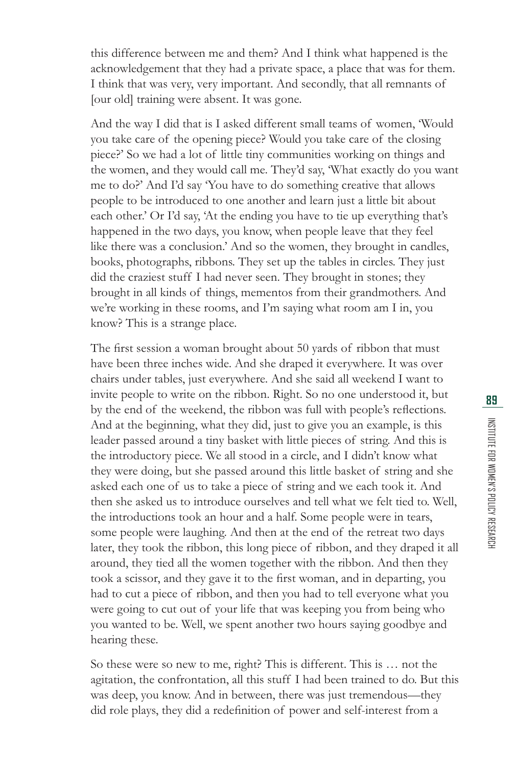this difference between me and them? And I think what happened is the acknowledgement that they had a private space, a place that was for them. I think that was very, very important. And secondly, that all remnants of [our old] training were absent. It was gone.

And the way I did that is I asked different small teams of women, 'Would you take care of the opening piece? Would you take care of the closing piece?' So we had a lot of little tiny communities working on things and the women, and they would call me. They'd say, 'What exactly do you want me to do?' And I'd say 'You have to do something creative that allows people to be introduced to one another and learn just a little bit about each other.' Or I'd say, 'At the ending you have to tie up everything that's happened in the two days, you know, when people leave that they feel like there was a conclusion.' And so the women, they brought in candles, books, photographs, ribbons. They set up the tables in circles. They just did the craziest stuff I had never seen. They brought in stones; they brought in all kinds of things, mementos from their grandmothers. And we're working in these rooms, and I'm saying what room am I in, you know? This is a strange place.

The first session a woman brought about 50 yards of ribbon that must have been three inches wide. And she draped it everywhere. It was over chairs under tables, just everywhere. And she said all weekend I want to invite people to write on the ribbon. Right. So no one understood it, but by the end of the weekend, the ribbon was full with people's reflections. And at the beginning, what they did, just to give you an example, is this leader passed around a tiny basket with little pieces of string. And this is the introductory piece. We all stood in a circle, and I didn't know what they were doing, but she passed around this little basket of string and she asked each one of us to take a piece of string and we each took it. And then she asked us to introduce ourselves and tell what we felt tied to. Well, the introductions took an hour and a half. Some people were in tears, some people were laughing. And then at the end of the retreat two days later, they took the ribbon, this long piece of ribbon, and they draped it all around, they tied all the women together with the ribbon. And then they took a scissor, and they gave it to the first woman, and in departing, you had to cut a piece of ribbon, and then you had to tell everyone what you were going to cut out of your life that was keeping you from being who you wanted to be. Well, we spent another two hours saying goodbye and hearing these.

So these were so new to me, right? This is different. This is … not the agitation, the confrontation, all this stuff I had been trained to do. But this was deep, you know. And in between, there was just tremendous—they did role plays, they did a redefinition of power and self-interest from a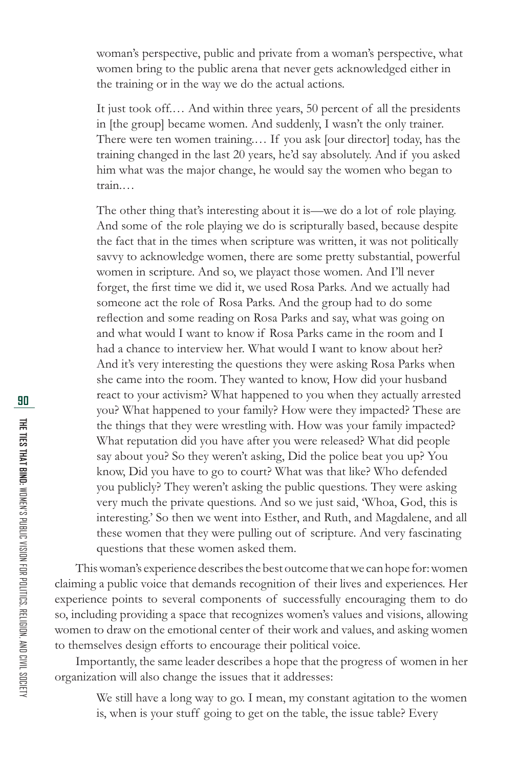woman's perspective, public and private from a woman's perspective, what women bring to the public arena that never gets acknowledged either in the training or in the way we do the actual actions.

> It just took off.… And within three years, 50 percent of all the presidents in [the group] became women. And suddenly, I wasn't the only trainer. There were ten women training.… If you ask [our director] today, has the training changed in the last 20 years, he'd say absolutely. And if you asked him what was the major change, he would say the women who began to train.…

> The other thing that's interesting about it is—we do a lot of role playing. And some of the role playing we do is scripturally based, because despite the fact that in the times when scripture was written, it was not politically savvy to acknowledge women, there are some pretty substantial, powerful women in scripture. And so, we playact those women. And I'll never forget, the first time we did it, we used Rosa Parks. And we actually had someone act the role of Rosa Parks. And the group had to do some reflection and some reading on Rosa Parks and say, what was going on and what would I want to know if Rosa Parks came in the room and I had a chance to interview her. What would I want to know about her? And it's very interesting the questions they were asking Rosa Parks when she came into the room. They wanted to know, How did your husband react to your activism? What happened to you when they actually arrested you? What happened to your family? How were they impacted? These are the things that they were wrestling with. How was your family impacted? What reputation did you have after you were released? What did people say about you? So they weren't asking, Did the police beat you up? You know, Did you have to go to court? What was that like? Who defended you publicly? They weren't asking the public questions. They were asking very much the private questions. And so we just said, 'Whoa, God, this is interesting.' So then we went into Esther, and Ruth, and Magdalene, and all these women that they were pulling out of scripture. And very fascinating questions that these women asked them.

This woman's experience describes the best outcome that we can hope for: women claiming a public voice that demands recognition of their lives and experiences. Her experience points to several components of successfully encouraging them to do so, including providing a space that recognizes women's values and visions, allowing women to draw on the emotional center of their work and values, and asking women to themselves design efforts to encourage their political voice.

Importantly, the same leader describes a hope that the progress of women in her organization will also change the issues that it addresses:

> We still have a long way to go. I mean, my constant agitation to the women is, when is your stuff going to get on the table, the issue table? Every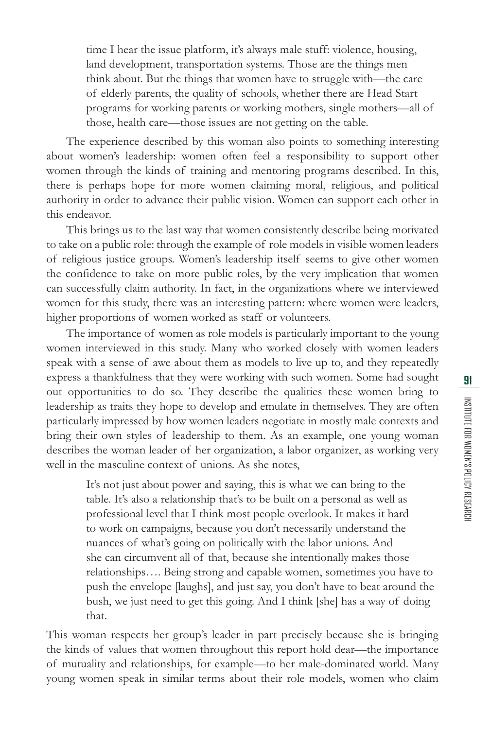> time I hear the issue platform, it's always male stuff: violence, housing, land development, transportation systems. Those are the things men think about. But the things that women have to struggle with—the care of elderly parents, the quality of schools, whether there are Head Start programs for working parents or working mothers, single mothers—all of those, health care—those issues are not getting on the table.

The experience described by this woman also points to something interesting about women's leadership: women often feel a responsibility to support other women through the kinds of training and mentoring programs described. In this, there is perhaps hope for more women claiming moral, religious, and political authority in order to advance their public vision. Women can support each other in this endeavor.

This brings us to the last way that women consistently describe being motivated to take on a public role: through the example of role models in visible women leaders of religious justice groups. Women's leadership itself seems to give other women the confidence to take on more public roles, by the very implication that women can successfully claim authority. In fact, in the organizations where we interviewed women for this study, there was an interesting pattern: where women were leaders, higher proportions of women worked as staff or volunteers.

The importance of women as role models is particularly important to the young women interviewed in this study. Many who worked closely with women leaders speak with a sense of awe about them as models to live up to, and they repeatedly express a thankfulness that they were working with such women. Some had sought out opportunities to do so. They describe the qualities these women bring to leadership as traits they hope to develop and emulate in themselves. They are often particularly impressed by how women leaders negotiate in mostly male contexts and bring their own styles of leadership to them. As an example, one young woman describes the woman leader of her organization, a labor organizer, as working very well in the masculine context of unions. As she notes,

> It's not just about power and saying, this is what we can bring to the table. It's also a relationship that's to be built on a personal as well as professional level that I think most people overlook. It makes it hard to work on campaigns, because you don't necessarily understand the nuances of what's going on politically with the labor unions. And she can circumvent all of that, because she intentionally makes those relationships…. Being strong and capable women, sometimes you have to push the envelope [laughs], and just say, you don't have to beat around the bush, we just need to get this going. And I think [she] has a way of doing that.

This woman respects her group's leader in part precisely because she is bringing the kinds of values that women throughout this report hold dear—the importance of mutuality and relationships, for example—to her male-dominated world. Many young women speak in similar terms about their role models, women who claim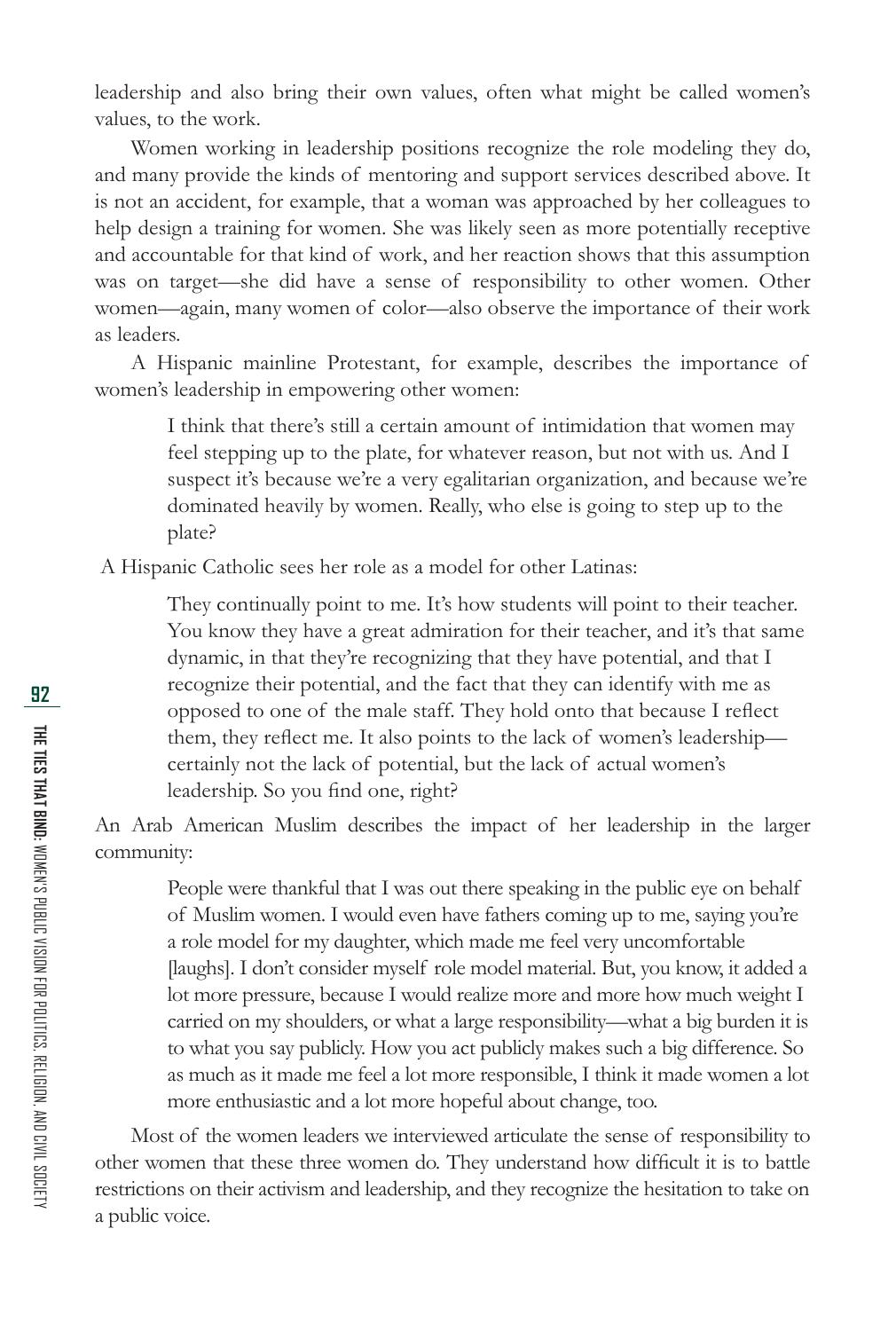leadership and also bring their own values, often what might be called women's values, to the work.

Women working in leadership positions recognize the role modeling they do, and many provide the kinds of mentoring and support services described above. It is not an accident, for example, that a woman was approached by her colleagues to help design a training for women. She was likely seen as more potentially receptive and accountable for that kind of work, and her reaction shows that this assumption was on target—she did have a sense of responsibility to other women. Other women—again, many women of color—also observe the importance of their work as leaders.

A Hispanic mainline Protestant, for example, describes the importance of women's leadership in empowering other women:

> I think that there's still a certain amount of intimidation that women may feel stepping up to the plate, for whatever reason, but not with us. And I suspect it's because we're a very egalitarian organization, and because we're dominated heavily by women. Really, who else is going to step up to the plate?

A Hispanic Catholic sees her role as a model for other Latinas:

> They continually point to me. It's how students will point to their teacher. You know they have a great admiration for their teacher, and it's that same dynamic, in that they're recognizing that they have potential, and that I recognize their potential, and the fact that they can identify with me as opposed to one of the male staff. They hold onto that because I reflect them, they reflect me. It also points to the lack of women's leadership—certainly not the lack of potential, but the lack of actual women's leadership. So you find one, right?

An Arab American Muslim describes the impact of her leadership in the larger community:

> People were thankful that I was out there speaking in the public eye on behalf of Muslim women. I would even have fathers coming up to me, saying you're a role model for my daughter, which made me feel very uncomfortable [laughs]. I don't consider myself role model material. But, you know, it added a lot more pressure, because I would realize more and more how much weight I carried on my shoulders, or what a large responsibility—what a big burden it is to what you say publicly. How you act publicly makes such a big difference. So as much as it made me feel a lot more responsible, I think it made women a lot more enthusiastic and a lot more hopeful about change, too.

Most of the women leaders we interviewed articulate the sense of responsibility to other women that these three women do. They understand how difficult it is to battle restrictions on their activism and leadership, and they recognize the hesitation to take on a public voice.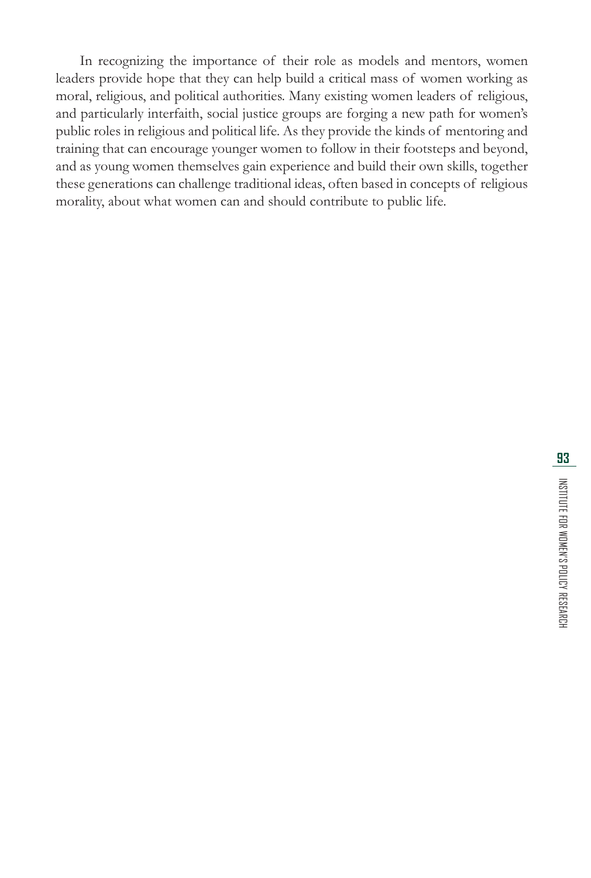In recognizing the importance of their role as models and mentors, women leaders provide hope that they can help build a critical mass of women working as moral, religious, and political authorities. Many existing women leaders of religious, and particularly interfaith, social justice groups are forging a new path for women's public roles in religious and political life. As they provide the kinds of mentoring and training that can encourage younger women to follow in their footsteps and beyond, and as young women themselves gain experience and build their own skills, together these generations can challenge traditional ideas, often based in concepts of religious morality, about what women can and should contribute to public life.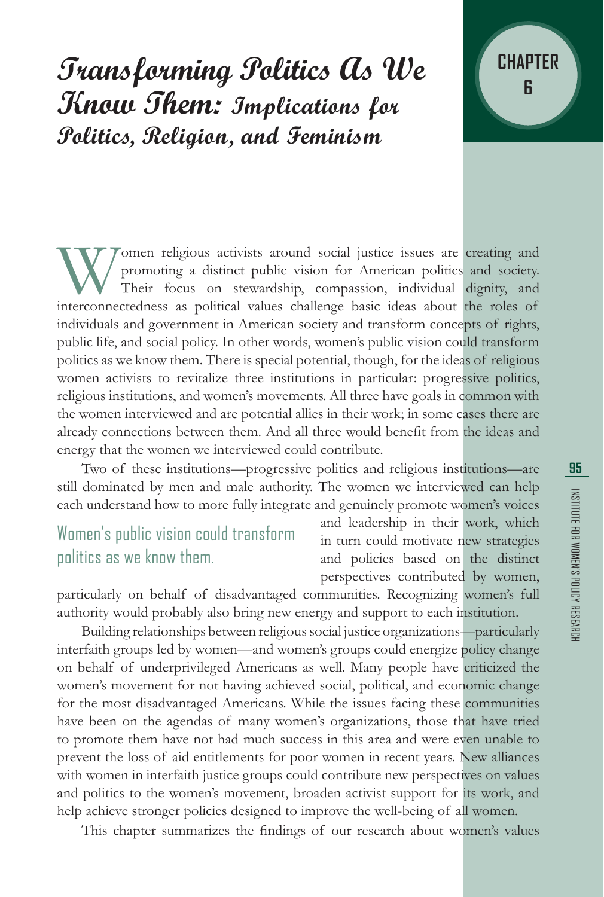# Transforming Politics As We Know Them: Implications for Politics, Religion, and Feminism

**CHAPTER 6**

Women religious activists around social justice issues are creating and promoting a distinct public vision for American politics and society. Their focus on stewardship, compassion, individual dignity, and interconnectedness as political values challenge basic ideas about the roles of individuals and government in American society and transform concepts of rights, public life, and social policy. In other words, women's public vision could transform politics as we know them. There is special potential, though, for the ideas of religious women activists to revitalize three institutions in particular: progressive politics, religious institutions, and women's movements. All three have goals in common with the women interviewed and are potential allies in their work; in some cases there are already connections between them. And all three would benefit from the ideas and energy that the women we interviewed could contribute.

Two of these institutions—progressive politics and religious institutions—are still dominated by men and male authority. The women we interviewed can help each understand how to more fully integrate and genuinely promote women's voices and leadership in their work, which in turn could motivate new strategies and policies based on the distinct perspectives contributed by women, particularly on behalf of disadvantaged communities. Recognizing women's full authority would probably also bring new energy and support to each institution.

> Women's public vision could transform politics as we know them.

Building relationships between religious social justice organizations—particularly interfaith groups led by women—and women's groups could energize policy change on behalf of underprivileged Americans as well. Many people have criticized the women's movement for not having achieved social, political, and economic change for the most disadvantaged Americans. While the issues facing these communities have been on the agendas of many women's organizations, those that have tried to promote them have not had much success in this area and were even unable to prevent the loss of aid entitlements for poor women in recent years. New alliances with women in interfaith justice groups could contribute new perspectives on values and politics to the women's movement, broaden activist support for its work, and help achieve stronger policies designed to improve the well-being of all women.

This chapter summarizes the findings of our research about women's values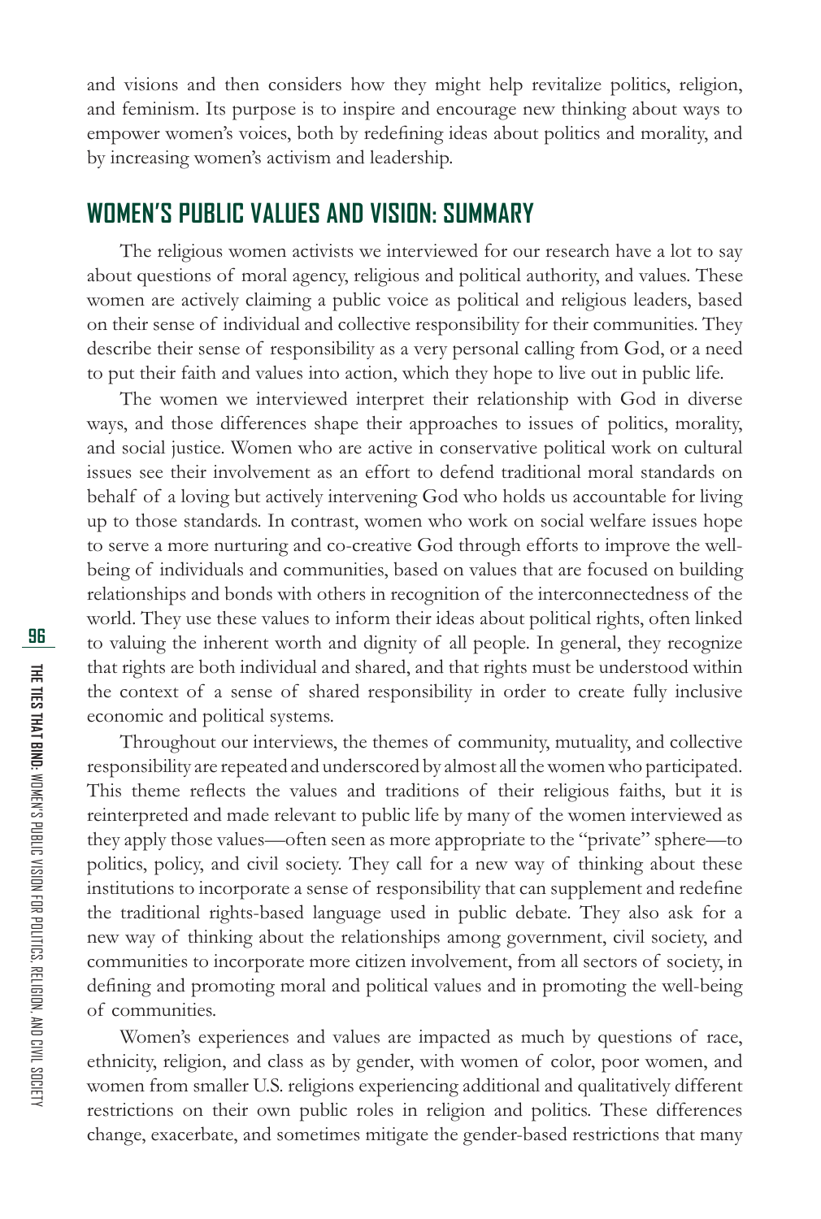and visions and then considers how they might help revitalize politics, religion, and feminism. Its purpose is to inspire and encourage new thinking about ways to empower women's voices, both by redefining ideas about politics and morality, and by increasing women's activism and leadership.

## WOMEN'S PUBLIC VALUES AND VISION: SUMMARY

The religious women activists we interviewed for our research have a lot to say about questions of moral agency, religious and political authority, and values. These women are actively claiming a public voice as political and religious leaders, based on their sense of individual and collective responsibility for their communities. They describe their sense of responsibility as a very personal calling from God, or a need to put their faith and values into action, which they hope to live out in public life.

The women we interviewed interpret their relationship with God in diverse ways, and those differences shape their approaches to issues of politics, morality, and social justice. Women who are active in conservative political work on cultural issues see their involvement as an effort to defend traditional moral standards on behalf of a loving but actively intervening God who holds us accountable for living up to those standards. In contrast, women who work on social welfare issues hope to serve a more nurturing and co-creative God through efforts to improve the well-being of individuals and communities, based on values that are focused on building relationships and bonds with others in recognition of the interconnectedness of the world. They use these values to inform their ideas about political rights, often linked to valuing the inherent worth and dignity of all people. In general, they recognize that rights are both individual and shared, and that rights must be understood within the context of a sense of shared responsibility in order to create fully inclusive economic and political systems.

Throughout our interviews, the themes of community, mutuality, and collective responsibility are repeated and underscored by almost all the women who participated. This theme reflects the values and traditions of their religious faiths, but it is reinterpreted and made relevant to public life by many of the women interviewed as they apply those values—often seen as more appropriate to the "private" sphere—to politics, policy, and civil society. They call for a new way of thinking about these institutions to incorporate a sense of responsibility that can supplement and redefine the traditional rights-based language used in public debate. They also ask for a new way of thinking about the relationships among government, civil society, and communities to incorporate more citizen involvement, from all sectors of society, in defining and promoting moral and political values and in promoting the well-being of communities.

Women's experiences and values are impacted as much by questions of race, ethnicity, religion, and class as by gender, with women of color, poor women, and women from smaller U.S. religions experiencing additional and qualitatively different restrictions on their own public roles in religion and politics. These differences change, exacerbate, and sometimes mitigate the gender-based restrictions that many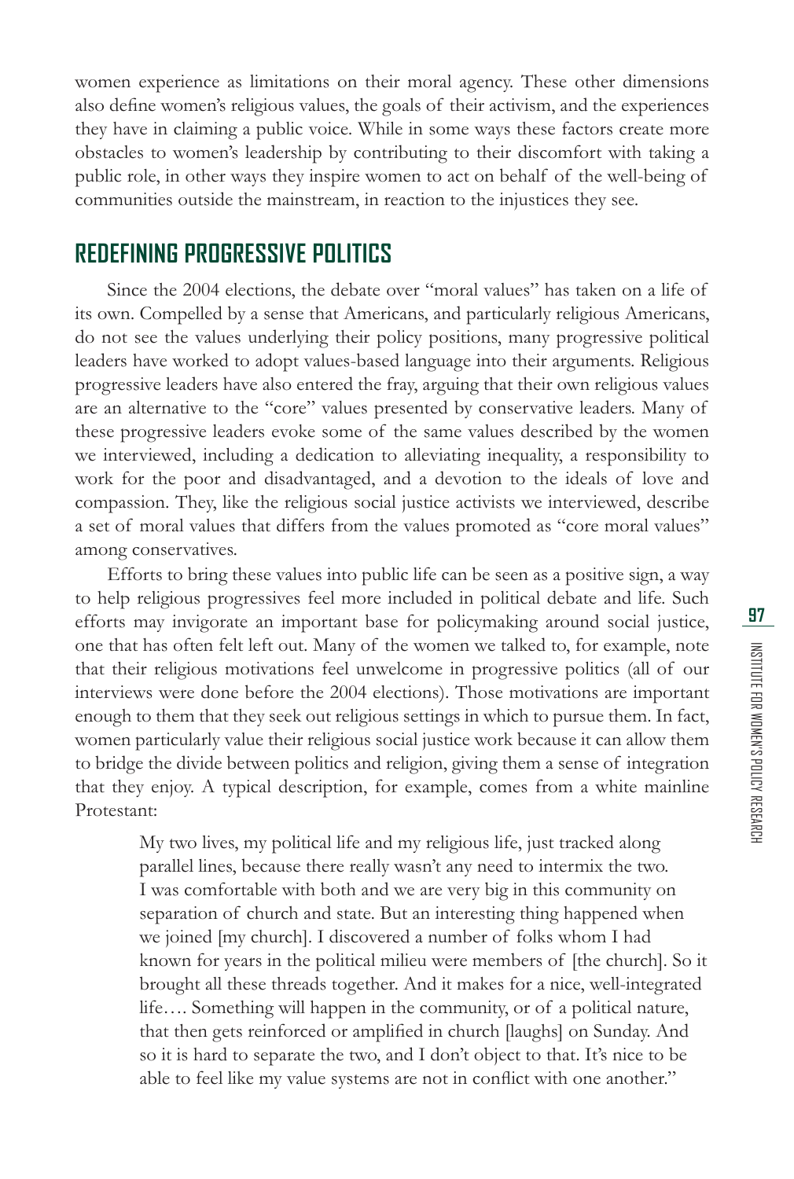women experience as limitations on their moral agency. These other dimensions also define women's religious values, the goals of their activism, and the experiences they have in claiming a public voice. While in some ways these factors create more obstacles to women's leadership by contributing to their discomfort with taking a public role, in other ways they inspire women to act on behalf of the well-being of communities outside the mainstream, in reaction to the injustices they see.

## REDEFINING PROGRESSIVE POLITICS

Since the 2004 elections, the debate over "moral values" has taken on a life of its own. Compelled by a sense that Americans, and particularly religious Americans, do not see the values underlying their policy positions, many progressive political leaders have worked to adopt values-based language into their arguments. Religious progressive leaders have also entered the fray, arguing that their own religious values are an alternative to the "core" values presented by conservative leaders. Many of these progressive leaders evoke some of the same values described by the women we interviewed, including a dedication to alleviating inequality, a responsibility to work for the poor and disadvantaged, and a devotion to the ideals of love and compassion. They, like the religious social justice activists we interviewed, describe a set of moral values that differs from the values promoted as "core moral values" among conservatives.

Efforts to bring these values into public life can be seen as a positive sign, a way to help religious progressives feel more included in political debate and life. Such efforts may invigorate an important base for policymaking around social justice, one that has often felt left out. Many of the women we talked to, for example, note that their religious motivations feel unwelcome in progressive politics (all of our interviews were done before the 2004 elections). Those motivations are important enough to them that they seek out religious settings in which to pursue them. In fact, women particularly value their religious social justice work because it can allow them to bridge the divide between politics and religion, giving them a sense of integration that they enjoy. A typical description, for example, comes from a white mainline Protestant:

> My two lives, my political life and my religious life, just tracked along parallel lines, because there really wasn't any need to intermix the two. I was comfortable with both and we are very big in this community on separation of church and state. But an interesting thing happened when we joined [my church]. I discovered a number of folks whom I had known for years in the political milieu were members of [the church]. So it brought all these threads together. And it makes for a nice, well-integrated life…. Something will happen in the community, or of a political nature, that then gets reinforced or amplified in church [laughs] on Sunday. And so it is hard to separate the two, and I don't object to that. It's nice to be able to feel like my value systems are not in conflict with one another."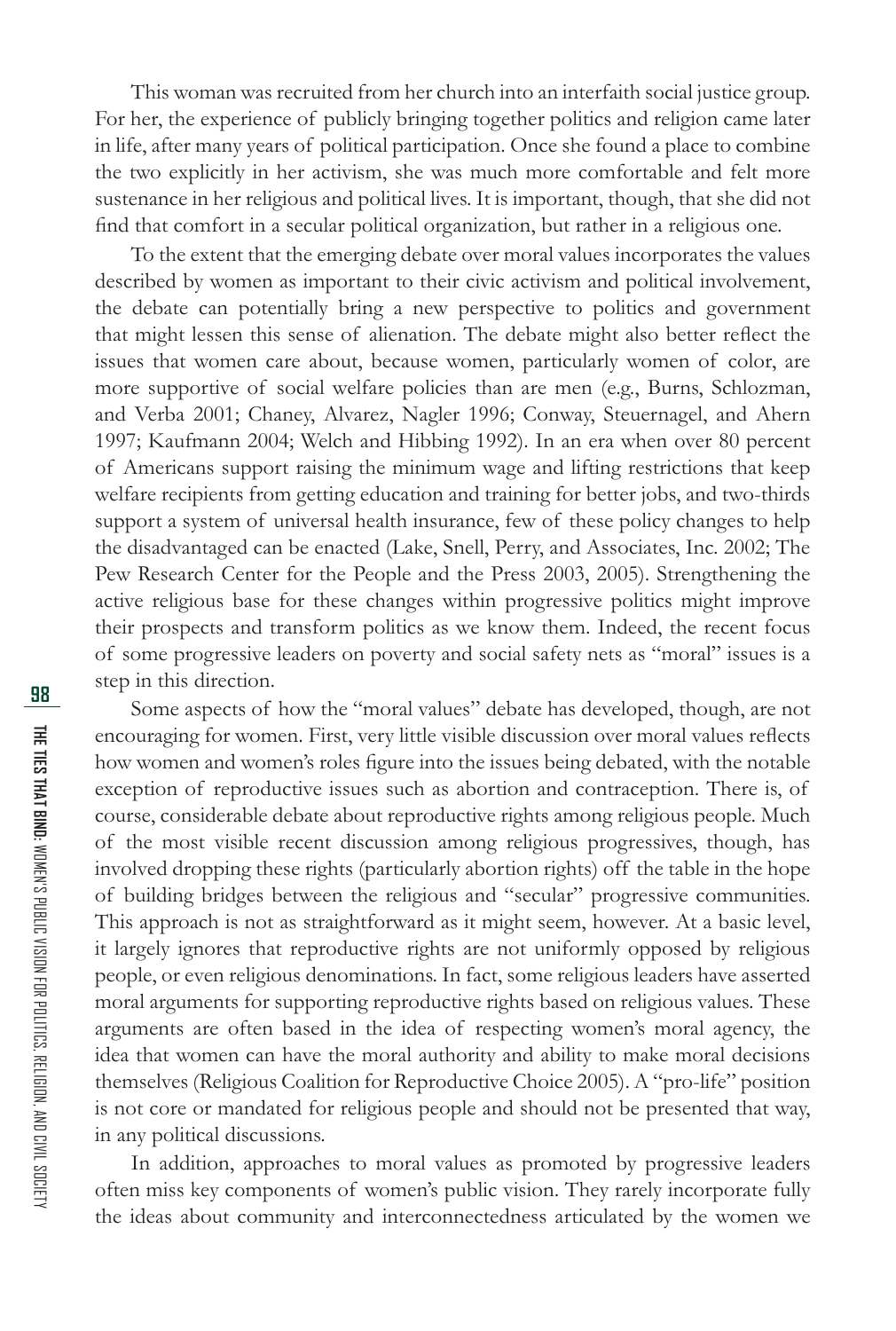This woman was recruited from her church into an interfaith social justice group. For her, the experience of publicly bringing together politics and religion came later in life, after many years of political participation. Once she found a place to combine the two explicitly in her activism, she was much more comfortable and felt more sustenance in her religious and political lives. It is important, though, that she did not find that comfort in a secular political organization, but rather in a religious one.

To the extent that the emerging debate over moral values incorporates the values described by women as important to their civic activism and political involvement, the debate can potentially bring a new perspective to politics and government that might lessen this sense of alienation. The debate might also better reflect the issues that women care about, because women, particularly women of color, are more supportive of social welfare policies than are men (e.g., Burns, Schlozman, and Verba 2001; Chaney, Alvarez, Nagler 1996; Conway, Steuernagel, and Ahern 1997; Kaufmann 2004; Welch and Hibbing 1992). In an era when over 80 percent of Americans support raising the minimum wage and lifting restrictions that keep welfare recipients from getting education and training for better jobs, and two-thirds support a system of universal health insurance, few of these policy changes to help the disadvantaged can be enacted (Lake, Snell, Perry, and Associates, Inc. 2002; The Pew Research Center for the People and the Press 2003, 2005). Strengthening the active religious base for these changes within progressive politics might improve their prospects and transform politics as we know them. Indeed, the recent focus of some progressive leaders on poverty and social safety nets as "moral" issues is a step in this direction.

Some aspects of how the "moral values" debate has developed, though, are not encouraging for women. First, very little visible discussion over moral values reflects how women and women's roles figure into the issues being debated, with the notable exception of reproductive issues such as abortion and contraception. There is, of course, considerable debate about reproductive rights among religious people. Much of the most visible recent discussion among religious progressives, though, has involved dropping these rights (particularly abortion rights) off the table in the hope of building bridges between the religious and "secular" progressive communities. This approach is not as straightforward as it might seem, however. At a basic level, it largely ignores that reproductive rights are not uniformly opposed by religious people, or even religious denominations. In fact, some religious leaders have asserted moral arguments for supporting reproductive rights based on religious values. These arguments are often based in the idea of respecting women's moral agency, the idea that women can have the moral authority and ability to make moral decisions themselves (Religious Coalition for Reproductive Choice 2005). A "pro-life" position is not core or mandated for religious people and should not be presented that way, in any political discussions.

In addition, approaches to moral values as promoted by progressive leaders often miss key components of women's public vision. They rarely incorporate fully the ideas about community and interconnectedness articulated by the women we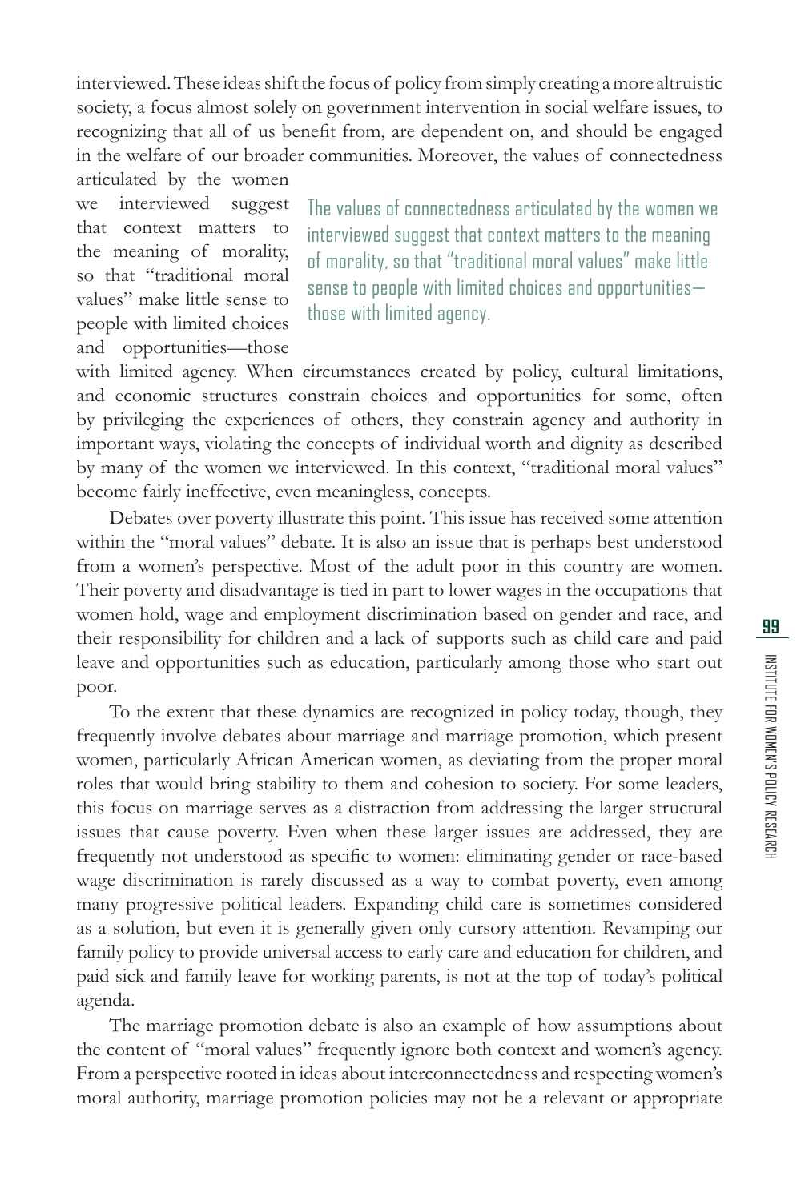interviewed. These ideas shift the focus of policy from simply creating a more altruistic society, a focus almost solely on government intervention in social welfare issues, to recognizing that all of us benefit from, are dependent on, and should be engaged in the welfare of our broader communities. Moreover, the values of connectedness articulated by the women we interviewed suggest that context matters to the meaning of morality, so that "traditional moral values" make little sense to people with limited choices and opportunities—those with limited agency. When circumstances created by policy, cultural limitations, and economic structures constrain choices and opportunities for some, often by privileging the experiences of others, they constrain agency and authority in important ways, violating the concepts of individual worth and dignity as described by many of the women we interviewed. In this context, "traditional moral values" become fairly ineffective, even meaningless, concepts.

> The values of connectedness articulated by the women we interviewed suggest that context matters to the meaning of morality, so that "traditional moral values" make little sense to people with limited choices and opportunities—those with limited agency.

Debates over poverty illustrate this point. This issue has received some attention within the "moral values" debate. It is also an issue that is perhaps best understood from a women's perspective. Most of the adult poor in this country are women. Their poverty and disadvantage is tied in part to lower wages in the occupations that women hold, wage and employment discrimination based on gender and race, and their responsibility for children and a lack of supports such as child care and paid leave and opportunities such as education, particularly among those who start out poor.

To the extent that these dynamics are recognized in policy today, though, they frequently involve debates about marriage and marriage promotion, which present women, particularly African American women, as deviating from the proper moral roles that would bring stability to them and cohesion to society. For some leaders, this focus on marriage serves as a distraction from addressing the larger structural issues that cause poverty. Even when these larger issues are addressed, they are frequently not understood as specific to women: eliminating gender or race-based wage discrimination is rarely discussed as a way to combat poverty, even among many progressive political leaders. Expanding child care is sometimes considered as a solution, but even it is generally given only cursory attention. Revamping our family policy to provide universal access to early care and education for children, and paid sick and family leave for working parents, is not at the top of today's political agenda.

The marriage promotion debate is also an example of how assumptions about the content of "moral values" frequently ignore both context and women's agency. From a perspective rooted in ideas about interconnectedness and respecting women's moral authority, marriage promotion policies may not be a relevant or appropriate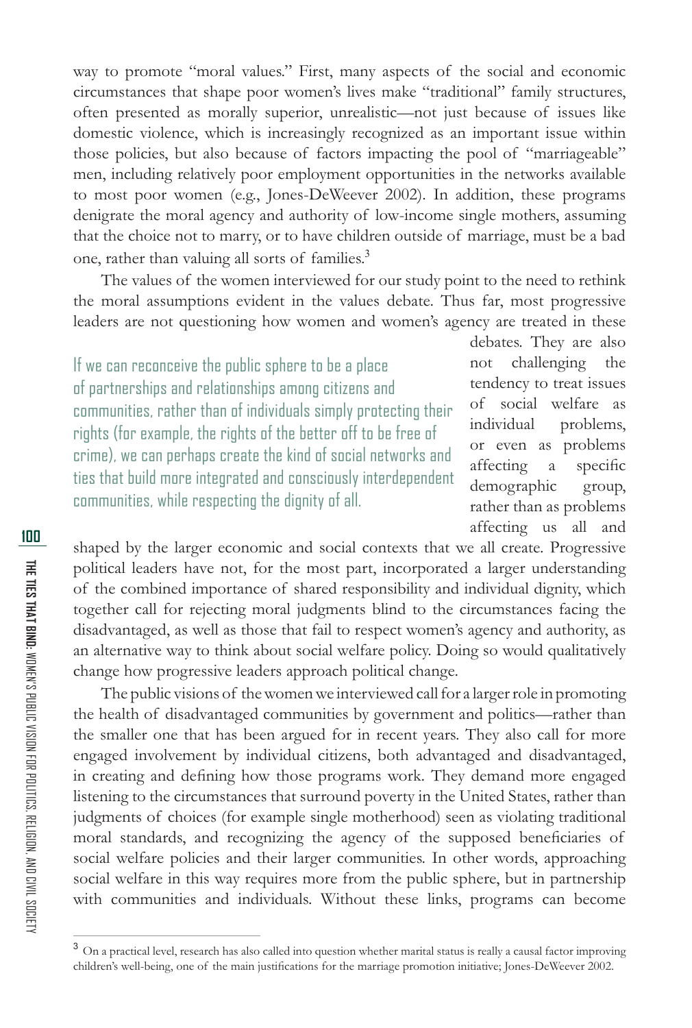way to promote "moral values." First, many aspects of the social and economic circumstances that shape poor women's lives make "traditional" family structures, often presented as morally superior, unrealistic—not just because of issues like domestic violence, which is increasingly recognized as an important issue within those policies, but also because of factors impacting the pool of "marriageable" men, including relatively poor employment opportunities in the networks available to most poor women (e.g., Jones-DeWeever 2002). In addition, these programs denigrate the moral agency and authority of low-income single mothers, assuming that the choice not to marry, or to have children outside of marriage, must be a bad one, rather than valuing all sorts of families.[3]

The values of the women interviewed for our study point to the need to rethink the moral assumptions evident in the values debate. Thus far, most progressive leaders are not questioning how women and women's agency are treated in these debates. They are also not challenging the tendency to treat issues of social welfare as individual problems, or even as problems affecting a specific demographic group, rather than as problems affecting us all and shaped by the larger economic and social contexts that we all create. Progressive political leaders have not, for the most part, incorporated a larger understanding of the combined importance of shared responsibility and individual dignity, which together call for rejecting moral judgments blind to the circumstances facing the disadvantaged, as well as those that fail to respect women's agency and authority, as an alternative way to think about social welfare policy. Doing so would qualitatively change how progressive leaders approach political change.

> If we can reconceive the public sphere to be a place of partnerships and relationships among citizens and communities, rather than of individuals simply protecting their rights (for example, the rights of the better off to be free of crime), we can perhaps create the kind of social networks and ties that build more integrated and consciously interdependent communities, while respecting the dignity of all.

The public visions of the women we interviewed call for a larger role in promoting the health of disadvantaged communities by government and politics—rather than the smaller one that has been argued for in recent years. They also call for more engaged involvement by individual citizens, both advantaged and disadvantaged, in creating and defining how those programs work. They demand more engaged listening to the circumstances that surround poverty in the United States, rather than judgments of choices (for example single motherhood) seen as violating traditional moral standards, and recognizing the agency of the supposed beneficiaries of social welfare policies and their larger communities. In other words, approaching social welfare in this way requires more from the public sphere, but in partnership with communities and individuals. Without these links, programs can become

---

[3] On a practical level, research has also called into question whether marital status is really a causal factor improving children's well-being, one of the main justifications for the marriage promotion initiative; Jones-DeWeever 2002.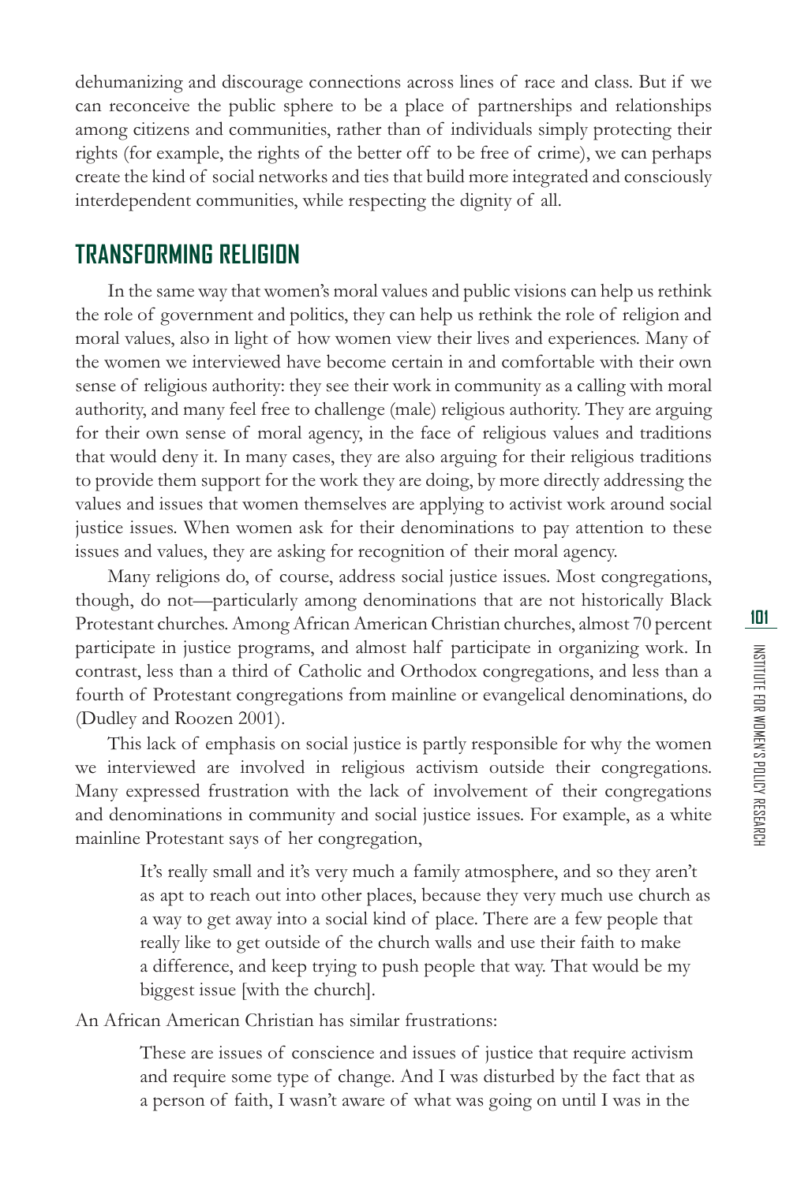dehumanizing and discourage connections across lines of race and class. But if we can reconceive the public sphere to be a place of partnerships and relationships among citizens and communities, rather than of individuals simply protecting their rights (for example, the rights of the better off to be free of crime), we can perhaps create the kind of social networks and ties that build more integrated and consciously interdependent communities, while respecting the dignity of all.

## TRANSFORMING RELIGION

In the same way that women's moral values and public visions can help us rethink the role of government and politics, they can help us rethink the role of religion and moral values, also in light of how women view their lives and experiences. Many of the women we interviewed have become certain in and comfortable with their own sense of religious authority: they see their work in community as a calling with moral authority, and many feel free to challenge (male) religious authority. They are arguing for their own sense of moral agency, in the face of religious values and traditions that would deny it. In many cases, they are also arguing for their religious traditions to provide them support for the work they are doing, by more directly addressing the values and issues that women themselves are applying to activist work around social justice issues. When women ask for their denominations to pay attention to these issues and values, they are asking for recognition of their moral agency.

Many religions do, of course, address social justice issues. Most congregations, though, do not—particularly among denominations that are not historically Black Protestant churches. Among African American Christian churches, almost 70 percent participate in justice programs, and almost half participate in organizing work. In contrast, less than a third of Catholic and Orthodox congregations, and less than a fourth of Protestant congregations from mainline or evangelical denominations, do (Dudley and Roozen 2001).

This lack of emphasis on social justice is partly responsible for why the women we interviewed are involved in religious activism outside their congregations. Many expressed frustration with the lack of involvement of their congregations and denominations in community and social justice issues. For example, as a white mainline Protestant says of her congregation,

> It's really small and it's very much a family atmosphere, and so they aren't as apt to reach out into other places, because they very much use church as a way to get away into a social kind of place. There are a few people that really like to get outside of the church walls and use their faith to make a difference, and keep trying to push people that way. That would be my biggest issue [with the church].

An African American Christian has similar frustrations:

> These are issues of conscience and issues of justice that require activism and require some type of change. And I was disturbed by the fact that as a person of faith, I wasn't aware of what was going on until I was in the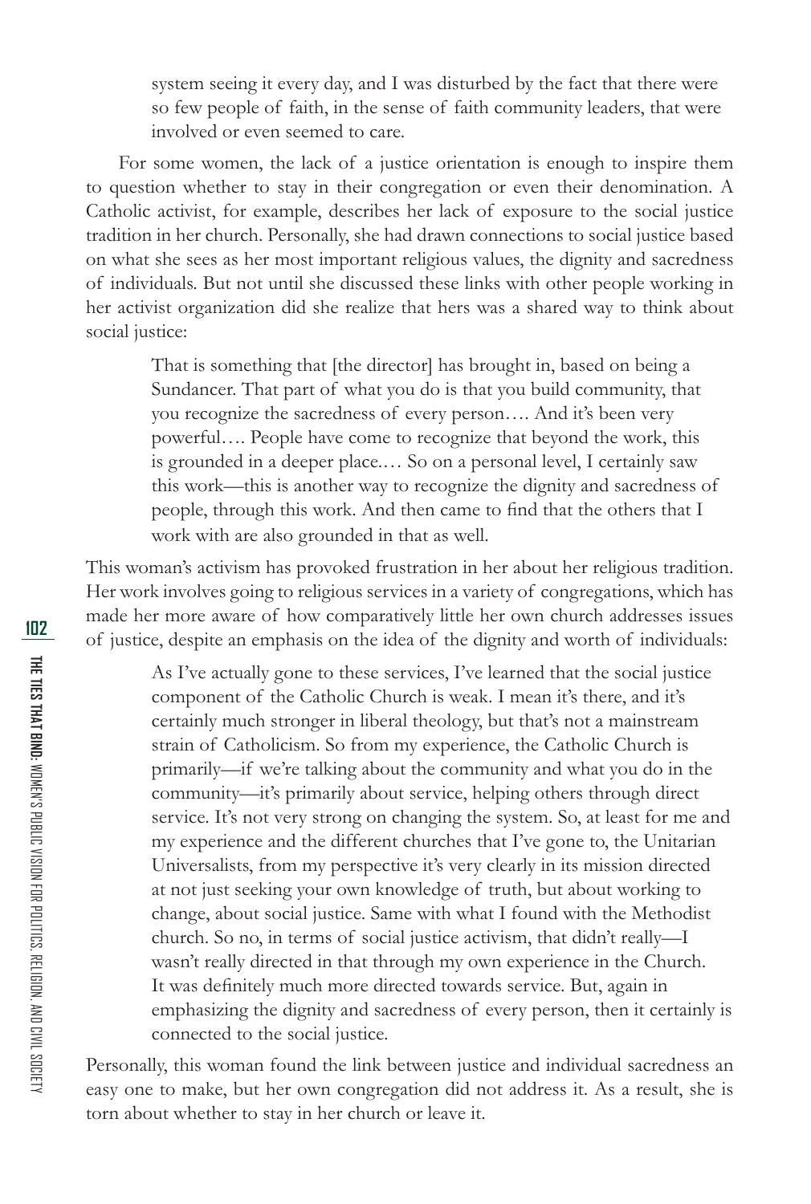> system seeing it every day, and I was disturbed by the fact that there were so few people of faith, in the sense of faith community leaders, that were involved or even seemed to care.

For some women, the lack of a justice orientation is enough to inspire them to question whether to stay in their congregation or even their denomination. A Catholic activist, for example, describes her lack of exposure to the social justice tradition in her church. Personally, she had drawn connections to social justice based on what she sees as her most important religious values, the dignity and sacredness of individuals. But not until she discussed these links with other people working in her activist organization did she realize that hers was a shared way to think about social justice:

> That is something that [the director] has brought in, based on being a Sundancer. That part of what you do is that you build community, that you recognize the sacredness of every person…. And it's been very powerful…. People have come to recognize that beyond the work, this is grounded in a deeper place.… So on a personal level, I certainly saw this work—this is another way to recognize the dignity and sacredness of people, through this work. And then came to find that the others that I work with are also grounded in that as well.

This woman's activism has provoked frustration in her about her religious tradition. Her work involves going to religious services in a variety of congregations, which has made her more aware of how comparatively little her own church addresses issues of justice, despite an emphasis on the idea of the dignity and worth of individuals:

> As I've actually gone to these services, I've learned that the social justice component of the Catholic Church is weak. I mean it's there, and it's certainly much stronger in liberal theology, but that's not a mainstream strain of Catholicism. So from my experience, the Catholic Church is primarily—if we're talking about the community and what you do in the community—it's primarily about service, helping others through direct service. It's not very strong on changing the system. So, at least for me and my experience and the different churches that I've gone to, the Unitarian Universalists, from my perspective it's very clearly in its mission directed at not just seeking your own knowledge of truth, but about working to change, about social justice. Same with what I found with the Methodist church. So no, in terms of social justice activism, that didn't really—I wasn't really directed in that through my own experience in the Church. It was definitely much more directed towards service. But, again in emphasizing the dignity and sacredness of every person, then it certainly is connected to the social justice.

Personally, this woman found the link between justice and individual sacredness an easy one to make, but her own congregation did not address it. As a result, she is torn about whether to stay in her church or leave it.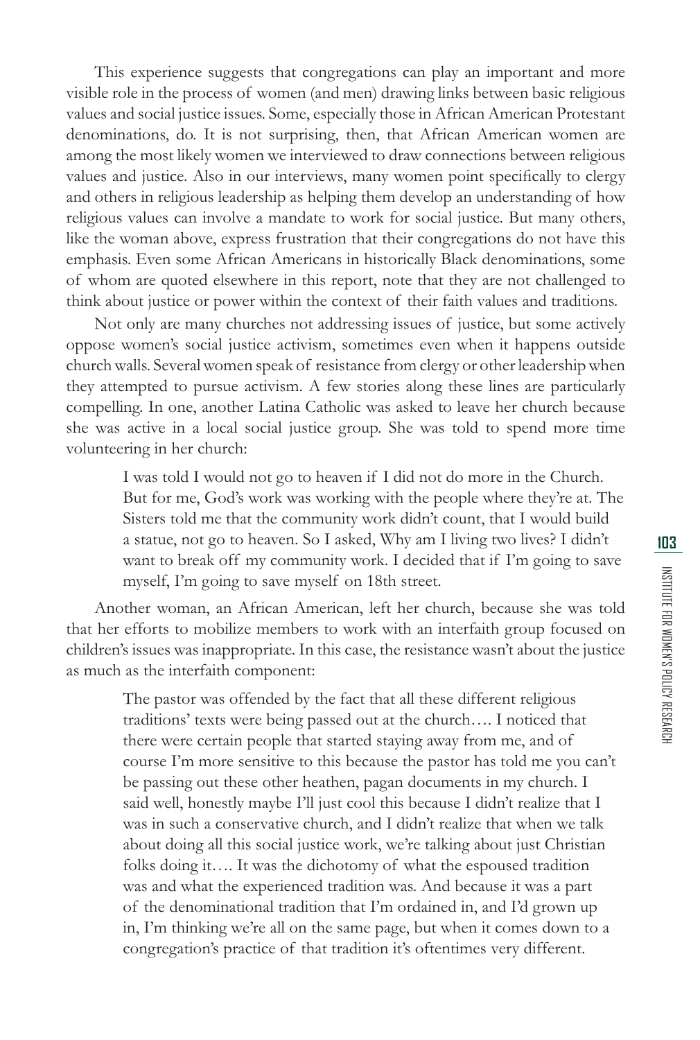This experience suggests that congregations can play an important and more visible role in the process of women (and men) drawing links between basic religious values and social justice issues. Some, especially those in African American Protestant denominations, do. It is not surprising, then, that African American women are among the most likely women we interviewed to draw connections between religious values and justice. Also in our interviews, many women point specifically to clergy and others in religious leadership as helping them develop an understanding of how religious values can involve a mandate to work for social justice. But many others, like the woman above, express frustration that their congregations do not have this emphasis. Even some African Americans in historically Black denominations, some of whom are quoted elsewhere in this report, note that they are not challenged to think about justice or power within the context of their faith values and traditions.

Not only are many churches not addressing issues of justice, but some actively oppose women's social justice activism, sometimes even when it happens outside church walls. Several women speak of resistance from clergy or other leadership when they attempted to pursue activism. A few stories along these lines are particularly compelling. In one, another Latina Catholic was asked to leave her church because she was active in a local social justice group. She was told to spend more time volunteering in her church:

> I was told I would not go to heaven if I did not do more in the Church. But for me, God's work was working with the people where they're at. The Sisters told me that the community work didn't count, that I would build a statue, not go to heaven. So I asked, Why am I living two lives? I didn't want to break off my community work. I decided that if I'm going to save myself, I'm going to save myself on 18th street.

Another woman, an African American, left her church, because she was told that her efforts to mobilize members to work with an interfaith group focused on children's issues was inappropriate. In this case, the resistance wasn't about the justice as much as the interfaith component:

> The pastor was offended by the fact that all these different religious traditions' texts were being passed out at the church…. I noticed that there were certain people that started staying away from me, and of course I'm more sensitive to this because the pastor has told me you can't be passing out these other heathen, pagan documents in my church. I said well, honestly maybe I'll just cool this because I didn't realize that I was in such a conservative church, and I didn't realize that when we talk about doing all this social justice work, we're talking about just Christian folks doing it…. It was the dichotomy of what the espoused tradition was and what the experienced tradition was. And because it was a part of the denominational tradition that I'm ordained in, and I'd grown up in, I'm thinking we're all on the same page, but when it comes down to a congregation's practice of that tradition it's oftentimes very different.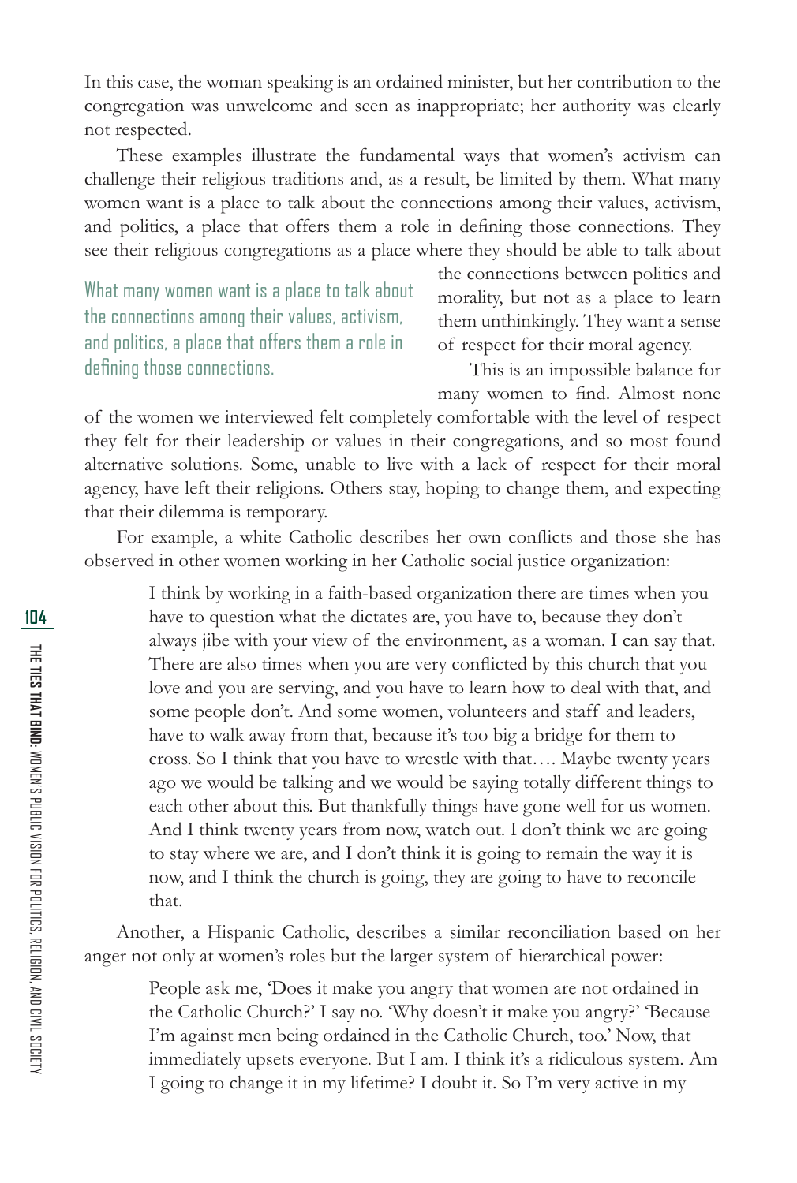In this case, the woman speaking is an ordained minister, but her contribution to the congregation was unwelcome and seen as inappropriate; her authority was clearly not respected.

These examples illustrate the fundamental ways that women's activism can challenge their religious traditions and, as a result, be limited by them. What many women want is a place to talk about the connections among their values, activism, and politics, a place that offers them a role in defining those connections. They see their religious congregations as a place where they should be able to talk about the connections between politics and morality, but not as a place to learn them unthinkingly. They want a sense of respect for their moral agency.

> What many women want is a place to talk about the connections among their values, activism, and politics, a place that offers them a role in defining those connections.

This is an impossible balance for many women to find. Almost none of the women we interviewed felt completely comfortable with the level of respect they felt for their leadership or values in their congregations, and so most found alternative solutions. Some, unable to live with a lack of respect for their moral agency, have left their religions. Others stay, hoping to change them, and expecting that their dilemma is temporary.

For example, a white Catholic describes her own conflicts and those she has observed in other women working in her Catholic social justice organization:

> I think by working in a faith-based organization there are times when you have to question what the dictates are, you have to, because they don't always jibe with your view of the environment, as a woman. I can say that. There are also times when you are very conflicted by this church that you love and you are serving, and you have to learn how to deal with that, and some people don't. And some women, volunteers and staff and leaders, have to walk away from that, because it's too big a bridge for them to cross. So I think that you have to wrestle with that…. Maybe twenty years ago we would be talking and we would be saying totally different things to each other about this. But thankfully things have gone well for us women. And I think twenty years from now, watch out. I don't think we are going to stay where we are, and I don't think it is going to remain the way it is now, and I think the church is going, they are going to have to reconcile that.

Another, a Hispanic Catholic, describes a similar reconciliation based on her anger not only at women's roles but the larger system of hierarchical power:

> People ask me, 'Does it make you angry that women are not ordained in the Catholic Church?' I say no. 'Why doesn't it make you angry?' 'Because I'm against men being ordained in the Catholic Church, too.' Now, that immediately upsets everyone. But I am. I think it's a ridiculous system. Am I going to change it in my lifetime? I doubt it. So I'm very active in my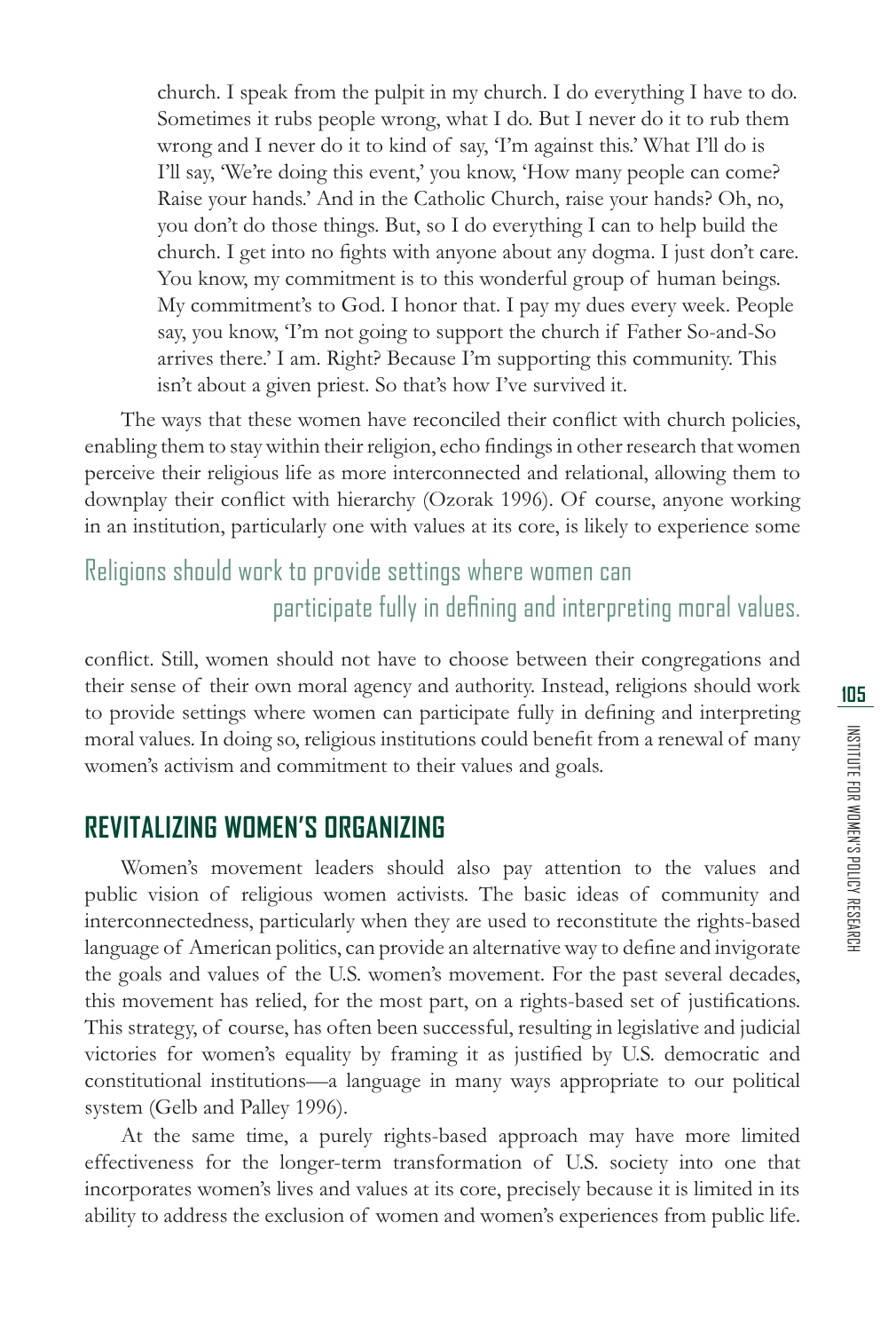> church. I speak from the pulpit in my church. I do everything I have to do. Sometimes it rubs people wrong, what I do. But I never do it to rub them wrong and I never do it to kind of say, 'I'm against this.' What I'll do is I'll say, 'We're doing this event,' you know, 'How many people can come? Raise your hands.' And in the Catholic Church, raise your hands? Oh, no, you don't do those things. But, so I do everything I can to help build the church. I get into no fights with anyone about any dogma. I just don't care. You know, my commitment is to this wonderful group of human beings. My commitment's to God. I honor that. I pay my dues every week. People say, you know, 'I'm not going to support the church if Father So-and-So arrives there.' I am. Right? Because I'm supporting this community. This isn't about a given priest. So that's how I've survived it.

The ways that these women have reconciled their conflict with church policies, enabling them to stay within their religion, echo findings in other research that women perceive their religious life as more interconnected and relational, allowing them to downplay their conflict with hierarchy (Ozorak 1996). Of course, anyone working in an institution, particularly one with values at its core, is likely to experience some conflict. Still, women should not have to choose between their congregations and their sense of their own moral agency and authority. Instead, religions should work to provide settings where women can participate fully in defining and interpreting moral values. In doing so, religious institutions could benefit from a renewal of many women's activism and commitment to their values and goals.

> Religions should work to provide settings where women can participate fully in defining and interpreting moral values.

## REVITALIZING WOMEN'S ORGANIZING

Women's movement leaders should also pay attention to the values and public vision of religious women activists. The basic ideas of community and interconnectedness, particularly when they are used to reconstitute the rights-based language of American politics, can provide an alternative way to define and invigorate the goals and values of the U.S. women's movement. For the past several decades, this movement has relied, for the most part, on a rights-based set of justifications. This strategy, of course, has often been successful, resulting in legislative and judicial victories for women's equality by framing it as justified by U.S. democratic and constitutional institutions—a language in many ways appropriate to our political system (Gelb and Palley 1996).

At the same time, a purely rights-based approach may have more limited effectiveness for the longer-term transformation of U.S. society into one that incorporates women's lives and values at its core, precisely because it is limited in its ability to address the exclusion of women and women's experiences from public life.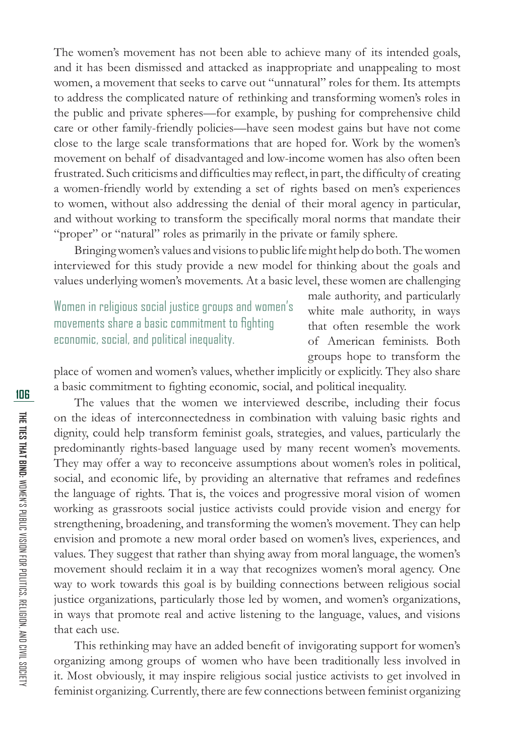The women's movement has not been able to achieve many of its intended goals, and it has been dismissed and attacked as inappropriate and unappealing to most women, a movement that seeks to carve out "unnatural" roles for them. Its attempts to address the complicated nature of rethinking and transforming women's roles in the public and private spheres—for example, by pushing for comprehensive child care or other family-friendly policies—have seen modest gains but have not come close to the large scale transformations that are hoped for. Work by the women's movement on behalf of disadvantaged and low-income women has also often been frustrated. Such criticisms and difficulties may reflect, in part, the difficulty of creating a women-friendly world by extending a set of rights based on men's experiences to women, without also addressing the denial of their moral agency in particular, and without working to transform the specifically moral norms that mandate their "proper" or "natural" roles as primarily in the private or family sphere.

Bringing women's values and visions to public life might help do both. The women interviewed for this study provide a new model for thinking about the goals and values underlying women's movements. At a basic level, these women are challenging male authority, and particularly white male authority, in ways that often resemble the work of American feminists. Both groups hope to transform the place of women and women's values, whether implicitly or explicitly. They also share a basic commitment to fighting economic, social, and political inequality.

> Women in religious social justice groups and women's movements share a basic commitment to fighting economic, social, and political inequality.

The values that the women we interviewed describe, including their focus on the ideas of interconnectedness in combination with valuing basic rights and dignity, could help transform feminist goals, strategies, and values, particularly the predominantly rights-based language used by many recent women's movements. They may offer a way to reconceive assumptions about women's roles in political, social, and economic life, by providing an alternative that reframes and redefines the language of rights. That is, the voices and progressive moral vision of women working as grassroots social justice activists could provide vision and energy for strengthening, broadening, and transforming the women's movement. They can help envision and promote a new moral order based on women's lives, experiences, and values. They suggest that rather than shying away from moral language, the women's movement should reclaim it in a way that recognizes women's moral agency. One way to work towards this goal is by building connections between religious social justice organizations, particularly those led by women, and women's organizations, in ways that promote real and active listening to the language, values, and visions that each use.

This rethinking may have an added benefit of invigorating support for women's organizing among groups of women who have been traditionally less involved in it. Most obviously, it may inspire religious social justice activists to get involved in feminist organizing. Currently, there are few connections between feminist organizing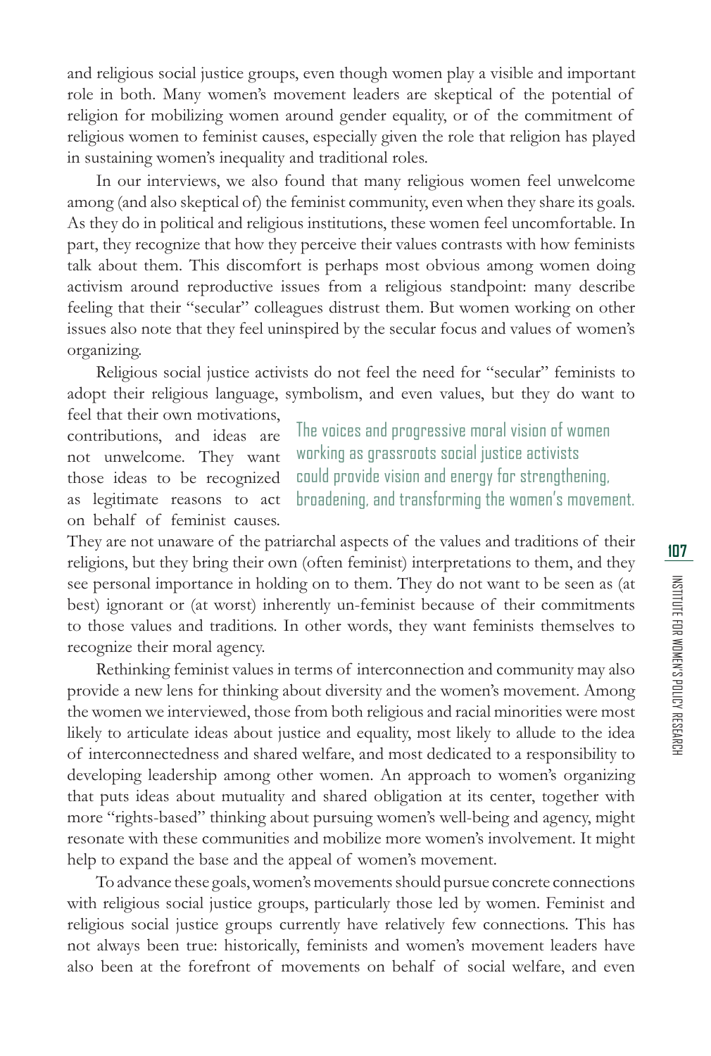and religious social justice groups, even though women play a visible and important role in both. Many women's movement leaders are skeptical of the potential of religion for mobilizing women around gender equality, or of the commitment of religious women to feminist causes, especially given the role that religion has played in sustaining women's inequality and traditional roles.

In our interviews, we also found that many religious women feel unwelcome among (and also skeptical of) the feminist community, even when they share its goals. As they do in political and religious institutions, these women feel uncomfortable. In part, they recognize that how they perceive their values contrasts with how feminists talk about them. This discomfort is perhaps most obvious among women doing activism around reproductive issues from a religious standpoint: many describe feeling that their "secular" colleagues distrust them. But women working on other issues also note that they feel uninspired by the secular focus and values of women's organizing.

Religious social justice activists do not feel the need for "secular" feminists to adopt their religious language, symbolism, and even values, but they do want to feel that their own motivations, contributions, and ideas are not unwelcome. They want those ideas to be recognized as legitimate reasons to act on behalf of feminist causes. They are not unaware of the patriarchal aspects of the values and traditions of their religions, but they bring their own (often feminist) interpretations to them, and they see personal importance in holding on to them. They do not want to be seen as (at best) ignorant or (at worst) inherently un-feminist because of their commitments to those values and traditions. In other words, they want feminists themselves to recognize their moral agency.

> The voices and progressive moral vision of women working as grassroots social justice activists could provide vision and energy for strengthening, broadening, and transforming the women's movement.

Rethinking feminist values in terms of interconnection and community may also provide a new lens for thinking about diversity and the women's movement. Among the women we interviewed, those from both religious and racial minorities were most likely to articulate ideas about justice and equality, most likely to allude to the idea of interconnectedness and shared welfare, and most dedicated to a responsibility to developing leadership among other women. An approach to women's organizing that puts ideas about mutuality and shared obligation at its center, together with more "rights-based" thinking about pursuing women's well-being and agency, might resonate with these communities and mobilize more women's involvement. It might help to expand the base and the appeal of women's movement.

To advance these goals, women's movements should pursue concrete connections with religious social justice groups, particularly those led by women. Feminist and religious social justice groups currently have relatively few connections. This has not always been true: historically, feminists and women's movement leaders have also been at the forefront of movements on behalf of social welfare, and even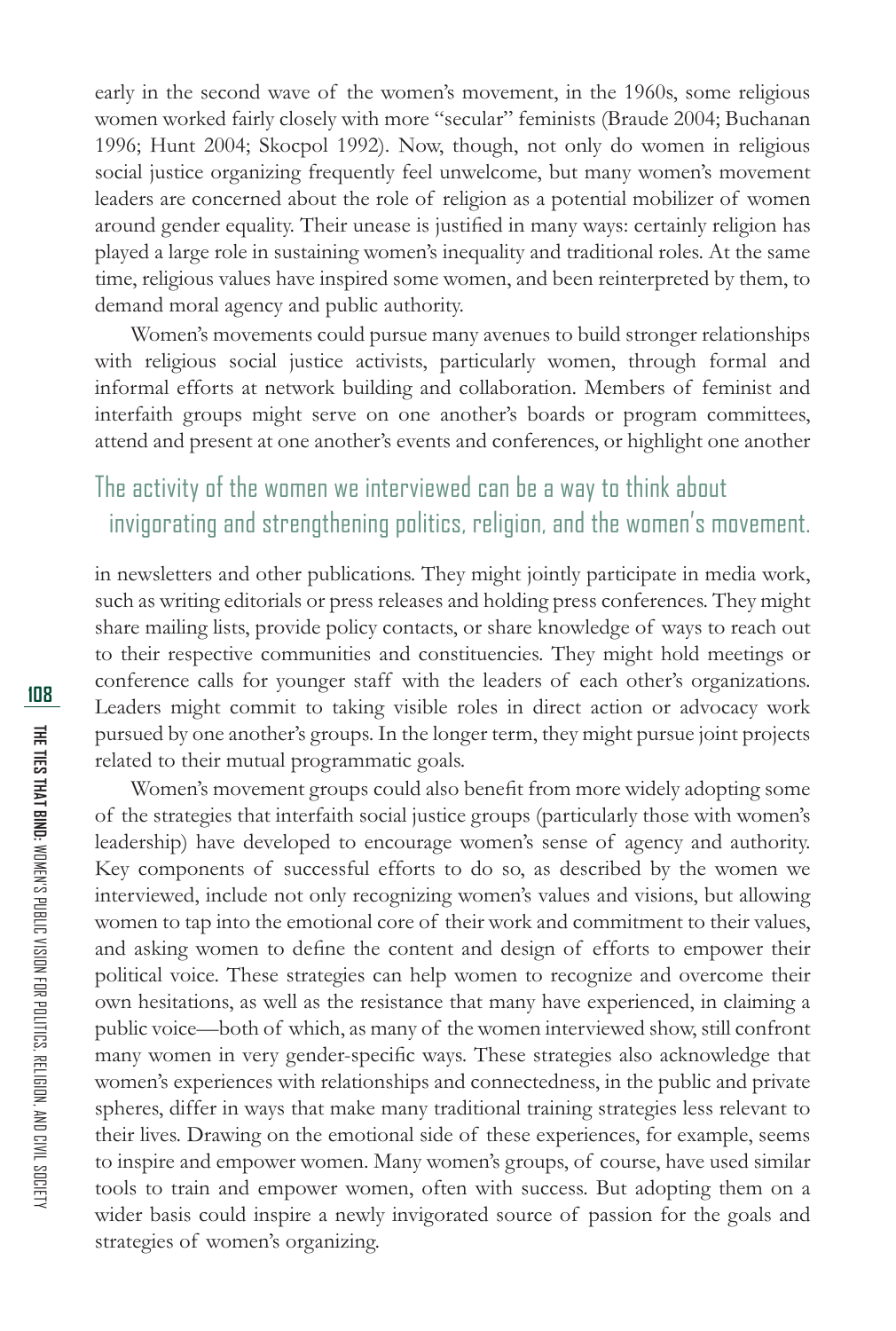early in the second wave of the women's movement, in the 1960s, some religious women worked fairly closely with more "secular" feminists (Braude 2004; Buchanan 1996; Hunt 2004; Skocpol 1992). Now, though, not only do women in religious social justice organizing frequently feel unwelcome, but many women's movement leaders are concerned about the role of religion as a potential mobilizer of women around gender equality. Their unease is justified in many ways: certainly religion has played a large role in sustaining women's inequality and traditional roles. At the same time, religious values have inspired some women, and been reinterpreted by them, to demand moral agency and public authority.

Women's movements could pursue many avenues to build stronger relationships with religious social justice activists, particularly women, through formal and informal efforts at network building and collaboration. Members of feminist and interfaith groups might serve on one another's boards or program committees, attend and present at one another's events and conferences, or highlight one another in newsletters and other publications. They might jointly participate in media work, such as writing editorials or press releases and holding press conferences. They might share mailing lists, provide policy contacts, or share knowledge of ways to reach out to their respective communities and constituencies. They might hold meetings or conference calls for younger staff with the leaders of each other's organizations. Leaders might commit to taking visible roles in direct action or advocacy work pursued by one another's groups. In the longer term, they might pursue joint projects related to their mutual programmatic goals.

> The activity of the women we interviewed can be a way to think about invigorating and strengthening politics, religion, and the women's movement.

Women's movement groups could also benefit from more widely adopting some of the strategies that interfaith social justice groups (particularly those with women's leadership) have developed to encourage women's sense of agency and authority. Key components of successful efforts to do so, as described by the women we interviewed, include not only recognizing women's values and visions, but allowing women to tap into the emotional core of their work and commitment to their values, and asking women to define the content and design of efforts to empower their political voice. These strategies can help women to recognize and overcome their own hesitations, as well as the resistance that many have experienced, in claiming a public voice—both of which, as many of the women interviewed show, still confront many women in very gender-specific ways. These strategies also acknowledge that women's experiences with relationships and connectedness, in the public and private spheres, differ in ways that make many traditional training strategies less relevant to their lives. Drawing on the emotional side of these experiences, for example, seems to inspire and empower women. Many women's groups, of course, have used similar tools to train and empower women, often with success. But adopting them on a wider basis could inspire a newly invigorated source of passion for the goals and strategies of women's organizing.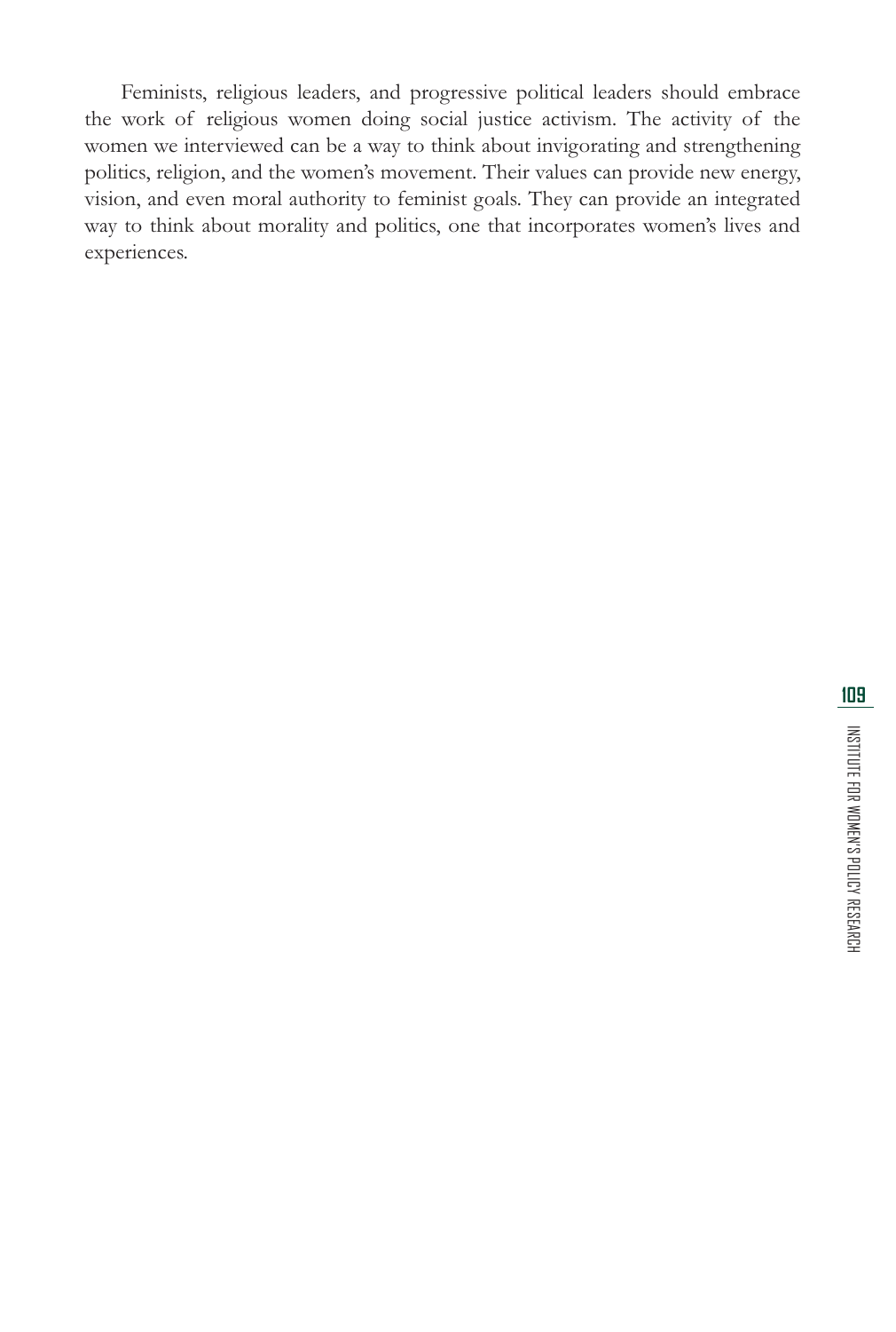Feminists, religious leaders, and progressive political leaders should embrace the work of religious women doing social justice activism. The activity of the women we interviewed can be a way to think about invigorating and strengthening politics, religion, and the women's movement. Their values can provide new energy, vision, and even moral authority to feminist goals. They can provide an integrated way to think about morality and politics, one that incorporates women's lives and experiences.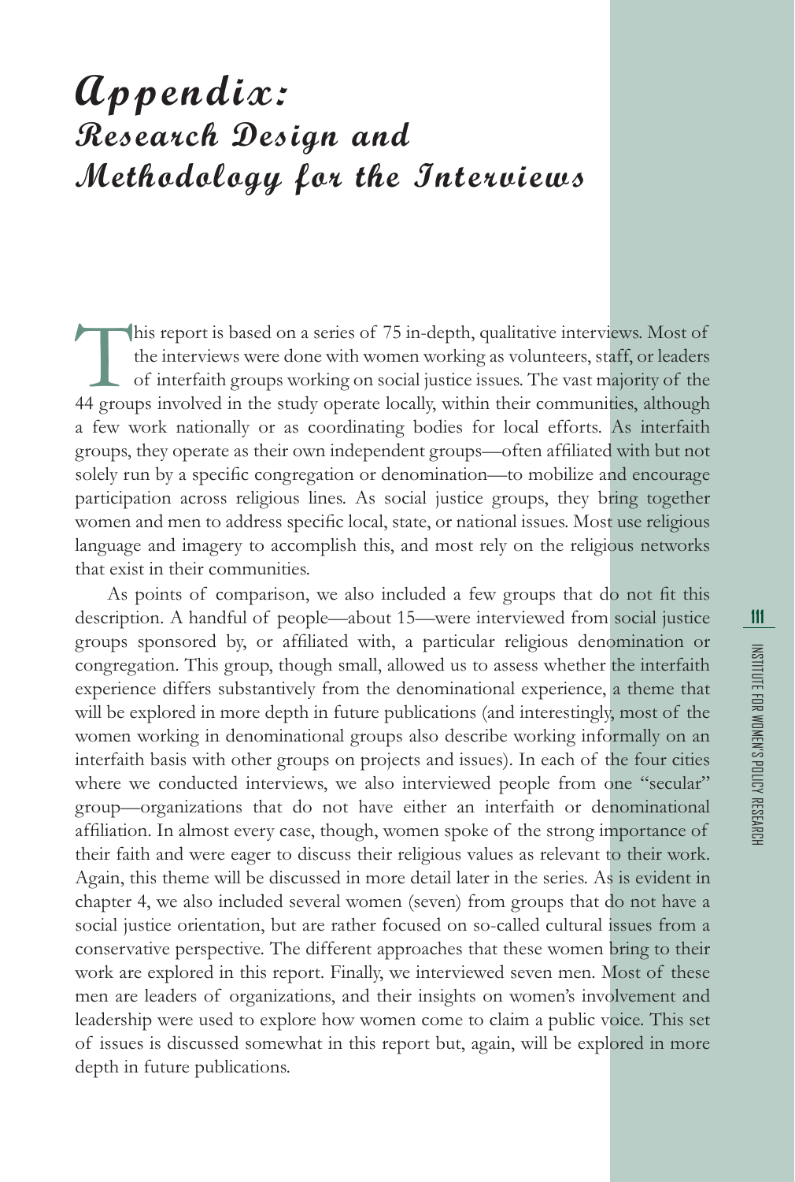# Appendix: Research Design and Methodology for the Interviews

This report is based on a series of 75 in-depth, qualitative interviews. Most of the interviews were done with women working as volunteers, staff, or leaders of interfaith groups working on social justice issues. The vast majority of the 44 groups involved in the study operate locally, within their communities, although a few work nationally or as coordinating bodies for local efforts. As interfaith groups, they operate as their own independent groups—often affiliated with but not solely run by a specific congregation or denomination—to mobilize and encourage participation across religious lines. As social justice groups, they bring together women and men to address specific local, state, or national issues. Most use religious language and imagery to accomplish this, and most rely on the religious networks that exist in their communities.

As points of comparison, we also included a few groups that do not fit this description. A handful of people—about 15—were interviewed from social justice groups sponsored by, or affiliated with, a particular religious denomination or congregation. This group, though small, allowed us to assess whether the interfaith experience differs substantively from the denominational experience, a theme that will be explored in more depth in future publications (and interestingly, most of the women working in denominational groups also describe working informally on an interfaith basis with other groups on projects and issues). In each of the four cities where we conducted interviews, we also interviewed people from one "secular" group—organizations that do not have either an interfaith or denominational affiliation. In almost every case, though, women spoke of the strong importance of their faith and were eager to discuss their religious values as relevant to their work. Again, this theme will be discussed in more detail later in the series. As is evident in chapter 4, we also included several women (seven) from groups that do not have a social justice orientation, but are rather focused on so-called cultural issues from a conservative perspective. The different approaches that these women bring to their work are explored in this report. Finally, we interviewed seven men. Most of these men are leaders of organizations, and their insights on women's involvement and leadership were used to explore how women come to claim a public voice. This set of issues is discussed somewhat in this report but, again, will be explored in more depth in future publications.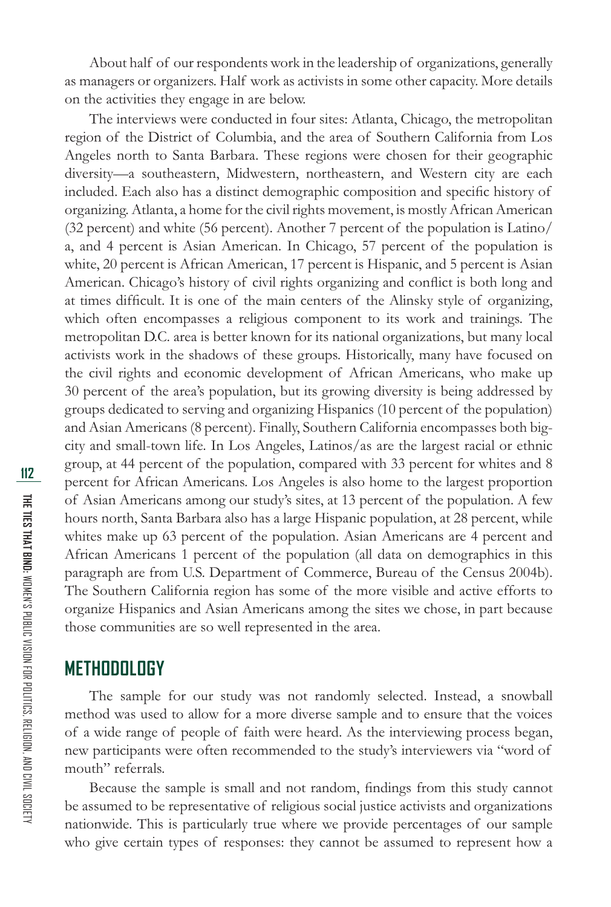About half of our respondents work in the leadership of organizations, generally as managers or organizers. Half work as activists in some other capacity. More details on the activities they engage in are below.

The interviews were conducted in four sites: Atlanta, Chicago, the metropolitan region of the District of Columbia, and the area of Southern California from Los Angeles north to Santa Barbara. These regions were chosen for their geographic diversity—a southeastern, Midwestern, northeastern, and Western city are each included. Each also has a distinct demographic composition and specific history of organizing. Atlanta, a home for the civil rights movement, is mostly African American (32 percent) and white (56 percent). Another 7 percent of the population is Latino/a, and 4 percent is Asian American. In Chicago, 57 percent of the population is white, 20 percent is African American, 17 percent is Hispanic, and 5 percent is Asian American. Chicago's history of civil rights organizing and conflict is both long and at times difficult. It is one of the main centers of the Alinsky style of organizing, which often encompasses a religious component to its work and trainings. The metropolitan D.C. area is better known for its national organizations, but many local activists work in the shadows of these groups. Historically, many have focused on the civil rights and economic development of African Americans, who make up 30 percent of the area's population, but its growing diversity is being addressed by groups dedicated to serving and organizing Hispanics (10 percent of the population) and Asian Americans (8 percent). Finally, Southern California encompasses both big-city and small-town life. In Los Angeles, Latinos/as are the largest racial or ethnic group, at 44 percent of the population, compared with 33 percent for whites and 8 percent for African Americans. Los Angeles is also home to the largest proportion of Asian Americans among our study's sites, at 13 percent of the population. A few hours north, Santa Barbara also has a large Hispanic population, at 28 percent, while whites make up 63 percent of the population. Asian Americans are 4 percent and African Americans 1 percent of the population (all data on demographics in this paragraph are from U.S. Department of Commerce, Bureau of the Census 2004b). The Southern California region has some of the more visible and active efforts to organize Hispanics and Asian Americans among the sites we chose, in part because those communities are so well represented in the area.

## METHODOLOGY

The sample for our study was not randomly selected. Instead, a snowball method was used to allow for a more diverse sample and to ensure that the voices of a wide range of people of faith were heard. As the interviewing process began, new participants were often recommended to the study's interviewers via "word of mouth" referrals.

Because the sample is small and not random, findings from this study cannot be assumed to be representative of religious social justice activists and organizations nationwide. This is particularly true where we provide percentages of our sample who give certain types of responses: they cannot be assumed to represent how a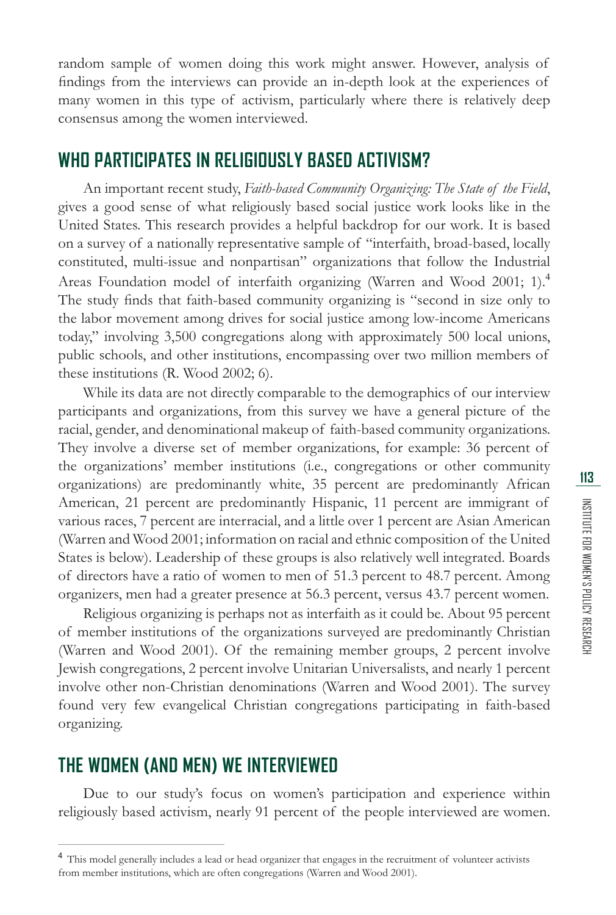random sample of women doing this work might answer. However, analysis of findings from the interviews can provide an in-depth look at the experiences of many women in this type of activism, particularly where there is relatively deep consensus among the women interviewed.

## WHO PARTICIPATES IN RELIGIOUSLY BASED ACTIVISM?

An important recent study, *Faith-based Community Organizing: The State of the Field*, gives a good sense of what religiously based social justice work looks like in the United States. This research provides a helpful backdrop for our work. It is based on a survey of a nationally representative sample of "interfaith, broad-based, locally constituted, multi-issue and nonpartisan" organizations that follow the Industrial Areas Foundation model of interfaith organizing (Warren and Wood 2001; 1).[4] The study finds that faith-based community organizing is "second in size only to the labor movement among drives for social justice among low-income Americans today," involving 3,500 congregations along with approximately 500 local unions, public schools, and other institutions, encompassing over two million members of these institutions (R. Wood 2002; 6).

While its data are not directly comparable to the demographics of our interview participants and organizations, from this survey we have a general picture of the racial, gender, and denominational makeup of faith-based community organizations. They involve a diverse set of member organizations, for example: 36 percent of the organizations' member institutions (i.e., congregations or other community organizations) are predominantly white, 35 percent are predominantly African American, 21 percent are predominantly Hispanic, 11 percent are immigrant of various races, 7 percent are interracial, and a little over 1 percent are Asian American (Warren and Wood 2001; information on racial and ethnic composition of the United States is below). Leadership of these groups is also relatively well integrated. Boards of directors have a ratio of women to men of 51.3 percent to 48.7 percent. Among organizers, men had a greater presence at 56.3 percent, versus 43.7 percent women.

Religious organizing is perhaps not as interfaith as it could be. About 95 percent of member institutions of the organizations surveyed are predominantly Christian (Warren and Wood 2001). Of the remaining member groups, 2 percent involve Jewish congregations, 2 percent involve Unitarian Universalists, and nearly 1 percent involve other non-Christian denominations (Warren and Wood 2001). The survey found very few evangelical Christian congregations participating in faith-based organizing.

## THE WOMEN (AND MEN) WE INTERVIEWED

Due to our study's focus on women's participation and experience within religiously based activism, nearly 91 percent of the people interviewed are women.

---

[4] This model generally includes a lead or head organizer that engages in the recruitment of volunteer activists from member institutions, which are often congregations (Warren and Wood 2001).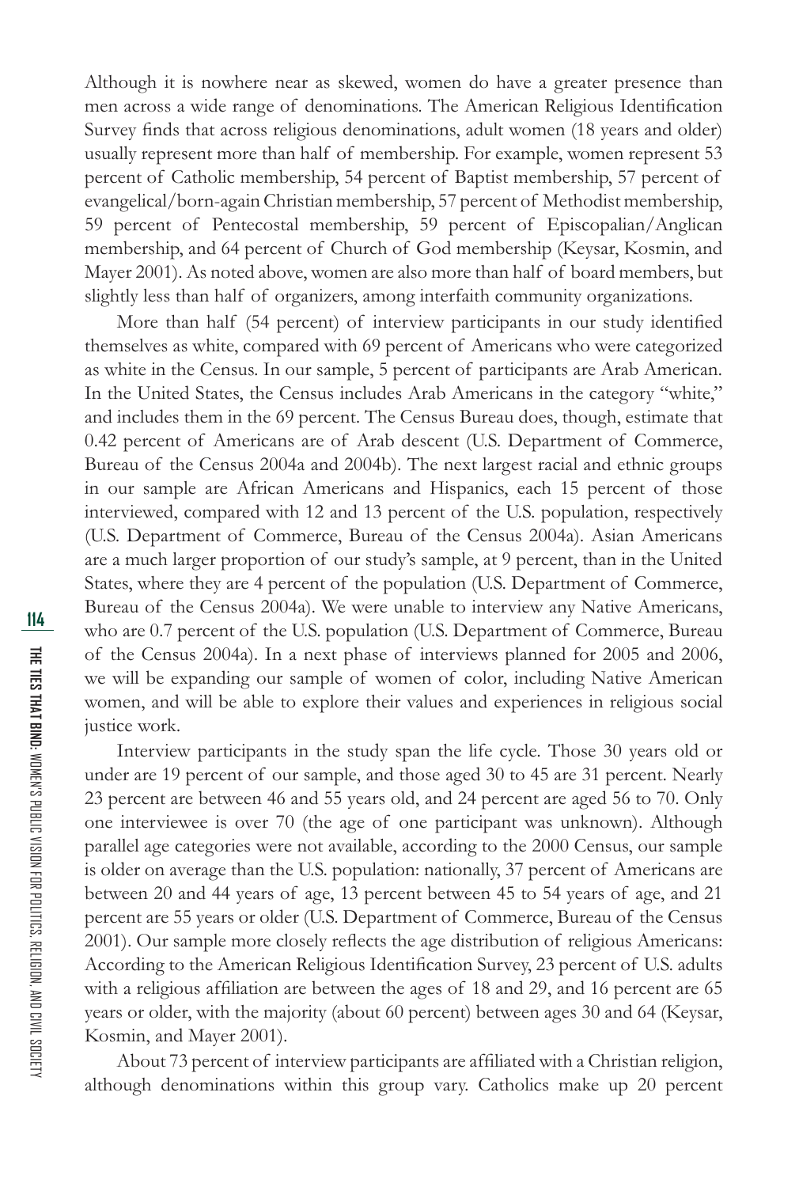Although it is nowhere near as skewed, women do have a greater presence than men across a wide range of denominations. The American Religious Identification Survey finds that across religious denominations, adult women (18 years and older) usually represent more than half of membership. For example, women represent 53 percent of Catholic membership, 54 percent of Baptist membership, 57 percent of evangelical/born-again Christian membership, 57 percent of Methodist membership, 59 percent of Pentecostal membership, 59 percent of Episcopalian/Anglican membership, and 64 percent of Church of God membership (Keysar, Kosmin, and Mayer 2001). As noted above, women are also more than half of board members, but slightly less than half of organizers, among interfaith community organizations.

More than half (54 percent) of interview participants in our study identified themselves as white, compared with 69 percent of Americans who were categorized as white in the Census. In our sample, 5 percent of participants are Arab American. In the United States, the Census includes Arab Americans in the category "white," and includes them in the 69 percent. The Census Bureau does, though, estimate that 0.42 percent of Americans are of Arab descent (U.S. Department of Commerce, Bureau of the Census 2004a and 2004b). The next largest racial and ethnic groups in our sample are African Americans and Hispanics, each 15 percent of those interviewed, compared with 12 and 13 percent of the U.S. population, respectively (U.S. Department of Commerce, Bureau of the Census 2004a). Asian Americans are a much larger proportion of our study's sample, at 9 percent, than in the United States, where they are 4 percent of the population (U.S. Department of Commerce, Bureau of the Census 2004a). We were unable to interview any Native Americans, who are 0.7 percent of the U.S. population (U.S. Department of Commerce, Bureau of the Census 2004a). In a next phase of interviews planned for 2005 and 2006, we will be expanding our sample of women of color, including Native American women, and will be able to explore their values and experiences in religious social justice work.

Interview participants in the study span the life cycle. Those 30 years old or under are 19 percent of our sample, and those aged 30 to 45 are 31 percent. Nearly 23 percent are between 46 and 55 years old, and 24 percent are aged 56 to 70. Only one interviewee is over 70 (the age of one participant was unknown). Although parallel age categories were not available, according to the 2000 Census, our sample is older on average than the U.S. population: nationally, 37 percent of Americans are between 20 and 44 years of age, 13 percent between 45 to 54 years of age, and 21 percent are 55 years or older (U.S. Department of Commerce, Bureau of the Census 2001). Our sample more closely reflects the age distribution of religious Americans: According to the American Religious Identification Survey, 23 percent of U.S. adults with a religious affiliation are between the ages of 18 and 29, and 16 percent are 65 years or older, with the majority (about 60 percent) between ages 30 and 64 (Keysar, Kosmin, and Mayer 2001).

About 73 percent of interview participants are affiliated with a Christian religion, although denominations within this group vary. Catholics make up 20 percent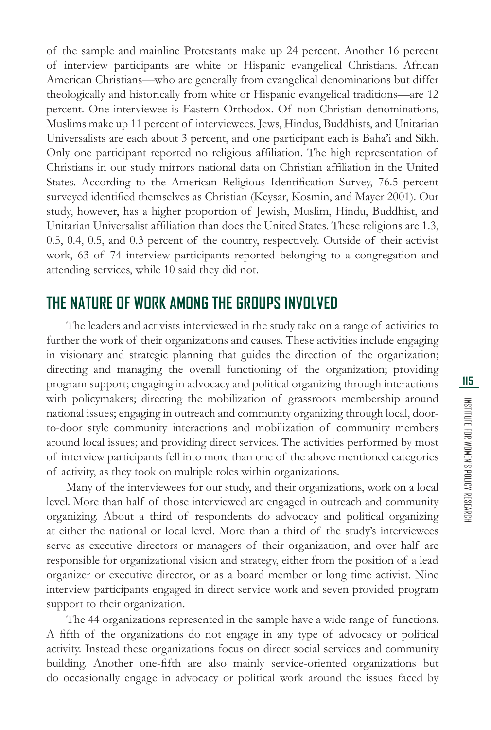of the sample and mainline Protestants make up 24 percent. Another 16 percent of interview participants are white or Hispanic evangelical Christians. African American Christians—who are generally from evangelical denominations but differ theologically and historically from white or Hispanic evangelical traditions—are 12 percent. One interviewee is Eastern Orthodox. Of non-Christian denominations, Muslims make up 11 percent of interviewees. Jews, Hindus, Buddhists, and Unitarian Universalists are each about 3 percent, and one participant each is Baha'i and Sikh. Only one participant reported no religious affiliation. The high representation of Christians in our study mirrors national data on Christian affiliation in the United States. According to the American Religious Identification Survey, 76.5 percent surveyed identified themselves as Christian (Keysar, Kosmin, and Mayer 2001). Our study, however, has a higher proportion of Jewish, Muslim, Hindu, Buddhist, and Unitarian Universalist affiliation than does the United States. These religions are 1.3, 0.5, 0.4, 0.5, and 0.3 percent of the country, respectively. Outside of their activist work, 63 of 74 interview participants reported belonging to a congregation and attending services, while 10 said they did not.

## THE NATURE OF WORK AMONG THE GROUPS INVOLVED

The leaders and activists interviewed in the study take on a range of activities to further the work of their organizations and causes. These activities include engaging in visionary and strategic planning that guides the direction of the organization; directing and managing the overall functioning of the organization; providing program support; engaging in advocacy and political organizing through interactions with policymakers; directing the mobilization of grassroots membership around national issues; engaging in outreach and community organizing through local, door-to-door style community interactions and mobilization of community members around local issues; and providing direct services. The activities performed by most of interview participants fell into more than one of the above mentioned categories of activity, as they took on multiple roles within organizations.

Many of the interviewees for our study, and their organizations, work on a local level. More than half of those interviewed are engaged in outreach and community organizing. About a third of respondents do advocacy and political organizing at either the national or local level. More than a third of the study's interviewees serve as executive directors or managers of their organization, and over half are responsible for organizational vision and strategy, either from the position of a lead organizer or executive director, or as a board member or long time activist. Nine interview participants engaged in direct service work and seven provided program support to their organization.

The 44 organizations represented in the sample have a wide range of functions. A fifth of the organizations do not engage in any type of advocacy or political activity. Instead these organizations focus on direct social services and community building. Another one-fifth are also mainly service-oriented organizations but do occasionally engage in advocacy or political work around the issues faced by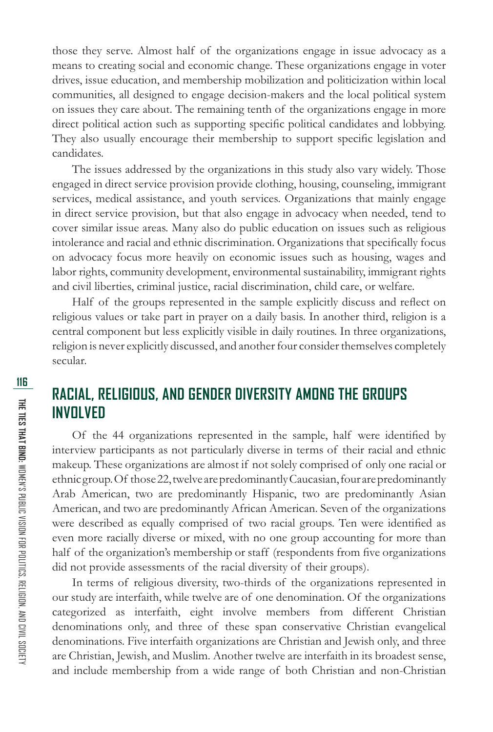those they serve. Almost half of the organizations engage in issue advocacy as a means to creating social and economic change. These organizations engage in voter drives, issue education, and membership mobilization and politicization within local communities, all designed to engage decision-makers and the local political system on issues they care about. The remaining tenth of the organizations engage in more direct political action such as supporting specific political candidates and lobbying. They also usually encourage their membership to support specific legislation and candidates.

The issues addressed by the organizations in this study also vary widely. Those engaged in direct service provision provide clothing, housing, counseling, immigrant services, medical assistance, and youth services. Organizations that mainly engage in direct service provision, but that also engage in advocacy when needed, tend to cover similar issue areas. Many also do public education on issues such as religious intolerance and racial and ethnic discrimination. Organizations that specifically focus on advocacy focus more heavily on economic issues such as housing, wages and labor rights, community development, environmental sustainability, immigrant rights and civil liberties, criminal justice, racial discrimination, child care, or welfare.

Half of the groups represented in the sample explicitly discuss and reflect on religious values or take part in prayer on a daily basis. In another third, religion is a central component but less explicitly visible in daily routines. In three organizations, religion is never explicitly discussed, and another four consider themselves completely secular.

## RACIAL, RELIGIOUS, AND GENDER DIVERSITY AMONG THE GROUPS INVOLVED

Of the 44 organizations represented in the sample, half were identified by interview participants as not particularly diverse in terms of their racial and ethnic makeup. These organizations are almost if not solely comprised of only one racial or ethnic group. Of those 22, twelve are predominantly Caucasian, four are predominantly Arab American, two are predominantly Hispanic, two are predominantly Asian American, and two are predominantly African American. Seven of the organizations were described as equally comprised of two racial groups. Ten were identified as even more racially diverse or mixed, with no one group accounting for more than half of the organization's membership or staff (respondents from five organizations did not provide assessments of the racial diversity of their groups).

In terms of religious diversity, two-thirds of the organizations represented in our study are interfaith, while twelve are of one denomination. Of the organizations categorized as interfaith, eight involve members from different Christian denominations only, and three of these span conservative Christian evangelical denominations. Five interfaith organizations are Christian and Jewish only, and three are Christian, Jewish, and Muslim. Another twelve are interfaith in its broadest sense, and include membership from a wide range of both Christian and non-Christian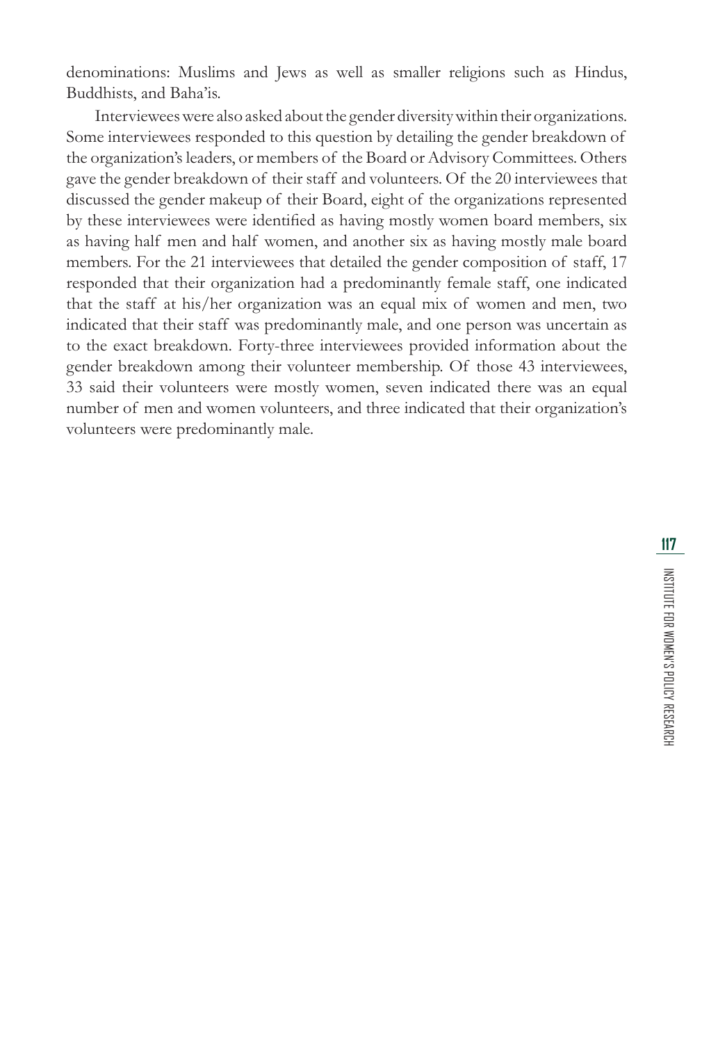denominations: Muslims and Jews as well as smaller religions such as Hindus, Buddhists, and Baha'is.

Interviewees were also asked about the gender diversity within their organizations. Some interviewees responded to this question by detailing the gender breakdown of the organization's leaders, or members of the Board or Advisory Committees. Others gave the gender breakdown of their staff and volunteers. Of the 20 interviewees that discussed the gender makeup of their Board, eight of the organizations represented by these interviewees were identified as having mostly women board members, six as having half men and half women, and another six as having mostly male board members. For the 21 interviewees that detailed the gender composition of staff, 17 responded that their organization had a predominantly female staff, one indicated that the staff at his/her organization was an equal mix of women and men, two indicated that their staff was predominantly male, and one person was uncertain as to the exact breakdown. Forty-three interviewees provided information about the gender breakdown among their volunteer membership. Of those 43 interviewees, 33 said their volunteers were mostly women, seven indicated there was an equal number of men and women volunteers, and three indicated that their organization's volunteers were predominantly male.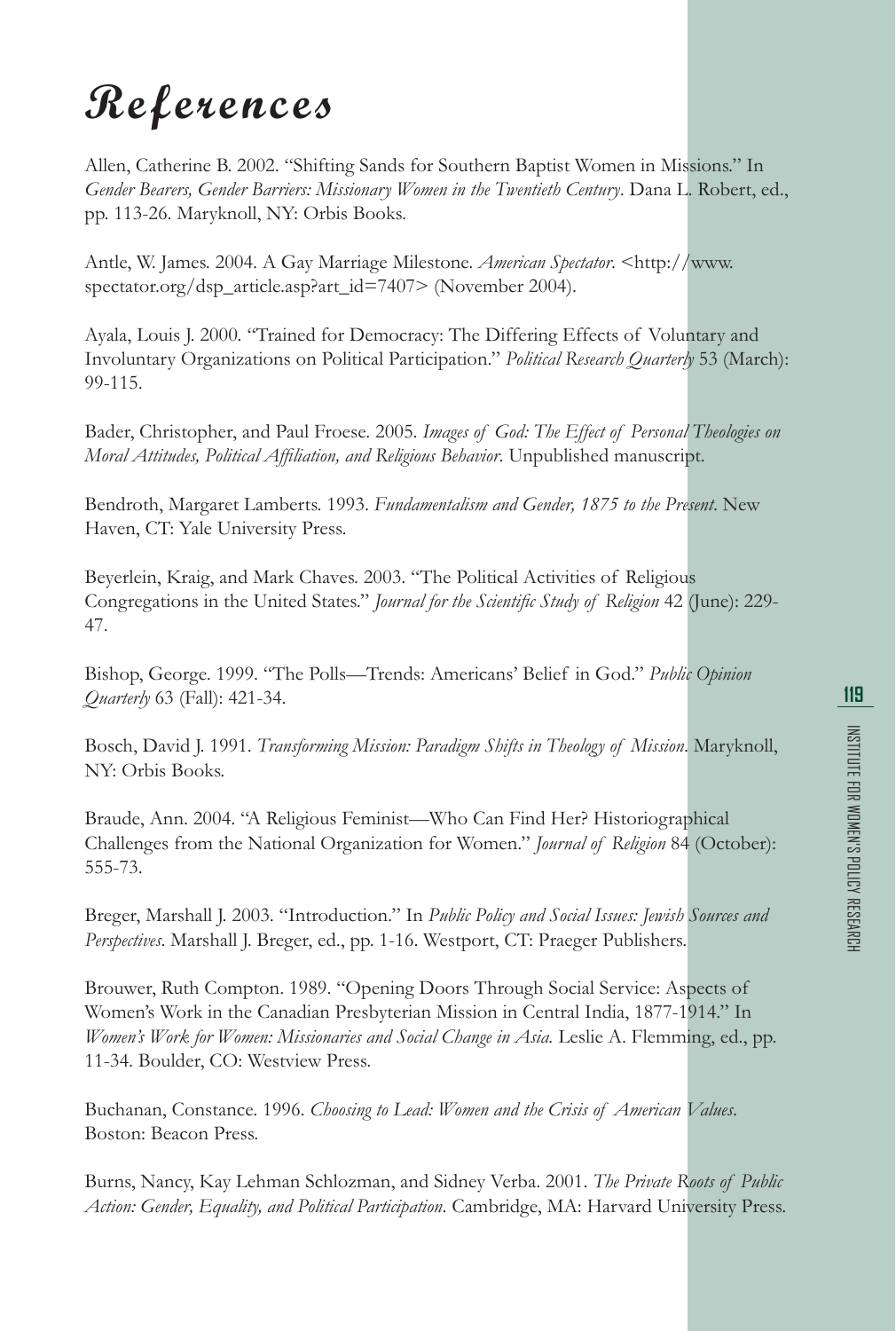# References

Allen, Catherine B. 2002. "Shifting Sands for Southern Baptist Women in Missions." In *Gender Bearers, Gender Barriers: Missionary Women in the Twentieth Century*. Dana L. Robert, ed., pp. 113-26. Maryknoll, NY: Orbis Books.

Antle, W. James. 2004. A Gay Marriage Milestone. *American Spectator*. <http://www.spectator.org/dsp_article.asp?art_id=7407> (November 2004).

Ayala, Louis J. 2000. "Trained for Democracy: The Differing Effects of Voluntary and Involuntary Organizations on Political Participation." *Political Research Quarterly* 53 (March): 99-115.

Bader, Christopher, and Paul Froese. 2005. *Images of God: The Effect of Personal Theologies on Moral Attitudes, Political Affiliation, and Religious Behavior*. Unpublished manuscript.

Bendroth, Margaret Lamberts. 1993. *Fundamentalism and Gender, 1875 to the Present*. New Haven, CT: Yale University Press.

Beyerlein, Kraig, and Mark Chaves. 2003. "The Political Activities of Religious Congregations in the United States." *Journal for the Scientific Study of Religion* 42 (June): 229-47.

Bishop, George. 1999. "The Polls—Trends: Americans' Belief in God." *Public Opinion Quarterly* 63 (Fall): 421-34.

Bosch, David J. 1991. *Transforming Mission: Paradigm Shifts in Theology of Mission*. Maryknoll, NY: Orbis Books.

Braude, Ann. 2004. "A Religious Feminist—Who Can Find Her? Historiographical Challenges from the National Organization for Women." *Journal of Religion* 84 (October): 555-73.

Breger, Marshall J. 2003. "Introduction." In *Public Policy and Social Issues: Jewish Sources and Perspectives*. Marshall J. Breger, ed., pp. 1-16. Westport, CT: Praeger Publishers.

Brouwer, Ruth Compton. 1989. "Opening Doors Through Social Service: Aspects of Women's Work in the Canadian Presbyterian Mission in Central India, 1877-1914." In *Women's Work for Women: Missionaries and Social Change in Asia.* Leslie A. Flemming, ed., pp. 11-34. Boulder, CO: Westview Press.

Buchanan, Constance. 1996. *Choosing to Lead: Women and the Crisis of American Values*. Boston: Beacon Press.

Burns, Nancy, Kay Lehman Schlozman, and Sidney Verba. 2001. *The Private Roots of Public Action: Gender, Equality, and Political Participation*. Cambridge, MA: Harvard University Press.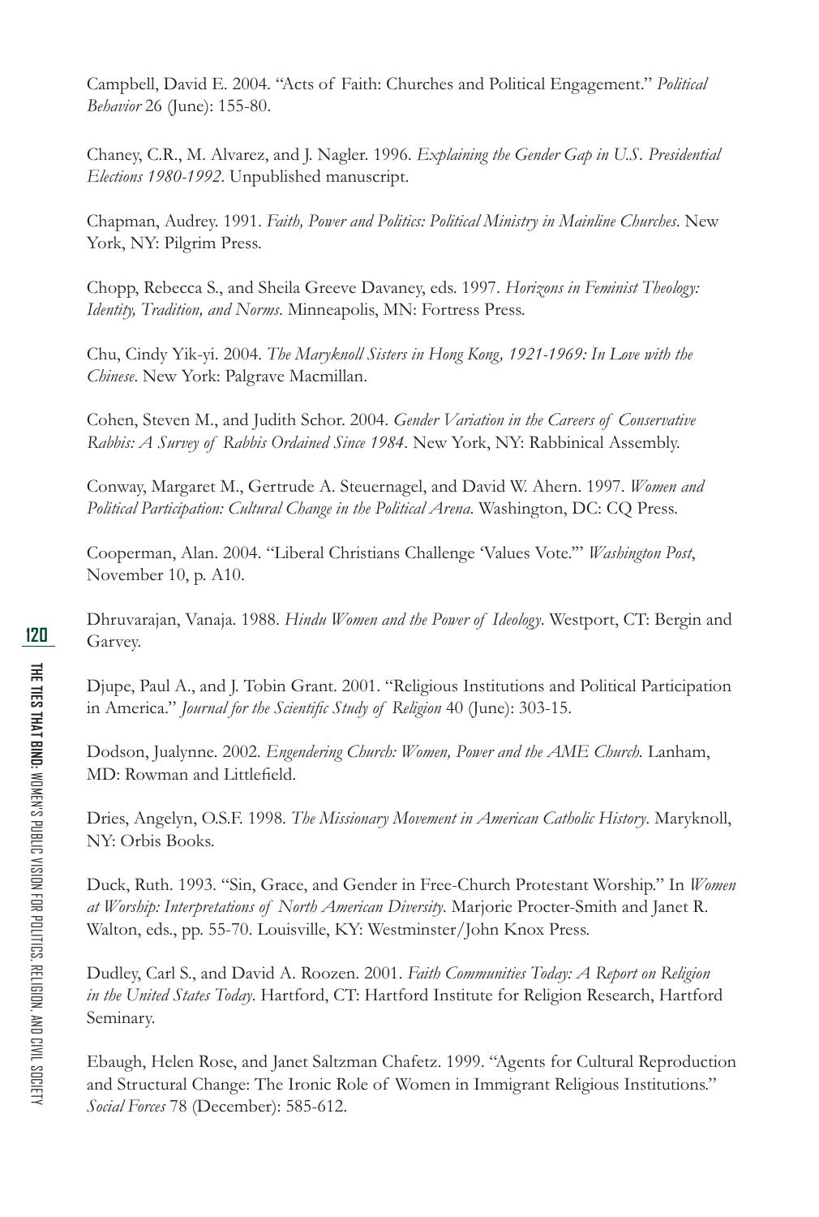Campbell, David E. 2004. "Acts of Faith: Churches and Political Engagement." *Political Behavior* 26 (June): 155-80.

Chaney, C.R., M. Alvarez, and J. Nagler. 1996. *Explaining the Gender Gap in U.S. Presidential Elections 1980-1992*. Unpublished manuscript.

Chapman, Audrey. 1991. *Faith, Power and Politics: Political Ministry in Mainline Churches*. New York, NY: Pilgrim Press.

Chopp, Rebecca S., and Sheila Greeve Davaney, eds. 1997. *Horizons in Feminist Theology: Identity, Tradition, and Norms*. Minneapolis, MN: Fortress Press.

Chu, Cindy Yik-yi. 2004. *The Maryknoll Sisters in Hong Kong, 1921-1969: In Love with the Chinese*. New York: Palgrave Macmillan.

Cohen, Steven M., and Judith Schor. 2004. *Gender Variation in the Careers of Conservative Rabbis: A Survey of Rabbis Ordained Since 1984*. New York, NY: Rabbinical Assembly.

Conway, Margaret M., Gertrude A. Steuernagel, and David W. Ahern. 1997. *Women and Political Participation: Cultural Change in the Political Arena*. Washington, DC: CQ Press.

Cooperman, Alan. 2004. "Liberal Christians Challenge 'Values Vote.'" *Washington Post*, November 10, p. A10.

Dhruvarajan, Vanaja. 1988. *Hindu Women and the Power of Ideology*. Westport, CT: Bergin and Garvey.

Djupe, Paul A., and J. Tobin Grant. 2001. "Religious Institutions and Political Participation in America." *Journal for the Scientific Study of Religion* 40 (June): 303-15.

Dodson, Jualynne. 2002. *Engendering Church: Women, Power and the AME Church*. Lanham, MD: Rowman and Littlefield.

Dries, Angelyn, O.S.F. 1998. *The Missionary Movement in American Catholic History*. Maryknoll, NY: Orbis Books.

Duck, Ruth. 1993. "Sin, Grace, and Gender in Free-Church Protestant Worship." In *Women at Worship: Interpretations of North American Diversity*. Marjorie Procter-Smith and Janet R. Walton, eds., pp. 55-70. Louisville, KY: Westminster/John Knox Press.

Dudley, Carl S., and David A. Roozen. 2001. *Faith Communities Today: A Report on Religion in the United States Today*. Hartford, CT: Hartford Institute for Religion Research, Hartford Seminary.

Ebaugh, Helen Rose, and Janet Saltzman Chafetz. 1999. "Agents for Cultural Reproduction and Structural Change: The Ironic Role of Women in Immigrant Religious Institutions." *Social Forces* 78 (December): 585-612.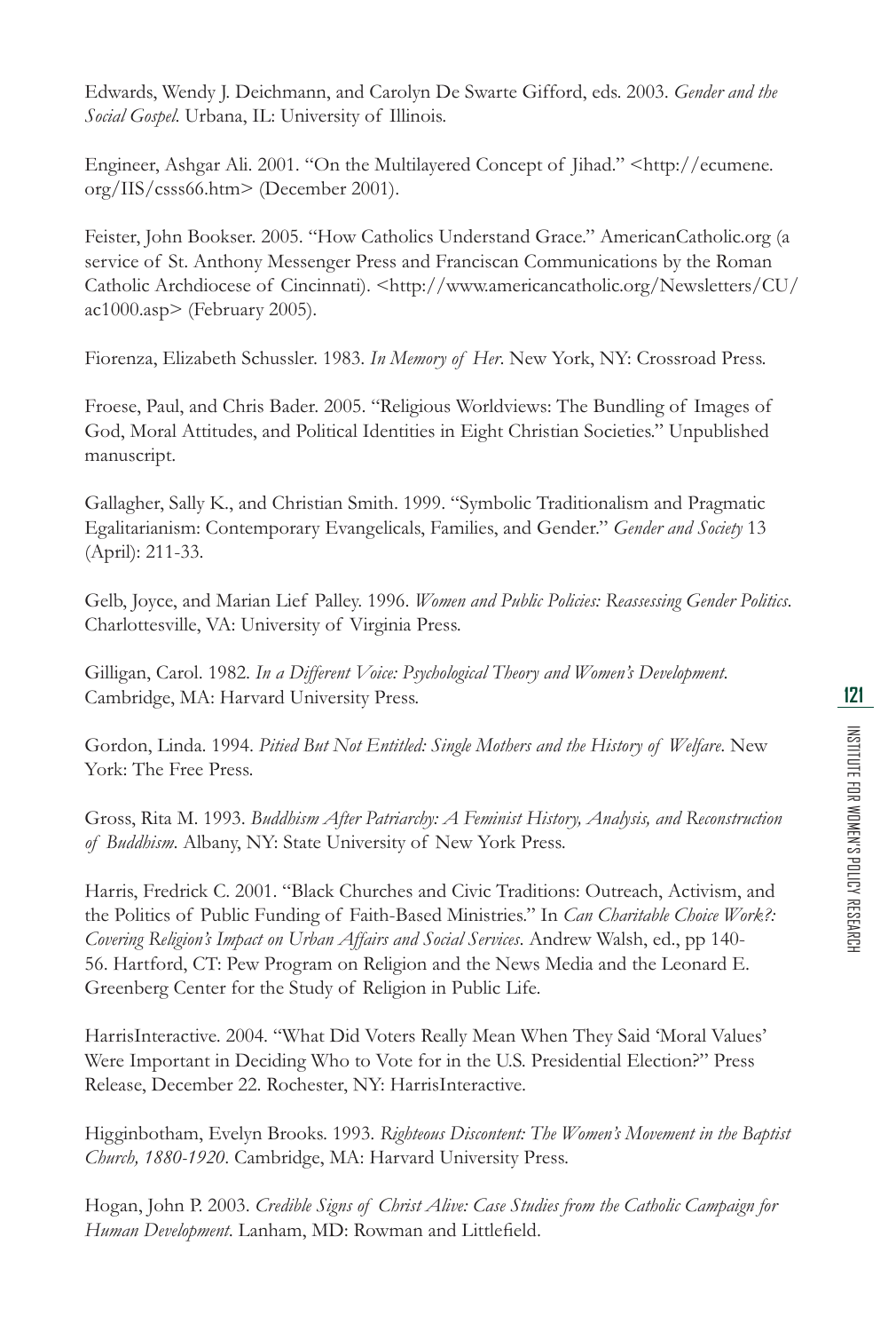Edwards, Wendy J. Deichmann, and Carolyn De Swarte Gifford, eds. 2003. *Gender and the Social Gospel*. Urbana, IL: University of Illinois.

Engineer, Ashgar Ali. 2001. "On the Multilayered Concept of Jihad." <http://ecumene.org/IIS/csss66.htm> (December 2001).

Feister, John Bookser. 2005. "How Catholics Understand Grace." AmericanCatholic.org (a service of St. Anthony Messenger Press and Franciscan Communications by the Roman Catholic Archdiocese of Cincinnati). <http://www.americancatholic.org/Newsletters/CU/ac1000.asp> (February 2005).

Fiorenza, Elizabeth Schussler. 1983. *In Memory of Her*. New York, NY: Crossroad Press.

Froese, Paul, and Chris Bader. 2005. "Religious Worldviews: The Bundling of Images of God, Moral Attitudes, and Political Identities in Eight Christian Societies." Unpublished manuscript.

Gallagher, Sally K., and Christian Smith. 1999. "Symbolic Traditionalism and Pragmatic Egalitarianism: Contemporary Evangelicals, Families, and Gender." *Gender and Society* 13 (April): 211-33.

Gelb, Joyce, and Marian Lief Palley. 1996. *Women and Public Policies: Reassessing Gender Politics*. Charlottesville, VA: University of Virginia Press.

Gilligan, Carol. 1982. *In a Different Voice: Psychological Theory and Women's Development*. Cambridge, MA: Harvard University Press.

Gordon, Linda. 1994. *Pitied But Not Entitled: Single Mothers and the History of Welfare*. New York: The Free Press.

Gross, Rita M. 1993. *Buddhism After Patriarchy: A Feminist History, Analysis, and Reconstruction of Buddhism*. Albany, NY: State University of New York Press.

Harris, Fredrick C. 2001. "Black Churches and Civic Traditions: Outreach, Activism, and the Politics of Public Funding of Faith-Based Ministries." In *Can Charitable Choice Work?: Covering Religion's Impact on Urban Affairs and Social Services*. Andrew Walsh, ed., pp 140-56. Hartford, CT: Pew Program on Religion and the News Media and the Leonard E. Greenberg Center for the Study of Religion in Public Life.

HarrisInteractive. 2004. "What Did Voters Really Mean When They Said 'Moral Values' Were Important in Deciding Who to Vote for in the U.S. Presidential Election?" Press Release, December 22. Rochester, NY: HarrisInteractive.

Higginbotham, Evelyn Brooks. 1993. *Righteous Discontent: The Women's Movement in the Baptist Church, 1880-1920*. Cambridge, MA: Harvard University Press.

Hogan, John P. 2003. *Credible Signs of Christ Alive: Case Studies from the Catholic Campaign for Human Development*. Lanham, MD: Rowman and Littlefield.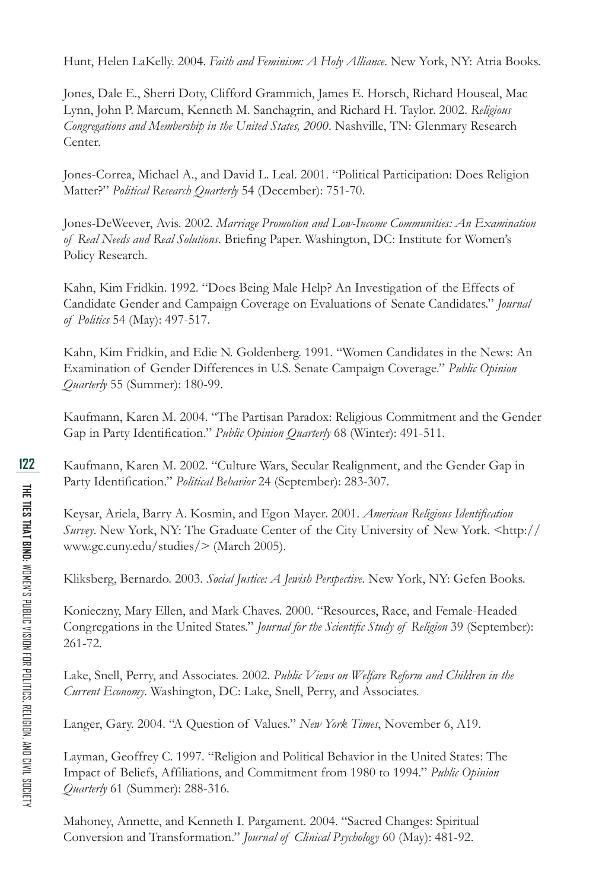Hunt, Helen LaKelly. 2004. *Faith and Feminism: A Holy Alliance*. New York, NY: Atria Books.

Jones, Dale E., Sherri Doty, Clifford Grammich, James E. Horsch, Richard Houseal, Mac Lynn, John P. Marcum, Kenneth M. Sanchagrin, and Richard H. Taylor. 2002. *Religious Congregations and Membership in the United States, 2000*. Nashville, TN: Glenmary Research Center.

Jones-Correa, Michael A., and David L. Leal. 2001. "Political Participation: Does Religion Matter?" *Political Research Quarterly* 54 (December): 751-70.

Jones-DeWeever, Avis. 2002. *Marriage Promotion and Low-Income Communities: An Examination of Real Needs and Real Solutions*. Briefing Paper. Washington, DC: Institute for Women's Policy Research.

Kahn, Kim Fridkin. 1992. "Does Being Male Help? An Investigation of the Effects of Candidate Gender and Campaign Coverage on Evaluations of Senate Candidates." *Journal of Politics* 54 (May): 497-517.

Kahn, Kim Fridkin, and Edie N. Goldenberg. 1991. "Women Candidates in the News: An Examination of Gender Differences in U.S. Senate Campaign Coverage." *Public Opinion Quarterly* 55 (Summer): 180-99.

Kaufmann, Karen M. 2004. "The Partisan Paradox: Religious Commitment and the Gender Gap in Party Identification." *Public Opinion Quarterly* 68 (Winter): 491-511.

Kaufmann, Karen M. 2002. "Culture Wars, Secular Realignment, and the Gender Gap in Party Identification." *Political Behavior* 24 (September): 283-307.

Keysar, Ariela, Barry A. Kosmin, and Egon Mayer. 2001. *American Religious Identification Survey*. New York, NY: The Graduate Center of the City University of New York. <http://www.gc.cuny.edu/studies/> (March 2005).

Kliksberg, Bernardo. 2003. *Social Justice: A Jewish Perspective*. New York, NY: Gefen Books.

Konieczny, Mary Ellen, and Mark Chaves. 2000. "Resources, Race, and Female-Headed Congregations in the United States." *Journal for the Scientific Study of Religion* 39 (September): 261-72.

Lake, Snell, Perry, and Associates. 2002. *Public Views on Welfare Reform and Children in the Current Economy*. Washington, DC: Lake, Snell, Perry, and Associates.

Langer, Gary. 2004. "A Question of Values." *New York Times*, November 6, A19.

Layman, Geoffrey C. 1997. "Religion and Political Behavior in the United States: The Impact of Beliefs, Affiliations, and Commitment from 1980 to 1994." *Public Opinion Quarterly* 61 (Summer): 288-316.

Mahoney, Annette, and Kenneth I. Pargament. 2004. "Sacred Changes: Spiritual Conversion and Transformation." *Journal of Clinical Psychology* 60 (May): 481-92.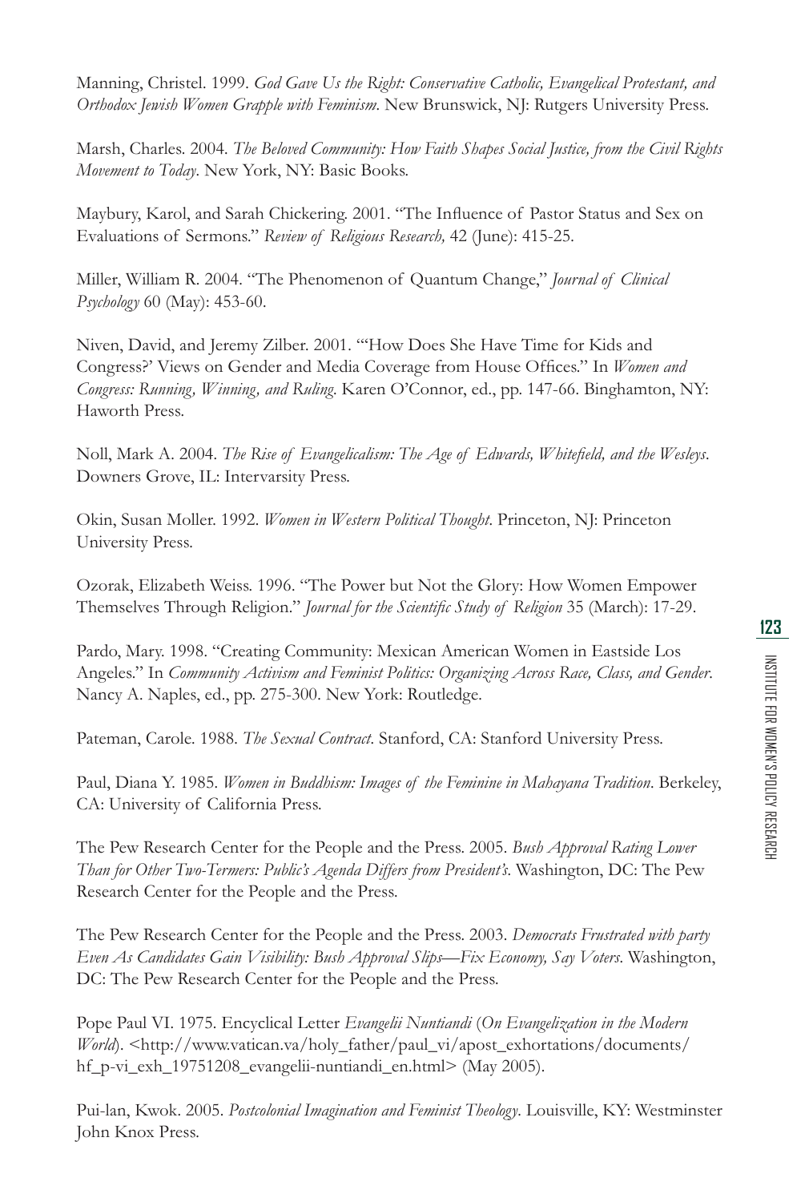Manning, Christel. 1999. *God Gave Us the Right: Conservative Catholic, Evangelical Protestant, and Orthodox Jewish Women Grapple with Feminism*. New Brunswick, NJ: Rutgers University Press.

Marsh, Charles. 2004. *The Beloved Community: How Faith Shapes Social Justice, from the Civil Rights Movement to Today*. New York, NY: Basic Books.

Maybury, Karol, and Sarah Chickering. 2001. "The Influence of Pastor Status and Sex on Evaluations of Sermons." *Review of Religious Research,* 42 (June): 415-25.

Miller, William R. 2004. "The Phenomenon of Quantum Change," *Journal of Clinical Psychology* 60 (May): 453-60.

Niven, David, and Jeremy Zilber. 2001. "'How Does She Have Time for Kids and Congress?' Views on Gender and Media Coverage from House Offices." In *Women and Congress: Running, Winning, and Ruling*. Karen O'Connor, ed., pp. 147-66. Binghamton, NY: Haworth Press.

Noll, Mark A. 2004. *The Rise of Evangelicalism: The Age of Edwards, Whitefield, and the Wesleys*. Downers Grove, IL: Intervarsity Press.

Okin, Susan Moller. 1992. *Women in Western Political Thought*. Princeton, NJ: Princeton University Press.

Ozorak, Elizabeth Weiss. 1996. "The Power but Not the Glory: How Women Empower Themselves Through Religion." *Journal for the Scientific Study of Religion* 35 (March): 17-29.

Pardo, Mary. 1998. "Creating Community: Mexican American Women in Eastside Los Angeles." In *Community Activism and Feminist Politics: Organizing Across Race, Class, and Gender*. Nancy A. Naples, ed., pp. 275-300. New York: Routledge.

Pateman, Carole. 1988. *The Sexual Contract*. Stanford, CA: Stanford University Press.

Paul, Diana Y. 1985. *Women in Buddhism: Images of the Feminine in Mahayana Tradition*. Berkeley, CA: University of California Press.

The Pew Research Center for the People and the Press. 2005. *Bush Approval Rating Lower Than for Other Two-Termers: Public's Agenda Differs from President's*. Washington, DC: The Pew Research Center for the People and the Press.

The Pew Research Center for the People and the Press. 2003. *Democrats Frustrated with party Even As Candidates Gain Visibility: Bush Approval Slips—Fix Economy, Say Voters*. Washington, DC: The Pew Research Center for the People and the Press.

Pope Paul VI. 1975. Encyclical Letter *Evangelii Nuntiandi* (*On Evangelization in the Modern World*). <http://www.vatican.va/holy_father/paul_vi/apost_exhortations/documents/hf_p-vi_exh_19751208_evangelii-nuntiandi_en.html> (May 2005).

Pui-lan, Kwok. 2005. *Postcolonial Imagination and Feminist Theology*. Louisville, KY: Westminster John Knox Press.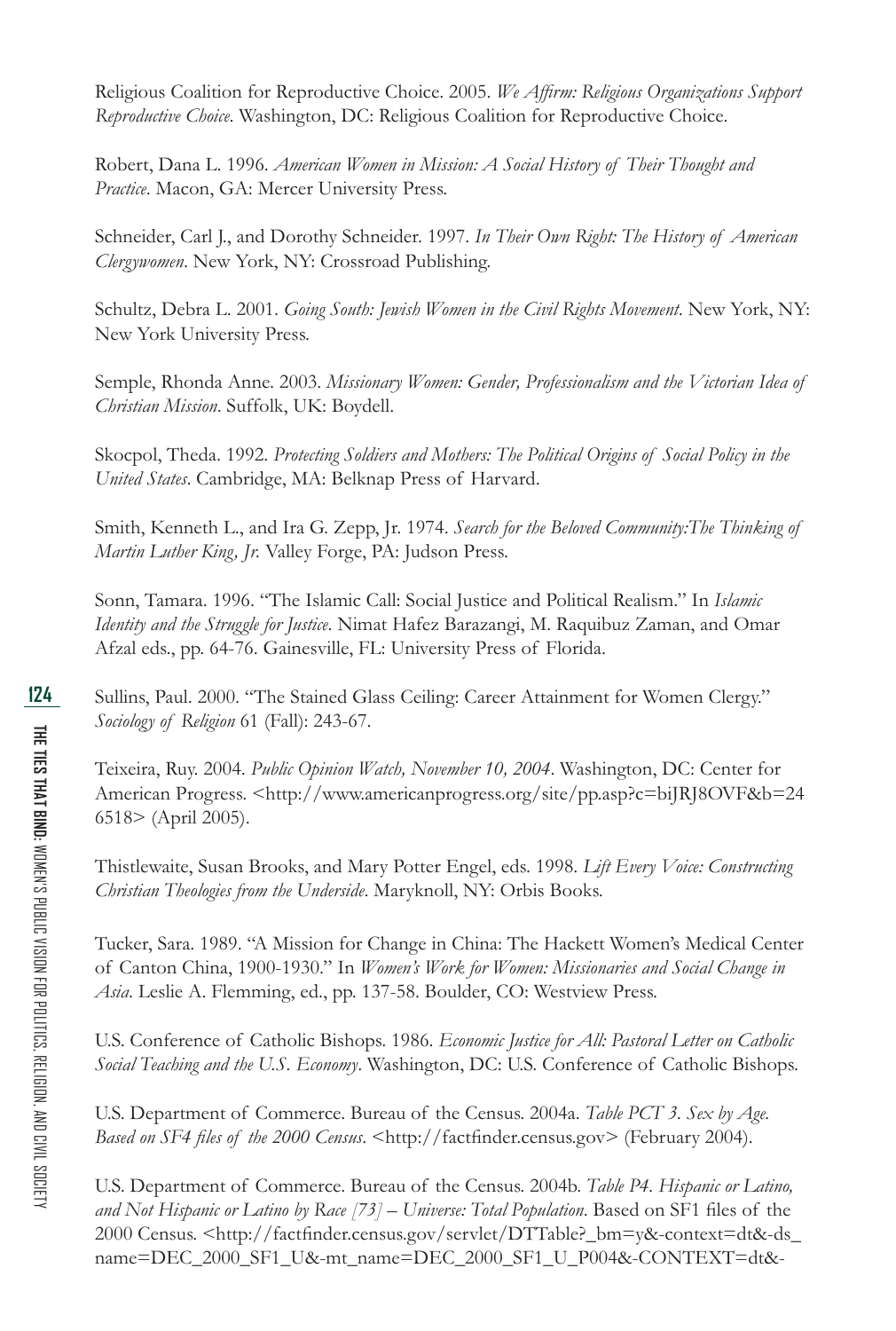Religious Coalition for Reproductive Choice. 2005. *We Affirm: Religious Organizations Support Reproductive Choice*. Washington, DC: Religious Coalition for Reproductive Choice.

Robert, Dana L. 1996. *American Women in Mission: A Social History of Their Thought and Practice*. Macon, GA: Mercer University Press.

Schneider, Carl J., and Dorothy Schneider. 1997. *In Their Own Right: The History of American Clergywomen*. New York, NY: Crossroad Publishing.

Schultz, Debra L. 2001. *Going South: Jewish Women in the Civil Rights Movement*. New York, NY: New York University Press.

Semple, Rhonda Anne. 2003. *Missionary Women: Gender, Professionalism and the Victorian Idea of Christian Mission*. Suffolk, UK: Boydell.

Skocpol, Theda. 1992. *Protecting Soldiers and Mothers: The Political Origins of Social Policy in the United States*. Cambridge, MA: Belknap Press of Harvard.

Smith, Kenneth L., and Ira G. Zepp, Jr. 1974. *Search for the Beloved Community:The Thinking of Martin Luther King, Jr.* Valley Forge, PA: Judson Press.

Sonn, Tamara. 1996. "The Islamic Call: Social Justice and Political Realism." In *Islamic Identity and the Struggle for Justice*. Nimat Hafez Barazangi, M. Raquibuz Zaman, and Omar Afzal eds., pp. 64-76. Gainesville, FL: University Press of Florida.

Sullins, Paul. 2000. "The Stained Glass Ceiling: Career Attainment for Women Clergy." *Sociology of Religion* 61 (Fall): 243-67.

Teixeira, Ruy. 2004. *Public Opinion Watch, November 10, 2004*. Washington, DC: Center for American Progress. <http://www.americanprogress.org/site/pp.asp?c=biJRJ8OVF&b=246518> (April 2005).

Thistlewaite, Susan Brooks, and Mary Potter Engel, eds. 1998. *Lift Every Voice: Constructing Christian Theologies from the Underside*. Maryknoll, NY: Orbis Books.

Tucker, Sara. 1989. "A Mission for Change in China: The Hackett Women's Medical Center of Canton China, 1900-1930." In *Women's Work for Women: Missionaries and Social Change in Asia*. Leslie A. Flemming, ed., pp. 137-58. Boulder, CO: Westview Press.

U.S. Conference of Catholic Bishops. 1986. *Economic Justice for All: Pastoral Letter on Catholic Social Teaching and the U.S. Economy*. Washington, DC: U.S. Conference of Catholic Bishops.

U.S. Department of Commerce. Bureau of the Census. 2004a. *Table PCT 3. Sex by Age. Based on SF4 files of the 2000 Census*. <http://factfinder.census.gov> (February 2004).

U.S. Department of Commerce. Bureau of the Census. 2004b. *Table P4. Hispanic or Latino, and Not Hispanic or Latino by Race [73] – Universe: Total Population*. Based on SF1 files of the 2000 Census. <http://factfinder.census.gov/servlet/DTTable?_bm=y&-context=dt&-ds_name=DEC_2000_SF1_U&-mt_name=DEC_2000_SF1_U_P004&-CONTEXT=dt&-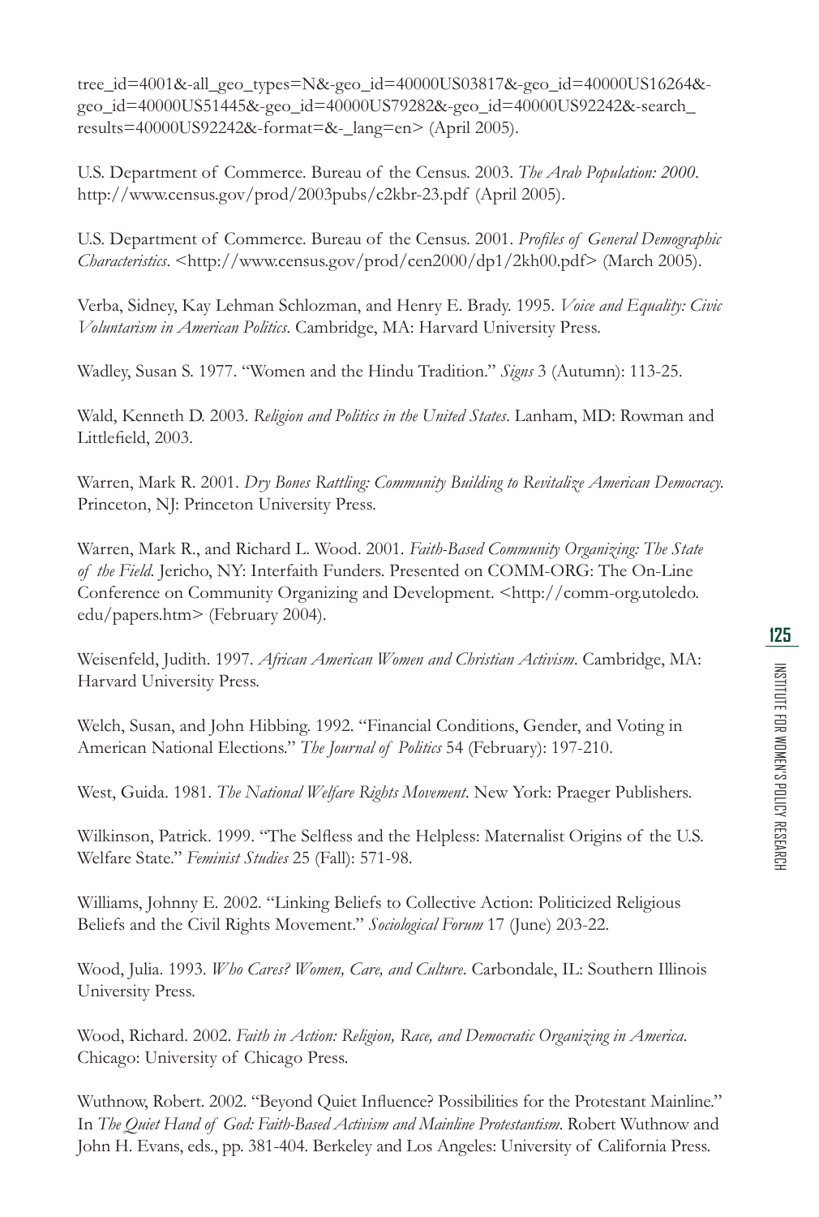tree_id=4001&-all_geo_types=N&-geo_id=40000US03817&-geo_id=40000US16264&-geo_id=40000US51445&-geo_id=40000US79282&-geo_id=40000US92242&-search_results=40000US92242&-format=&-_lang=en> (April 2005).

U.S. Department of Commerce. Bureau of the Census. 2003. *The Arab Population: 2000*. http://www.census.gov/prod/2003pubs/c2kbr-23.pdf (April 2005).

U.S. Department of Commerce. Bureau of the Census. 2001. *Profiles of General Demographic Characteristics*. <http://www.census.gov/prod/cen2000/dp1/2kh00.pdf> (March 2005).

Verba, Sidney, Kay Lehman Schlozman, and Henry E. Brady. 1995. *Voice and Equality: Civic Voluntarism in American Politics*. Cambridge, MA: Harvard University Press.

Wadley, Susan S. 1977. "Women and the Hindu Tradition." *Signs* 3 (Autumn): 113-25.

Wald, Kenneth D. 2003. *Religion and Politics in the United States*. Lanham, MD: Rowman and Littlefield, 2003.

Warren, Mark R. 2001. *Dry Bones Rattling: Community Building to Revitalize American Democracy.* Princeton, NJ: Princeton University Press.

Warren, Mark R., and Richard L. Wood. 2001. *Faith-Based Community Organizing: The State of the Field.* Jericho, NY: Interfaith Funders. Presented on COMM-ORG: The On-Line Conference on Community Organizing and Development. <http://comm-org.utoledo.edu/papers.htm> (February 2004).

Weisenfeld, Judith. 1997. *African American Women and Christian Activism*. Cambridge, MA: Harvard University Press.

Welch, Susan, and John Hibbing. 1992. "Financial Conditions, Gender, and Voting in American National Elections." *The Journal of Politics* 54 (February): 197-210.

West, Guida. 1981. *The National Welfare Rights Movement*. New York: Praeger Publishers.

Wilkinson, Patrick. 1999. "The Selfless and the Helpless: Maternalist Origins of the U.S. Welfare State." *Feminist Studies* 25 (Fall): 571-98.

Williams, Johnny E. 2002. "Linking Beliefs to Collective Action: Politicized Religious Beliefs and the Civil Rights Movement." *Sociological Forum* 17 (June) 203-22.

Wood, Julia. 1993. *Who Cares? Women, Care, and Culture*. Carbondale, IL: Southern Illinois University Press.

Wood, Richard. 2002. *Faith in Action: Religion, Race, and Democratic Organizing in America*. Chicago: University of Chicago Press.

Wuthnow, Robert. 2002. "Beyond Quiet Influence? Possibilities for the Protestant Mainline." In *The Quiet Hand of God: Faith-Based Activism and Mainline Protestantism*. Robert Wuthnow and John H. Evans, eds., pp. 381-404. Berkeley and Los Angeles: University of California Press.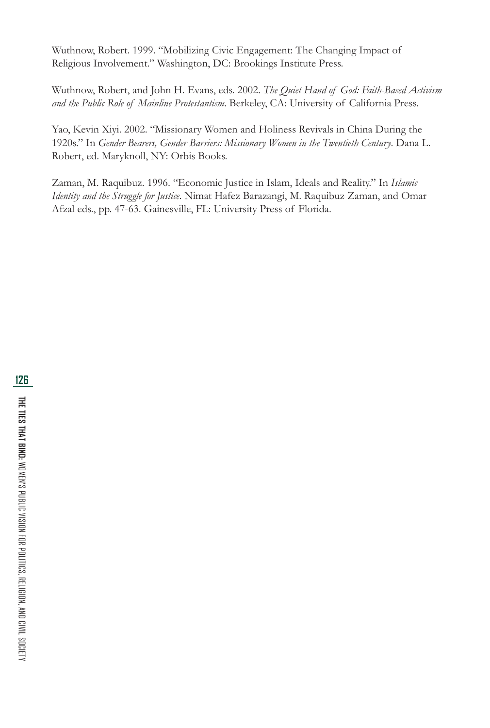Wuthnow, Robert. 1999. "Mobilizing Civic Engagement: The Changing Impact of Religious Involvement." Washington, DC: Brookings Institute Press.

Wuthnow, Robert, and John H. Evans, eds. 2002. *The Quiet Hand of God: Faith-Based Activism and the Public Role of Mainline Protestantism*. Berkeley, CA: University of California Press.

Yao, Kevin Xiyi. 2002. "Missionary Women and Holiness Revivals in China During the 1920s." In *Gender Bearers, Gender Barriers: Missionary Women in the Twentieth Century*. Dana L. Robert, ed. Maryknoll, NY: Orbis Books.

Zaman, M. Raquibuz. 1996. "Economic Justice in Islam, Ideals and Reality." In *Islamic Identity and the Struggle for Justice*. Nimat Hafez Barazangi, M. Raquibuz Zaman, and Omar Afzal eds., pp. 47-63. Gainesville, FL: University Press of Florida.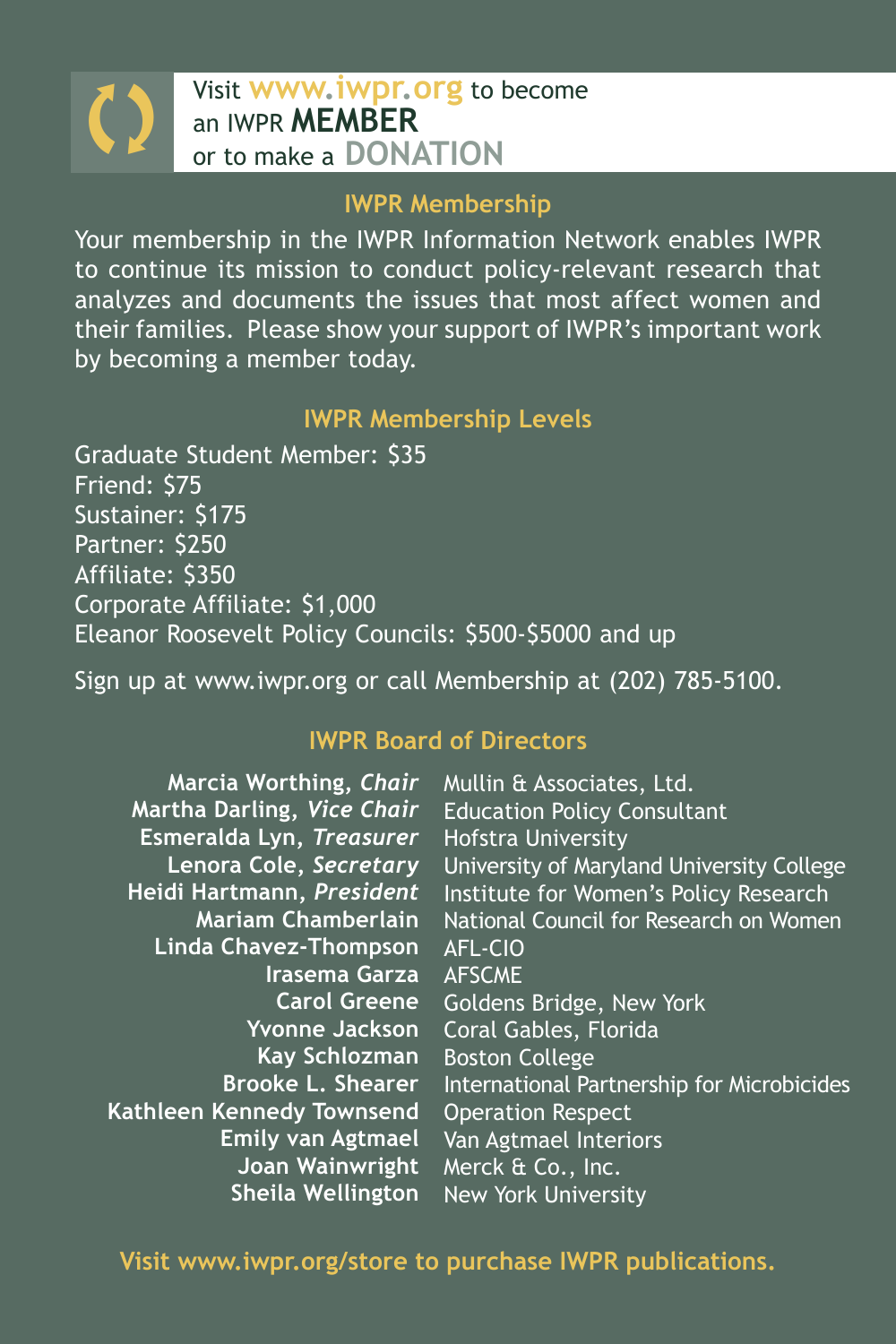Visit **www.iwpr.org** to become an IWPR **MEMBER** or to make a **DONATION**

## IWPR Membership

Your membership in the IWPR Information Network enables IWPR to continue its mission to conduct policy-relevant research that analyzes and documents the issues that most affect women and their families. Please show your support of IWPR's important work by becoming a member today.

## IWPR Membership Levels

Graduate Student Member: $35
Friend: $75
Sustainer: $175
Partner: $250
Affiliate: $350
Corporate Affiliate: $1,000
Eleanor Roosevelt Policy Councils: $500-$5000 and up

Sign up at www.iwpr.org or call Membership at (202) 785-5100.

## IWPR Board of Directors

| | |
|---|---|
| **Marcia Worthing**, *Chair* | Mullin & Associates, Ltd. |
| **Martha Darling**, *Vice Chair* | Education Policy Consultant |
| **Esmeralda Lyn**, *Treasurer* | Hofstra University |
| **Lenora Cole**, *Secretary* | University of Maryland University College |
| **Heidi Hartmann**, *President* | Institute for Women's Policy Research |
| **Mariam Chamberlain** | National Council for Research on Women |
| **Linda Chavez-Thompson** | AFL-CIO |
| **Irasema Garza** | AFSCME |
| **Carol Greene** | Goldens Bridge, New York |
| **Yvonne Jackson** | Coral Gables, Florida |
| **Kay Schlozman** | Boston College |
| **Brooke L. Shearer** | International Partnership for Microbicides |
| **Kathleen Kennedy Townsend** | Operation Respect |
| **Emily van Agtmael** | Van Agtmael Interiors |
| **Joan Wainwright** | Merck & Co., Inc. |
| **Sheila Wellington** | New York University |

**Visit www.iwpr.org/store to purchase IWPR publications.**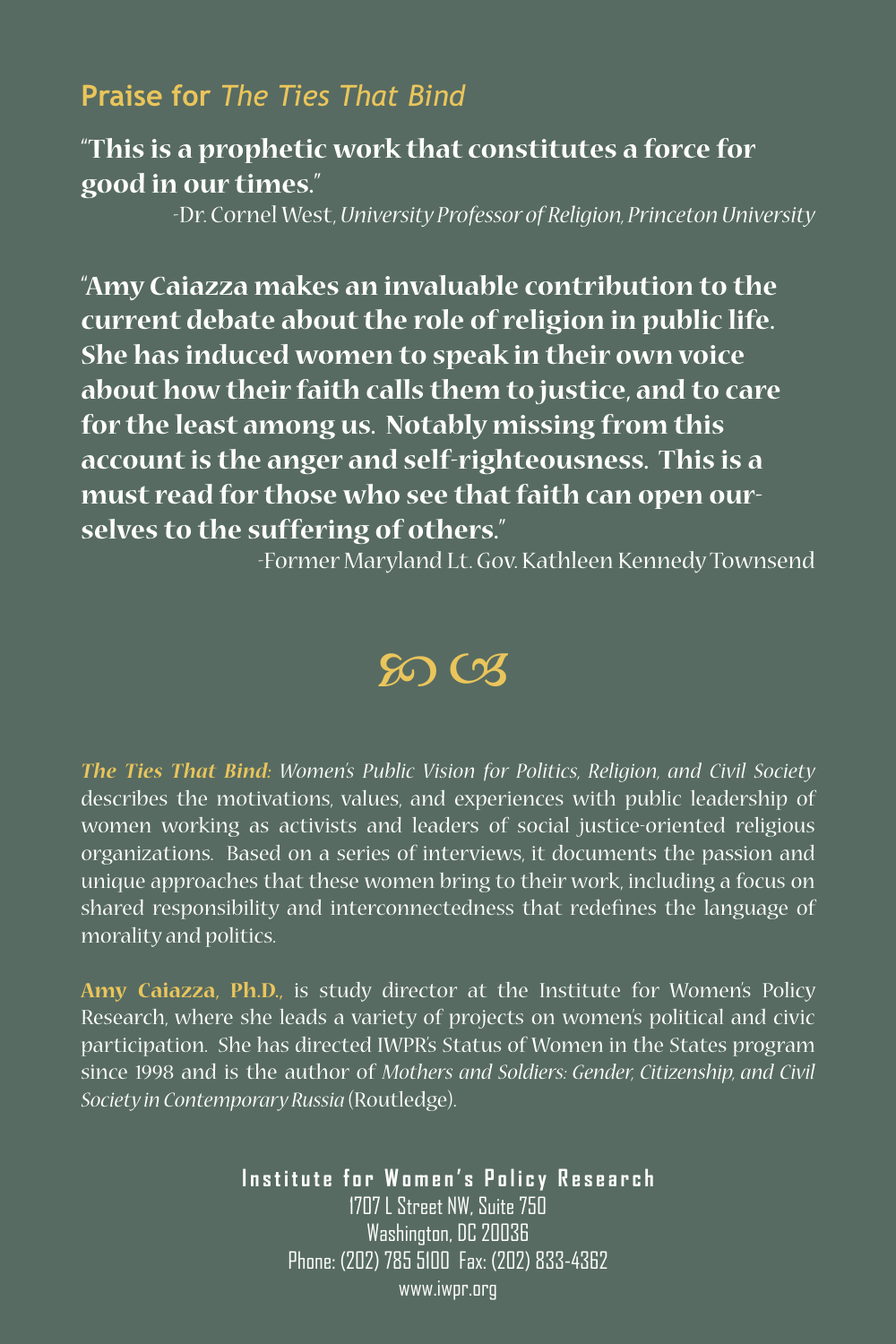## Praise for *The Ties That Bind*

**"This is a prophetic work that constitutes a force for good in our times."**

-Dr. Cornel West, *University Professor of Religion, Princeton University*

**"Amy Caiazza makes an invaluable contribution to the current debate about the role of religion in public life. She has induced women to speak in their own voice about how their faith calls them to justice, and to care for the least among us. Notably missing from this account is the anger and self-righteousness. This is a must read for those who see that faith can open ourselves to the suffering of others."**

-Former Maryland Lt. Gov. Kathleen Kennedy Townsend

***The Ties That Bind:*** *Women's Public Vision for Politics, Religion, and Civil Society* describes the motivations, values, and experiences with public leadership of women working as activists and leaders of social justice-oriented religious organizations. Based on a series of interviews, it documents the passion and unique approaches that these women bring to their work, including a focus on shared responsibility and interconnectedness that redefines the language of morality and politics.

**Amy Caiazza, Ph.D.**, is study director at the Institute for Women's Policy Research, where she leads a variety of projects on women's political and civic participation. She has directed IWPR's Status of Women in the States program since 1998 and is the author of *Mothers and Soldiers: Gender, Citizenship, and Civil Society in Contemporary Russia* (Routledge).

**Institute for Women's Policy Research**
1707 L Street NW, Suite 750
Washington, DC 20036
Phone: (202) 785 5100 Fax: (202) 833-4362
www.iwpr.org